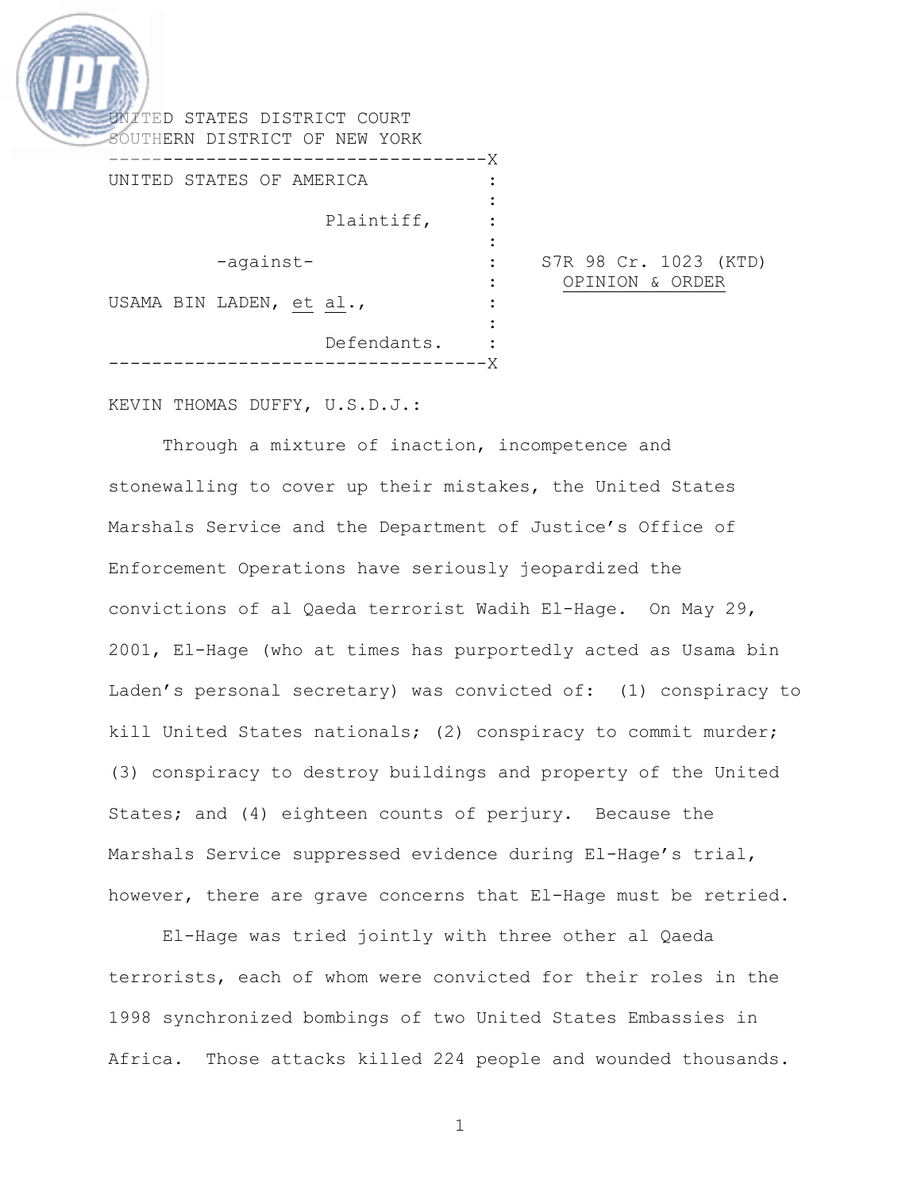UNITED STATES DISTRICT COURT
SOUTHERN DISTRICT OF NEW YORK

| | | |
|---|---|---|
| UNITED STATES OF AMERICA, Plaintiff, | : | |
| -against- | : | S7R 98 Cr. 1023 (KTD) |
| | : | OPINION & ORDER |
| USAMA BIN LADEN, *et al.*, Defendants. | : | |

KEVIN THOMAS DUFFY, U.S.D.J.:

Through a mixture of inaction, incompetence and stonewalling to cover up their mistakes, the United States Marshals Service and the Department of Justice's Office of Enforcement Operations have seriously jeopardized the convictions of al Qaeda terrorist Wadih El-Hage. On May 29, 2001, El-Hage (who at times has purportedly acted as Usama bin Laden's personal secretary) was convicted of: (1) conspiracy to kill United States nationals; (2) conspiracy to commit murder; (3) conspiracy to destroy buildings and property of the United States; and (4) eighteen counts of perjury. Because the Marshals Service suppressed evidence during El-Hage's trial, however, there are grave concerns that El-Hage must be retried.

El-Hage was tried jointly with three other al Qaeda terrorists, each of whom were convicted for their roles in the 1998 synchronized bombings of two United States Embassies in Africa. Those attacks killed 224 people and wounded thousands.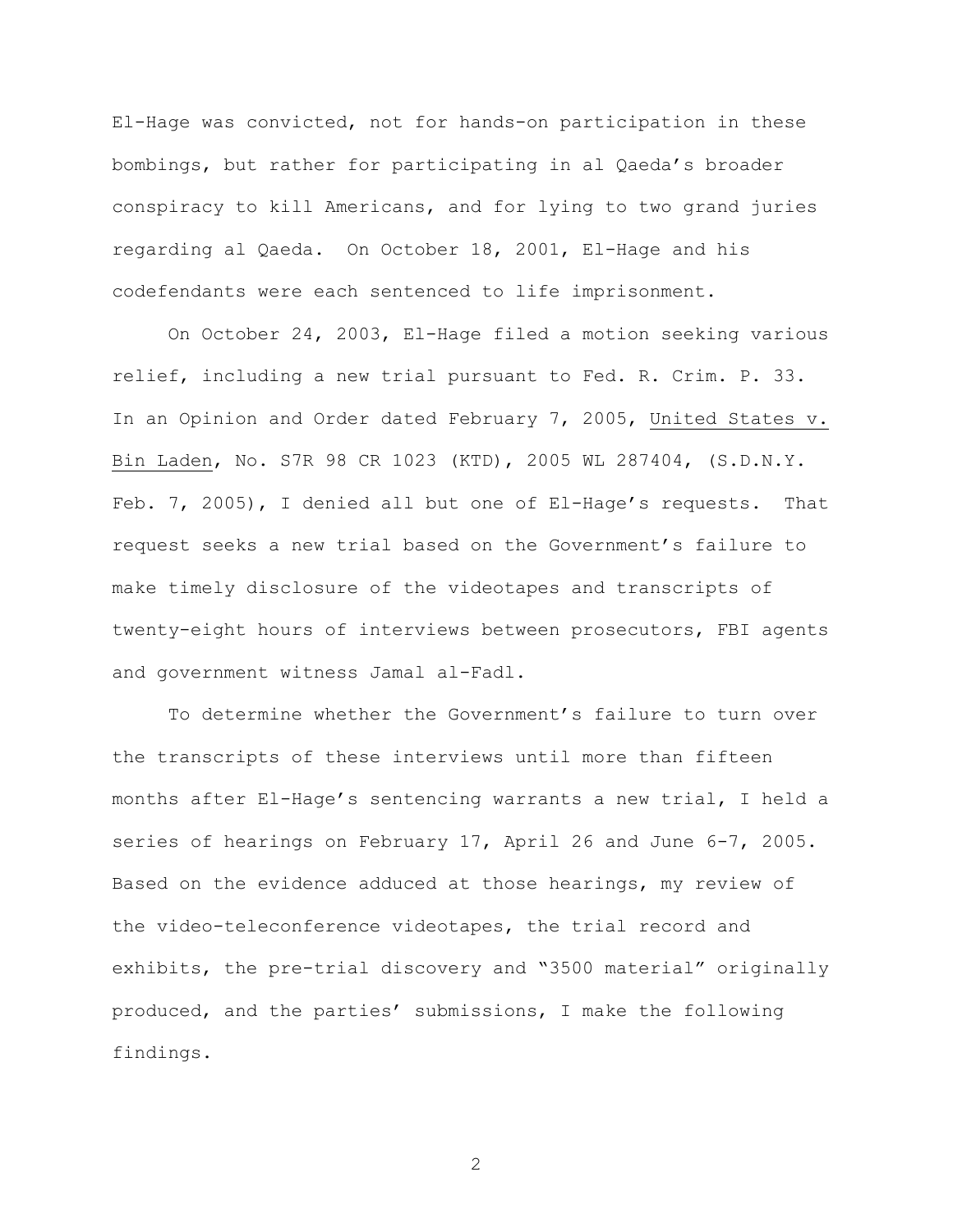El-Hage was convicted, not for hands-on participation in these bombings, but rather for participating in al Qaeda's broader conspiracy to kill Americans, and for lying to two grand juries regarding al Qaeda. On October 18, 2001, El-Hage and his codefendants were each sentenced to life imprisonment.

On October 24, 2003, El-Hage filed a motion seeking various relief, including a new trial pursuant to Fed. R. Crim. P. 33. In an Opinion and Order dated February 7, 2005, United States v. Bin Laden, No. S7R 98 CR 1023 (KTD), 2005 WL 287404, (S.D.N.Y. Feb. 7, 2005), I denied all but one of El-Hage's requests. That request seeks a new trial based on the Government's failure to make timely disclosure of the videotapes and transcripts of twenty-eight hours of interviews between prosecutors, FBI agents and government witness Jamal al-Fadl.

To determine whether the Government's failure to turn over the transcripts of these interviews until more than fifteen months after El-Hage's sentencing warrants a new trial, I held a series of hearings on February 17, April 26 and June 6-7, 2005. Based on the evidence adduced at those hearings, my review of the video-teleconference videotapes, the trial record and exhibits, the pre-trial discovery and "3500 material" originally produced, and the parties' submissions, I make the following findings.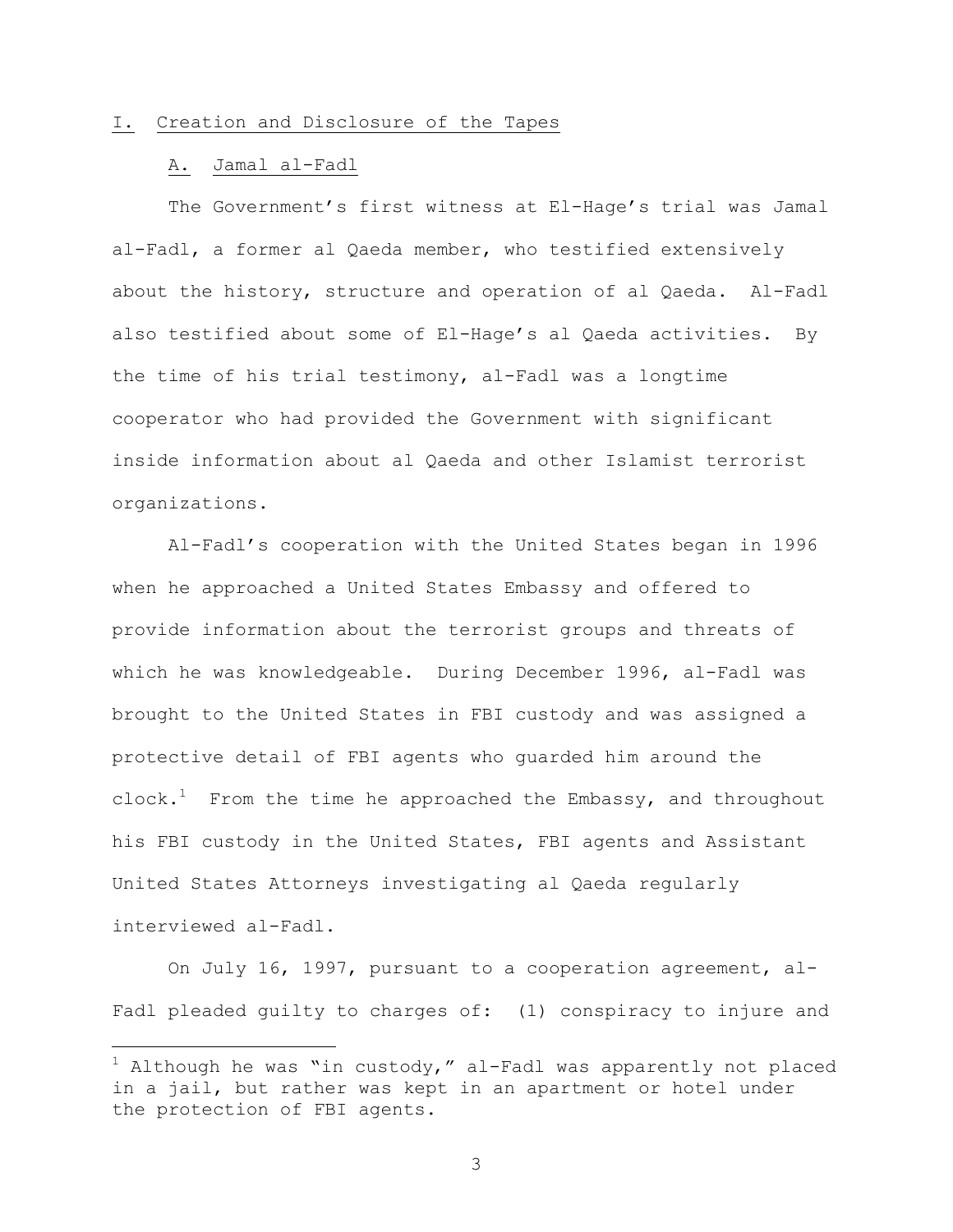## I. Creation and Disclosure of the Tapes

### A. Jamal al-Fadl

The Government's first witness at El-Hage's trial was Jamal al-Fadl, a former al Qaeda member, who testified extensively about the history, structure and operation of al Qaeda. Al-Fadl also testified about some of El-Hage's al Qaeda activities. By the time of his trial testimony, al-Fadl was a longtime cooperator who had provided the Government with significant inside information about al Qaeda and other Islamist terrorist organizations.

Al-Fadl's cooperation with the United States began in 1996 when he approached a United States Embassy and offered to provide information about the terrorist groups and threats of which he was knowledgeable. During December 1996, al-Fadl was brought to the United States in FBI custody and was assigned a protective detail of FBI agents who guarded him around the clock.[1] From the time he approached the Embassy, and throughout his FBI custody in the United States, FBI agents and Assistant United States Attorneys investigating al Qaeda regularly interviewed al-Fadl.

On July 16, 1997, pursuant to a cooperation agreement, al-Fadl pleaded guilty to charges of: (1) conspiracy to injure and

[1] Although he was "in custody," al-Fadl was apparently not placed in a jail, but rather was kept in an apartment or hotel under the protection of FBI agents.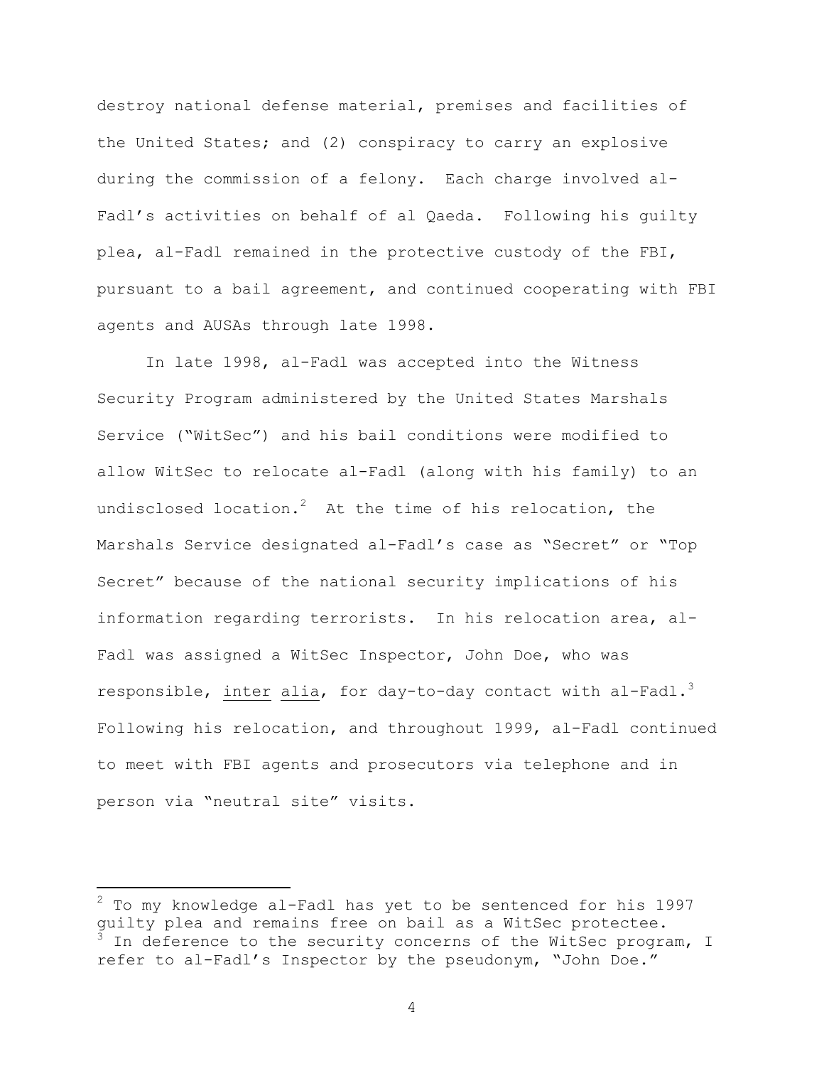destroy national defense material, premises and facilities of the United States; and (2) conspiracy to carry an explosive during the commission of a felony. Each charge involved al-Fadl's activities on behalf of al Qaeda. Following his guilty plea, al-Fadl remained in the protective custody of the FBI, pursuant to a bail agreement, and continued cooperating with FBI agents and AUSAs through late 1998.

In late 1998, al-Fadl was accepted into the Witness Security Program administered by the United States Marshals Service ("WitSec") and his bail conditions were modified to allow WitSec to relocate al-Fadl (along with his family) to an undisclosed location.[2] At the time of his relocation, the Marshals Service designated al-Fadl's case as "Secret" or "Top Secret" because of the national security implications of his information regarding terrorists. In his relocation area, al-Fadl was assigned a WitSec Inspector, John Doe, who was responsible, inter alia, for day-to-day contact with al-Fadl.[3] Following his relocation, and throughout 1999, al-Fadl continued to meet with FBI agents and prosecutors via telephone and in person via "neutral site" visits.

---

[2] To my knowledge al-Fadl has yet to be sentenced for his 1997 guilty plea and remains free on bail as a WitSec protectee.

[3] In deference to the security concerns of the WitSec program, I refer to al-Fadl's Inspector by the pseudonym, "John Doe."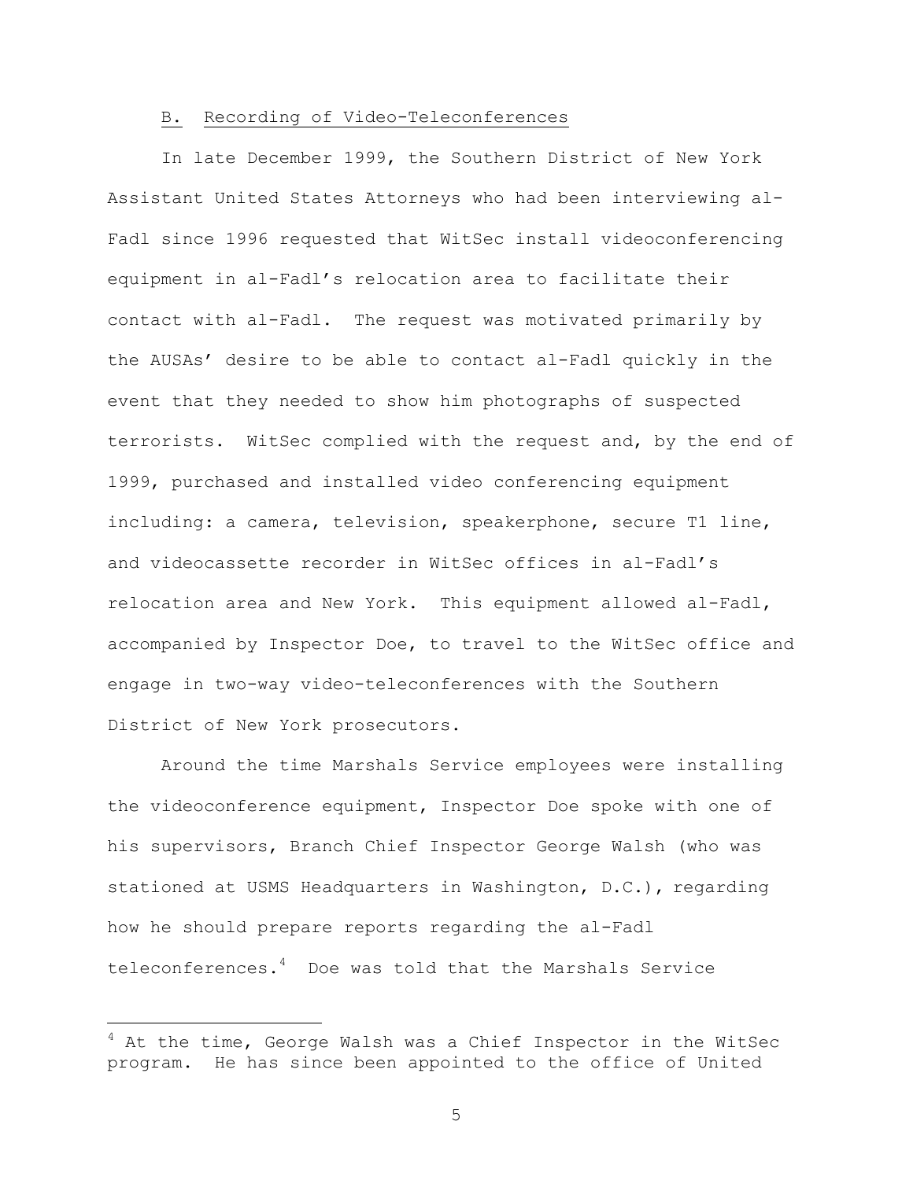### B. Recording of Video-Teleconferences

In late December 1999, the Southern District of New York Assistant United States Attorneys who had been interviewing al-Fadl since 1996 requested that WitSec install videoconferencing equipment in al-Fadl's relocation area to facilitate their contact with al-Fadl. The request was motivated primarily by the AUSAs' desire to be able to contact al-Fadl quickly in the event that they needed to show him photographs of suspected terrorists. WitSec complied with the request and, by the end of 1999, purchased and installed video conferencing equipment including: a camera, television, speakerphone, secure T1 line, and videocassette recorder in WitSec offices in al-Fadl's relocation area and New York. This equipment allowed al-Fadl, accompanied by Inspector Doe, to travel to the WitSec office and engage in two-way video-teleconferences with the Southern District of New York prosecutors.

Around the time Marshals Service employees were installing the videoconference equipment, Inspector Doe spoke with one of his supervisors, Branch Chief Inspector George Walsh (who was stationed at USMS Headquarters in Washington, D.C.), regarding how he should prepare reports regarding the al-Fadl teleconferences.[4] Doe was told that the Marshals Service

[4] At the time, George Walsh was a Chief Inspector in the WitSec program. He has since been appointed to the office of United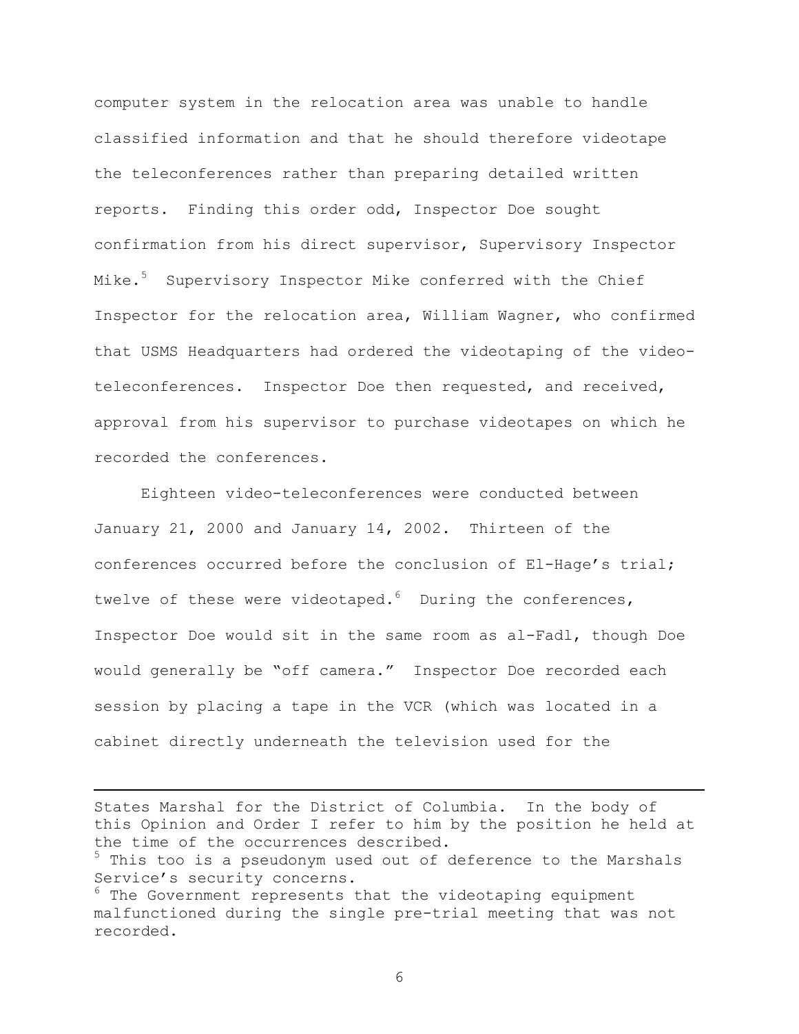computer system in the relocation area was unable to handle classified information and that he should therefore videotape the teleconferences rather than preparing detailed written reports. Finding this order odd, Inspector Doe sought confirmation from his direct supervisor, Supervisory Inspector Mike.[5] Supervisory Inspector Mike conferred with the Chief Inspector for the relocation area, William Wagner, who confirmed that USMS Headquarters had ordered the videotaping of the video-teleconferences. Inspector Doe then requested, and received, approval from his supervisor to purchase videotapes on which he recorded the conferences.

Eighteen video-teleconferences were conducted between January 21, 2000 and January 14, 2002. Thirteen of the conferences occurred before the conclusion of El-Hage's trial; twelve of these were videotaped.[6] During the conferences, Inspector Doe would sit in the same room as al-Fadl, though Doe would generally be "off camera." Inspector Doe recorded each session by placing a tape in the VCR (which was located in a cabinet directly underneath the television used for the

---

States Marshal for the District of Columbia. In the body of this Opinion and Order I refer to him by the position he held at the time of the occurrences described.

[5] This too is a pseudonym used out of deference to the Marshals Service's security concerns.

[6] The Government represents that the videotaping equipment malfunctioned during the single pre-trial meeting that was not recorded.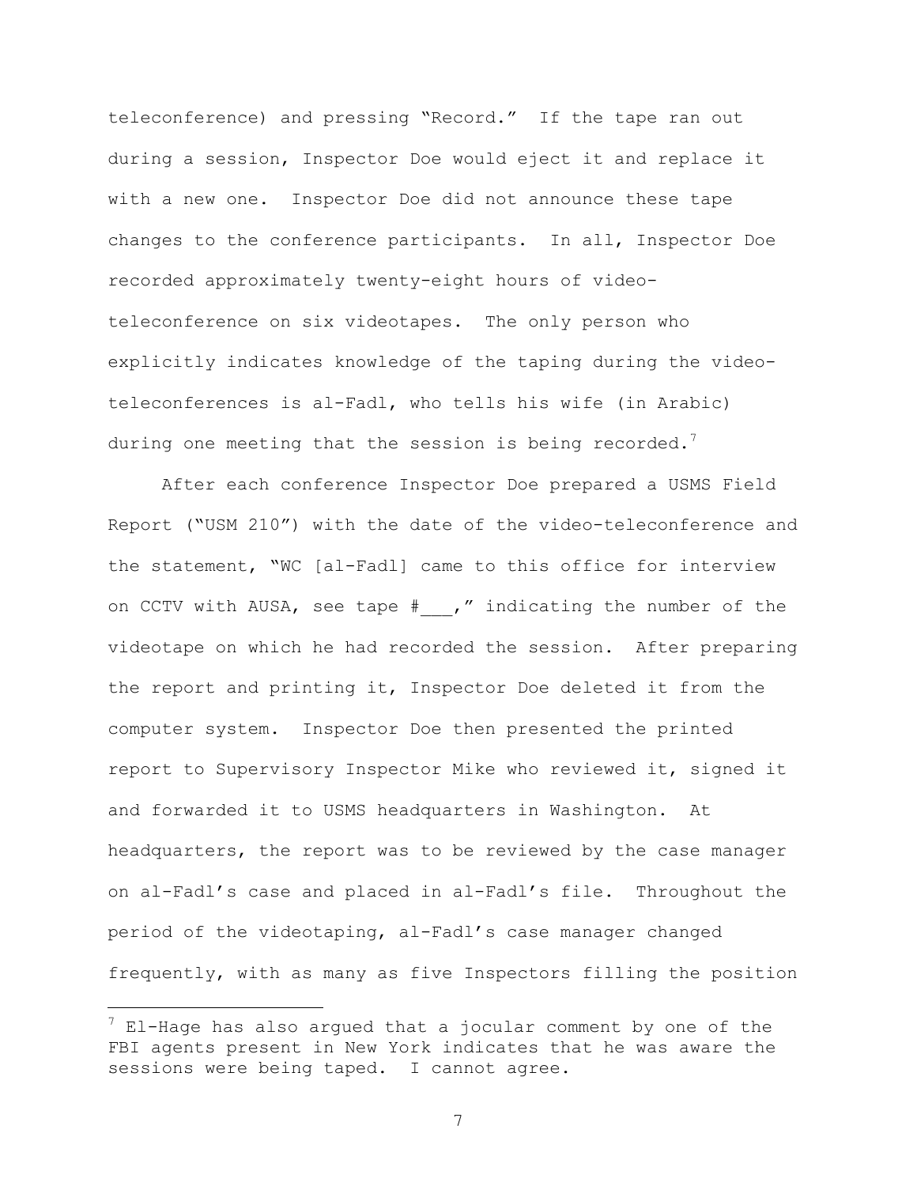teleconference) and pressing "Record." If the tape ran out during a session, Inspector Doe would eject it and replace it with a new one. Inspector Doe did not announce these tape changes to the conference participants. In all, Inspector Doe recorded approximately twenty-eight hours of video-teleconference on six videotapes. The only person who explicitly indicates knowledge of the taping during the video-teleconferences is al-Fadl, who tells his wife (in Arabic) during one meeting that the session is being recorded.[7]

After each conference Inspector Doe prepared a USMS Field Report ("USM 210") with the date of the video-teleconference and the statement, "WC [al-Fadl] came to this office for interview on CCTV with AUSA, see tape #___," indicating the number of the videotape on which he had recorded the session. After preparing the report and printing it, Inspector Doe deleted it from the computer system. Inspector Doe then presented the printed report to Supervisory Inspector Mike who reviewed it, signed it and forwarded it to USMS headquarters in Washington. At headquarters, the report was to be reviewed by the case manager on al-Fadl's case and placed in al-Fadl's file. Throughout the period of the videotaping, al-Fadl's case manager changed frequently, with as many as five Inspectors filling the position

---

[7] El-Hage has also argued that a jocular comment by one of the FBI agents present in New York indicates that he was aware the sessions were being taped. I cannot agree.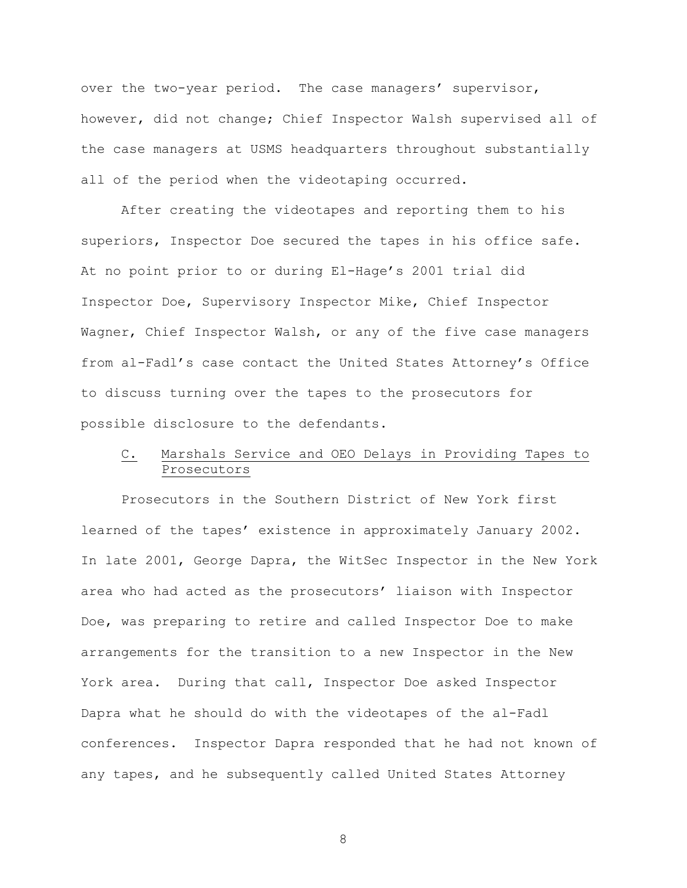over the two-year period. The case managers' supervisor, however, did not change; Chief Inspector Walsh supervised all of the case managers at USMS headquarters throughout substantially all of the period when the videotaping occurred.

After creating the videotapes and reporting them to his superiors, Inspector Doe secured the tapes in his office safe. At no point prior to or during El-Hage's 2001 trial did Inspector Doe, Supervisory Inspector Mike, Chief Inspector Wagner, Chief Inspector Walsh, or any of the five case managers from al-Fadl's case contact the United States Attorney's Office to discuss turning over the tapes to the prosecutors for possible disclosure to the defendants.

### C. Marshals Service and OEO Delays in Providing Tapes to Prosecutors

Prosecutors in the Southern District of New York first learned of the tapes' existence in approximately January 2002. In late 2001, George Dapra, the WitSec Inspector in the New York area who had acted as the prosecutors' liaison with Inspector Doe, was preparing to retire and called Inspector Doe to make arrangements for the transition to a new Inspector in the New York area. During that call, Inspector Doe asked Inspector Dapra what he should do with the videotapes of the al-Fadl conferences. Inspector Dapra responded that he had not known of any tapes, and he subsequently called United States Attorney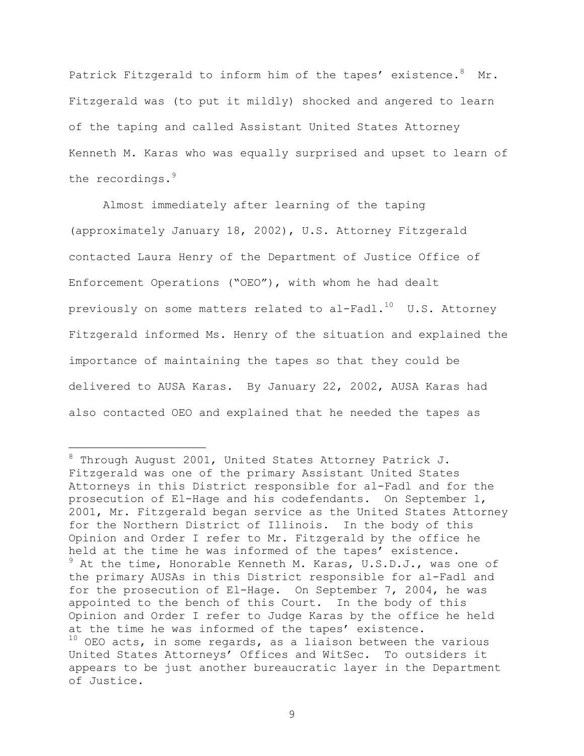Patrick Fitzgerald to inform him of the tapes' existence.[8] Mr. Fitzgerald was (to put it mildly) shocked and angered to learn of the taping and called Assistant United States Attorney Kenneth M. Karas who was equally surprised and upset to learn of the recordings.[9]

Almost immediately after learning of the taping (approximately January 18, 2002), U.S. Attorney Fitzgerald contacted Laura Henry of the Department of Justice Office of Enforcement Operations ("OEO"), with whom he had dealt previously on some matters related to al-Fadl.[10] U.S. Attorney Fitzgerald informed Ms. Henry of the situation and explained the importance of maintaining the tapes so that they could be delivered to AUSA Karas. By January 22, 2002, AUSA Karas had also contacted OEO and explained that he needed the tapes as

---

[8] Through August 2001, United States Attorney Patrick J. Fitzgerald was one of the primary Assistant United States Attorneys in this District responsible for al-Fadl and for the prosecution of El-Hage and his codefendants. On September 1, 2001, Mr. Fitzgerald began service as the United States Attorney for the Northern District of Illinois. In the body of this Opinion and Order I refer to Mr. Fitzgerald by the office he held at the time he was informed of the tapes' existence.

[9] At the time, Honorable Kenneth M. Karas, U.S.D.J., was one of the primary AUSAs in this District responsible for al-Fadl and for the prosecution of El-Hage. On September 7, 2004, he was appointed to the bench of this Court. In the body of this Opinion and Order I refer to Judge Karas by the office he held at the time he was informed of the tapes' existence.

[10] OEO acts, in some regards, as a liaison between the various United States Attorneys' Offices and WitSec. To outsiders it appears to be just another bureaucratic layer in the Department of Justice.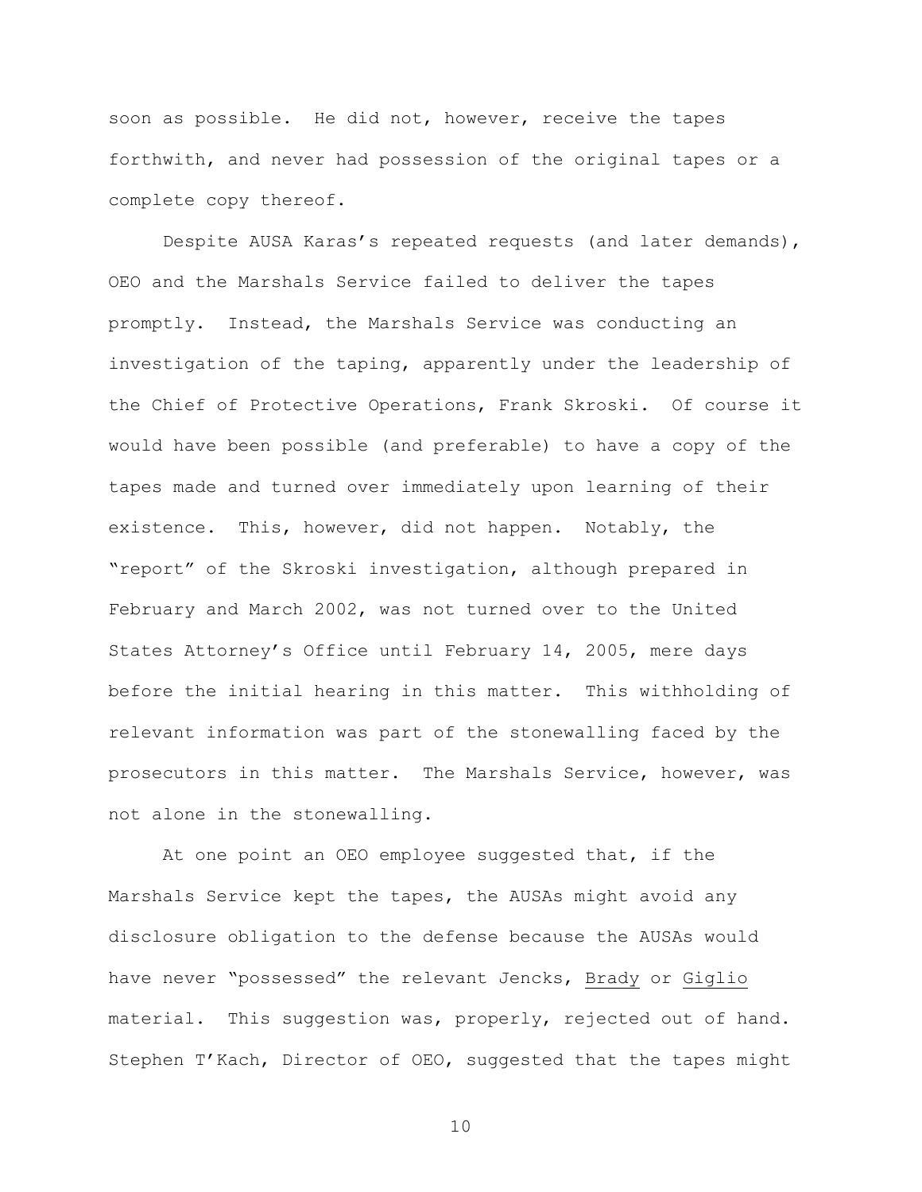soon as possible. He did not, however, receive the tapes forthwith, and never had possession of the original tapes or a complete copy thereof.

Despite AUSA Karas's repeated requests (and later demands), OEO and the Marshals Service failed to deliver the tapes promptly. Instead, the Marshals Service was conducting an investigation of the taping, apparently under the leadership of the Chief of Protective Operations, Frank Skroski. Of course it would have been possible (and preferable) to have a copy of the tapes made and turned over immediately upon learning of their existence. This, however, did not happen. Notably, the "report" of the Skroski investigation, although prepared in February and March 2002, was not turned over to the United States Attorney's Office until February 14, 2005, mere days before the initial hearing in this matter. This withholding of relevant information was part of the stonewalling faced by the prosecutors in this matter. The Marshals Service, however, was not alone in the stonewalling.

At one point an OEO employee suggested that, if the Marshals Service kept the tapes, the AUSAs might avoid any disclosure obligation to the defense because the AUSAs would have never "possessed" the relevant Jencks, Brady or Giglio material. This suggestion was, properly, rejected out of hand. Stephen T'Kach, Director of OEO, suggested that the tapes might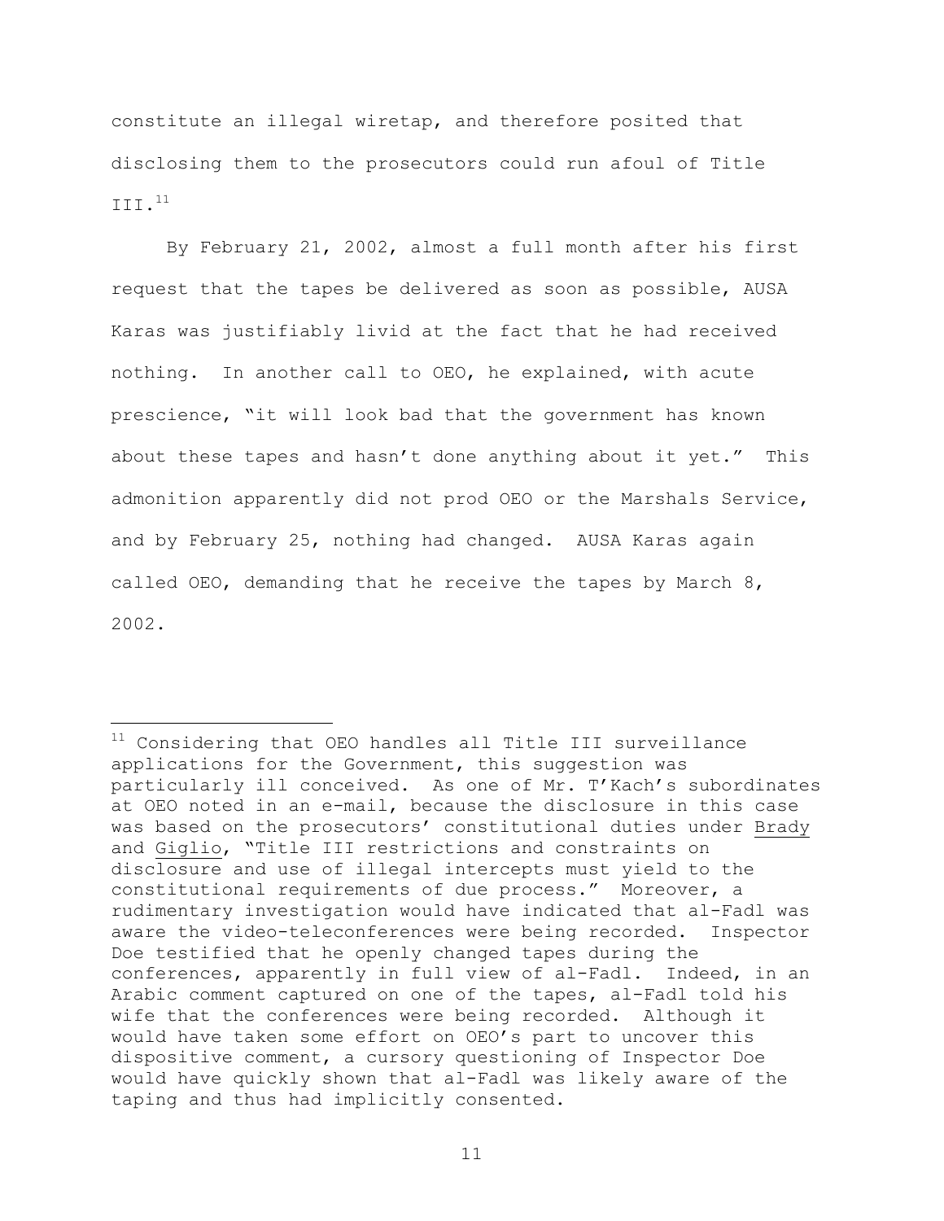constitute an illegal wiretap, and therefore posited that disclosing them to the prosecutors could run afoul of Title III.[11]

By February 21, 2002, almost a full month after his first request that the tapes be delivered as soon as possible, AUSA Karas was justifiably livid at the fact that he had received nothing. In another call to OEO, he explained, with acute prescience, "it will look bad that the government has known about these tapes and hasn't done anything about it yet." This admonition apparently did not prod OEO or the Marshals Service, and by February 25, nothing had changed. AUSA Karas again called OEO, demanding that he receive the tapes by March 8, 2002.

---

[11] Considering that OEO handles all Title III surveillance applications for the Government, this suggestion was particularly ill conceived. As one of Mr. T'Kach's subordinates at OEO noted in an e-mail, because the disclosure in this case was based on the prosecutors' constitutional duties under Brady and Giglio, "Title III restrictions and constraints on disclosure and use of illegal intercepts must yield to the constitutional requirements of due process." Moreover, a rudimentary investigation would have indicated that al-Fadl was aware the video-teleconferences were being recorded. Inspector Doe testified that he openly changed tapes during the conferences, apparently in full view of al-Fadl. Indeed, in an Arabic comment captured on one of the tapes, al-Fadl told his wife that the conferences were being recorded. Although it would have taken some effort on OEO's part to uncover this dispositive comment, a cursory questioning of Inspector Doe would have quickly shown that al-Fadl was likely aware of the taping and thus had implicitly consented.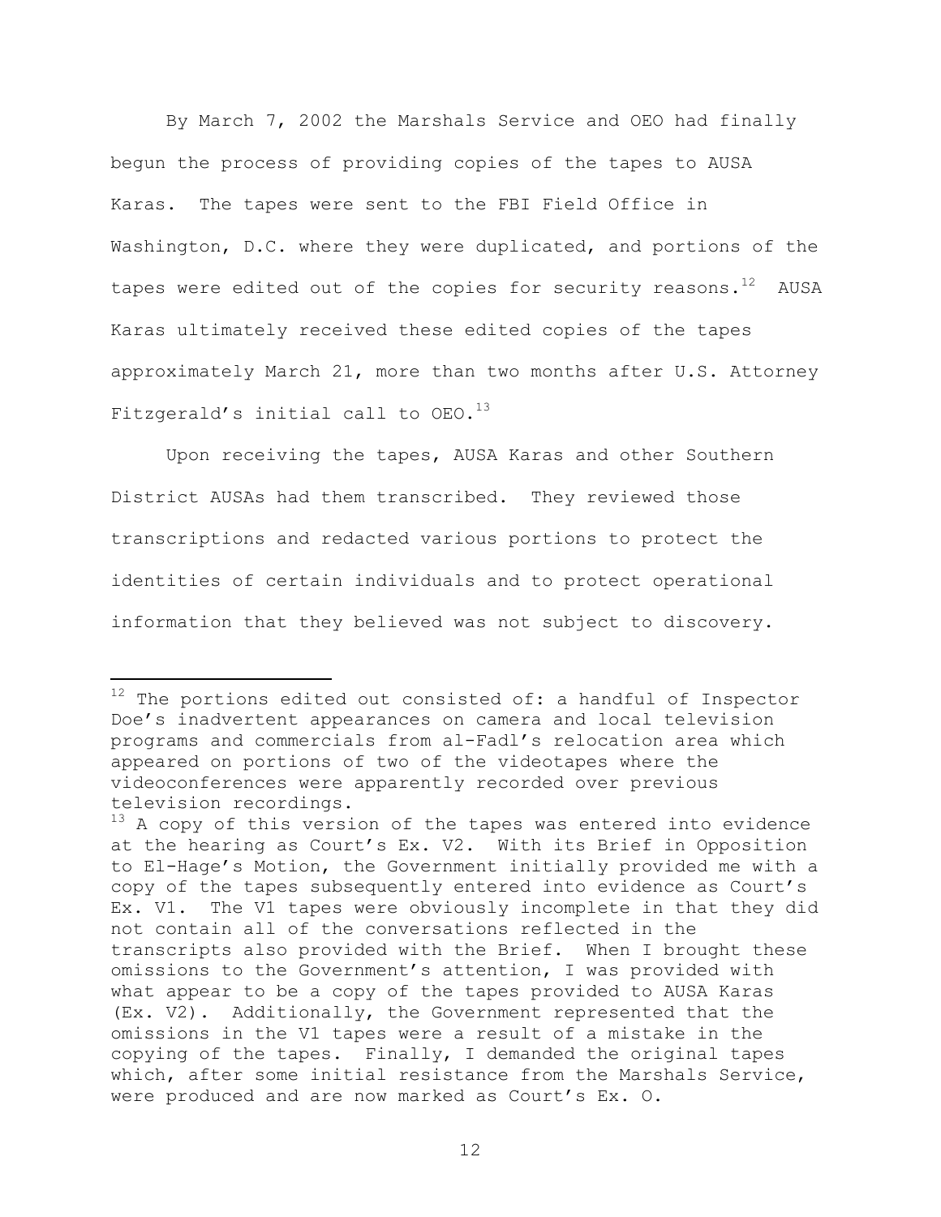By March 7, 2002 the Marshals Service and OEO had finally begun the process of providing copies of the tapes to AUSA Karas. The tapes were sent to the FBI Field Office in Washington, D.C. where they were duplicated, and portions of the tapes were edited out of the copies for security reasons.[12] AUSA Karas ultimately received these edited copies of the tapes approximately March 21, more than two months after U.S. Attorney Fitzgerald's initial call to OEO.[13]

Upon receiving the tapes, AUSA Karas and other Southern District AUSAs had them transcribed. They reviewed those transcriptions and redacted various portions to protect the identities of certain individuals and to protect operational information that they believed was not subject to discovery.

---

[12] The portions edited out consisted of: a handful of Inspector Doe's inadvertent appearances on camera and local television programs and commercials from al-Fadl's relocation area which appeared on portions of two of the videotapes where the videoconferences were apparently recorded over previous television recordings.

[13] A copy of this version of the tapes was entered into evidence at the hearing as Court's Ex. V2. With its Brief in Opposition to El-Hage's Motion, the Government initially provided me with a copy of the tapes subsequently entered into evidence as Court's Ex. V1. The V1 tapes were obviously incomplete in that they did not contain all of the conversations reflected in the transcripts also provided with the Brief. When I brought these omissions to the Government's attention, I was provided with what appear to be a copy of the tapes provided to AUSA Karas (Ex. V2). Additionally, the Government represented that the omissions in the V1 tapes were a result of a mistake in the copying of the tapes. Finally, I demanded the original tapes which, after some initial resistance from the Marshals Service, were produced and are now marked as Court's Ex. O.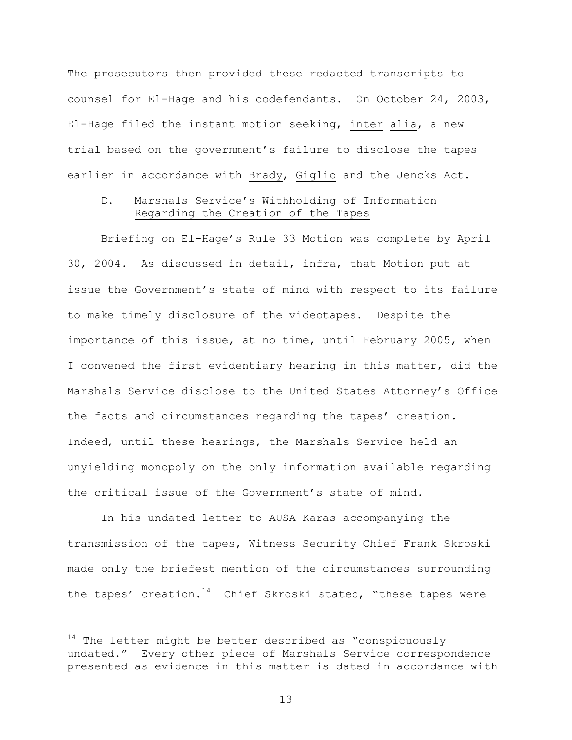The prosecutors then provided these redacted transcripts to counsel for El-Hage and his codefendants. On October 24, 2003, El-Hage filed the instant motion seeking, inter alia, a new trial based on the government's failure to disclose the tapes earlier in accordance with Brady, Giglio and the Jencks Act.

### D. Marshals Service's Withholding of Information Regarding the Creation of the Tapes

Briefing on El-Hage's Rule 33 Motion was complete by April 30, 2004. As discussed in detail, infra, that Motion put at issue the Government's state of mind with respect to its failure to make timely disclosure of the videotapes. Despite the importance of this issue, at no time, until February 2005, when I convened the first evidentiary hearing in this matter, did the Marshals Service disclose to the United States Attorney's Office the facts and circumstances regarding the tapes' creation. Indeed, until these hearings, the Marshals Service held an unyielding monopoly on the only information available regarding the critical issue of the Government's state of mind.

In his undated letter to AUSA Karas accompanying the transmission of the tapes, Witness Security Chief Frank Skroski made only the briefest mention of the circumstances surrounding the tapes' creation.[14] Chief Skroski stated, "these tapes were

---

[14] The letter might be better described as "conspicuously undated." Every other piece of Marshals Service correspondence presented as evidence in this matter is dated in accordance with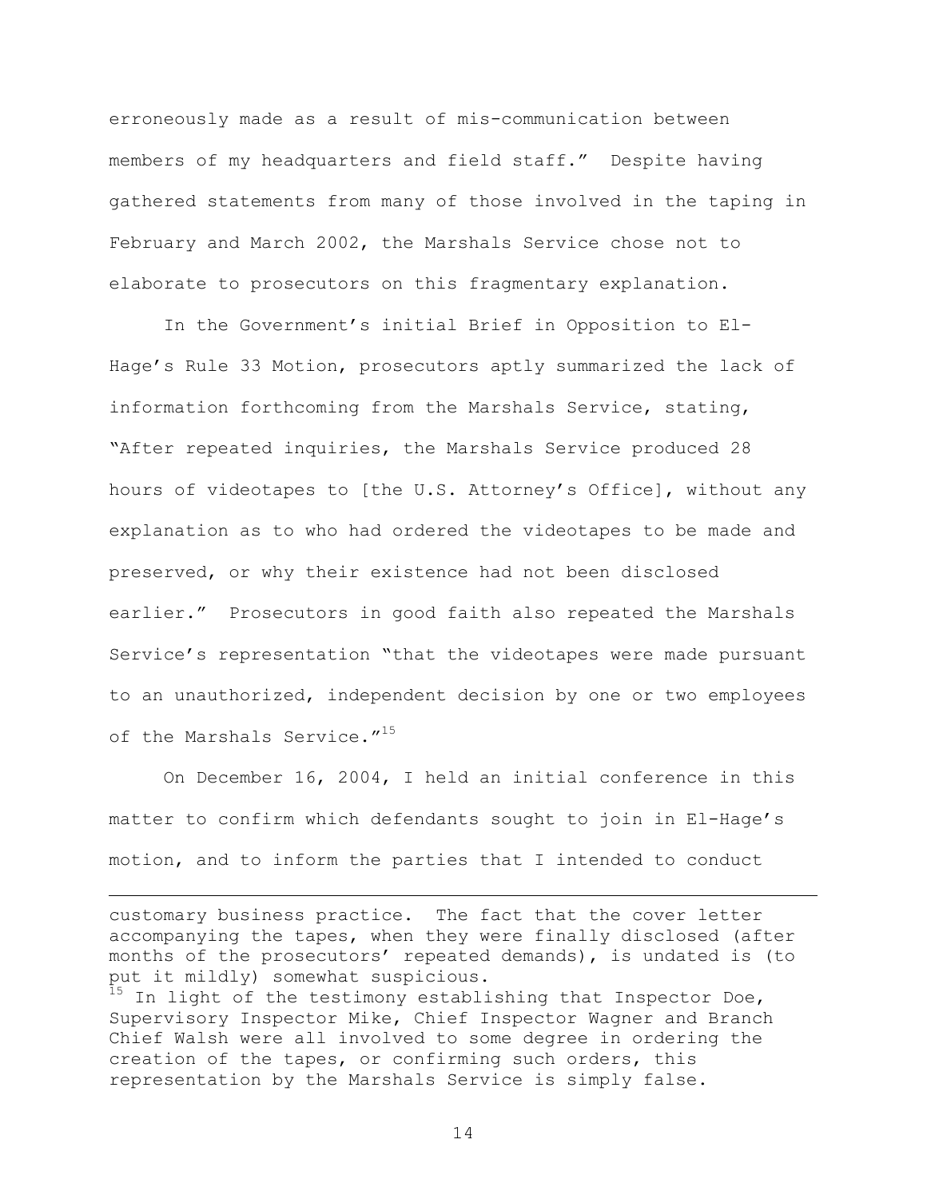erroneously made as a result of mis-communication between members of my headquarters and field staff." Despite having gathered statements from many of those involved in the taping in February and March 2002, the Marshals Service chose not to elaborate to prosecutors on this fragmentary explanation.

In the Government's initial Brief in Opposition to El-Hage's Rule 33 Motion, prosecutors aptly summarized the lack of information forthcoming from the Marshals Service, stating, "After repeated inquiries, the Marshals Service produced 28 hours of videotapes to [the U.S. Attorney's Office], without any explanation as to who had ordered the videotapes to be made and preserved, or why their existence had not been disclosed earlier." Prosecutors in good faith also repeated the Marshals Service's representation "that the videotapes were made pursuant to an unauthorized, independent decision by one or two employees of the Marshals Service."[15]

On December 16, 2004, I held an initial conference in this matter to confirm which defendants sought to join in El-Hage's motion, and to inform the parties that I intended to conduct

---

customary business practice. The fact that the cover letter accompanying the tapes, when they were finally disclosed (after months of the prosecutors' repeated demands), is undated is (to put it mildly) somewhat suspicious.

[15] In light of the testimony establishing that Inspector Doe, Supervisory Inspector Mike, Chief Inspector Wagner and Branch Chief Walsh were all involved to some degree in ordering the creation of the tapes, or confirming such orders, this representation by the Marshals Service is simply false.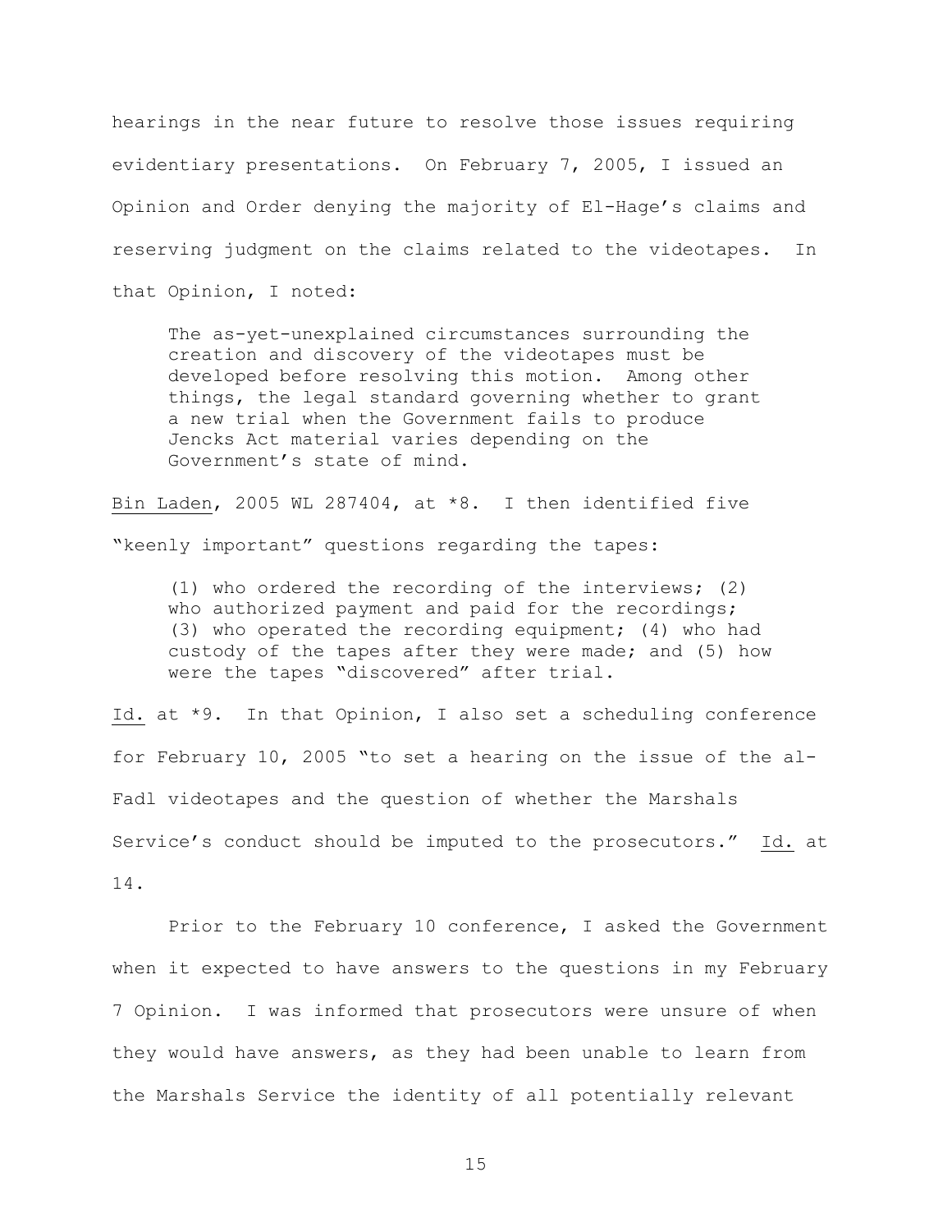hearings in the near future to resolve those issues requiring evidentiary presentations. On February 7, 2005, I issued an Opinion and Order denying the majority of El-Hage's claims and reserving judgment on the claims related to the videotapes. In that Opinion, I noted:

> The as-yet-unexplained circumstances surrounding the creation and discovery of the videotapes must be developed before resolving this motion. Among other things, the legal standard governing whether to grant a new trial when the Government fails to produce Jencks Act material varies depending on the Government's state of mind.

Bin Laden, 2005 WL 287404, at *8. I then identified five "keenly important" questions regarding the tapes:

> (1) who ordered the recording of the interviews; (2) who authorized payment and paid for the recordings; (3) who operated the recording equipment; (4) who had custody of the tapes after they were made; and (5) how were the tapes "discovered" after trial.

Id. at *9. In that Opinion, I also set a scheduling conference for February 10, 2005 "to set a hearing on the issue of the al-Fadl videotapes and the question of whether the Marshals Service's conduct should be imputed to the prosecutors." Id. at 14.

Prior to the February 10 conference, I asked the Government when it expected to have answers to the questions in my February 7 Opinion. I was informed that prosecutors were unsure of when they would have answers, as they had been unable to learn from the Marshals Service the identity of all potentially relevant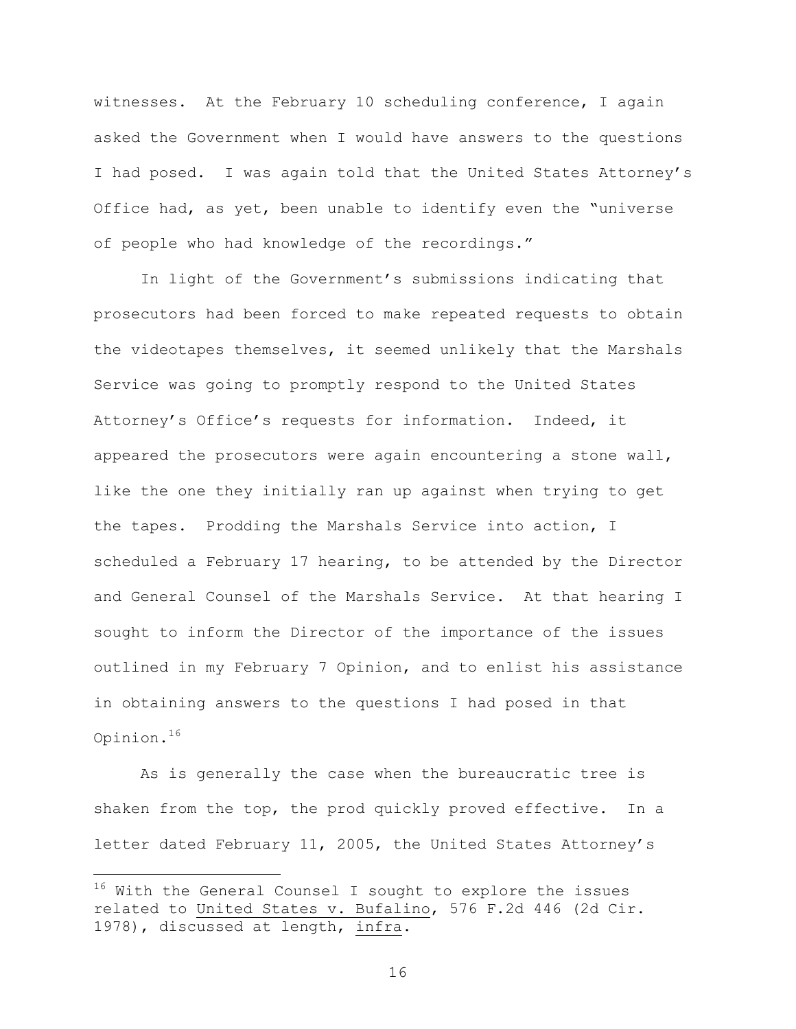witnesses. At the February 10 scheduling conference, I again asked the Government when I would have answers to the questions I had posed. I was again told that the United States Attorney's Office had, as yet, been unable to identify even the "universe of people who had knowledge of the recordings."

In light of the Government's submissions indicating that prosecutors had been forced to make repeated requests to obtain the videotapes themselves, it seemed unlikely that the Marshals Service was going to promptly respond to the United States Attorney's Office's requests for information. Indeed, it appeared the prosecutors were again encountering a stone wall, like the one they initially ran up against when trying to get the tapes. Prodding the Marshals Service into action, I scheduled a February 17 hearing, to be attended by the Director and General Counsel of the Marshals Service. At that hearing I sought to inform the Director of the importance of the issues outlined in my February 7 Opinion, and to enlist his assistance in obtaining answers to the questions I had posed in that Opinion.[16]

As is generally the case when the bureaucratic tree is shaken from the top, the prod quickly proved effective. In a letter dated February 11, 2005, the United States Attorney's

---

[16] With the General Counsel I sought to explore the issues related to <u>United States v. Bufalino</u>, 576 F.2d 446 (2d Cir. 1978), discussed at length, <u>infra</u>.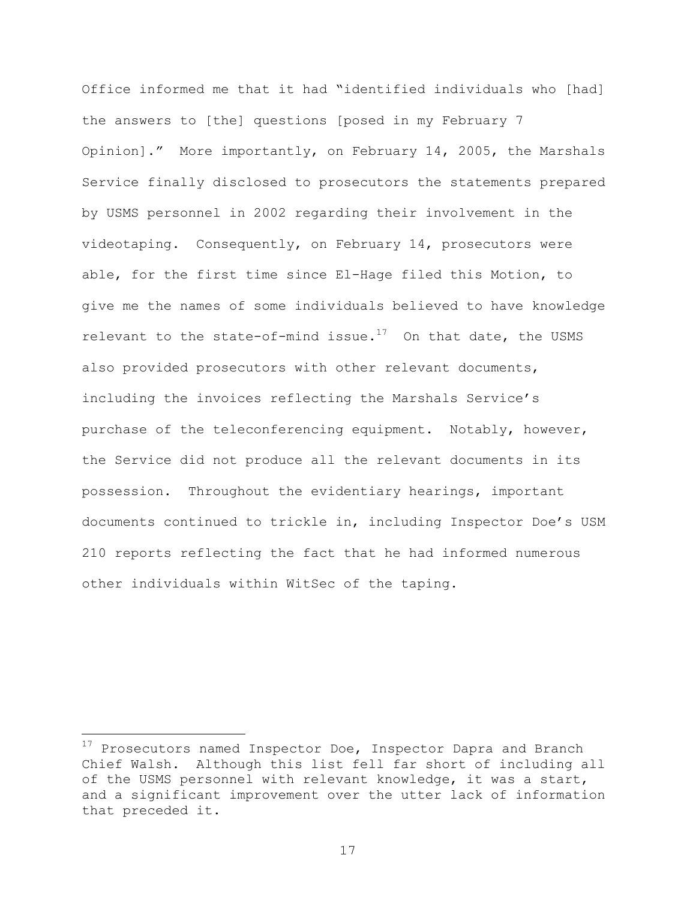Office informed me that it had "identified individuals who [had] the answers to [the] questions [posed in my February 7 Opinion]." More importantly, on February 14, 2005, the Marshals Service finally disclosed to prosecutors the statements prepared by USMS personnel in 2002 regarding their involvement in the videotaping. Consequently, on February 14, prosecutors were able, for the first time since El-Hage filed this Motion, to give me the names of some individuals believed to have knowledge relevant to the state-of-mind issue.[17] On that date, the USMS also provided prosecutors with other relevant documents, including the invoices reflecting the Marshals Service's purchase of the teleconferencing equipment. Notably, however, the Service did not produce all the relevant documents in its possession. Throughout the evidentiary hearings, important documents continued to trickle in, including Inspector Doe's USM 210 reports reflecting the fact that he had informed numerous other individuals within WitSec of the taping.

---

[17] Prosecutors named Inspector Doe, Inspector Dapra and Branch Chief Walsh. Although this list fell far short of including all of the USMS personnel with relevant knowledge, it was a start, and a significant improvement over the utter lack of information that preceded it.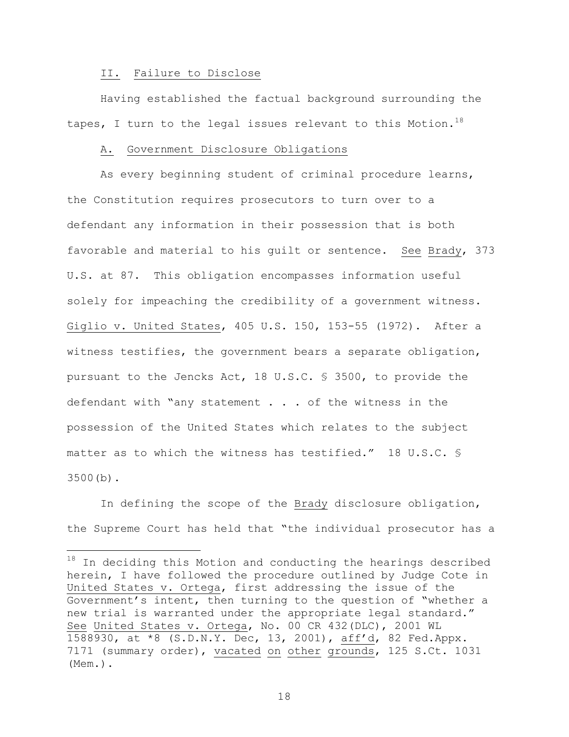## II. Failure to Disclose

Having established the factual background surrounding the tapes, I turn to the legal issues relevant to this Motion.[18]

### A. Government Disclosure Obligations

As every beginning student of criminal procedure learns, the Constitution requires prosecutors to turn over to a defendant any information in their possession that is both favorable and material to his guilt or sentence. See Brady, 373 U.S. at 87. This obligation encompasses information useful solely for impeaching the credibility of a government witness. Giglio v. United States, 405 U.S. 150, 153-55 (1972). After a witness testifies, the government bears a separate obligation, pursuant to the Jencks Act, 18 U.S.C. § 3500, to provide the defendant with "any statement . . . of the witness in the possession of the United States which relates to the subject matter as to which the witness has testified." 18 U.S.C. § 3500(b).

In defining the scope of the Brady disclosure obligation, the Supreme Court has held that "the individual prosecutor has a

---

[18] In deciding this Motion and conducting the hearings described herein, I have followed the procedure outlined by Judge Cote in United States v. Ortega, first addressing the issue of the Government's intent, then turning to the question of "whether a new trial is warranted under the appropriate legal standard." See United States v. Ortega, No. 00 CR 432(DLC), 2001 WL 1588930, at *8 (S.D.N.Y. Dec, 13, 2001), aff'd, 82 Fed.Appx. 7171 (summary order), vacated on other grounds, 125 S.Ct. 1031 (Mem.).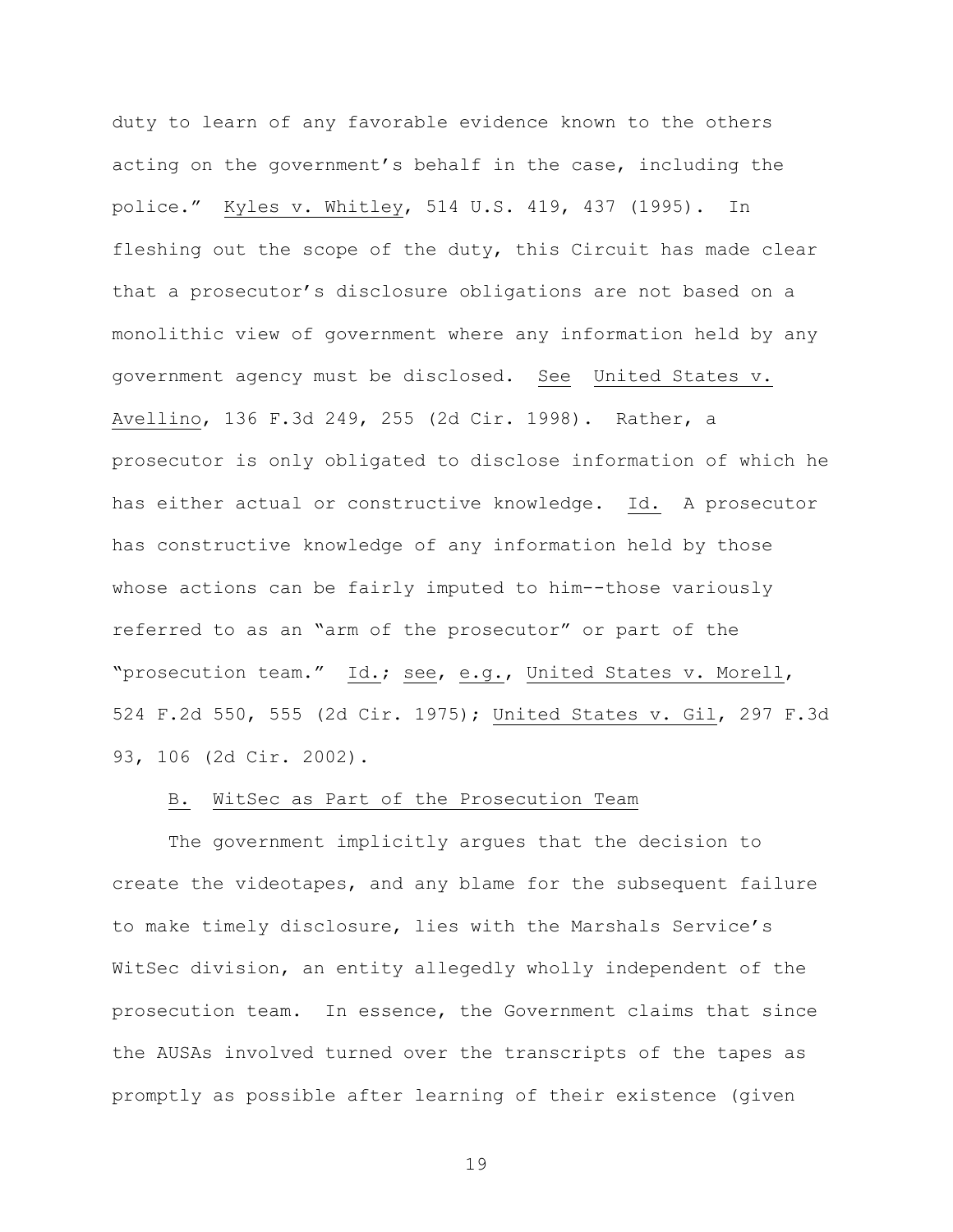duty to learn of any favorable evidence known to the others acting on the government's behalf in the case, including the police." Kyles v. Whitley, 514 U.S. 419, 437 (1995). In fleshing out the scope of the duty, this Circuit has made clear that a prosecutor's disclosure obligations are not based on a monolithic view of government where any information held by any government agency must be disclosed. See United States v. Avellino, 136 F.3d 249, 255 (2d Cir. 1998). Rather, a prosecutor is only obligated to disclose information of which he has either actual or constructive knowledge. Id. A prosecutor has constructive knowledge of any information held by those whose actions can be fairly imputed to him--those variously referred to as an "arm of the prosecutor" or part of the "prosecution team." Id.; see, e.g., United States v. Morell, 524 F.2d 550, 555 (2d Cir. 1975); United States v. Gil, 297 F.3d 93, 106 (2d Cir. 2002).

B. WitSec as Part of the Prosecution Team

The government implicitly argues that the decision to create the videotapes, and any blame for the subsequent failure to make timely disclosure, lies with the Marshals Service's WitSec division, an entity allegedly wholly independent of the prosecution team. In essence, the Government claims that since the AUSAs involved turned over the transcripts of the tapes as promptly as possible after learning of their existence (given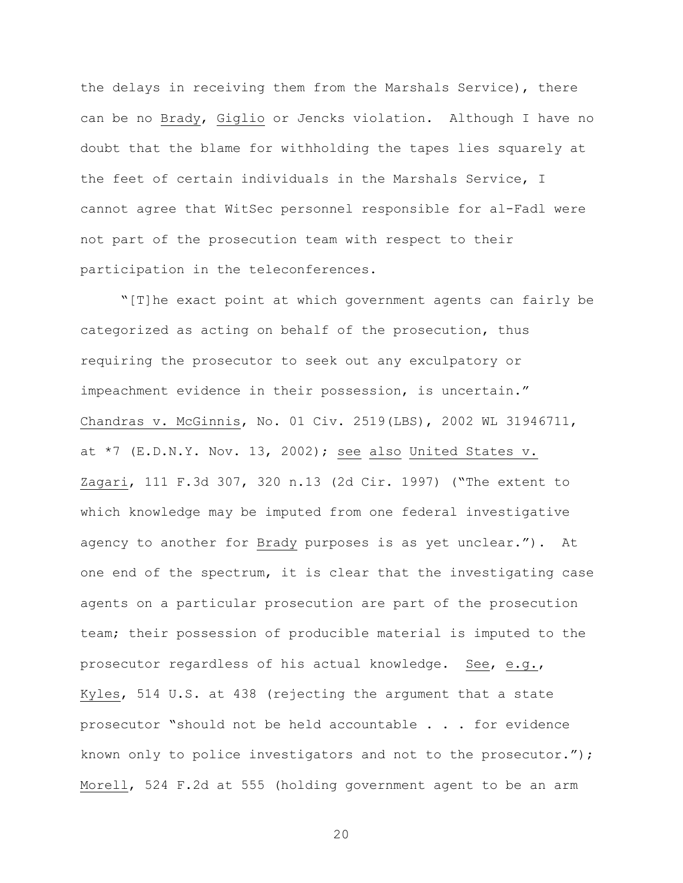the delays in receiving them from the Marshals Service), there can be no Brady, Giglio or Jencks violation. Although I have no doubt that the blame for withholding the tapes lies squarely at the feet of certain individuals in the Marshals Service, I cannot agree that WitSec personnel responsible for al-Fadl were not part of the prosecution team with respect to their participation in the teleconferences.

"[T]he exact point at which government agents can fairly be categorized as acting on behalf of the prosecution, thus requiring the prosecutor to seek out any exculpatory or impeachment evidence in their possession, is uncertain." Chandras v. McGinnis, No. 01 Civ. 2519(LBS), 2002 WL 31946711, at *7 (E.D.N.Y. Nov. 13, 2002); see also United States v. Zagari, 111 F.3d 307, 320 n.13 (2d Cir. 1997) ("The extent to which knowledge may be imputed from one federal investigative agency to another for Brady purposes is as yet unclear."). At one end of the spectrum, it is clear that the investigating case agents on a particular prosecution are part of the prosecution team; their possession of producible material is imputed to the prosecutor regardless of his actual knowledge. See, e.g., Kyles, 514 U.S. at 438 (rejecting the argument that a state prosecutor "should not be held accountable . . . for evidence known only to police investigators and not to the prosecutor."); Morell, 524 F.2d at 555 (holding government agent to be an arm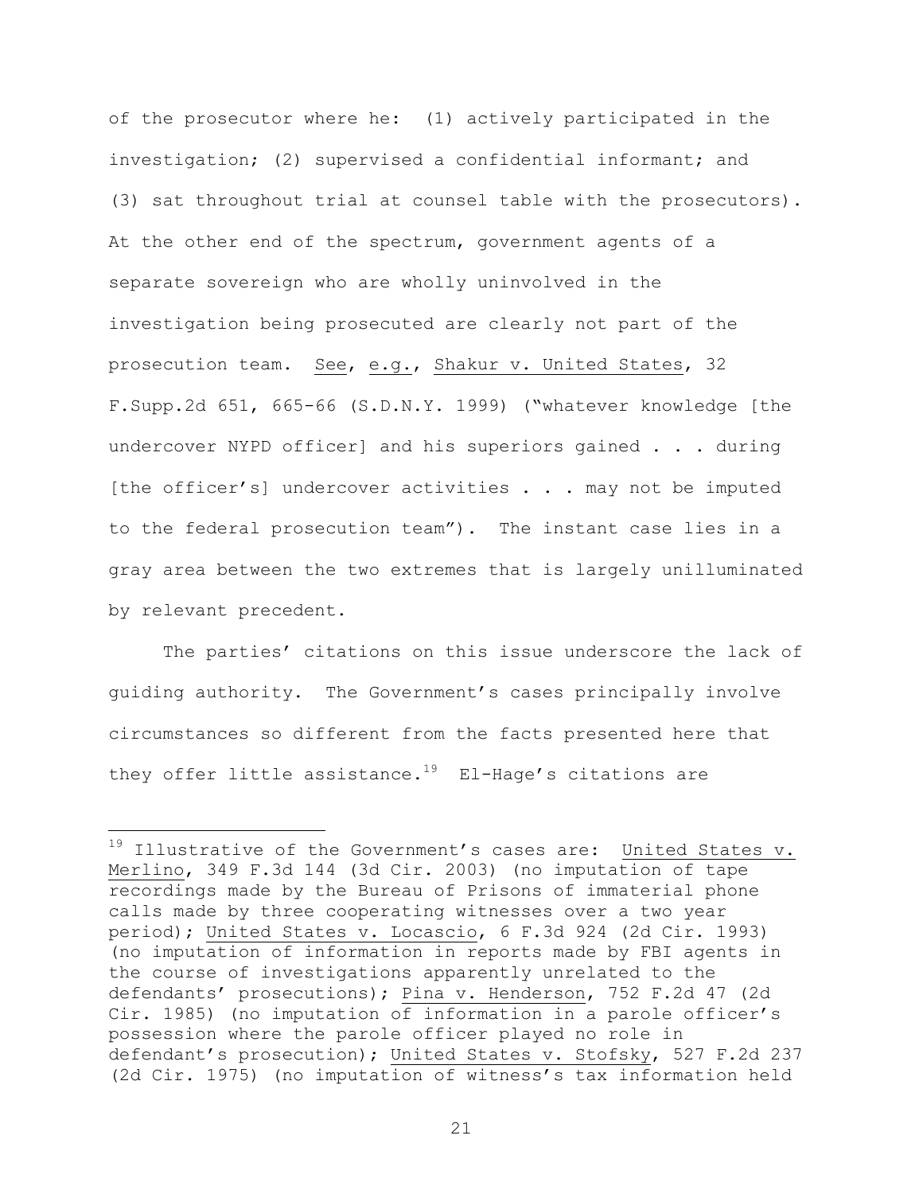of the prosecutor where he: (1) actively participated in the investigation; (2) supervised a confidential informant; and (3) sat throughout trial at counsel table with the prosecutors). At the other end of the spectrum, government agents of a separate sovereign who are wholly uninvolved in the investigation being prosecuted are clearly not part of the prosecution team. See, e.g., Shakur v. United States, 32 F.Supp.2d 651, 665-66 (S.D.N.Y. 1999) ("whatever knowledge [the undercover NYPD officer] and his superiors gained . . . during [the officer's] undercover activities . . . may not be imputed to the federal prosecution team"). The instant case lies in a gray area between the two extremes that is largely unilluminated by relevant precedent.

The parties' citations on this issue underscore the lack of guiding authority. The Government's cases principally involve circumstances so different from the facts presented here that they offer little assistance.[19] El-Hage's citations are

---

[19] Illustrative of the Government's cases are: United States v. Merlino, 349 F.3d 144 (3d Cir. 2003) (no imputation of tape recordings made by the Bureau of Prisons of immaterial phone calls made by three cooperating witnesses over a two year period); United States v. Locascio, 6 F.3d 924 (2d Cir. 1993) (no imputation of information in reports made by FBI agents in the course of investigations apparently unrelated to the defendants' prosecutions); Pina v. Henderson, 752 F.2d 47 (2d Cir. 1985) (no imputation of information in a parole officer's possession where the parole officer played no role in defendant's prosecution); United States v. Stofsky, 527 F.2d 237 (2d Cir. 1975) (no imputation of witness's tax information held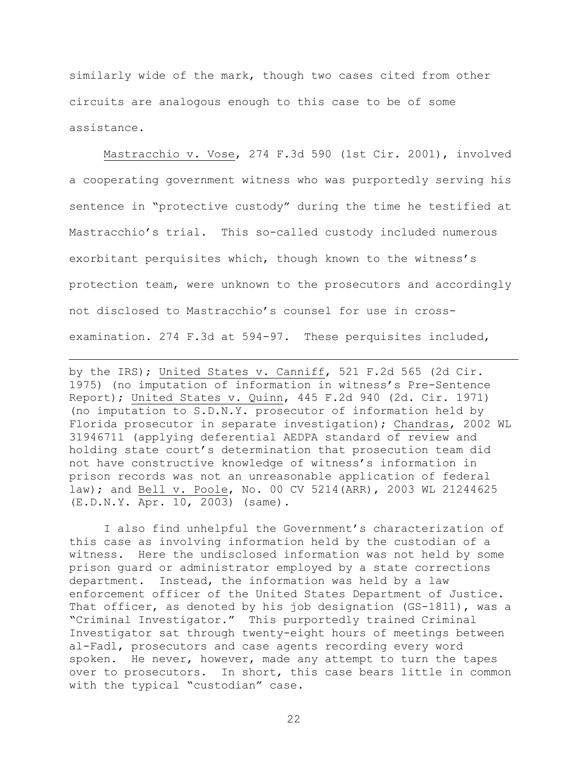similarly wide of the mark, though two cases cited from other circuits are analogous enough to this case to be of some assistance.

Mastracchio v. Vose, 274 F.3d 590 (1st Cir. 2001), involved a cooperating government witness who was purportedly serving his sentence in "protective custody" during the time he testified at Mastracchio's trial. This so-called custody included numerous exorbitant perquisites which, though known to the witness's protection team, were unknown to the prosecutors and accordingly not disclosed to Mastracchio's counsel for use in cross-examination. 274 F.3d at 594-97. These perquisites included,

---

by the IRS); United States v. Canniff, 521 F.2d 565 (2d Cir. 1975) (no imputation of information in witness's Pre-Sentence Report); United States v. Quinn, 445 F.2d 940 (2d. Cir. 1971) (no imputation to S.D.N.Y. prosecutor of information held by Florida prosecutor in separate investigation); Chandras, 2002 WL 31946711 (applying deferential AEDPA standard of review and holding state court's determination that prosecution team did not have constructive knowledge of witness's information in prison records was not an unreasonable application of federal law); and Bell v. Poole, No. 00 CV 5214(ARR), 2003 WL 21244625 (E.D.N.Y. Apr. 10, 2003) (same).

I also find unhelpful the Government's characterization of this case as involving information held by the custodian of a witness. Here the undisclosed information was not held by some prison guard or administrator employed by a state corrections department. Instead, the information was held by a law enforcement officer of the United States Department of Justice. That officer, as denoted by his job designation (GS-1811), was a "Criminal Investigator." This purportedly trained Criminal Investigator sat through twenty-eight hours of meetings between al-Fadl, prosecutors and case agents recording every word spoken. He never, however, made any attempt to turn the tapes over to prosecutors. In short, this case bears little in common with the typical "custodian" case.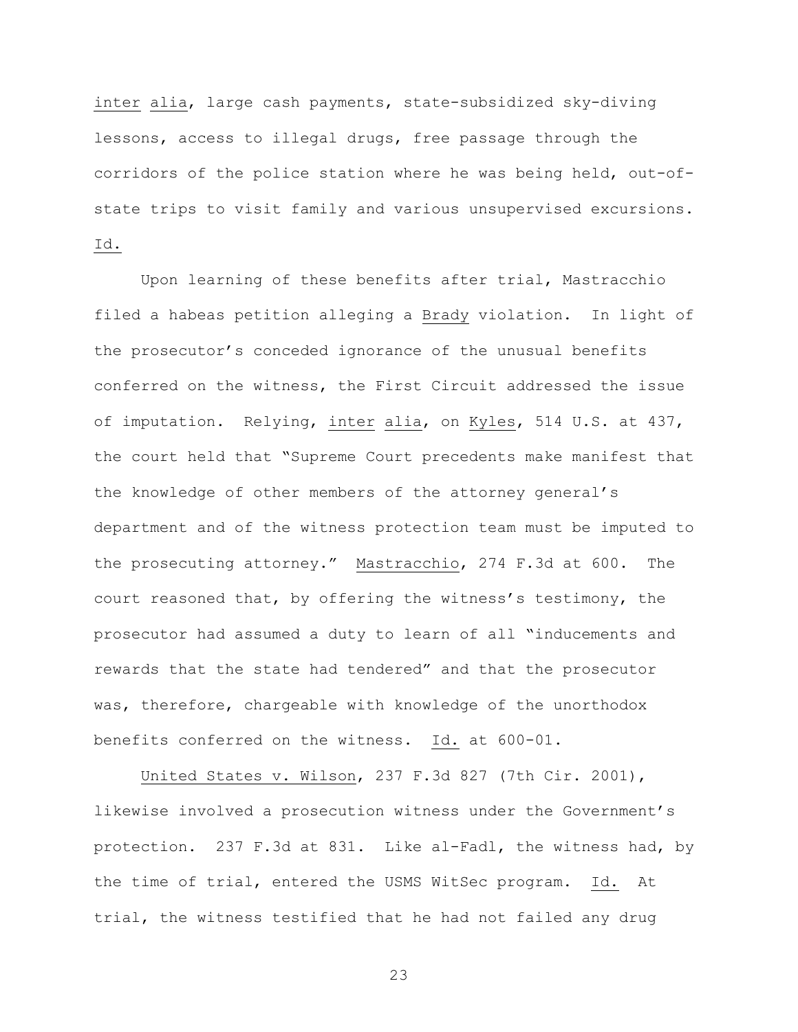inter alia, large cash payments, state-subsidized sky-diving lessons, access to illegal drugs, free passage through the corridors of the police station where he was being held, out-of-state trips to visit family and various unsupervised excursions. Id.

Upon learning of these benefits after trial, Mastracchio filed a habeas petition alleging a Brady violation. In light of the prosecutor's conceded ignorance of the unusual benefits conferred on the witness, the First Circuit addressed the issue of imputation. Relying, inter alia, on Kyles, 514 U.S. at 437, the court held that "Supreme Court precedents make manifest that the knowledge of other members of the attorney general's department and of the witness protection team must be imputed to the prosecuting attorney." Mastracchio, 274 F.3d at 600. The court reasoned that, by offering the witness's testimony, the prosecutor had assumed a duty to learn of all "inducements and rewards that the state had tendered" and that the prosecutor was, therefore, chargeable with knowledge of the unorthodox benefits conferred on the witness. Id. at 600-01.

United States v. Wilson, 237 F.3d 827 (7th Cir. 2001), likewise involved a prosecution witness under the Government's protection. 237 F.3d at 831. Like al-Fadl, the witness had, by the time of trial, entered the USMS WitSec program. Id. At trial, the witness testified that he had not failed any drug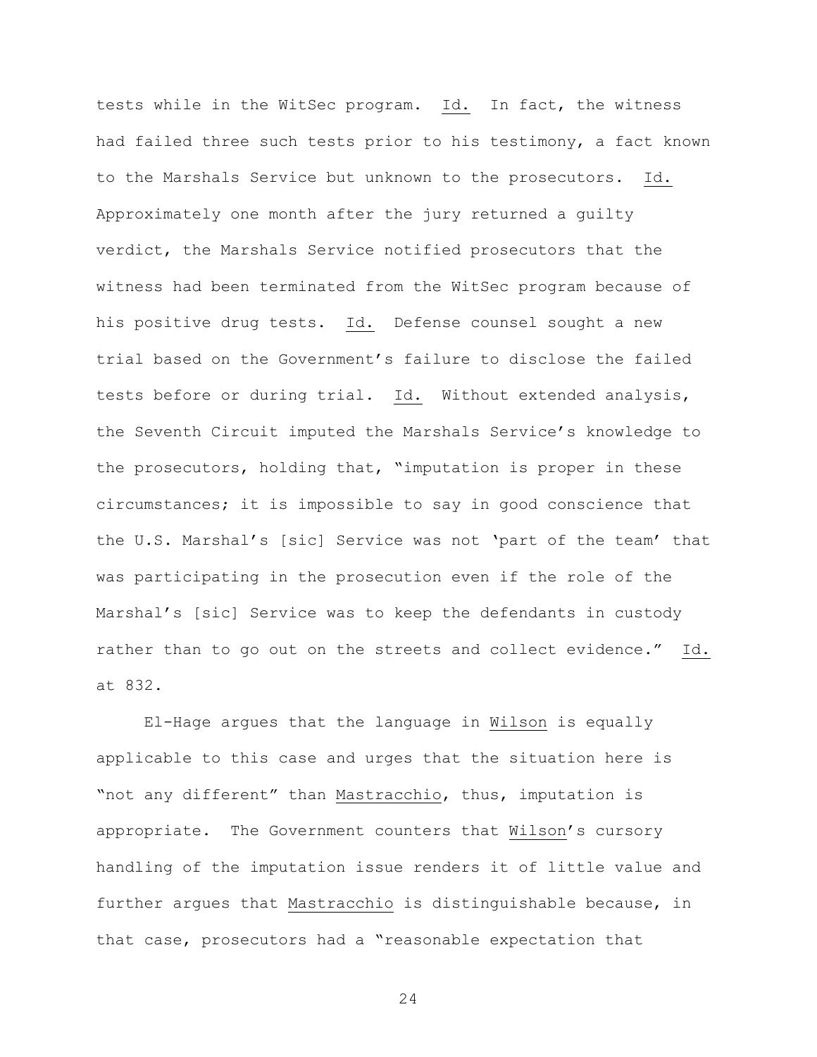tests while in the WitSec program. Id. In fact, the witness had failed three such tests prior to his testimony, a fact known to the Marshals Service but unknown to the prosecutors. Id. Approximately one month after the jury returned a guilty verdict, the Marshals Service notified prosecutors that the witness had been terminated from the WitSec program because of his positive drug tests. Id. Defense counsel sought a new trial based on the Government's failure to disclose the failed tests before or during trial. Id. Without extended analysis, the Seventh Circuit imputed the Marshals Service's knowledge to the prosecutors, holding that, "imputation is proper in these circumstances; it is impossible to say in good conscience that the U.S. Marshal's [sic] Service was not 'part of the team' that was participating in the prosecution even if the role of the Marshal's [sic] Service was to keep the defendants in custody rather than to go out on the streets and collect evidence." Id. at 832.

El-Hage argues that the language in Wilson is equally applicable to this case and urges that the situation here is "not any different" than Mastracchio, thus, imputation is appropriate. The Government counters that Wilson's cursory handling of the imputation issue renders it of little value and further argues that Mastracchio is distinguishable because, in that case, prosecutors had a "reasonable expectation that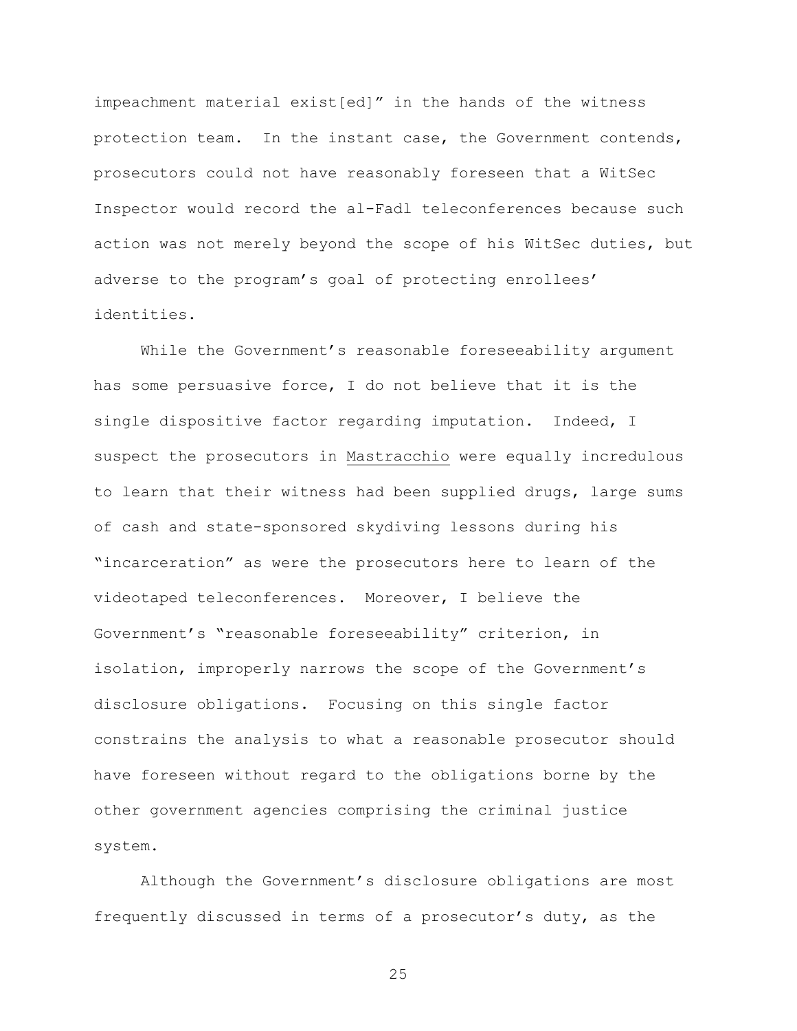impeachment material exist[ed]" in the hands of the witness protection team. In the instant case, the Government contends, prosecutors could not have reasonably foreseen that a WitSec Inspector would record the al-Fadl teleconferences because such action was not merely beyond the scope of his WitSec duties, but adverse to the program's goal of protecting enrollees' identities.

While the Government's reasonable foreseeability argument has some persuasive force, I do not believe that it is the single dispositive factor regarding imputation. Indeed, I suspect the prosecutors in Mastracchio were equally incredulous to learn that their witness had been supplied drugs, large sums of cash and state-sponsored skydiving lessons during his "incarceration" as were the prosecutors here to learn of the videotaped teleconferences. Moreover, I believe the Government's "reasonable foreseeability" criterion, in isolation, improperly narrows the scope of the Government's disclosure obligations. Focusing on this single factor constrains the analysis to what a reasonable prosecutor should have foreseen without regard to the obligations borne by the other government agencies comprising the criminal justice system.

Although the Government's disclosure obligations are most frequently discussed in terms of a prosecutor's duty, as the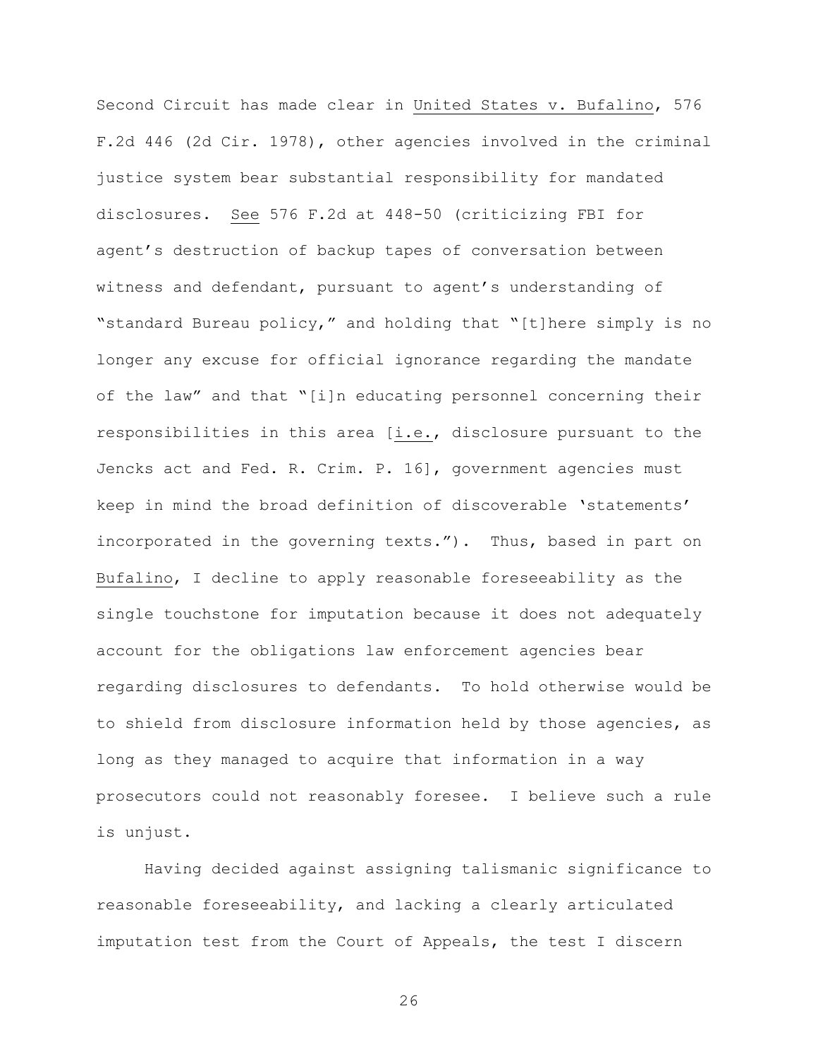Second Circuit has made clear in United States v. Bufalino, 576 F.2d 446 (2d Cir. 1978), other agencies involved in the criminal justice system bear substantial responsibility for mandated disclosures. See 576 F.2d at 448-50 (criticizing FBI for agent's destruction of backup tapes of conversation between witness and defendant, pursuant to agent's understanding of "standard Bureau policy," and holding that "[t]here simply is no longer any excuse for official ignorance regarding the mandate of the law" and that "[i]n educating personnel concerning their responsibilities in this area [i.e., disclosure pursuant to the Jencks act and Fed. R. Crim. P. 16], government agencies must keep in mind the broad definition of discoverable 'statements' incorporated in the governing texts."). Thus, based in part on Bufalino, I decline to apply reasonable foreseeability as the single touchstone for imputation because it does not adequately account for the obligations law enforcement agencies bear regarding disclosures to defendants. To hold otherwise would be to shield from disclosure information held by those agencies, as long as they managed to acquire that information in a way prosecutors could not reasonably foresee. I believe such a rule is unjust.

Having decided against assigning talismanic significance to reasonable foreseeability, and lacking a clearly articulated imputation test from the Court of Appeals, the test I discern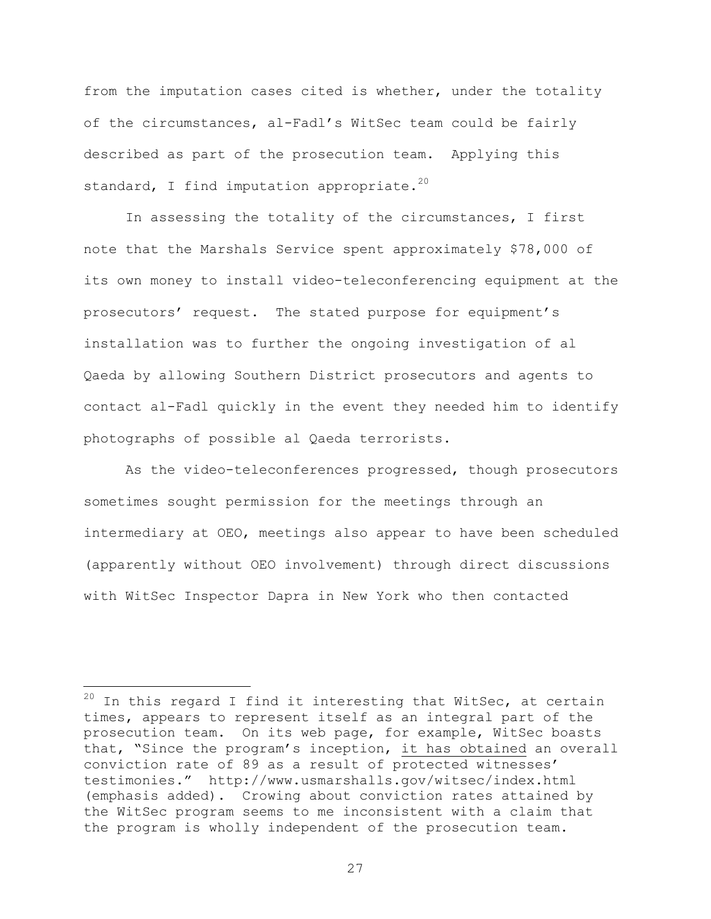from the imputation cases cited is whether, under the totality of the circumstances, al-Fadl's WitSec team could be fairly described as part of the prosecution team. Applying this standard, I find imputation appropriate.[20]

In assessing the totality of the circumstances, I first note that the Marshals Service spent approximately $78,000 of its own money to install video-teleconferencing equipment at the prosecutors' request. The stated purpose for equipment's installation was to further the ongoing investigation of al Qaeda by allowing Southern District prosecutors and agents to contact al-Fadl quickly in the event they needed him to identify photographs of possible al Qaeda terrorists.

As the video-teleconferences progressed, though prosecutors sometimes sought permission for the meetings through an intermediary at OEO, meetings also appear to have been scheduled (apparently without OEO involvement) through direct discussions with WitSec Inspector Dapra in New York who then contacted

---

[20] In this regard I find it interesting that WitSec, at certain times, appears to represent itself as an integral part of the prosecution team. On its web page, for example, WitSec boasts that, "Since the program's inception, <u>it has obtained</u> an overall conviction rate of 89 as a result of protected witnesses' testimonies." http://www.usmarshalls.gov/witsec/index.html (emphasis added). Crowing about conviction rates attained by the WitSec program seems to me inconsistent with a claim that the program is wholly independent of the prosecution team.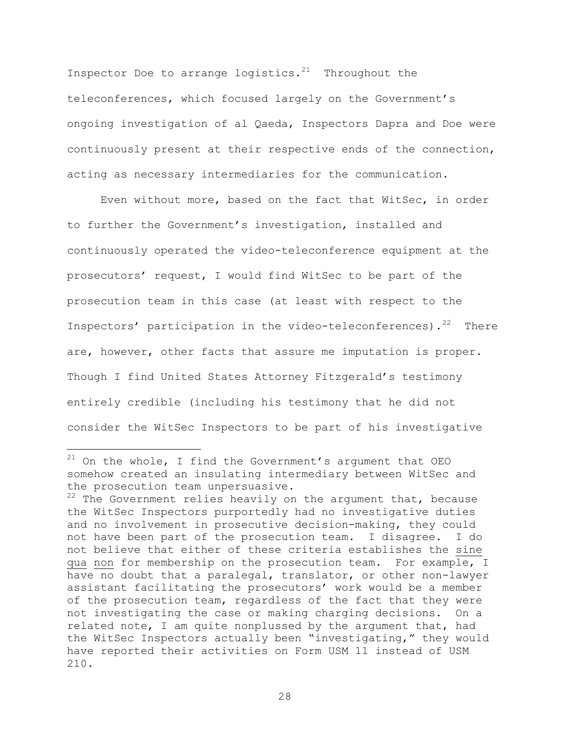Inspector Doe to arrange logistics.[21] Throughout the teleconferences, which focused largely on the Government's ongoing investigation of al Qaeda, Inspectors Dapra and Doe were continuously present at their respective ends of the connection, acting as necessary intermediaries for the communication.

Even without more, based on the fact that WitSec, in order to further the Government's investigation, installed and continuously operated the video-teleconference equipment at the prosecutors' request, I would find WitSec to be part of the prosecution team in this case (at least with respect to the Inspectors' participation in the video-teleconferences).[22] There are, however, other facts that assure me imputation is proper. Though I find United States Attorney Fitzgerald's testimony entirely credible (including his testimony that he did not consider the WitSec Inspectors to be part of his investigative

---

[21] On the whole, I find the Government's argument that OEO somehow created an insulating intermediary between WitSec and the prosecution team unpersuasive.

[22] The Government relies heavily on the argument that, because the WitSec Inspectors purportedly had no investigative duties and no involvement in prosecutive decision-making, they could not have been part of the prosecution team. I disagree. I do not believe that either of these criteria establishes the sine qua non for membership on the prosecution team. For example, I have no doubt that a paralegal, translator, or other non-lawyer assistant facilitating the prosecutors' work would be a member of the prosecution team, regardless of the fact that they were not investigating the case or making charging decisions. On a related note, I am quite nonplussed by the argument that, had the WitSec Inspectors actually been "investigating," they would have reported their activities on Form USM 11 instead of USM 210.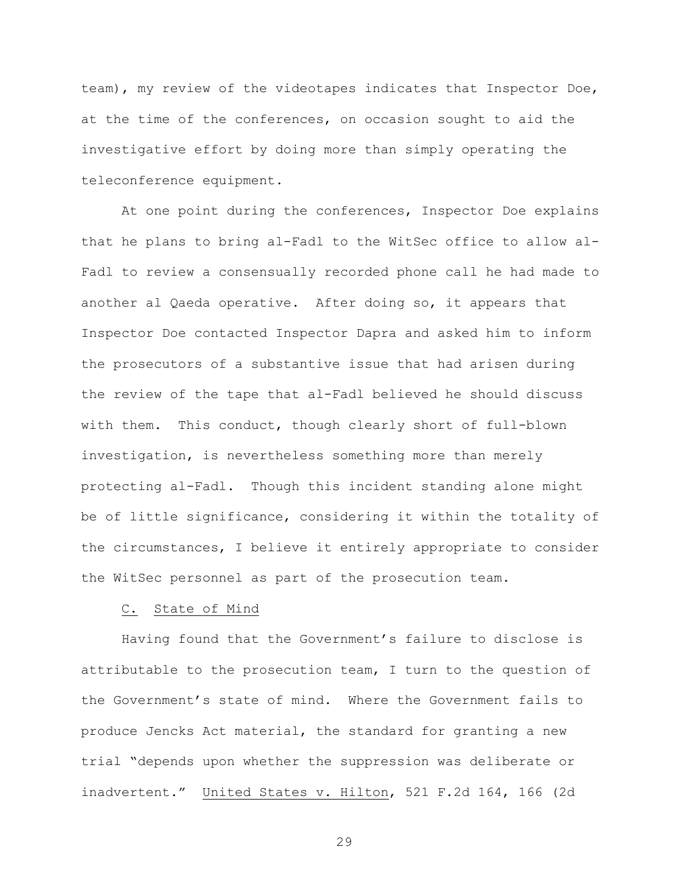team), my review of the videotapes indicates that Inspector Doe, at the time of the conferences, on occasion sought to aid the investigative effort by doing more than simply operating the teleconference equipment.

At one point during the conferences, Inspector Doe explains that he plans to bring al-Fadl to the WitSec office to allow al-Fadl to review a consensually recorded phone call he had made to another al Qaeda operative. After doing so, it appears that Inspector Doe contacted Inspector Dapra and asked him to inform the prosecutors of a substantive issue that had arisen during the review of the tape that al-Fadl believed he should discuss with them. This conduct, though clearly short of full-blown investigation, is nevertheless something more than merely protecting al-Fadl. Though this incident standing alone might be of little significance, considering it within the totality of the circumstances, I believe it entirely appropriate to consider the WitSec personnel as part of the prosecution team.

C. State of Mind

Having found that the Government's failure to disclose is attributable to the prosecution team, I turn to the question of the Government's state of mind. Where the Government fails to produce Jencks Act material, the standard for granting a new trial "depends upon whether the suppression was deliberate or inadvertent." United States v. Hilton, 521 F.2d 164, 166 (2d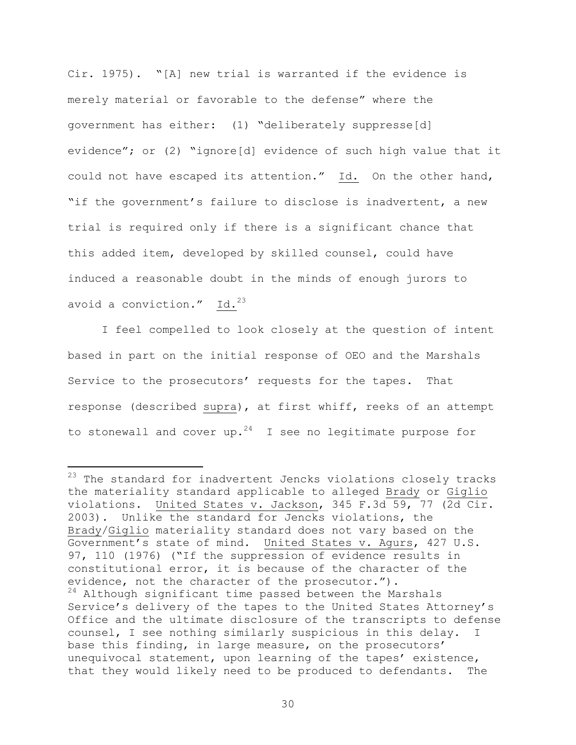Cir. 1975). "[A] new trial is warranted if the evidence is merely material or favorable to the defense" where the government has either: (1) "deliberately suppresse[d] evidence"; or (2) "ignore[d] evidence of such high value that it could not have escaped its attention." Id. On the other hand, "if the government's failure to disclose is inadvertent, a new trial is required only if there is a significant chance that this added item, developed by skilled counsel, could have induced a reasonable doubt in the minds of enough jurors to avoid a conviction." Id.[23]

I feel compelled to look closely at the question of intent based in part on the initial response of OEO and the Marshals Service to the prosecutors' requests for the tapes. That response (described supra), at first whiff, reeks of an attempt to stonewall and cover up.[24] I see no legitimate purpose for

---

[23] The standard for inadvertent Jencks violations closely tracks the materiality standard applicable to alleged Brady or Giglio violations. United States v. Jackson, 345 F.3d 59, 77 (2d Cir. 2003). Unlike the standard for Jencks violations, the Brady/Giglio materiality standard does not vary based on the Government's state of mind. United States v. Agurs, 427 U.S. 97, 110 (1976) ("If the suppression of evidence results in constitutional error, it is because of the character of the evidence, not the character of the prosecutor.").

[24] Although significant time passed between the Marshals Service's delivery of the tapes to the United States Attorney's Office and the ultimate disclosure of the transcripts to defense counsel, I see nothing similarly suspicious in this delay. I base this finding, in large measure, on the prosecutors' unequivocal statement, upon learning of the tapes' existence, that they would likely need to be produced to defendants. The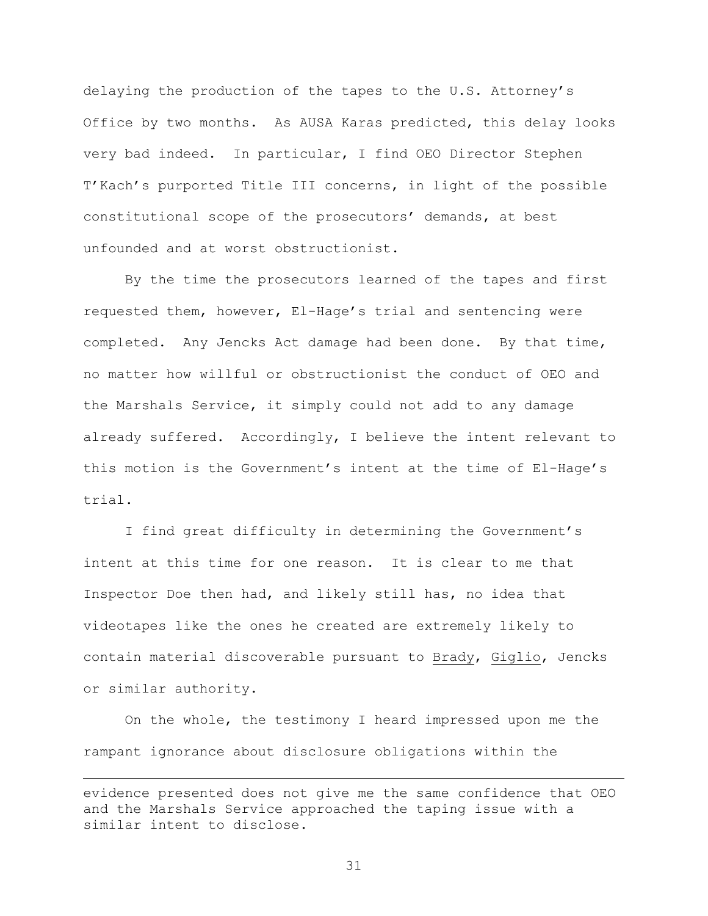delaying the production of the tapes to the U.S. Attorney's Office by two months. As AUSA Karas predicted, this delay looks very bad indeed. In particular, I find OEO Director Stephen T'Kach's purported Title III concerns, in light of the possible constitutional scope of the prosecutors' demands, at best unfounded and at worst obstructionist.

By the time the prosecutors learned of the tapes and first requested them, however, El-Hage's trial and sentencing were completed. Any Jencks Act damage had been done. By that time, no matter how willful or obstructionist the conduct of OEO and the Marshals Service, it simply could not add to any damage already suffered. Accordingly, I believe the intent relevant to this motion is the Government's intent at the time of El-Hage's trial.

I find great difficulty in determining the Government's intent at this time for one reason. It is clear to me that Inspector Doe then had, and likely still has, no idea that videotapes like the ones he created are extremely likely to contain material discoverable pursuant to Brady, Giglio, Jencks or similar authority.

On the whole, the testimony I heard impressed upon me the rampant ignorance about disclosure obligations within the

---

evidence presented does not give me the same confidence that OEO and the Marshals Service approached the taping issue with a similar intent to disclose.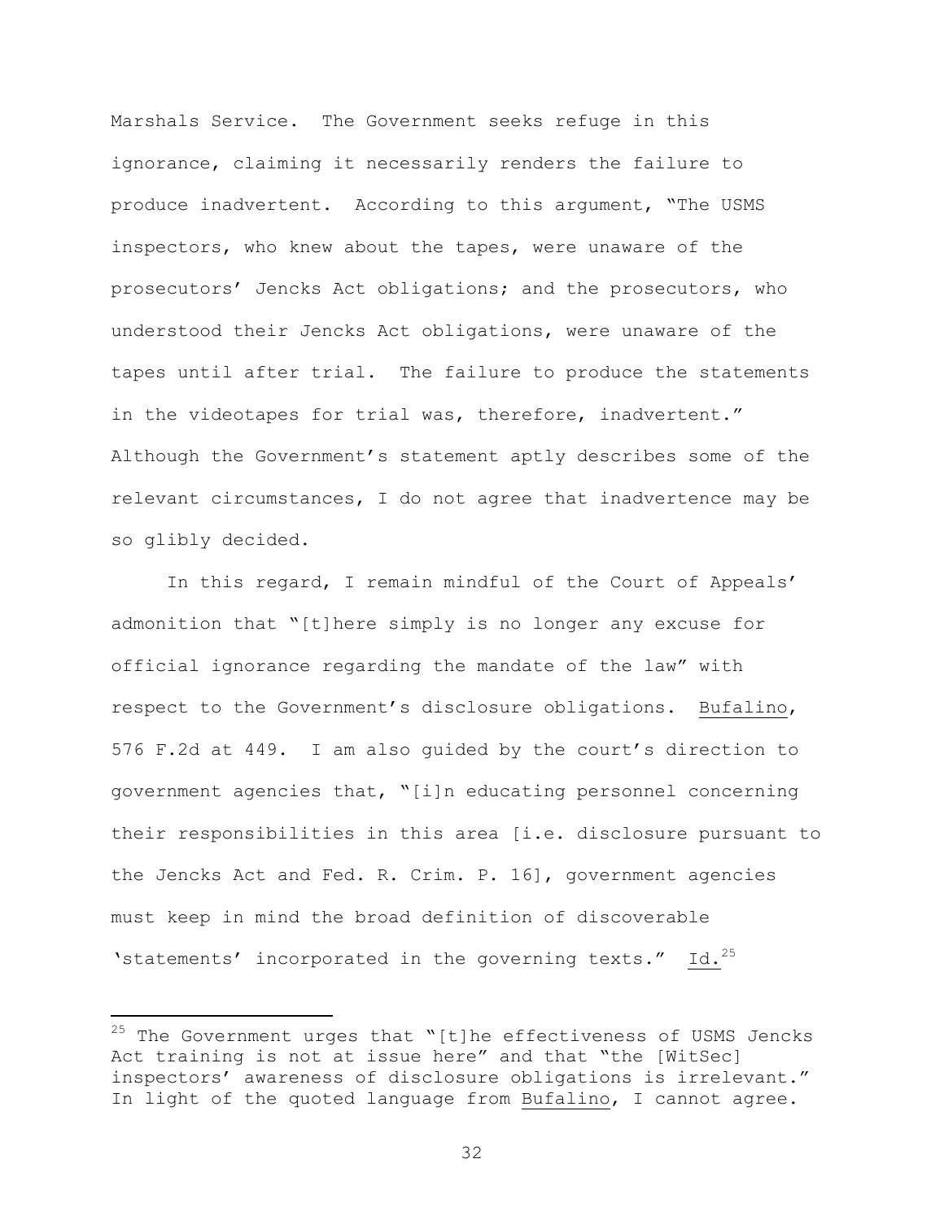Marshals Service. The Government seeks refuge in this ignorance, claiming it necessarily renders the failure to produce inadvertent. According to this argument, "The USMS inspectors, who knew about the tapes, were unaware of the prosecutors' Jencks Act obligations; and the prosecutors, who understood their Jencks Act obligations, were unaware of the tapes until after trial. The failure to produce the statements in the videotapes for trial was, therefore, inadvertent." Although the Government's statement aptly describes some of the relevant circumstances, I do not agree that inadvertence may be so glibly decided.

In this regard, I remain mindful of the Court of Appeals' admonition that "[t]here simply is no longer any excuse for official ignorance regarding the mandate of the law" with respect to the Government's disclosure obligations. Bufalino, 576 F.2d at 449. I am also guided by the court's direction to government agencies that, "[i]n educating personnel concerning their responsibilities in this area [i.e. disclosure pursuant to the Jencks Act and Fed. R. Crim. P. 16], government agencies must keep in mind the broad definition of discoverable 'statements' incorporated in the governing texts." Id.[25]

---

[25] The Government urges that "[t]he effectiveness of USMS Jencks Act training is not at issue here" and that "the [WitSec] inspectors' awareness of disclosure obligations is irrelevant." In light of the quoted language from Bufalino, I cannot agree.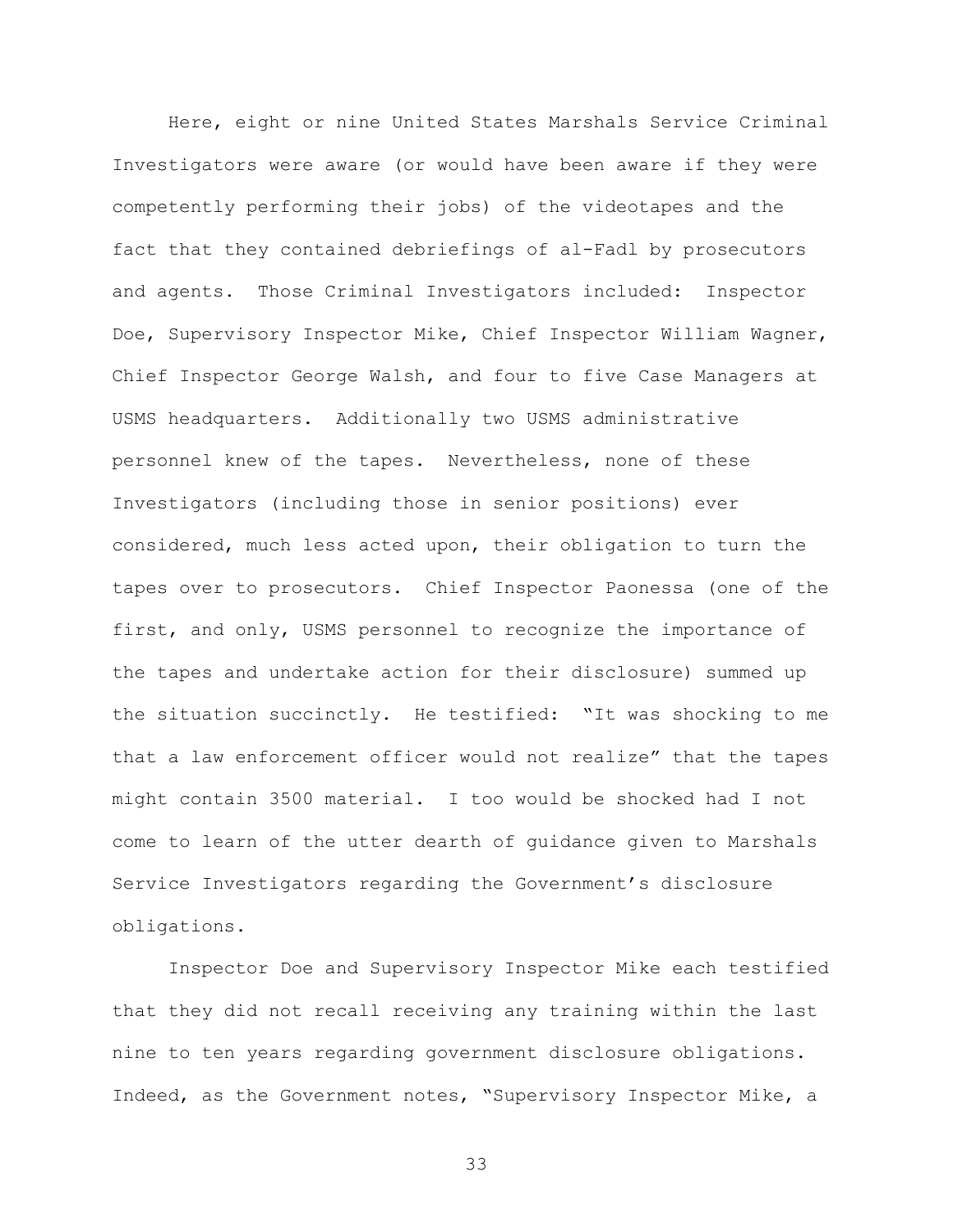Here, eight or nine United States Marshals Service Criminal Investigators were aware (or would have been aware if they were competently performing their jobs) of the videotapes and the fact that they contained debriefings of al-Fadl by prosecutors and agents. Those Criminal Investigators included: Inspector Doe, Supervisory Inspector Mike, Chief Inspector William Wagner, Chief Inspector George Walsh, and four to five Case Managers at USMS headquarters. Additionally two USMS administrative personnel knew of the tapes. Nevertheless, none of these Investigators (including those in senior positions) ever considered, much less acted upon, their obligation to turn the tapes over to prosecutors. Chief Inspector Paonessa (one of the first, and only, USMS personnel to recognize the importance of the tapes and undertake action for their disclosure) summed up the situation succinctly. He testified: "It was shocking to me that a law enforcement officer would not realize" that the tapes might contain 3500 material. I too would be shocked had I not come to learn of the utter dearth of guidance given to Marshals Service Investigators regarding the Government's disclosure obligations.

Inspector Doe and Supervisory Inspector Mike each testified that they did not recall receiving any training within the last nine to ten years regarding government disclosure obligations. Indeed, as the Government notes, "Supervisory Inspector Mike, a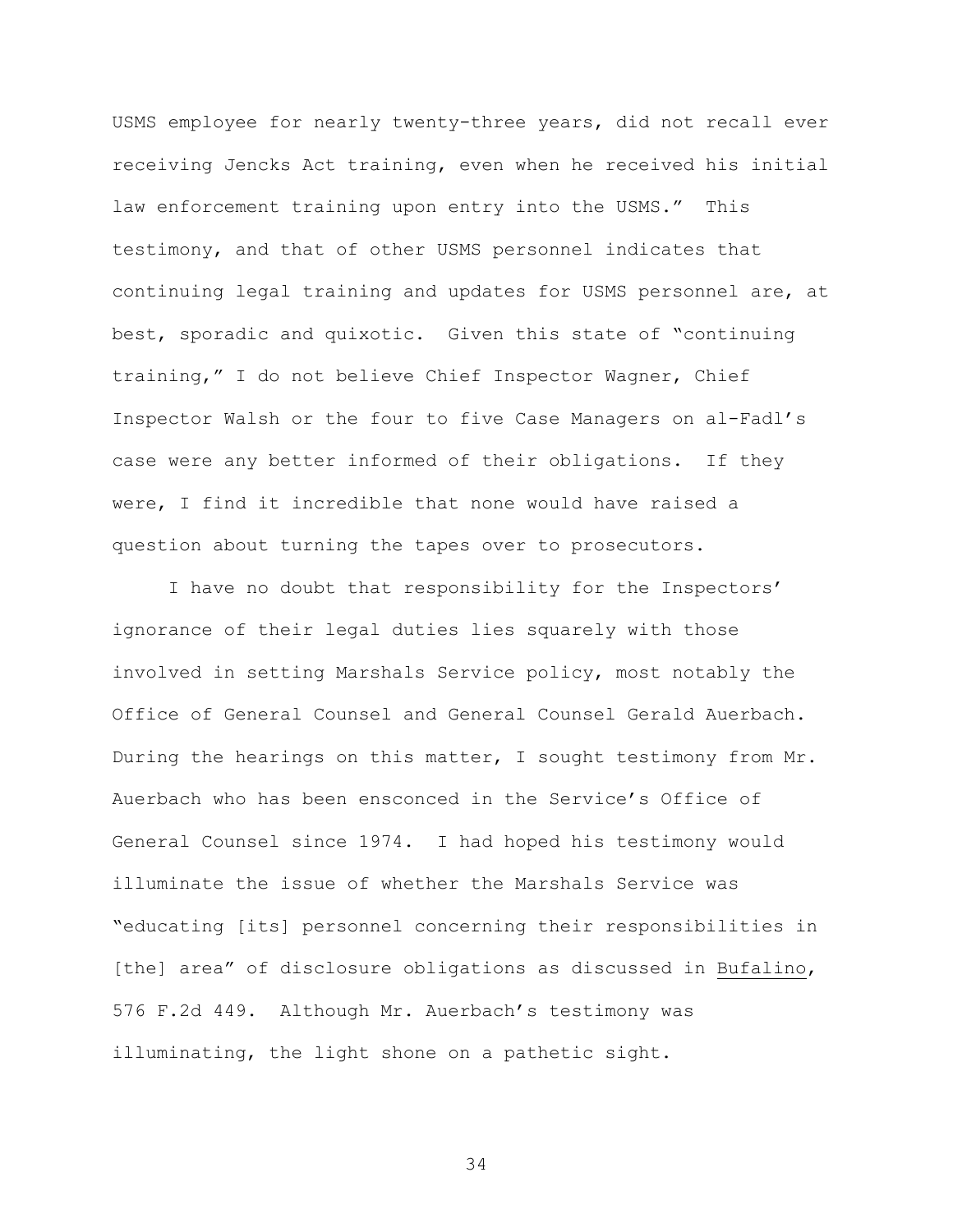USMS employee for nearly twenty-three years, did not recall ever receiving Jencks Act training, even when he received his initial law enforcement training upon entry into the USMS." This testimony, and that of other USMS personnel indicates that continuing legal training and updates for USMS personnel are, at best, sporadic and quixotic. Given this state of "continuing training," I do not believe Chief Inspector Wagner, Chief Inspector Walsh or the four to five Case Managers on al-Fadl's case were any better informed of their obligations. If they were, I find it incredible that none would have raised a question about turning the tapes over to prosecutors.

I have no doubt that responsibility for the Inspectors' ignorance of their legal duties lies squarely with those involved in setting Marshals Service policy, most notably the Office of General Counsel and General Counsel Gerald Auerbach. During the hearings on this matter, I sought testimony from Mr. Auerbach who has been ensconced in the Service's Office of General Counsel since 1974. I had hoped his testimony would illuminate the issue of whether the Marshals Service was "educating [its] personnel concerning their responsibilities in [the] area" of disclosure obligations as discussed in Bufalino, 576 F.2d 449. Although Mr. Auerbach's testimony was illuminating, the light shone on a pathetic sight.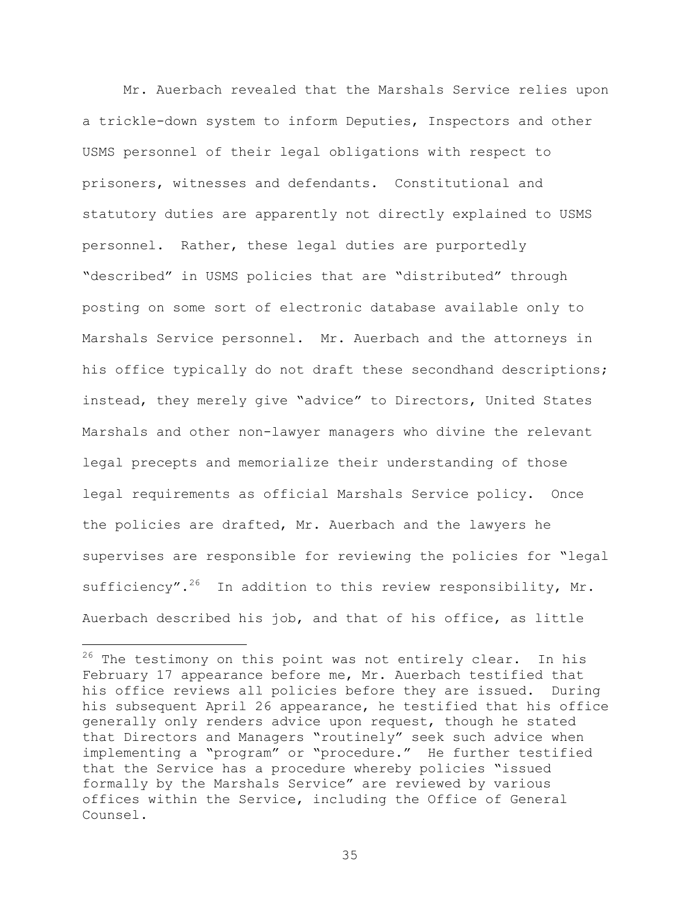Mr. Auerbach revealed that the Marshals Service relies upon a trickle-down system to inform Deputies, Inspectors and other USMS personnel of their legal obligations with respect to prisoners, witnesses and defendants. Constitutional and statutory duties are apparently not directly explained to USMS personnel. Rather, these legal duties are purportedly "described" in USMS policies that are "distributed" through posting on some sort of electronic database available only to Marshals Service personnel. Mr. Auerbach and the attorneys in his office typically do not draft these secondhand descriptions; instead, they merely give "advice" to Directors, United States Marshals and other non-lawyer managers who divine the relevant legal precepts and memorialize their understanding of those legal requirements as official Marshals Service policy. Once the policies are drafted, Mr. Auerbach and the lawyers he supervises are responsible for reviewing the policies for "legal sufficiency".[26] In addition to this review responsibility, Mr. Auerbach described his job, and that of his office, as little

---

[26] The testimony on this point was not entirely clear. In his February 17 appearance before me, Mr. Auerbach testified that his office reviews all policies before they are issued. During his subsequent April 26 appearance, he testified that his office generally only renders advice upon request, though he stated that Directors and Managers "routinely" seek such advice when implementing a "program" or "procedure." He further testified that the Service has a procedure whereby policies "issued formally by the Marshals Service" are reviewed by various offices within the Service, including the Office of General Counsel.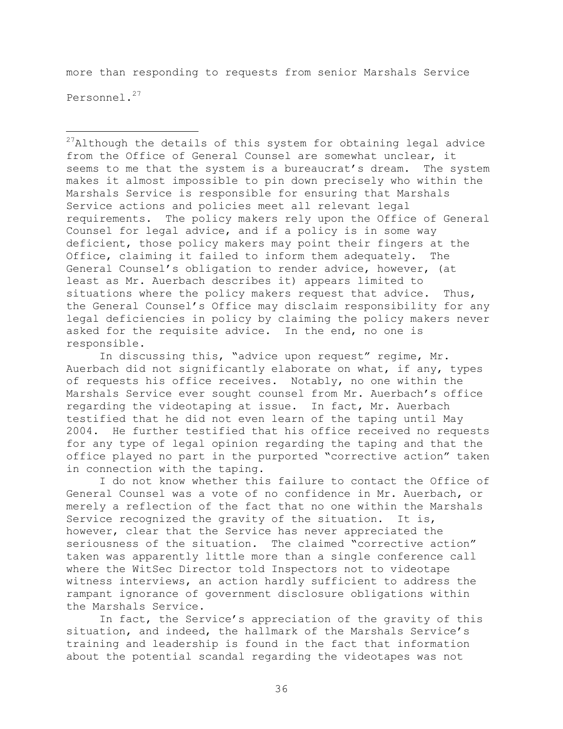more than responding to requests from senior Marshals Service Personnel.[27]

---

[27]Although the details of this system for obtaining legal advice from the Office of General Counsel are somewhat unclear, it seems to me that the system is a bureaucrat's dream. The system makes it almost impossible to pin down precisely who within the Marshals Service is responsible for ensuring that Marshals Service actions and policies meet all relevant legal requirements. The policy makers rely upon the Office of General Counsel for legal advice, and if a policy is in some way deficient, those policy makers may point their fingers at the Office, claiming it failed to inform them adequately. The General Counsel's obligation to render advice, however, (at least as Mr. Auerbach describes it) appears limited to situations where the policy makers request that advice. Thus, the General Counsel's Office may disclaim responsibility for any legal deficiencies in policy by claiming the policy makers never asked for the requisite advice. In the end, no one is responsible.

In discussing this, "advice upon request" regime, Mr. Auerbach did not significantly elaborate on what, if any, types of requests his office receives. Notably, no one within the Marshals Service ever sought counsel from Mr. Auerbach's office regarding the videotaping at issue. In fact, Mr. Auerbach testified that he did not even learn of the taping until May 2004. He further testified that his office received no requests for any type of legal opinion regarding the taping and that the office played no part in the purported "corrective action" taken in connection with the taping.

I do not know whether this failure to contact the Office of General Counsel was a vote of no confidence in Mr. Auerbach, or merely a reflection of the fact that no one within the Marshals Service recognized the gravity of the situation. It is, however, clear that the Service has never appreciated the seriousness of the situation. The claimed "corrective action" taken was apparently little more than a single conference call where the WitSec Director told Inspectors not to videotape witness interviews, an action hardly sufficient to address the rampant ignorance of government disclosure obligations within the Marshals Service.

In fact, the Service's appreciation of the gravity of this situation, and indeed, the hallmark of the Marshals Service's training and leadership is found in the fact that information about the potential scandal regarding the videotapes was not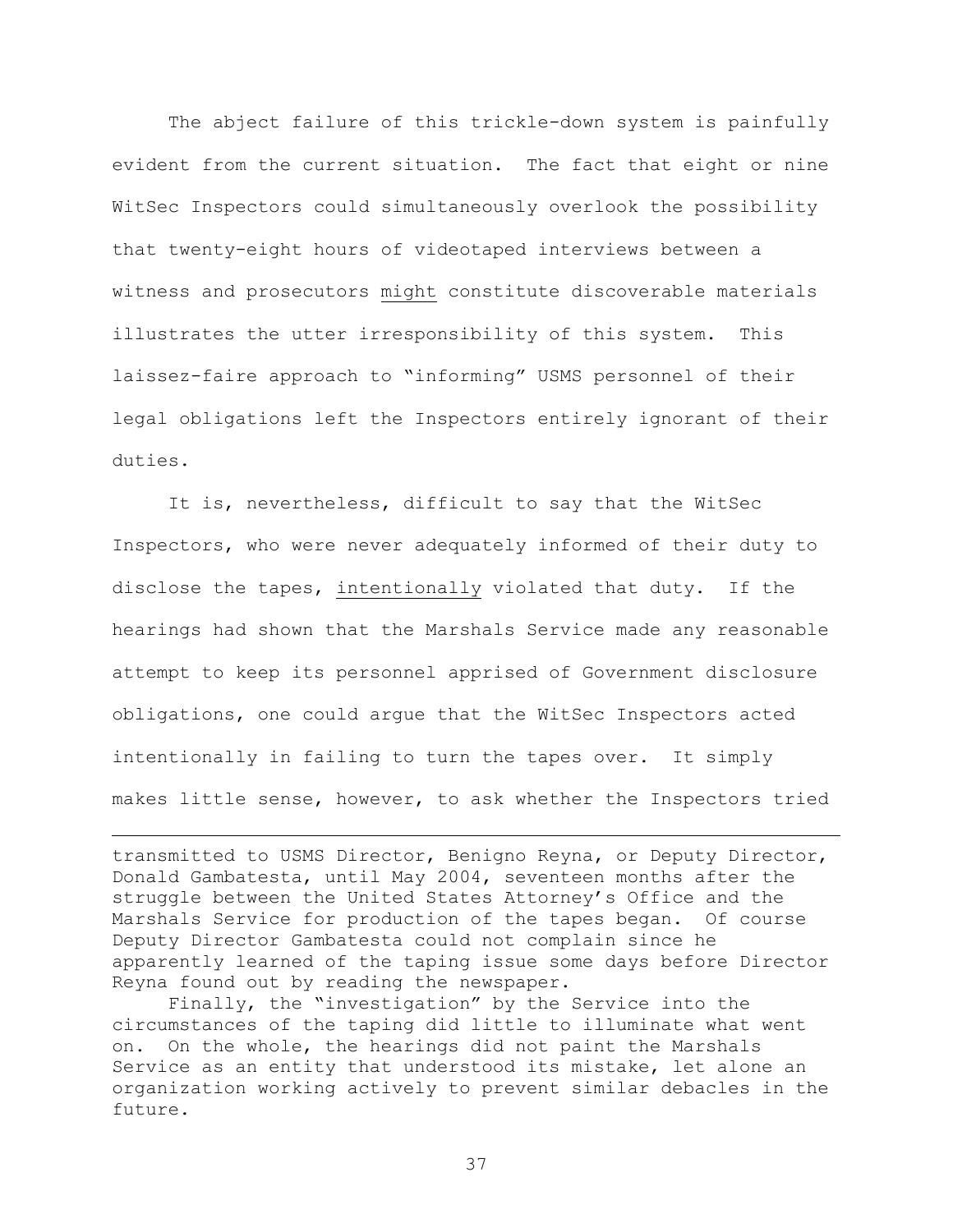The abject failure of this trickle-down system is painfully evident from the current situation. The fact that eight or nine WitSec Inspectors could simultaneously overlook the possibility that twenty-eight hours of videotaped interviews between a witness and prosecutors <u>might</u> constitute discoverable materials illustrates the utter irresponsibility of this system. This laissez-faire approach to "informing" USMS personnel of their legal obligations left the Inspectors entirely ignorant of their duties.

It is, nevertheless, difficult to say that the WitSec Inspectors, who were never adequately informed of their duty to disclose the tapes, <u>intentionally</u> violated that duty. If the hearings had shown that the Marshals Service made any reasonable attempt to keep its personnel apprised of Government disclosure obligations, one could argue that the WitSec Inspectors acted intentionally in failing to turn the tapes over. It simply makes little sense, however, to ask whether the Inspectors tried

---

transmitted to USMS Director, Benigno Reyna, or Deputy Director, Donald Gambatesta, until May 2004, seventeen months after the struggle between the United States Attorney's Office and the Marshals Service for production of the tapes began. Of course Deputy Director Gambatesta could not complain since he apparently learned of the taping issue some days before Director Reyna found out by reading the newspaper.

Finally, the "investigation" by the Service into the circumstances of the taping did little to illuminate what went on. On the whole, the hearings did not paint the Marshals Service as an entity that understood its mistake, let alone an organization working actively to prevent similar debacles in the future.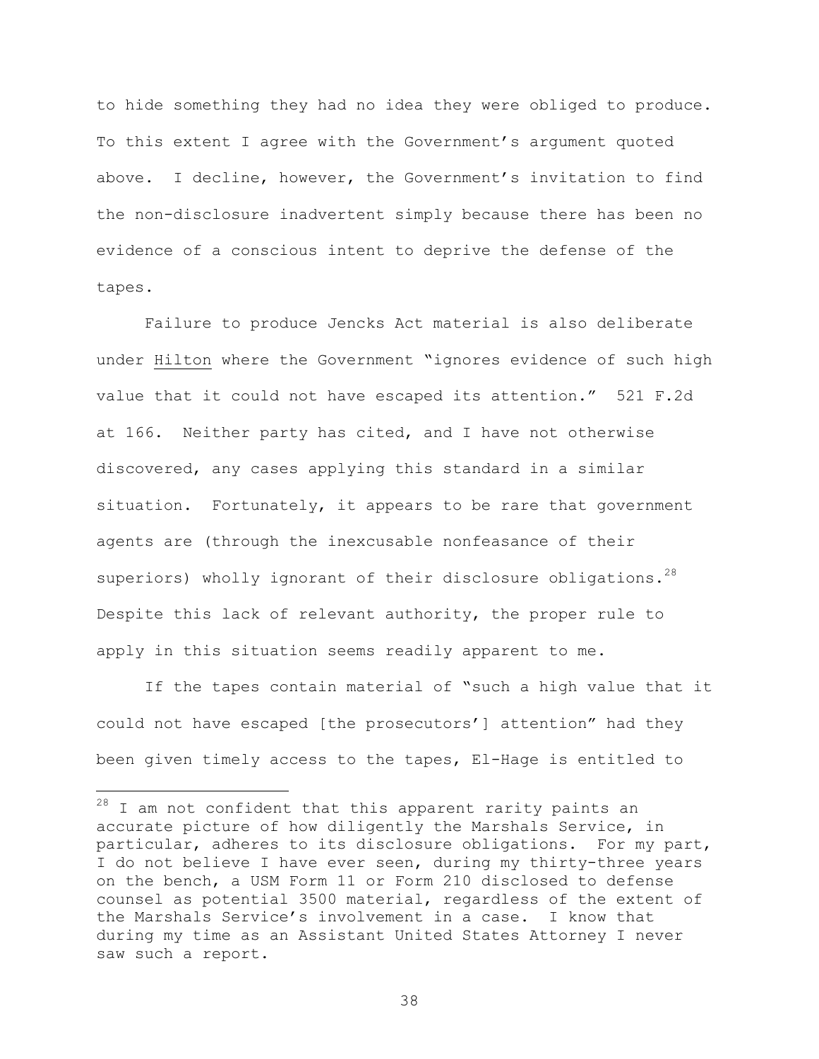to hide something they had no idea they were obliged to produce. To this extent I agree with the Government's argument quoted above. I decline, however, the Government's invitation to find the non-disclosure inadvertent simply because there has been no evidence of a conscious intent to deprive the defense of the tapes.

Failure to produce Jencks Act material is also deliberate under Hilton where the Government "ignores evidence of such high value that it could not have escaped its attention." 521 F.2d at 166. Neither party has cited, and I have not otherwise discovered, any cases applying this standard in a similar situation. Fortunately, it appears to be rare that government agents are (through the inexcusable nonfeasance of their superiors) wholly ignorant of their disclosure obligations.[28] Despite this lack of relevant authority, the proper rule to apply in this situation seems readily apparent to me.

If the tapes contain material of "such a high value that it could not have escaped [the prosecutors'] attention" had they been given timely access to the tapes, El-Hage is entitled to

---

[28] I am not confident that this apparent rarity paints an accurate picture of how diligently the Marshals Service, in particular, adheres to its disclosure obligations. For my part, I do not believe I have ever seen, during my thirty-three years on the bench, a USM Form 11 or Form 210 disclosed to defense counsel as potential 3500 material, regardless of the extent of the Marshals Service's involvement in a case. I know that during my time as an Assistant United States Attorney I never saw such a report.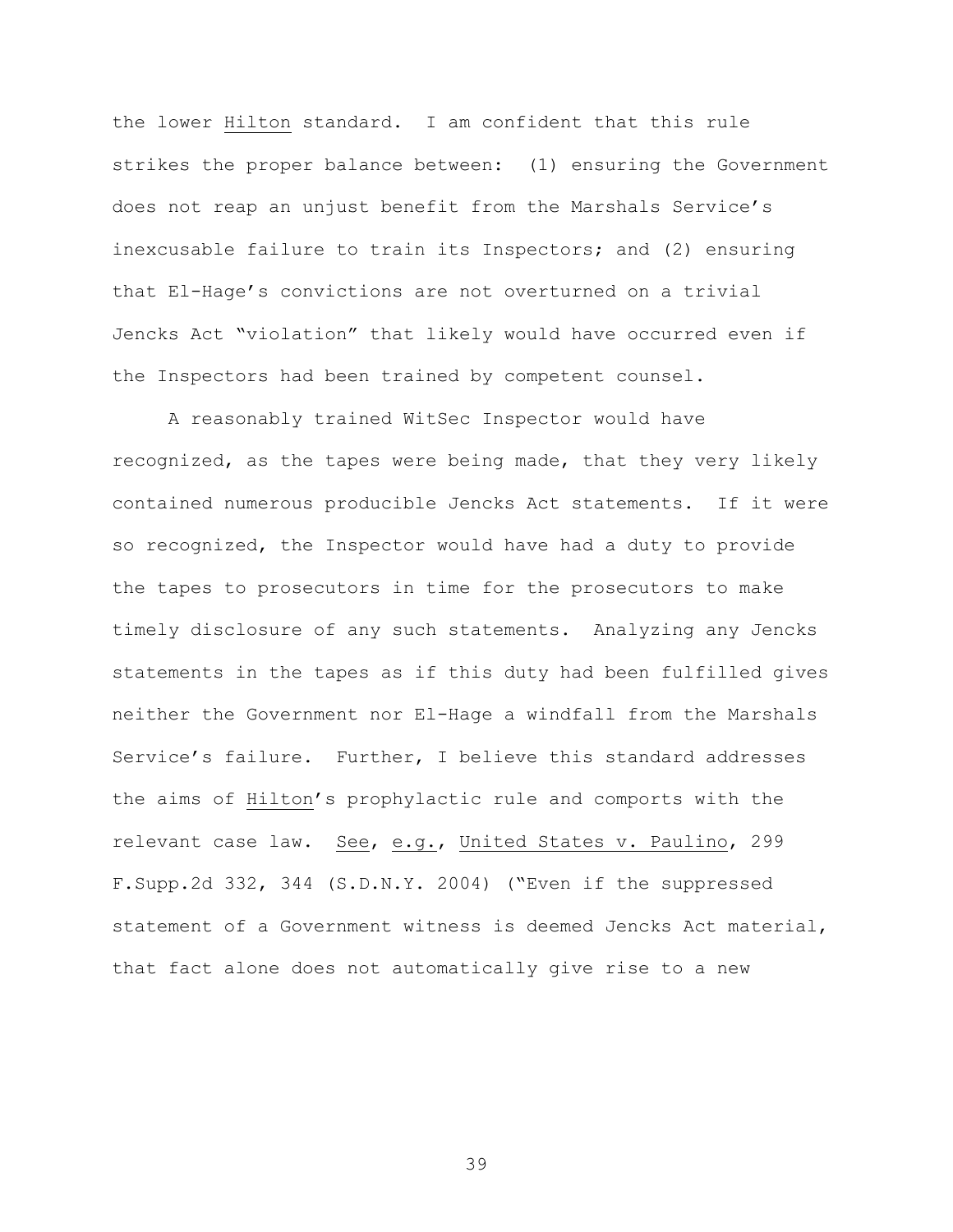the lower Hilton standard. I am confident that this rule strikes the proper balance between: (1) ensuring the Government does not reap an unjust benefit from the Marshals Service's inexcusable failure to train its Inspectors; and (2) ensuring that El-Hage's convictions are not overturned on a trivial Jencks Act "violation" that likely would have occurred even if the Inspectors had been trained by competent counsel.

A reasonably trained WitSec Inspector would have recognized, as the tapes were being made, that they very likely contained numerous producible Jencks Act statements. If it were so recognized, the Inspector would have had a duty to provide the tapes to prosecutors in time for the prosecutors to make timely disclosure of any such statements. Analyzing any Jencks statements in the tapes as if this duty had been fulfilled gives neither the Government nor El-Hage a windfall from the Marshals Service's failure. Further, I believe this standard addresses the aims of Hilton's prophylactic rule and comports with the relevant case law. See, e.g., United States v. Paulino, 299 F.Supp.2d 332, 344 (S.D.N.Y. 2004) ("Even if the suppressed statement of a Government witness is deemed Jencks Act material, that fact alone does not automatically give rise to a new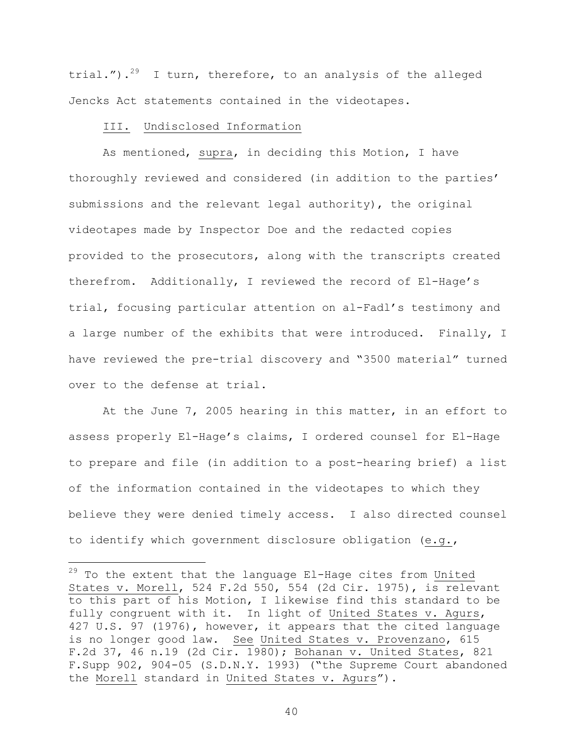trial.").[29] I turn, therefore, to an analysis of the alleged Jencks Act statements contained in the videotapes.

## III. Undisclosed Information

As mentioned, *supra*, in deciding this Motion, I have thoroughly reviewed and considered (in addition to the parties' submissions and the relevant legal authority), the original videotapes made by Inspector Doe and the redacted copies provided to the prosecutors, along with the transcripts created therefrom. Additionally, I reviewed the record of El-Hage's trial, focusing particular attention on al-Fadl's testimony and a large number of the exhibits that were introduced. Finally, I have reviewed the pre-trial discovery and "3500 material" turned over to the defense at trial.

At the June 7, 2005 hearing in this matter, in an effort to assess properly El-Hage's claims, I ordered counsel for El-Hage to prepare and file (in addition to a post-hearing brief) a list of the information contained in the videotapes to which they believe they were denied timely access. I also directed counsel to identify which government disclosure obligation (*e.g.*,

---

[29] To the extent that the language El-Hage cites from *United States v. Morell*, 524 F.2d 550, 554 (2d Cir. 1975), is relevant to this part of his Motion, I likewise find this standard to be fully congruent with it. In light of *United States v. Agurs*, 427 U.S. 97 (1976), however, it appears that the cited language is no longer good law. *See* *United States v. Provenzano*, 615 F.2d 37, 46 n.19 (2d Cir. 1980); *Bohanan v. United States*, 821 F.Supp 902, 904-05 (S.D.N.Y. 1993) ("the Supreme Court abandoned the *Morell* standard in *United States v. Agurs*").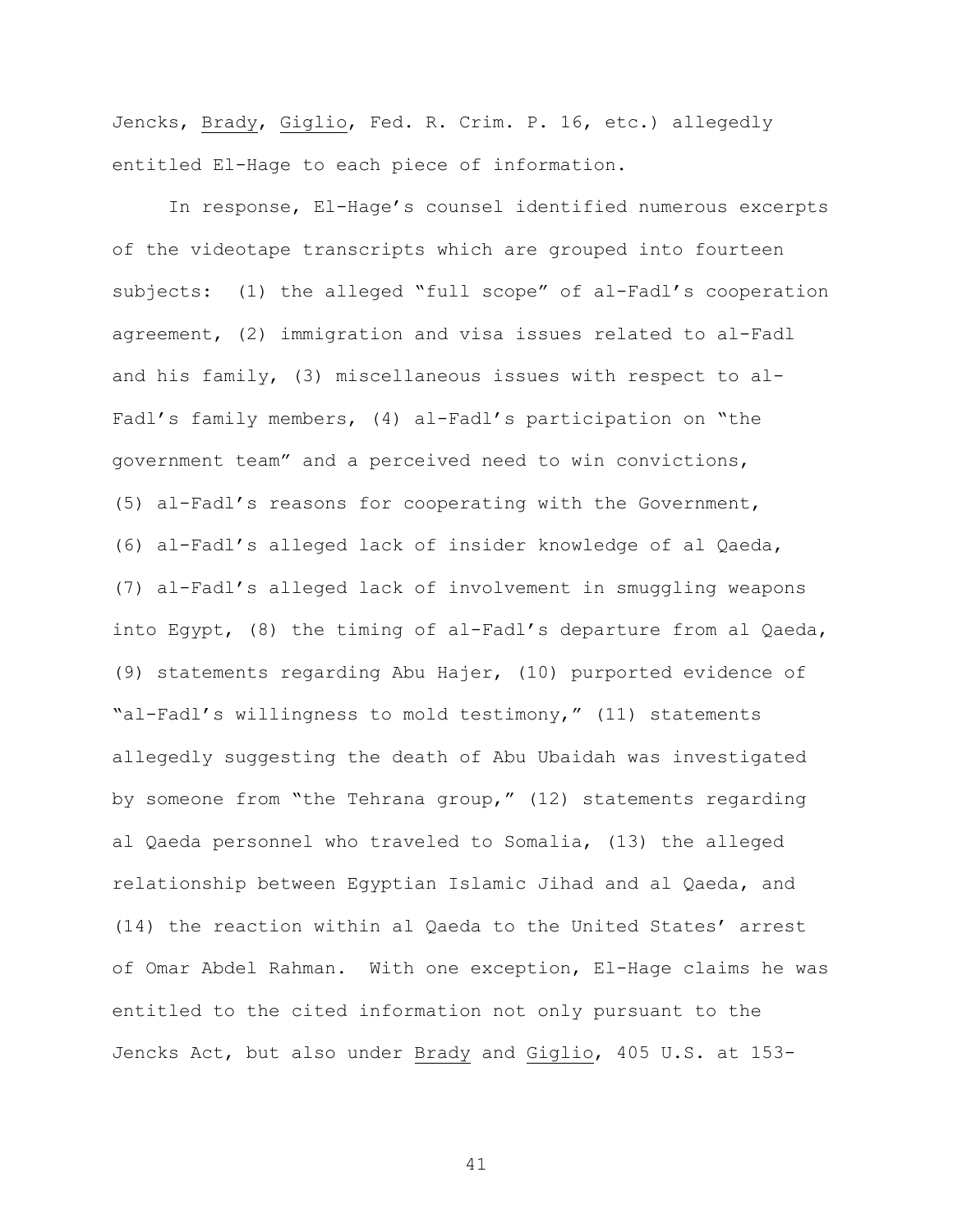Jencks, Brady, Giglio, Fed. R. Crim. P. 16, etc.) allegedly entitled El-Hage to each piece of information.

In response, El-Hage's counsel identified numerous excerpts of the videotape transcripts which are grouped into fourteen subjects: (1) the alleged "full scope" of al-Fadl's cooperation agreement, (2) immigration and visa issues related to al-Fadl and his family, (3) miscellaneous issues with respect to al-Fadl's family members, (4) al-Fadl's participation on "the government team" and a perceived need to win convictions, (5) al-Fadl's reasons for cooperating with the Government, (6) al-Fadl's alleged lack of insider knowledge of al Qaeda, (7) al-Fadl's alleged lack of involvement in smuggling weapons into Egypt, (8) the timing of al-Fadl's departure from al Qaeda, (9) statements regarding Abu Hajer, (10) purported evidence of "al-Fadl's willingness to mold testimony," (11) statements allegedly suggesting the death of Abu Ubaidah was investigated by someone from "the Tehrana group," (12) statements regarding al Qaeda personnel who traveled to Somalia, (13) the alleged relationship between Egyptian Islamic Jihad and al Qaeda, and (14) the reaction within al Qaeda to the United States' arrest of Omar Abdel Rahman. With one exception, El-Hage claims he was entitled to the cited information not only pursuant to the Jencks Act, but also under Brady and Giglio, 405 U.S. at 153-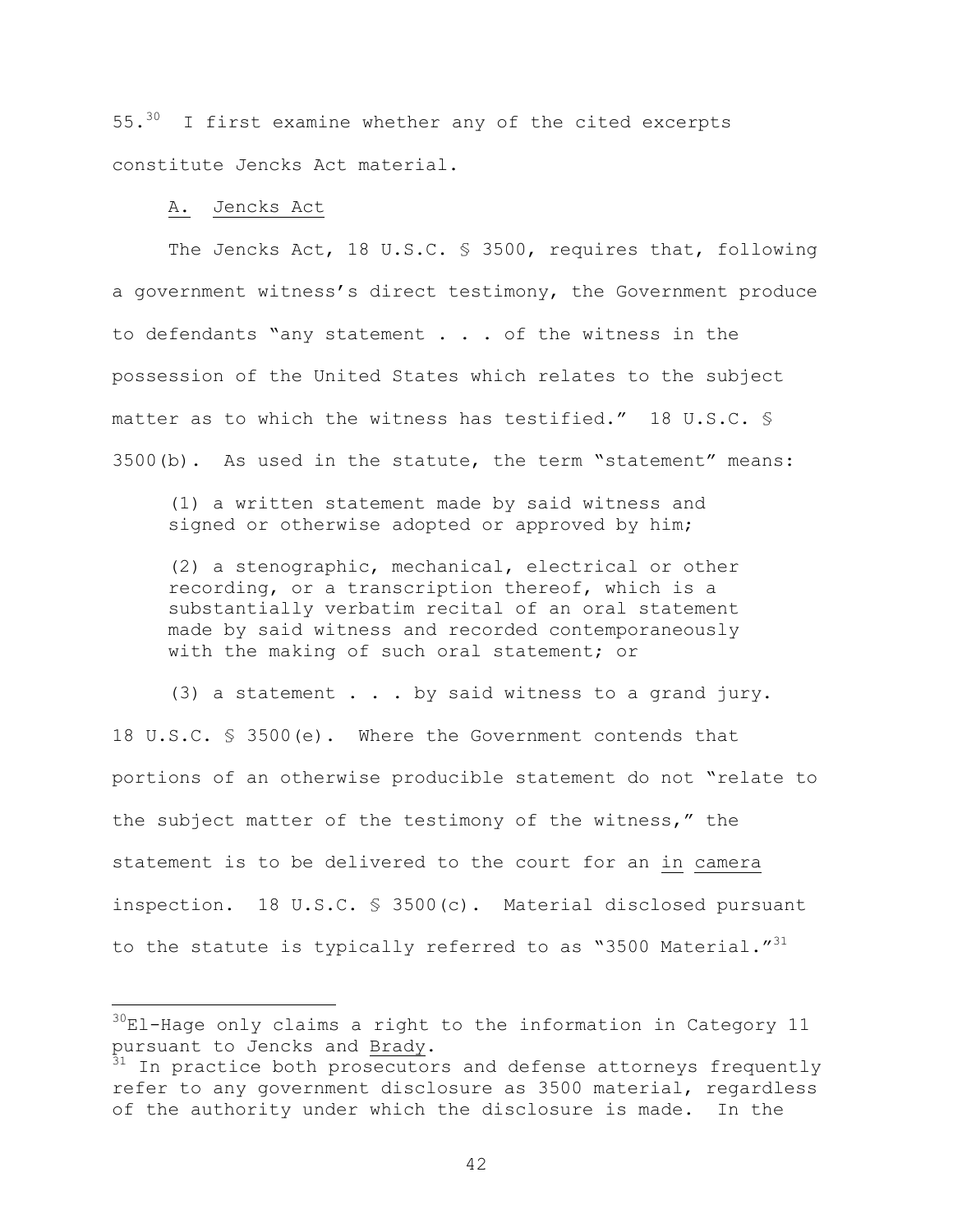55.[30] I first examine whether any of the cited excerpts constitute Jencks Act material.

A. <u>Jencks Act</u>

The Jencks Act, 18 U.S.C. § 3500, requires that, following a government witness's direct testimony, the Government produce to defendants "any statement . . . of the witness in the possession of the United States which relates to the subject matter as to which the witness has testified." 18 U.S.C. § 3500(b). As used in the statute, the term "statement" means:

> (1) a written statement made by said witness and signed or otherwise adopted or approved by him;
>
> (2) a stenographic, mechanical, electrical or other recording, or a transcription thereof, which is a substantially verbatim recital of an oral statement made by said witness and recorded contemporaneously with the making of such oral statement; or
>
> (3) a statement . . . by said witness to a grand jury.

18 U.S.C. § 3500(e). Where the Government contends that portions of an otherwise producible statement do not "relate to the subject matter of the testimony of the witness," the statement is to be delivered to the court for an <u>in camera</u> inspection. 18 U.S.C. § 3500(c). Material disclosed pursuant to the statute is typically referred to as "3500 Material."[31]

---

[30] El-Hage only claims a right to the information in Category 11 pursuant to Jencks and <u>Brady</u>.

[31] In practice both prosecutors and defense attorneys frequently refer to any government disclosure as 3500 material, regardless of the authority under which the disclosure is made. In the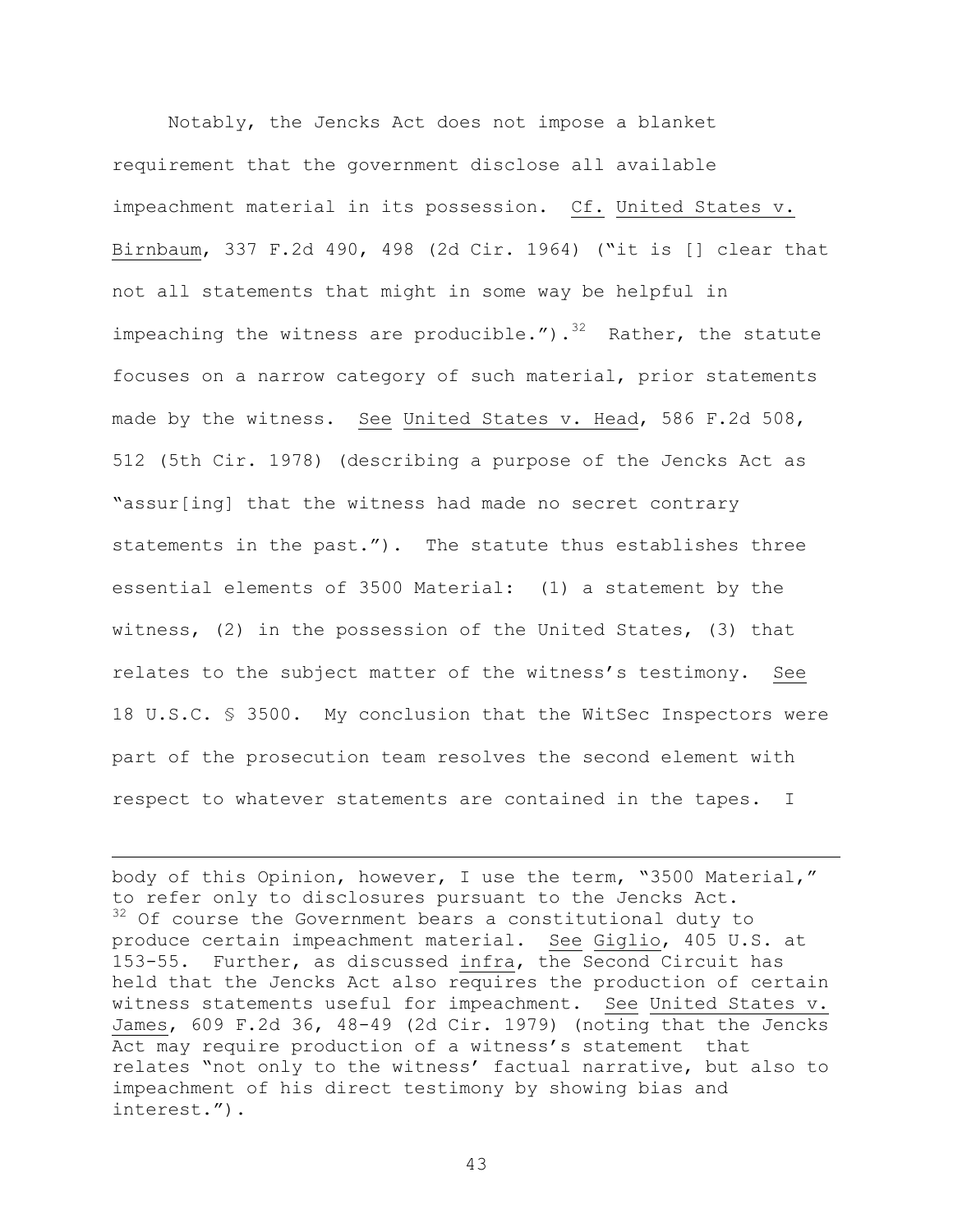Notably, the Jencks Act does not impose a blanket requirement that the government disclose all available impeachment material in its possession. Cf. United States v. Birnbaum, 337 F.2d 490, 498 (2d Cir. 1964) ("it is [] clear that not all statements that might in some way be helpful in impeaching the witness are producible.").[32] Rather, the statute focuses on a narrow category of such material, prior statements made by the witness. See United States v. Head, 586 F.2d 508, 512 (5th Cir. 1978) (describing a purpose of the Jencks Act as "assur[ing] that the witness had made no secret contrary statements in the past."). The statute thus establishes three essential elements of 3500 Material: (1) a statement by the witness, (2) in the possession of the United States, (3) that relates to the subject matter of the witness's testimony. See 18 U.S.C. § 3500. My conclusion that the WitSec Inspectors were part of the prosecution team resolves the second element with respect to whatever statements are contained in the tapes. I

---

body of this Opinion, however, I use the term, "3500 Material," to refer only to disclosures pursuant to the Jencks Act.

[32] Of course the Government bears a constitutional duty to produce certain impeachment material. See Giglio, 405 U.S. at 153-55. Further, as discussed infra, the Second Circuit has held that the Jencks Act also requires the production of certain witness statements useful for impeachment. See United States v. James, 609 F.2d 36, 48-49 (2d Cir. 1979) (noting that the Jencks Act may require production of a witness's statement that relates "not only to the witness' factual narrative, but also to impeachment of his direct testimony by showing bias and interest.").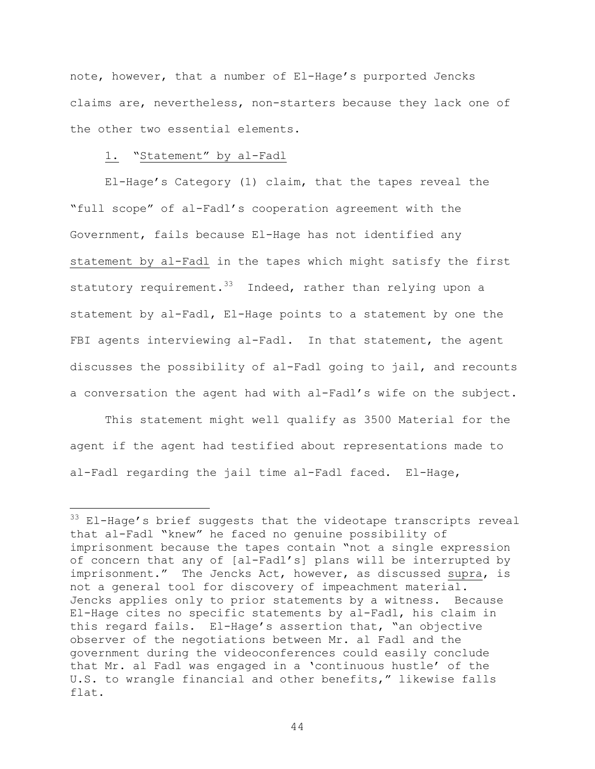note, however, that a number of El-Hage's purported Jencks claims are, nevertheless, non-starters because they lack one of the other two essential elements.

1. "Statement" by al-Fadl

El-Hage's Category (1) claim, that the tapes reveal the "full scope" of al-Fadl's cooperation agreement with the Government, fails because El-Hage has not identified any statement by al-Fadl in the tapes which might satisfy the first statutory requirement.[33] Indeed, rather than relying upon a statement by al-Fadl, El-Hage points to a statement by one the FBI agents interviewing al-Fadl. In that statement, the agent discusses the possibility of al-Fadl going to jail, and recounts a conversation the agent had with al-Fadl's wife on the subject.

This statement might well qualify as 3500 Material for the agent if the agent had testified about representations made to al-Fadl regarding the jail time al-Fadl faced. El-Hage,

[33] El-Hage's brief suggests that the videotape transcripts reveal that al-Fadl "knew" he faced no genuine possibility of imprisonment because the tapes contain "not a single expression of concern that any of [al-Fadl's] plans will be interrupted by imprisonment." The Jencks Act, however, as discussed supra, is not a general tool for discovery of impeachment material. Jencks applies only to prior statements by a witness. Because El-Hage cites no specific statements by al-Fadl, his claim in this regard fails. El-Hage's assertion that, "an objective observer of the negotiations between Mr. al Fadl and the government during the videoconferences could easily conclude that Mr. al Fadl was engaged in a 'continuous hustle' of the U.S. to wrangle financial and other benefits," likewise falls flat.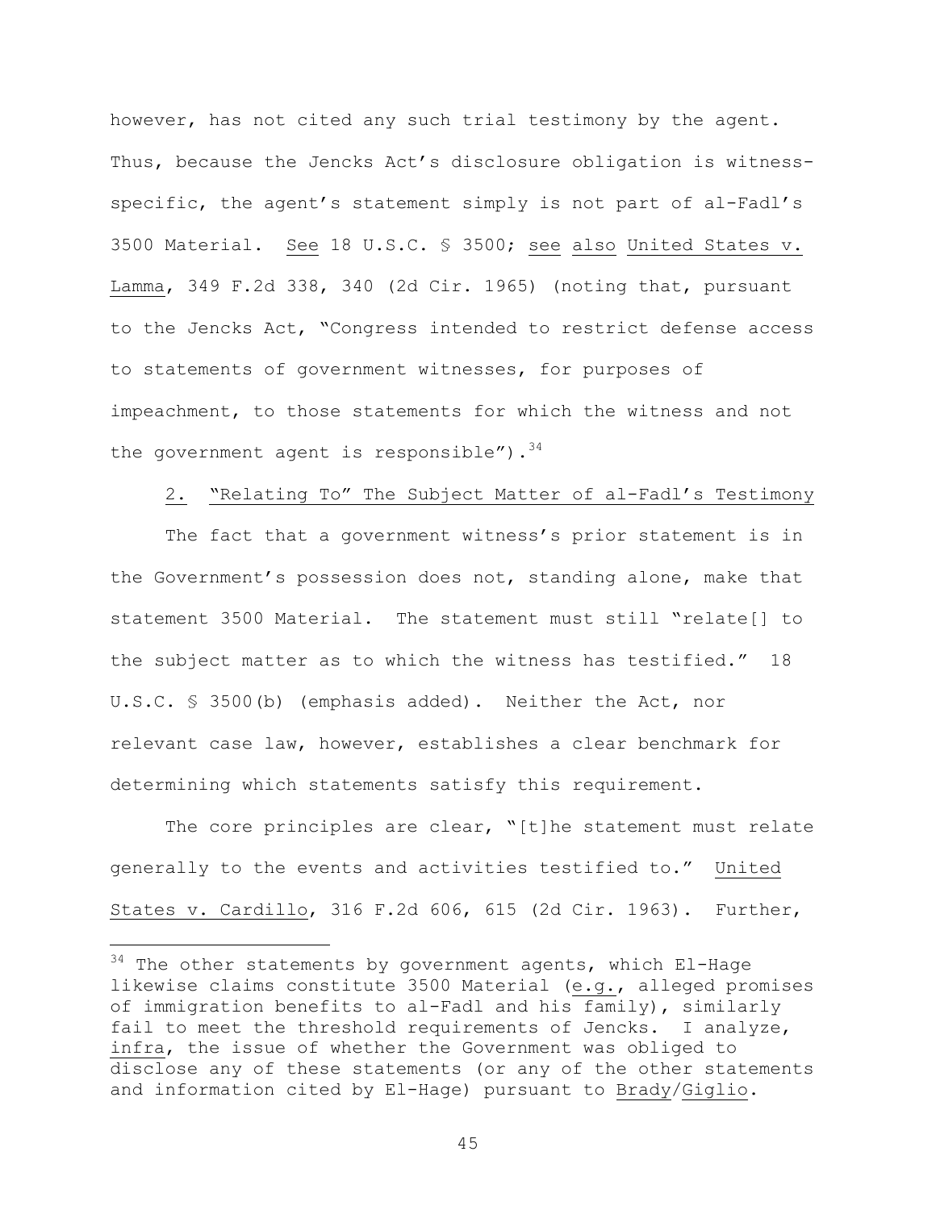however, has not cited any such trial testimony by the agent. Thus, because the Jencks Act's disclosure obligation is witness-specific, the agent's statement simply is not part of al-Fadl's 3500 Material. _See_ 18 U.S.C. § 3500; _see also_ _United States v. Lamma_, 349 F.2d 338, 340 (2d Cir. 1965) (noting that, pursuant to the Jencks Act, "Congress intended to restrict defense access to statements of government witnesses, for purposes of impeachment, to those statements for which the witness and not the government agent is responsible").[34]

### 2. "Relating To" The Subject Matter of al-Fadl's Testimony

The fact that a government witness's prior statement is in the Government's possession does not, standing alone, make that statement 3500 Material. The statement must still "relate[] to the subject matter as to which the witness has testified." 18 U.S.C. § 3500(b) (emphasis added). Neither the Act, nor relevant case law, however, establishes a clear benchmark for determining which statements satisfy this requirement.

The core principles are clear, "[t]he statement must relate generally to the events and activities testified to." _United States v. Cardillo_, 316 F.2d 606, 615 (2d Cir. 1963). Further,

---

[34] The other statements by government agents, which El-Hage likewise claims constitute 3500 Material (_e.g._, alleged promises of immigration benefits to al-Fadl and his family), similarly fail to meet the threshold requirements of Jencks. I analyze, _infra_, the issue of whether the Government was obliged to disclose any of these statements (or any of the other statements and information cited by El-Hage) pursuant to _Brady_/_Giglio_.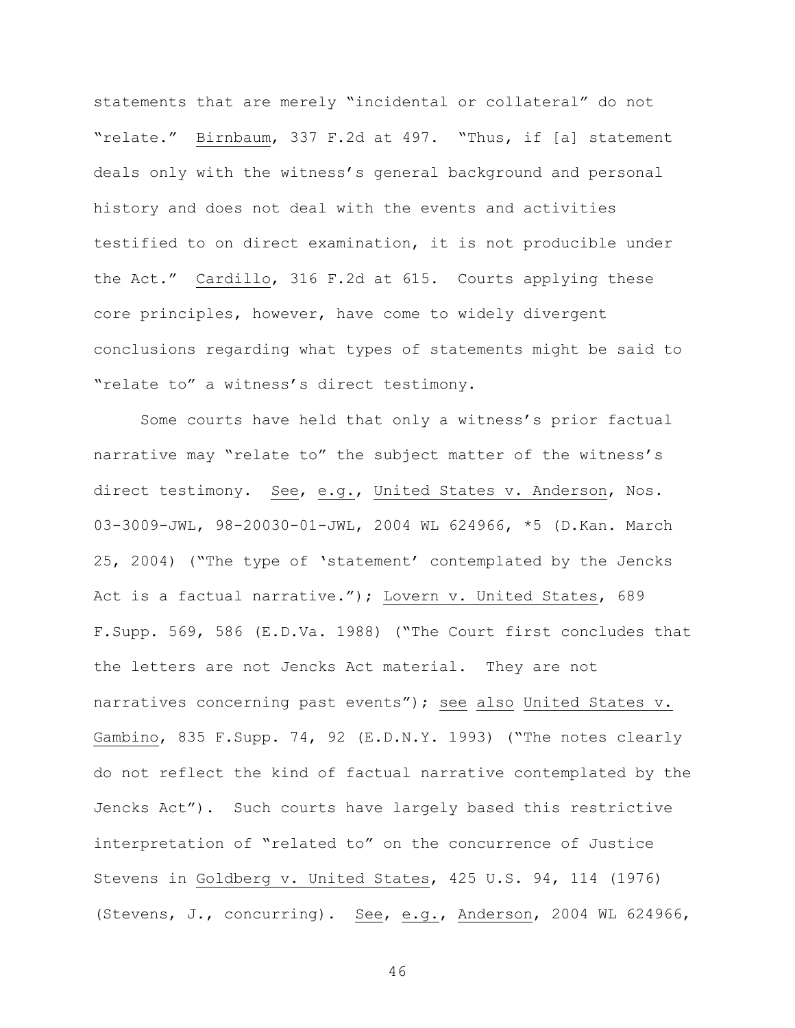statements that are merely "incidental or collateral" do not "relate." Birnbaum, 337 F.2d at 497. "Thus, if [a] statement deals only with the witness's general background and personal history and does not deal with the events and activities testified to on direct examination, it is not producible under the Act." Cardillo, 316 F.2d at 615. Courts applying these core principles, however, have come to widely divergent conclusions regarding what types of statements might be said to "relate to" a witness's direct testimony.

Some courts have held that only a witness's prior factual narrative may "relate to" the subject matter of the witness's direct testimony. See, e.g., United States v. Anderson, Nos. 03-3009-JWL, 98-20030-01-JWL, 2004 WL 624966, *5 (D.Kan. March 25, 2004) ("The type of 'statement' contemplated by the Jencks Act is a factual narrative."); Lovern v. United States, 689 F.Supp. 569, 586 (E.D.Va. 1988) ("The Court first concludes that the letters are not Jencks Act material. They are not narratives concerning past events"); see also United States v. Gambino, 835 F.Supp. 74, 92 (E.D.N.Y. 1993) ("The notes clearly do not reflect the kind of factual narrative contemplated by the Jencks Act"). Such courts have largely based this restrictive interpretation of "related to" on the concurrence of Justice Stevens in Goldberg v. United States, 425 U.S. 94, 114 (1976) (Stevens, J., concurring). See, e.g., Anderson, 2004 WL 624966,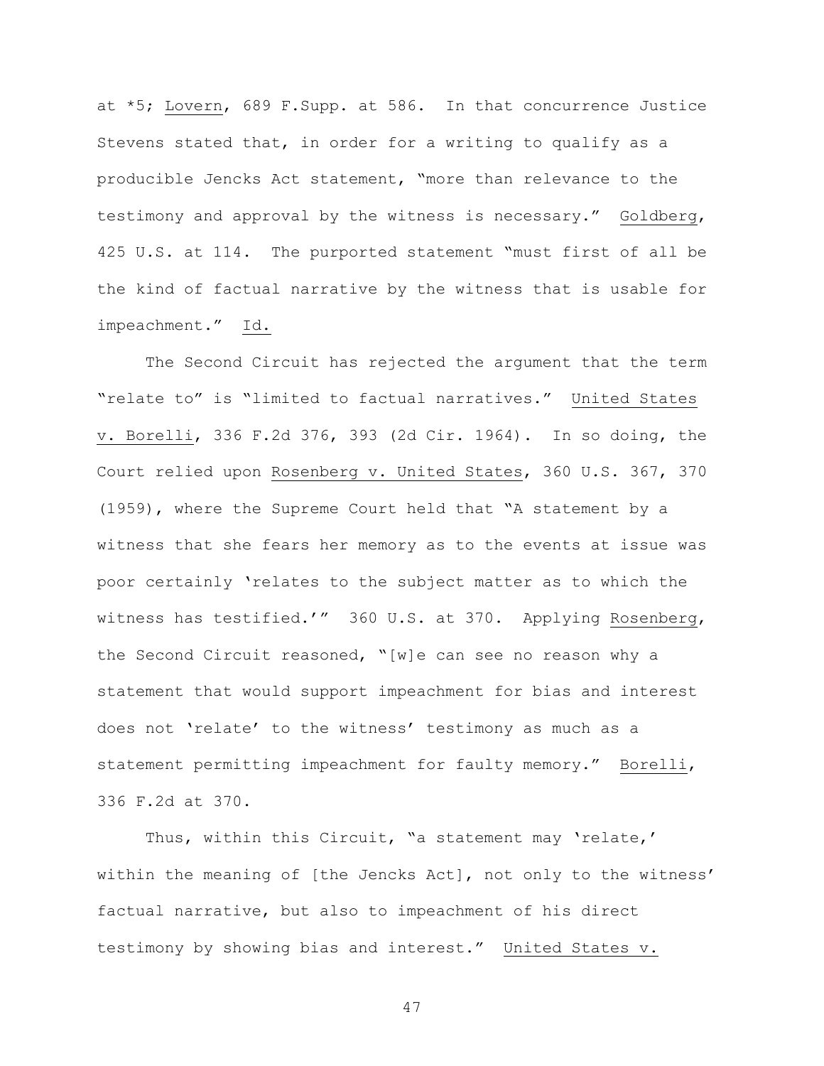at *5; Lovern, 689 F.Supp. at 586. In that concurrence Justice Stevens stated that, in order for a writing to qualify as a producible Jencks Act statement, "more than relevance to the testimony and approval by the witness is necessary." Goldberg, 425 U.S. at 114. The purported statement "must first of all be the kind of factual narrative by the witness that is usable for impeachment." Id.

The Second Circuit has rejected the argument that the term "relate to" is "limited to factual narratives." United States v. Borelli, 336 F.2d 376, 393 (2d Cir. 1964). In so doing, the Court relied upon Rosenberg v. United States, 360 U.S. 367, 370 (1959), where the Supreme Court held that "A statement by a witness that she fears her memory as to the events at issue was poor certainly 'relates to the subject matter as to which the witness has testified.'" 360 U.S. at 370. Applying Rosenberg, the Second Circuit reasoned, "[w]e can see no reason why a statement that would support impeachment for bias and interest does not 'relate' to the witness' testimony as much as a statement permitting impeachment for faulty memory." Borelli, 336 F.2d at 370.

Thus, within this Circuit, "a statement may 'relate,' within the meaning of [the Jencks Act], not only to the witness' factual narrative, but also to impeachment of his direct testimony by showing bias and interest." United States v.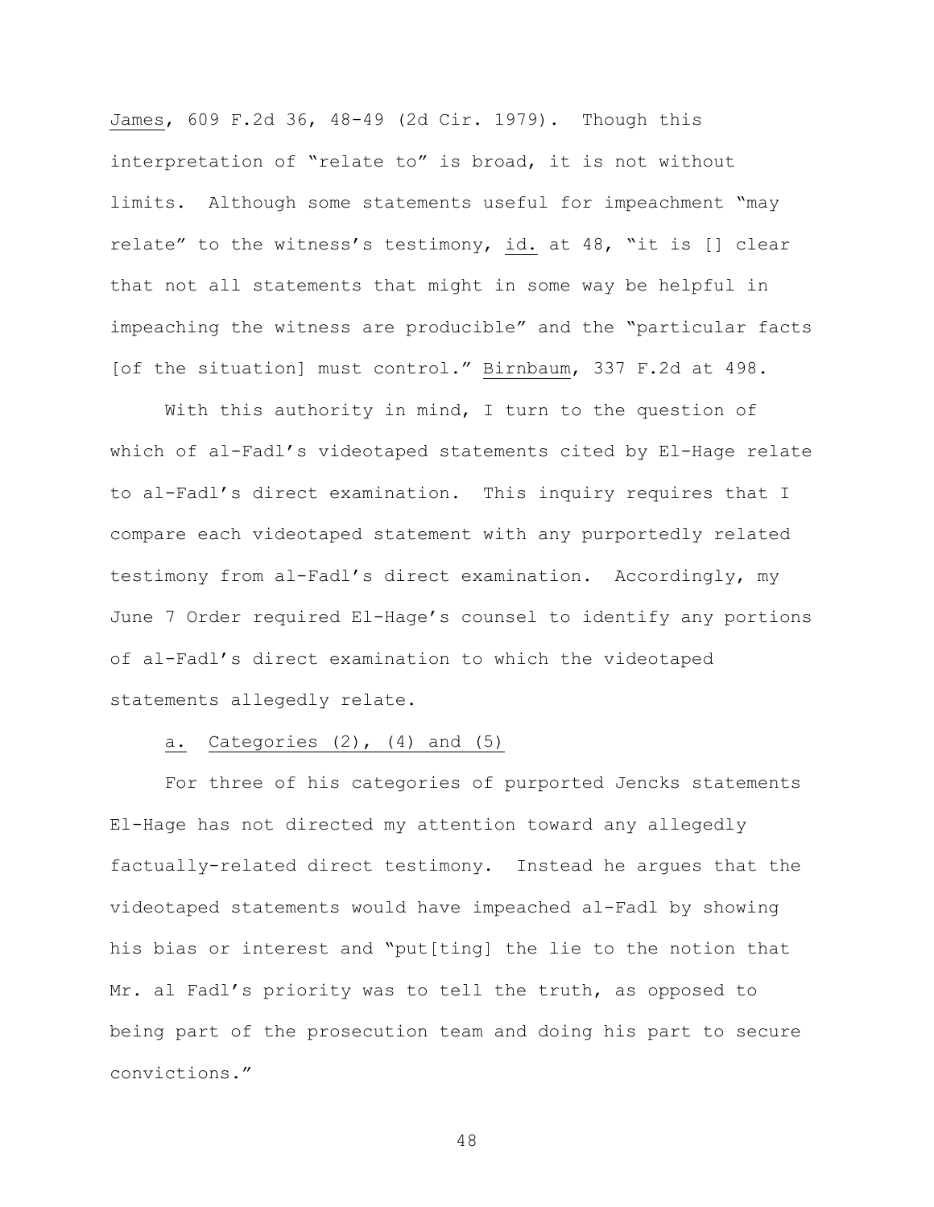James, 609 F.2d 36, 48-49 (2d Cir. 1979). Though this interpretation of "relate to" is broad, it is not without limits. Although some statements useful for impeachment "may relate" to the witness's testimony, id. at 48, "it is [] clear that not all statements that might in some way be helpful in impeaching the witness are producible" and the "particular facts [of the situation] must control." Birnbaum, 337 F.2d at 498.

With this authority in mind, I turn to the question of which of al-Fadl's videotaped statements cited by El-Hage relate to al-Fadl's direct examination. This inquiry requires that I compare each videotaped statement with any purportedly related testimony from al-Fadl's direct examination. Accordingly, my June 7 Order required El-Hage's counsel to identify any portions of al-Fadl's direct examination to which the videotaped statements allegedly relate.

a. Categories (2), (4) and (5)

For three of his categories of purported Jencks statements El-Hage has not directed my attention toward any allegedly factually-related direct testimony. Instead he argues that the videotaped statements would have impeached al-Fadl by showing his bias or interest and "put[ting] the lie to the notion that Mr. al Fadl's priority was to tell the truth, as opposed to being part of the prosecution team and doing his part to secure convictions."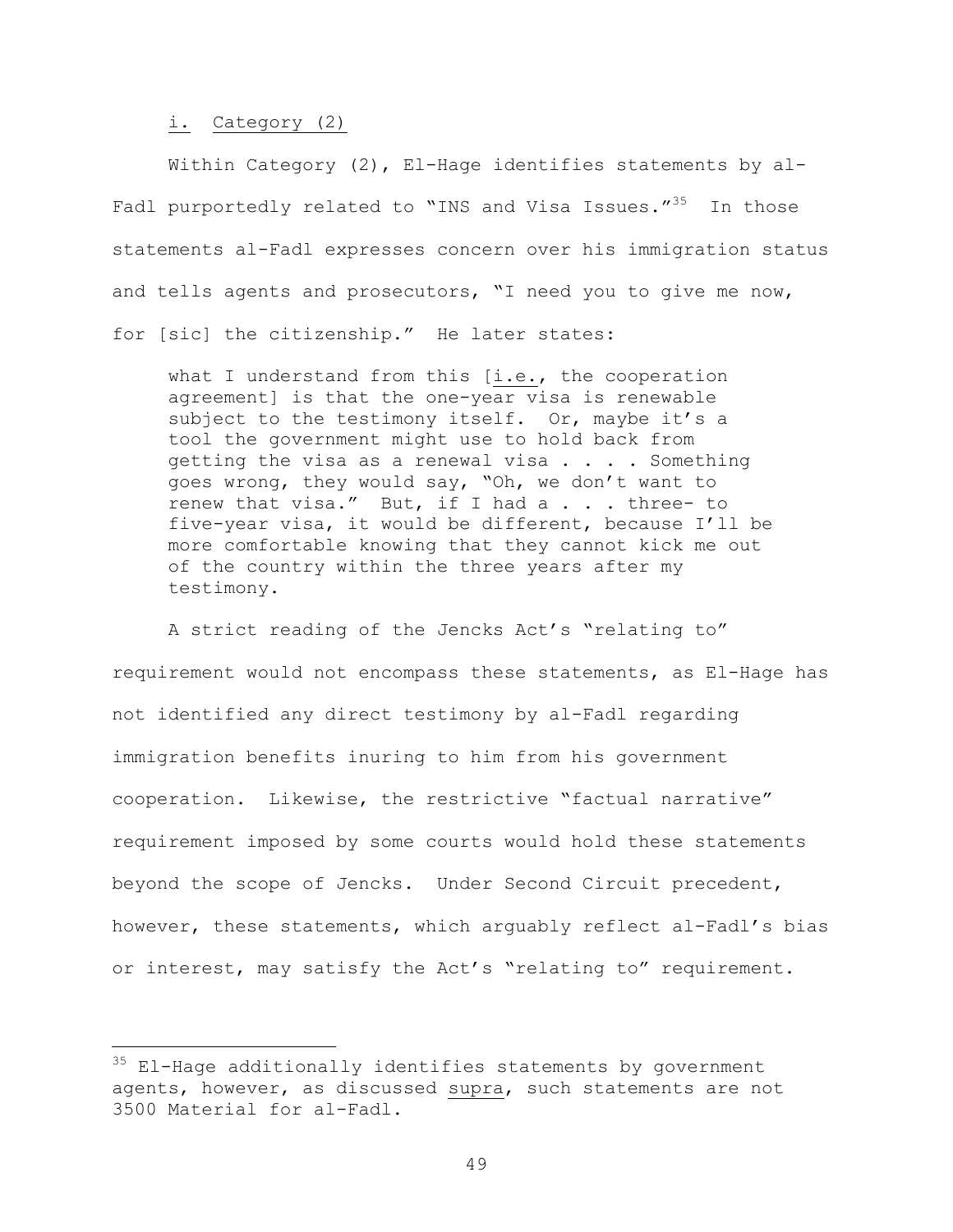i. <u>Category (2)</u>

Within Category (2), El-Hage identifies statements by al-Fadl purportedly related to "INS and Visa Issues."[35] In those statements al-Fadl expresses concern over his immigration status and tells agents and prosecutors, "I need you to give me now, for [sic] the citizenship." He later states:

> what I understand from this [<u>i.e.</u>, the cooperation agreement] is that the one-year visa is renewable subject to the testimony itself. Or, maybe it's a tool the government might use to hold back from getting the visa as a renewal visa . . . . Something goes wrong, they would say, "Oh, we don't want to renew that visa." But, if I had a . . . three- to five-year visa, it would be different, because I'll be more comfortable knowing that they cannot kick me out of the country within the three years after my testimony.

A strict reading of the Jencks Act's "relating to" requirement would not encompass these statements, as El-Hage has not identified any direct testimony by al-Fadl regarding immigration benefits inuring to him from his government cooperation. Likewise, the restrictive "factual narrative" requirement imposed by some courts would hold these statements beyond the scope of Jencks. Under Second Circuit precedent, however, these statements, which arguably reflect al-Fadl's bias or interest, may satisfy the Act's "relating to" requirement.

---

[35] El-Hage additionally identifies statements by government agents, however, as discussed <u>supra</u>, such statements are not 3500 Material for al-Fadl.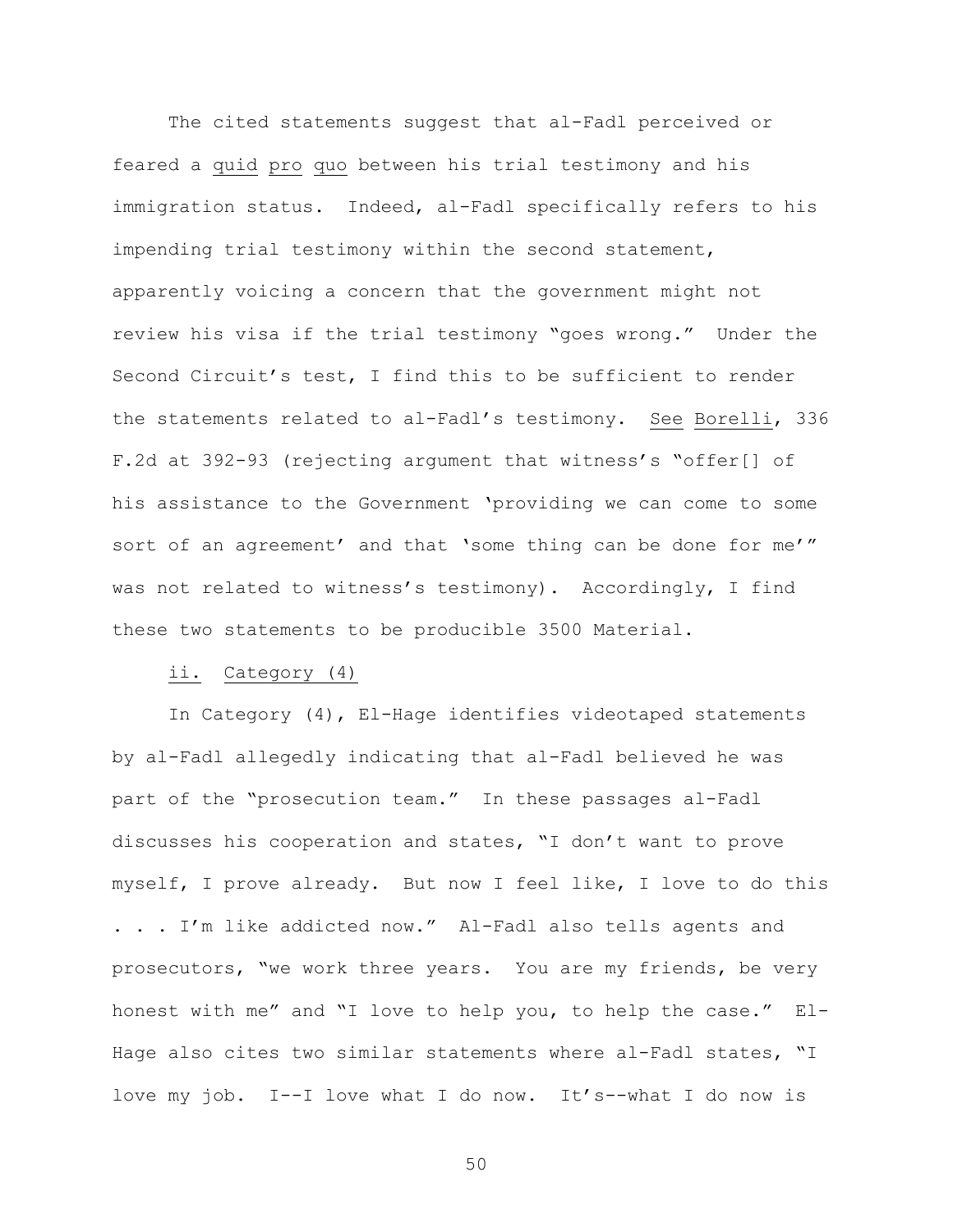The cited statements suggest that al-Fadl perceived or feared a quid pro quo between his trial testimony and his immigration status. Indeed, al-Fadl specifically refers to his impending trial testimony within the second statement, apparently voicing a concern that the government might not review his visa if the trial testimony "goes wrong." Under the Second Circuit's test, I find this to be sufficient to render the statements related to al-Fadl's testimony. See Borelli, 336 F.2d at 392-93 (rejecting argument that witness's "offer[] of his assistance to the Government 'providing we can come to some sort of an agreement' and that 'some thing can be done for me'" was not related to witness's testimony). Accordingly, I find these two statements to be producible 3500 Material.

ii. Category (4)

In Category (4), El-Hage identifies videotaped statements by al-Fadl allegedly indicating that al-Fadl believed he was part of the "prosecution team." In these passages al-Fadl discusses his cooperation and states, "I don't want to prove myself, I prove already. But now I feel like, I love to do this . . . I'm like addicted now." Al-Fadl also tells agents and prosecutors, "we work three years. You are my friends, be very honest with me" and "I love to help you, to help the case." El-Hage also cites two similar statements where al-Fadl states, "I love my job. I--I love what I do now. It's--what I do now is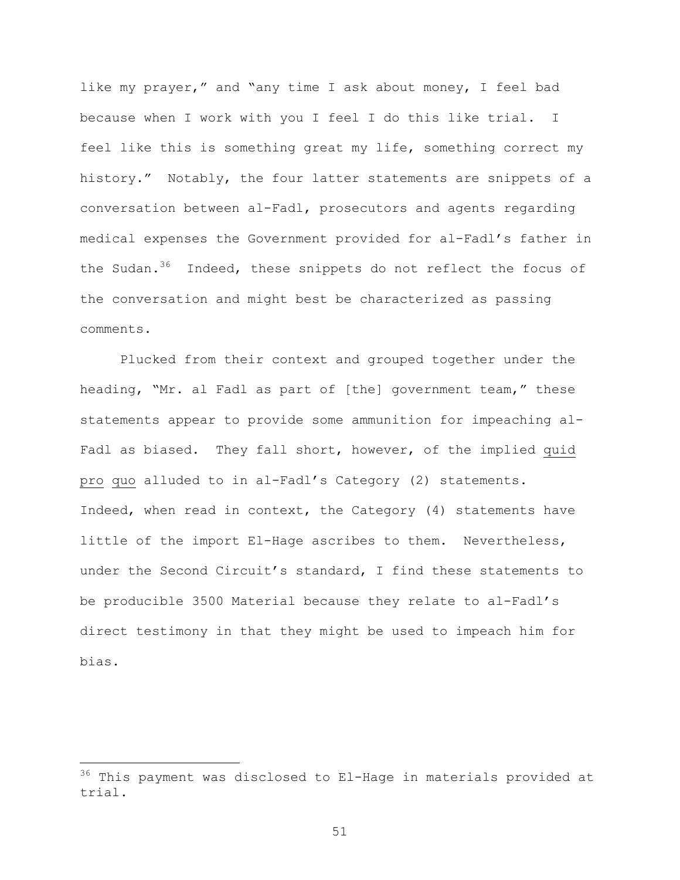like my prayer," and "any time I ask about money, I feel bad because when I work with you I feel I do this like trial. I feel like this is something great my life, something correct my history." Notably, the four latter statements are snippets of a conversation between al-Fadl, prosecutors and agents regarding medical expenses the Government provided for al-Fadl's father in the Sudan.[36] Indeed, these snippets do not reflect the focus of the conversation and might best be characterized as passing comments.

Plucked from their context and grouped together under the heading, "Mr. al Fadl as part of [the] government team," these statements appear to provide some ammunition for impeaching al-Fadl as biased. They fall short, however, of the implied quid pro quo alluded to in al-Fadl's Category (2) statements. Indeed, when read in context, the Category (4) statements have little of the import El-Hage ascribes to them. Nevertheless, under the Second Circuit's standard, I find these statements to be producible 3500 Material because they relate to al-Fadl's direct testimony in that they might be used to impeach him for bias.

---

[36] This payment was disclosed to El-Hage in materials provided at trial.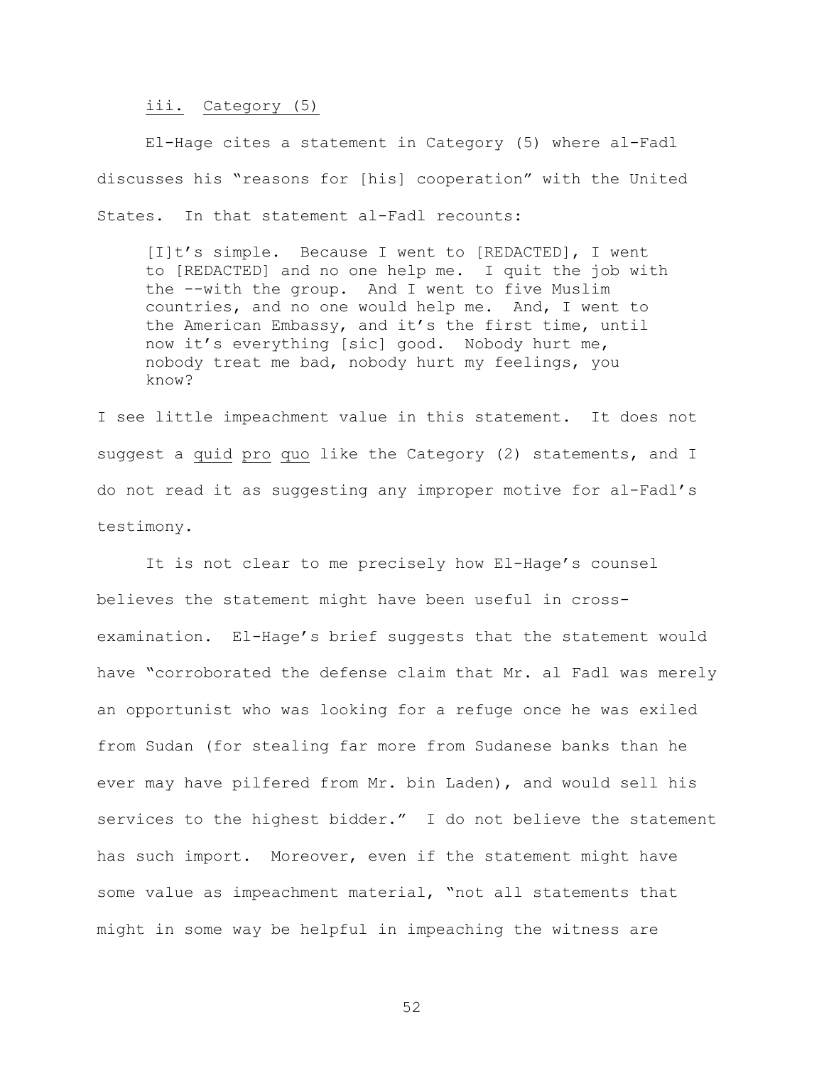<u>iii.</u> <u>Category (5)</u>

El-Hage cites a statement in Category (5) where al-Fadl discusses his "reasons for [his] cooperation" with the United States. In that statement al-Fadl recounts:

> [I]t's simple. Because I went to [REDACTED], I went to [REDACTED] and no one help me. I quit the job with the --with the group. And I went to five Muslim countries, and no one would help me. And, I went to the American Embassy, and it's the first time, until now it's everything [sic] good. Nobody hurt me, nobody treat me bad, nobody hurt my feelings, you know?

I see little impeachment value in this statement. It does not suggest a <u>quid</u> <u>pro</u> <u>quo</u> like the Category (2) statements, and I do not read it as suggesting any improper motive for al-Fadl's testimony.

It is not clear to me precisely how El-Hage's counsel believes the statement might have been useful in cross-examination. El-Hage's brief suggests that the statement would have "corroborated the defense claim that Mr. al Fadl was merely an opportunist who was looking for a refuge once he was exiled from Sudan (for stealing far more from Sudanese banks than he ever may have pilfered from Mr. bin Laden), and would sell his services to the highest bidder." I do not believe the statement has such import. Moreover, even if the statement might have some value as impeachment material, "not all statements that might in some way be helpful in impeaching the witness are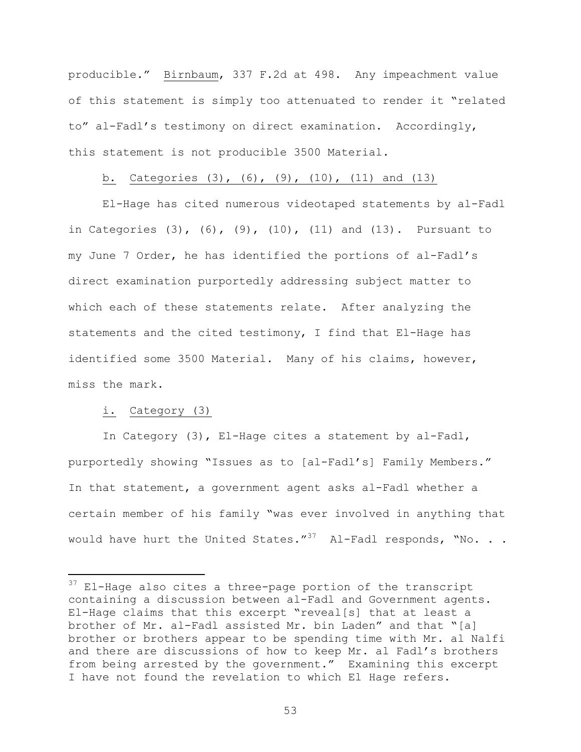producible." Birnbaum, 337 F.2d at 498. Any impeachment value of this statement is simply too attenuated to render it "related to" al-Fadl's testimony on direct examination. Accordingly, this statement is not producible 3500 Material.

b. Categories (3), (6), (9), (10), (11) and (13)

El-Hage has cited numerous videotaped statements by al-Fadl in Categories (3), (6), (9), (10), (11) and (13). Pursuant to my June 7 Order, he has identified the portions of al-Fadl's direct examination purportedly addressing subject matter to which each of these statements relate. After analyzing the statements and the cited testimony, I find that El-Hage has identified some 3500 Material. Many of his claims, however, miss the mark.

i. Category (3)

In Category (3), El-Hage cites a statement by al-Fadl, purportedly showing "Issues as to [al-Fadl's] Family Members." In that statement, a government agent asks al-Fadl whether a certain member of his family "was ever involved in anything that would have hurt the United States."[37] Al-Fadl responds, "No. . .

[37] El-Hage also cites a three-page portion of the transcript containing a discussion between al-Fadl and Government agents. El-Hage claims that this excerpt "reveal[s] that at least a brother of Mr. al-Fadl assisted Mr. bin Laden" and that "[a] brother or brothers appear to be spending time with Mr. al Nalfi and there are discussions of how to keep Mr. al Fadl's brothers from being arrested by the government." Examining this excerpt I have not found the revelation to which El Hage refers.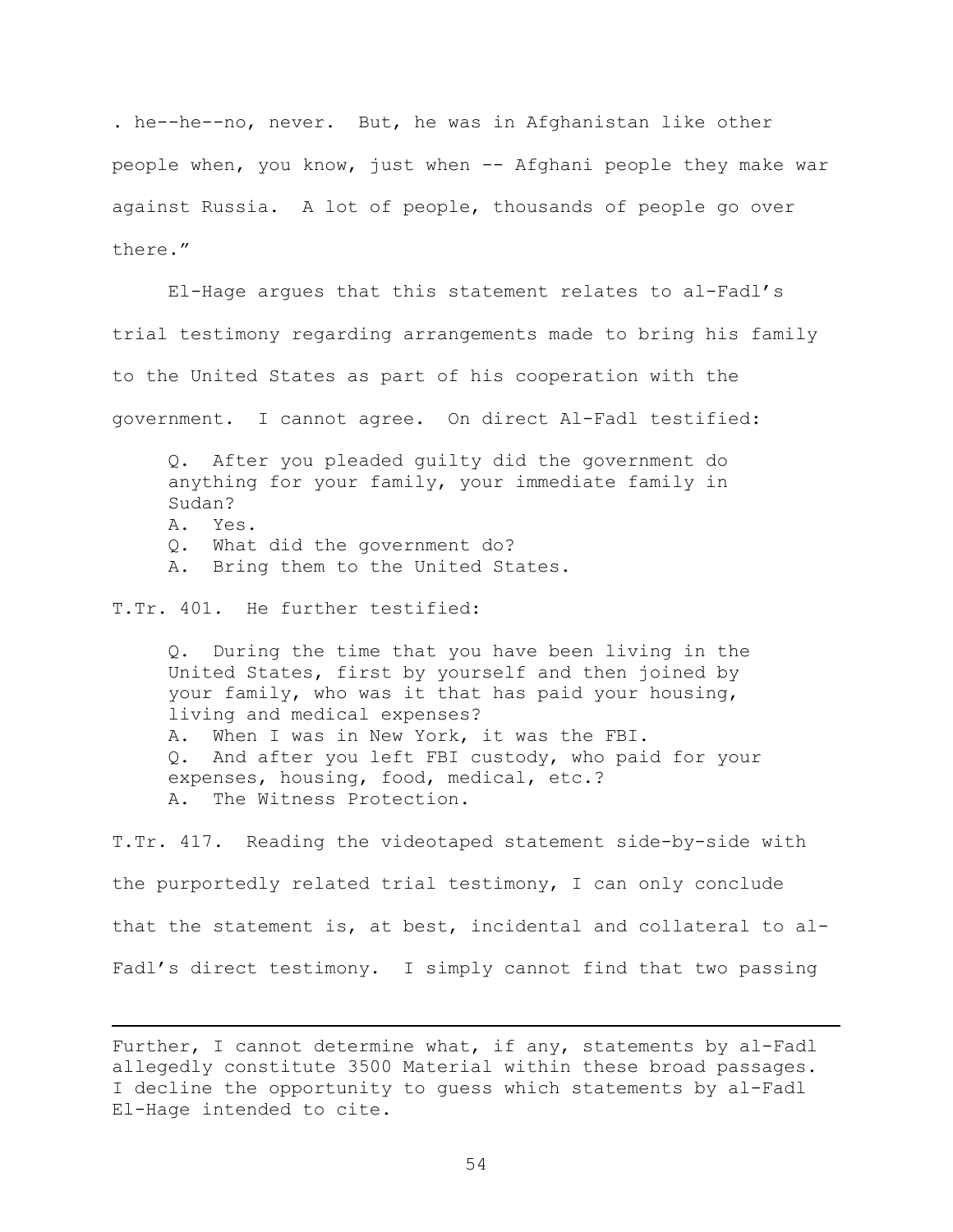. he--he--no, never. But, he was in Afghanistan like other people when, you know, just when -- Afghani people they make war against Russia. A lot of people, thousands of people go over there."

El-Hage argues that this statement relates to al-Fadl's trial testimony regarding arrangements made to bring his family to the United States as part of his cooperation with the government. I cannot agree. On direct Al-Fadl testified:

> Q. After you pleaded guilty did the government do anything for your family, your immediate family in Sudan?
> A. Yes.
> Q. What did the government do?
> A. Bring them to the United States.

T.Tr. 401. He further testified:

> Q. During the time that you have been living in the United States, first by yourself and then joined by your family, who was it that has paid your housing, living and medical expenses?
> A. When I was in New York, it was the FBI.
> Q. And after you left FBI custody, who paid for your expenses, housing, food, medical, etc.?
> A. The Witness Protection.

T.Tr. 417. Reading the videotaped statement side-by-side with the purportedly related trial testimony, I can only conclude that the statement is, at best, incidental and collateral to al-Fadl's direct testimony. I simply cannot find that two passing

---

Further, I cannot determine what, if any, statements by al-Fadl allegedly constitute 3500 Material within these broad passages. I decline the opportunity to guess which statements by al-Fadl El-Hage intended to cite.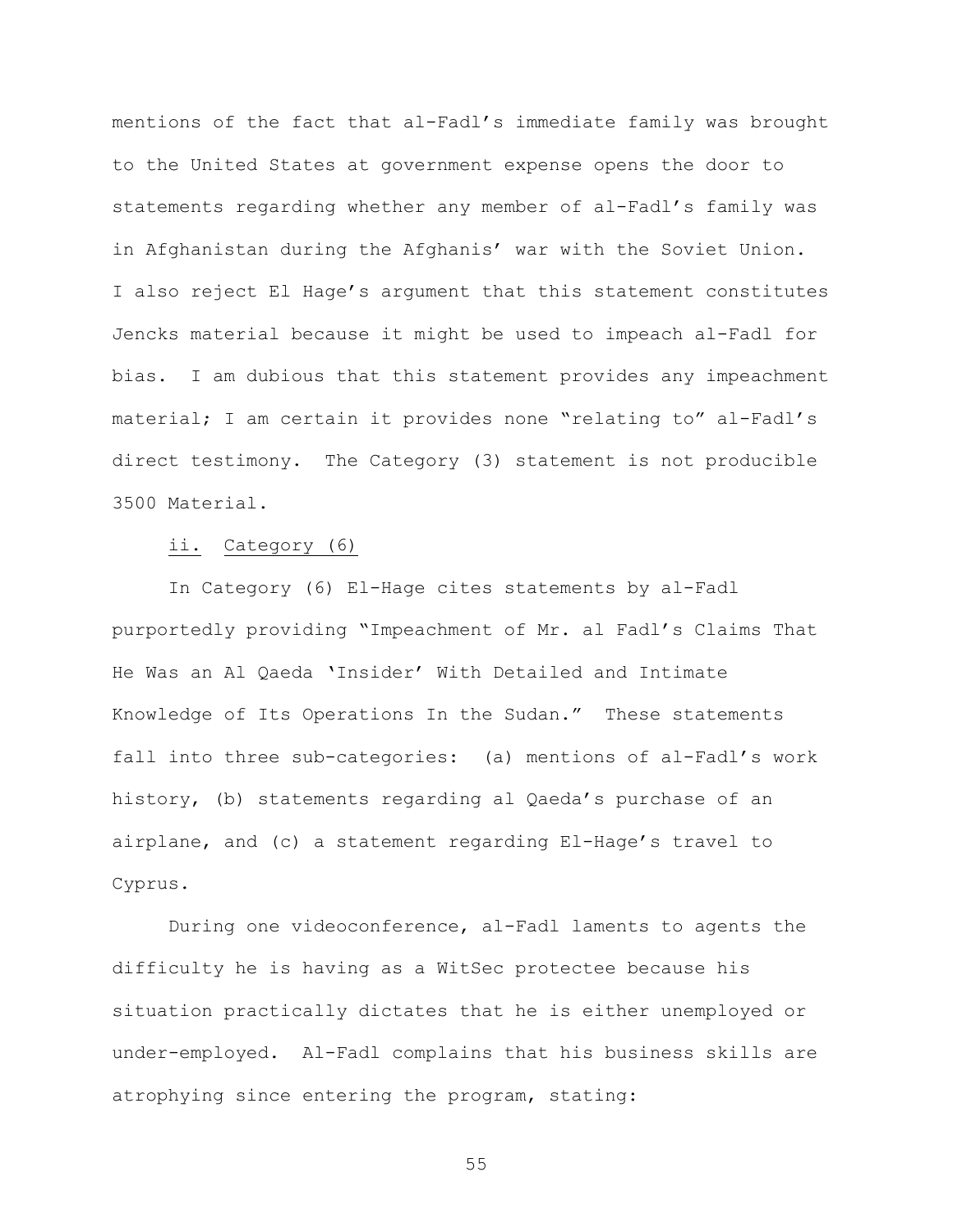mentions of the fact that al-Fadl's immediate family was brought to the United States at government expense opens the door to statements regarding whether any member of al-Fadl's family was in Afghanistan during the Afghanis' war with the Soviet Union. I also reject El Hage's argument that this statement constitutes Jencks material because it might be used to impeach al-Fadl for bias. I am dubious that this statement provides any impeachment material; I am certain it provides none "relating to" al-Fadl's direct testimony. The Category (3) statement is not producible 3500 Material.

ii. Category (6)

In Category (6) El-Hage cites statements by al-Fadl purportedly providing "Impeachment of Mr. al Fadl's Claims That He Was an Al Qaeda 'Insider' With Detailed and Intimate Knowledge of Its Operations In the Sudan." These statements fall into three sub-categories: (a) mentions of al-Fadl's work history, (b) statements regarding al Qaeda's purchase of an airplane, and (c) a statement regarding El-Hage's travel to Cyprus.

During one videoconference, al-Fadl laments to agents the difficulty he is having as a WitSec protectee because his situation practically dictates that he is either unemployed or under-employed. Al-Fadl complains that his business skills are atrophying since entering the program, stating: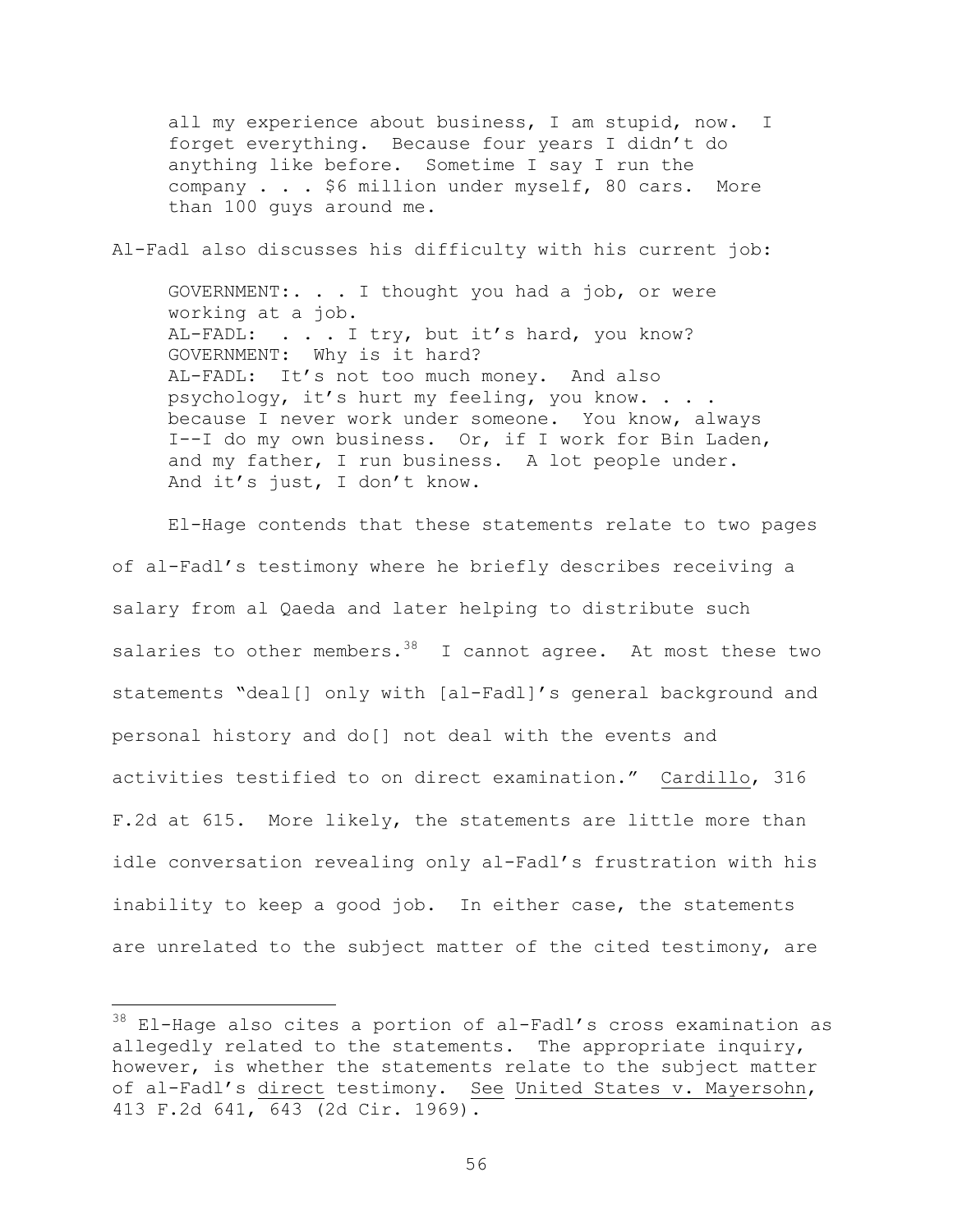> all my experience about business, I am stupid, now. I forget everything. Because four years I didn't do anything like before. Sometime I say I run the company . . . $6 million under myself, 80 cars. More than 100 guys around me.

Al-Fadl also discusses his difficulty with his current job:

> GOVERNMENT:. . . I thought you had a job, or were working at a job.
> AL-FADL: . . . I try, but it's hard, you know?
> GOVERNMENT: Why is it hard?
> AL-FADL: It's not too much money. And also psychology, it's hurt my feeling, you know. . . . because I never work under someone. You know, always I--I do my own business. Or, if I work for Bin Laden, and my father, I run business. A lot people under. And it's just, I don't know.

El-Hage contends that these statements relate to two pages of al-Fadl's testimony where he briefly describes receiving a salary from al Qaeda and later helping to distribute such salaries to other members.[38] I cannot agree. At most these two statements "deal[] only with [al-Fadl]'s general background and personal history and do[] not deal with the events and activities testified to on direct examination." Cardillo, 316 F.2d at 615. More likely, the statements are little more than idle conversation revealing only al-Fadl's frustration with his inability to keep a good job. In either case, the statements are unrelated to the subject matter of the cited testimony, are

---

[38] El-Hage also cites a portion of al-Fadl's cross examination as allegedly related to the statements. The appropriate inquiry, however, is whether the statements relate to the subject matter of al-Fadl's direct testimony. See United States v. Mayersohn, 413 F.2d 641, 643 (2d Cir. 1969).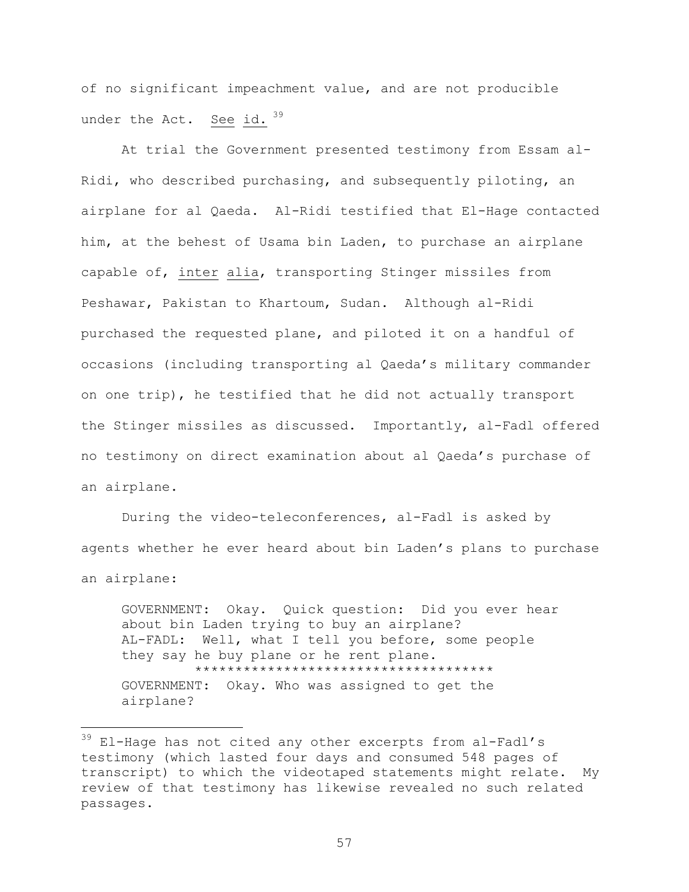of no significant impeachment value, and are not producible under the Act. See id.[39]

At trial the Government presented testimony from Essam al-Ridi, who described purchasing, and subsequently piloting, an airplane for al Qaeda. Al-Ridi testified that El-Hage contacted him, at the behest of Usama bin Laden, to purchase an airplane capable of, inter alia, transporting Stinger missiles from Peshawar, Pakistan to Khartoum, Sudan. Although al-Ridi purchased the requested plane, and piloted it on a handful of occasions (including transporting al Qaeda's military commander on one trip), he testified that he did not actually transport the Stinger missiles as discussed. Importantly, al-Fadl offered no testimony on direct examination about al Qaeda's purchase of an airplane.

During the video-teleconferences, al-Fadl is asked by agents whether he ever heard about bin Laden's plans to purchase an airplane:

> GOVERNMENT: Okay. Quick question: Did you ever hear about bin Laden trying to buy an airplane?
> AL-FADL: Well, what I tell you before, some people they say he buy plane or he rent plane.
> ************************************
> GOVERNMENT: Okay. Who was assigned to get the airplane?

---

[39] El-Hage has not cited any other excerpts from al-Fadl's testimony (which lasted four days and consumed 548 pages of transcript) to which the videotaped statements might relate. My review of that testimony has likewise revealed no such related passages.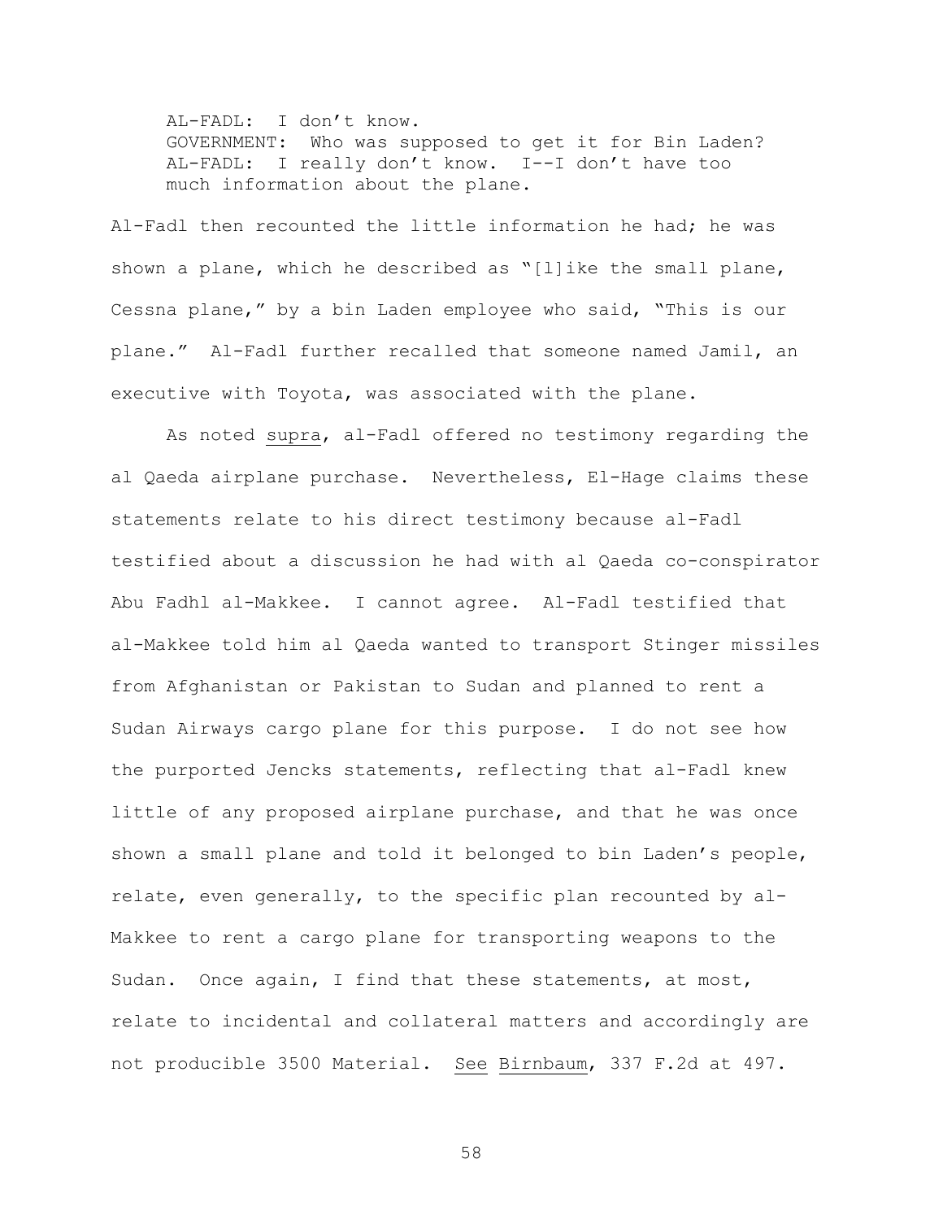> AL-FADL: I don't know.
> GOVERNMENT: Who was supposed to get it for Bin Laden?
> AL-FADL: I really don't know. I--I don't have too much information about the plane.

Al-Fadl then recounted the little information he had; he was shown a plane, which he described as "[l]ike the small plane, Cessna plane," by a bin Laden employee who said, "This is our plane." Al-Fadl further recalled that someone named Jamil, an executive with Toyota, was associated with the plane.

As noted supra, al-Fadl offered no testimony regarding the al Qaeda airplane purchase. Nevertheless, El-Hage claims these statements relate to his direct testimony because al-Fadl testified about a discussion he had with al Qaeda co-conspirator Abu Fadhl al-Makkee. I cannot agree. Al-Fadl testified that al-Makkee told him al Qaeda wanted to transport Stinger missiles from Afghanistan or Pakistan to Sudan and planned to rent a Sudan Airways cargo plane for this purpose. I do not see how the purported Jencks statements, reflecting that al-Fadl knew little of any proposed airplane purchase, and that he was once shown a small plane and told it belonged to bin Laden's people, relate, even generally, to the specific plan recounted by al-Makkee to rent a cargo plane for transporting weapons to the Sudan. Once again, I find that these statements, at most, relate to incidental and collateral matters and accordingly are not producible 3500 Material. See Birnbaum, 337 F.2d at 497.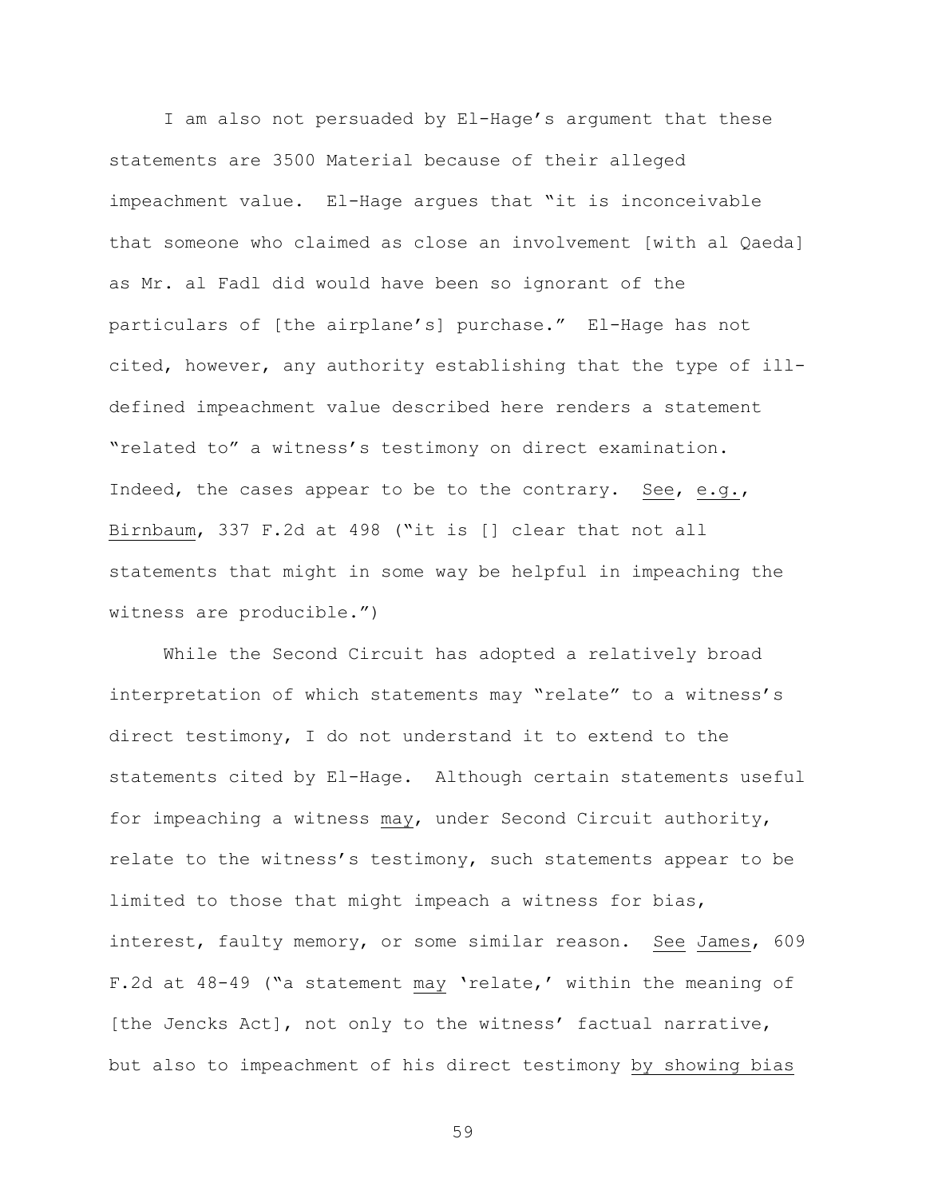I am also not persuaded by El-Hage's argument that these statements are 3500 Material because of their alleged impeachment value. El-Hage argues that "it is inconceivable that someone who claimed as close an involvement [with al Qaeda] as Mr. al Fadl did would have been so ignorant of the particulars of [the airplane's] purchase." El-Hage has not cited, however, any authority establishing that the type of ill-defined impeachment value described here renders a statement "related to" a witness's testimony on direct examination. Indeed, the cases appear to be to the contrary. See, e.g., Birnbaum, 337 F.2d at 498 ("it is [] clear that not all statements that might in some way be helpful in impeaching the witness are producible.")

While the Second Circuit has adopted a relatively broad interpretation of which statements may "relate" to a witness's direct testimony, I do not understand it to extend to the statements cited by El-Hage. Although certain statements useful for impeaching a witness may, under Second Circuit authority, relate to the witness's testimony, such statements appear to be limited to those that might impeach a witness for bias, interest, faulty memory, or some similar reason. See James, 609 F.2d at 48-49 ("a statement may 'relate,' within the meaning of [the Jencks Act], not only to the witness' factual narrative, but also to impeachment of his direct testimony by showing bias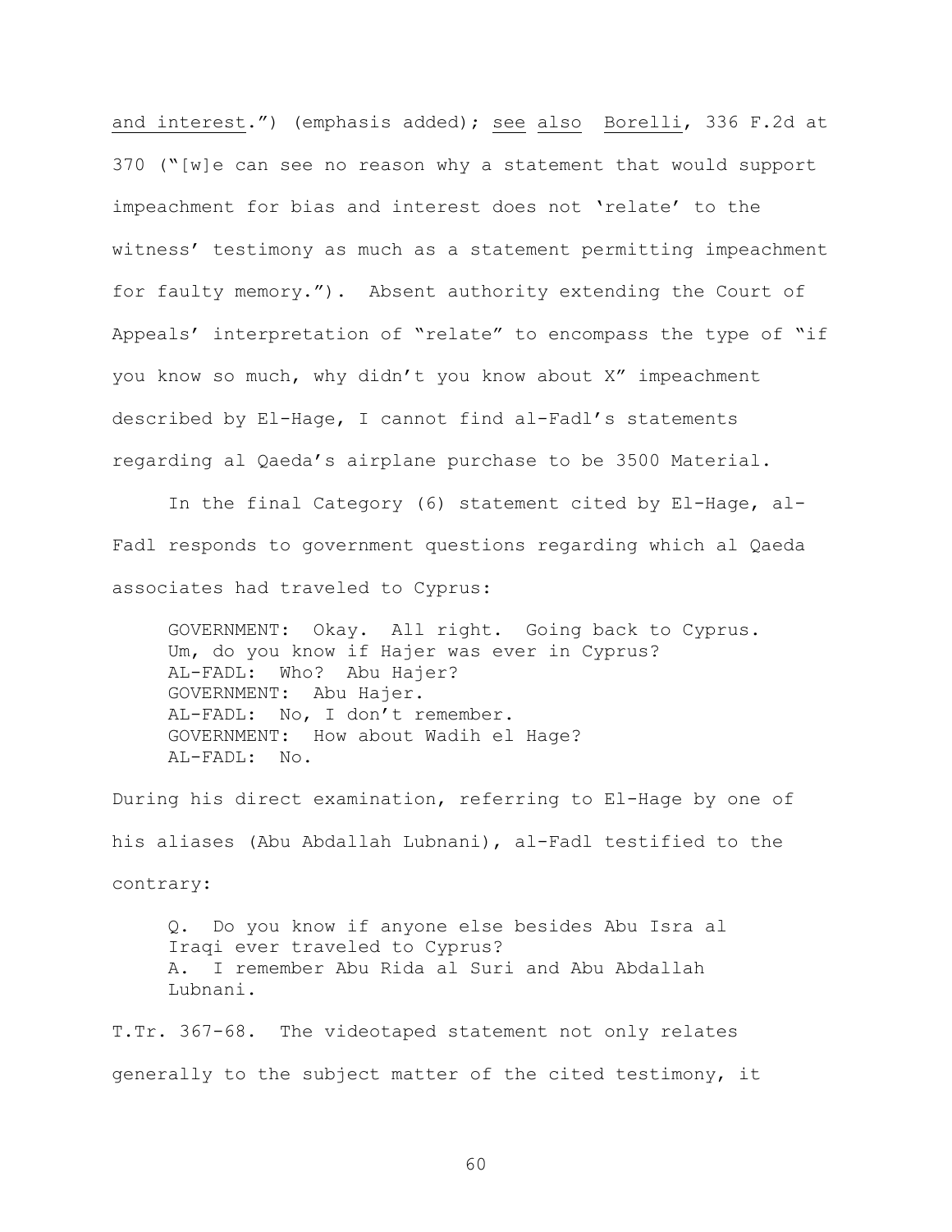and interest.") (emphasis added); see also Borelli, 336 F.2d at 370 ("[w]e can see no reason why a statement that would support impeachment for bias and interest does not 'relate' to the witness' testimony as much as a statement permitting impeachment for faulty memory."). Absent authority extending the Court of Appeals' interpretation of "relate" to encompass the type of "if you know so much, why didn't you know about X" impeachment described by El-Hage, I cannot find al-Fadl's statements regarding al Qaeda's airplane purchase to be 3500 Material.

In the final Category (6) statement cited by El-Hage, al-Fadl responds to government questions regarding which al Qaeda associates had traveled to Cyprus:

> GOVERNMENT: Okay. All right. Going back to Cyprus. Um, do you know if Hajer was ever in Cyprus?
> AL-FADL: Who? Abu Hajer?
> GOVERNMENT: Abu Hajer.
> AL-FADL: No, I don't remember.
> GOVERNMENT: How about Wadih el Hage?
> AL-FADL: No.

During his direct examination, referring to El-Hage by one of his aliases (Abu Abdallah Lubnani), al-Fadl testified to the contrary:

> Q. Do you know if anyone else besides Abu Isra al Iraqi ever traveled to Cyprus?
> A. I remember Abu Rida al Suri and Abu Abdallah Lubnani.

T.Tr. 367-68. The videotaped statement not only relates generally to the subject matter of the cited testimony, it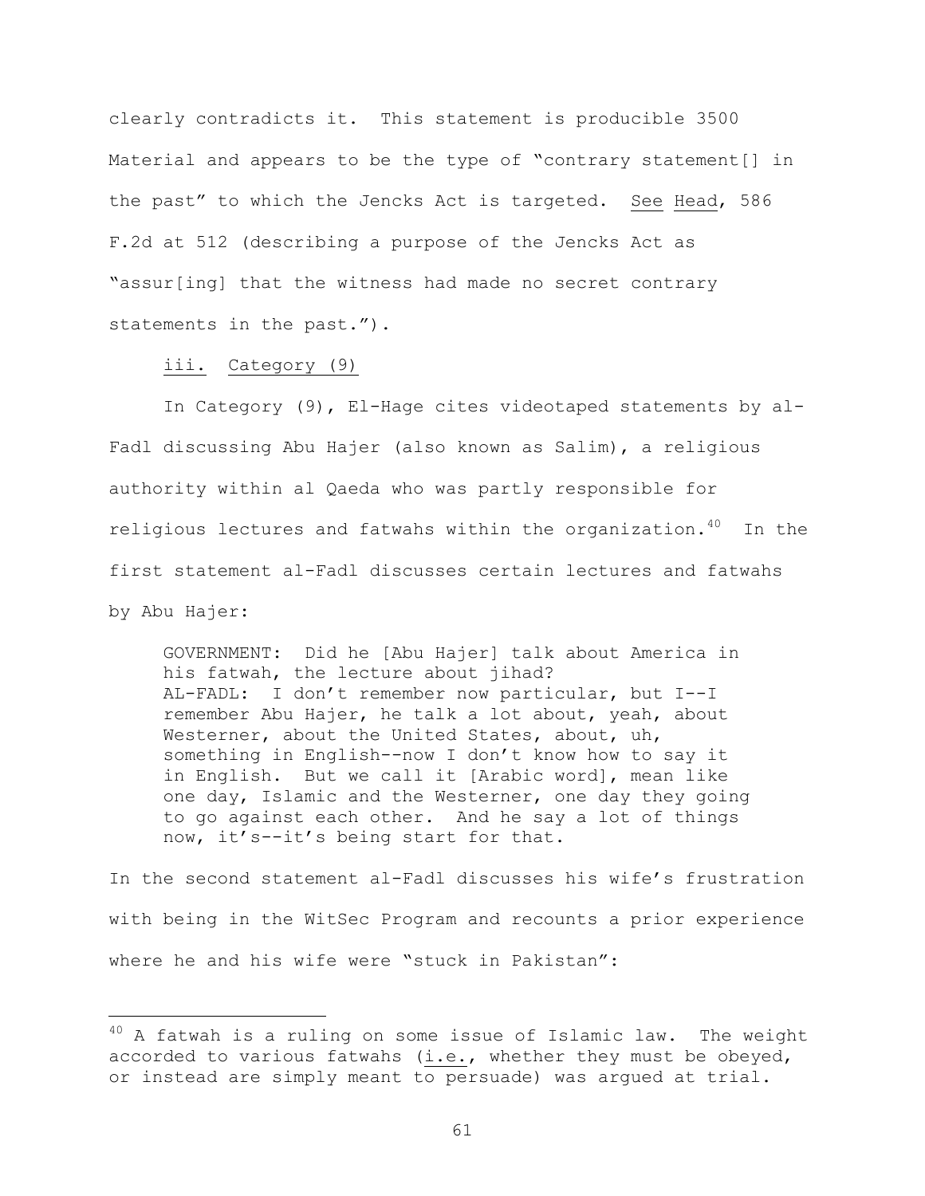clearly contradicts it. This statement is producible 3500 Material and appears to be the type of "contrary statement[] in the past" to which the Jencks Act is targeted. See Head, 586 F.2d at 512 (describing a purpose of the Jencks Act as "assur[ing] that the witness had made no secret contrary statements in the past.").

iii. Category (9)

In Category (9), El-Hage cites videotaped statements by al-Fadl discussing Abu Hajer (also known as Salim), a religious authority within al Qaeda who was partly responsible for religious lectures and fatwahs within the organization.[40] In the first statement al-Fadl discusses certain lectures and fatwahs by Abu Hajer:

> GOVERNMENT: Did he [Abu Hajer] talk about America in his fatwah, the lecture about jihad?
> AL-FADL: I don't remember now particular, but I--I remember Abu Hajer, he talk a lot about, yeah, about Westerner, about the United States, about, uh, something in English--now I don't know how to say it in English. But we call it [Arabic word], mean like one day, Islamic and the Westerner, one day they going to go against each other. And he say a lot of things now, it's--it's being start for that.

In the second statement al-Fadl discusses his wife's frustration with being in the WitSec Program and recounts a prior experience where he and his wife were "stuck in Pakistan":

---

[40] A fatwah is a ruling on some issue of Islamic law. The weight accorded to various fatwahs (i.e., whether they must be obeyed, or instead are simply meant to persuade) was argued at trial.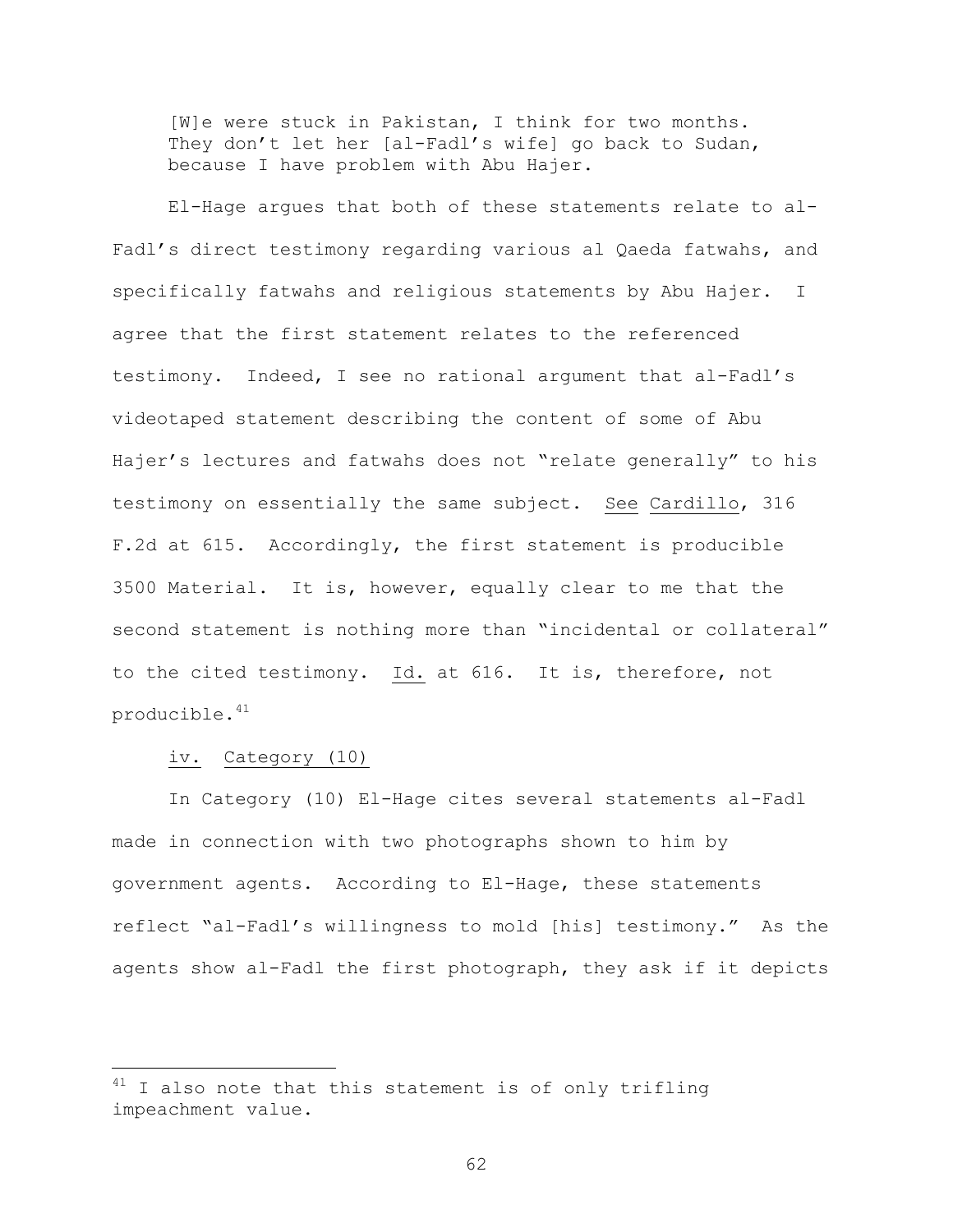> [W]e were stuck in Pakistan, I think for two months. They don't let her [al-Fadl's wife] go back to Sudan, because I have problem with Abu Hajer.

El-Hage argues that both of these statements relate to al-Fadl's direct testimony regarding various al Qaeda fatwahs, and specifically fatwahs and religious statements by Abu Hajer. I agree that the first statement relates to the referenced testimony. Indeed, I see no rational argument that al-Fadl's videotaped statement describing the content of some of Abu Hajer's lectures and fatwahs does not "relate generally" to his testimony on essentially the same subject. See Cardillo, 316 F.2d at 615. Accordingly, the first statement is producible 3500 Material. It is, however, equally clear to me that the second statement is nothing more than "incidental or collateral" to the cited testimony. Id. at 616. It is, therefore, not producible.[41]

iv. Category (10)

In Category (10) El-Hage cites several statements al-Fadl made in connection with two photographs shown to him by government agents. According to El-Hage, these statements reflect "al-Fadl's willingness to mold [his] testimony." As the agents show al-Fadl the first photograph, they ask if it depicts

---

[41] I also note that this statement is of only trifling impeachment value.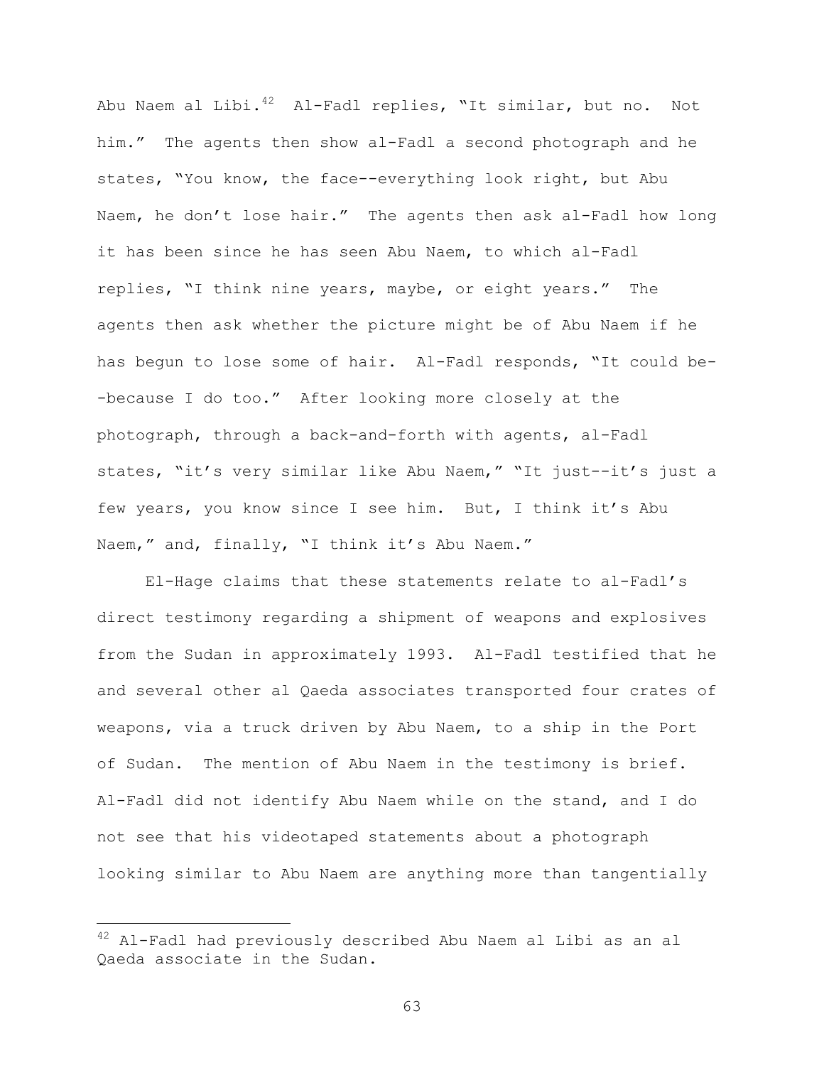Abu Naem al Libi.[42] Al-Fadl replies, "It similar, but no. Not him." The agents then show al-Fadl a second photograph and he states, "You know, the face--everything look right, but Abu Naem, he don't lose hair." The agents then ask al-Fadl how long it has been since he has seen Abu Naem, to which al-Fadl replies, "I think nine years, maybe, or eight years." The agents then ask whether the picture might be of Abu Naem if he has begun to lose some of hair. Al-Fadl responds, "It could be--because I do too." After looking more closely at the photograph, through a back-and-forth with agents, al-Fadl states, "it's very similar like Abu Naem," "It just--it's just a few years, you know since I see him. But, I think it's Abu Naem," and, finally, "I think it's Abu Naem."

El-Hage claims that these statements relate to al-Fadl's direct testimony regarding a shipment of weapons and explosives from the Sudan in approximately 1993. Al-Fadl testified that he and several other al Qaeda associates transported four crates of weapons, via a truck driven by Abu Naem, to a ship in the Port of Sudan. The mention of Abu Naem in the testimony is brief. Al-Fadl did not identify Abu Naem while on the stand, and I do not see that his videotaped statements about a photograph looking similar to Abu Naem are anything more than tangentially

[42] Al-Fadl had previously described Abu Naem al Libi as an al Qaeda associate in the Sudan.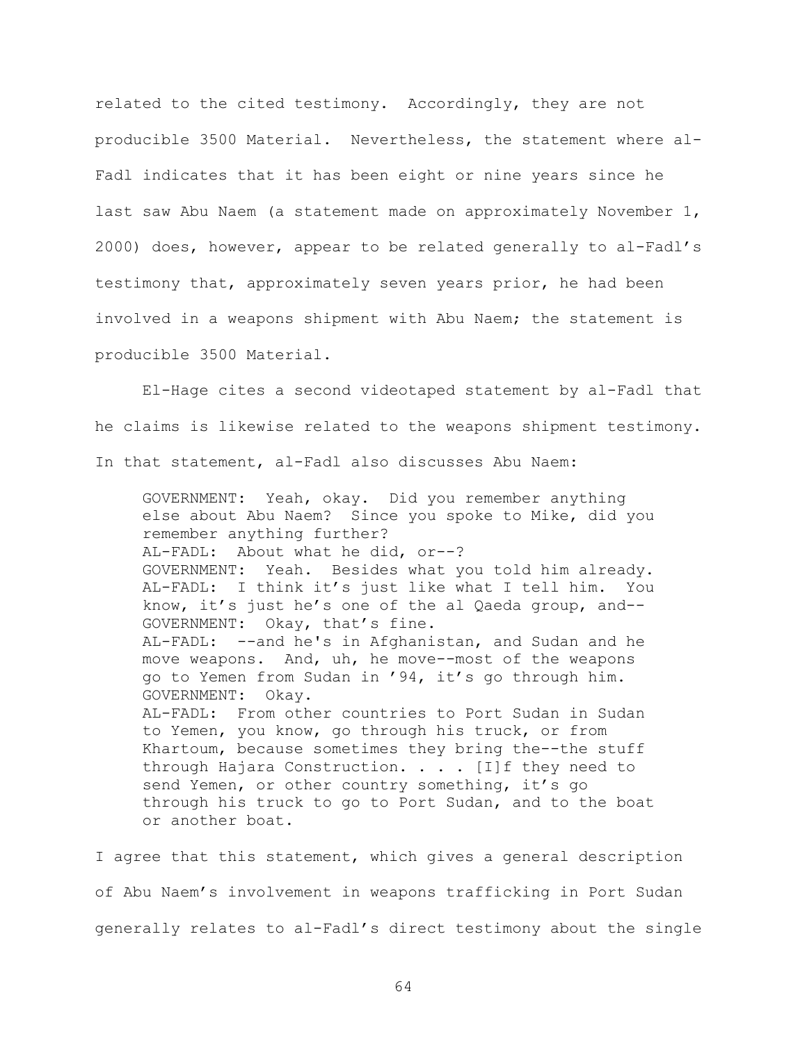related to the cited testimony. Accordingly, they are not producible 3500 Material. Nevertheless, the statement where al-Fadl indicates that it has been eight or nine years since he last saw Abu Naem (a statement made on approximately November 1, 2000) does, however, appear to be related generally to al-Fadl's testimony that, approximately seven years prior, he had been involved in a weapons shipment with Abu Naem; the statement is producible 3500 Material.

El-Hage cites a second videotaped statement by al-Fadl that he claims is likewise related to the weapons shipment testimony. In that statement, al-Fadl also discusses Abu Naem:

> GOVERNMENT: Yeah, okay. Did you remember anything else about Abu Naem? Since you spoke to Mike, did you remember anything further?
> AL-FADL: About what he did, or--?
> GOVERNMENT: Yeah. Besides what you told him already.
> AL-FADL: I think it's just like what I tell him. You know, it's just he's one of the al Qaeda group, and--
> GOVERNMENT: Okay, that's fine.
> AL-FADL: --and he's in Afghanistan, and Sudan and he move weapons. And, uh, he move--most of the weapons go to Yemen from Sudan in '94, it's go through him.
> GOVERNMENT: Okay.
> AL-FADL: From other countries to Port Sudan in Sudan to Yemen, you know, go through his truck, or from Khartoum, because sometimes they bring the--the stuff through Hajara Construction. . . . [I]f they need to send Yemen, or other country something, it's go through his truck to go to Port Sudan, and to the boat or another boat.

I agree that this statement, which gives a general description of Abu Naem's involvement in weapons trafficking in Port Sudan generally relates to al-Fadl's direct testimony about the single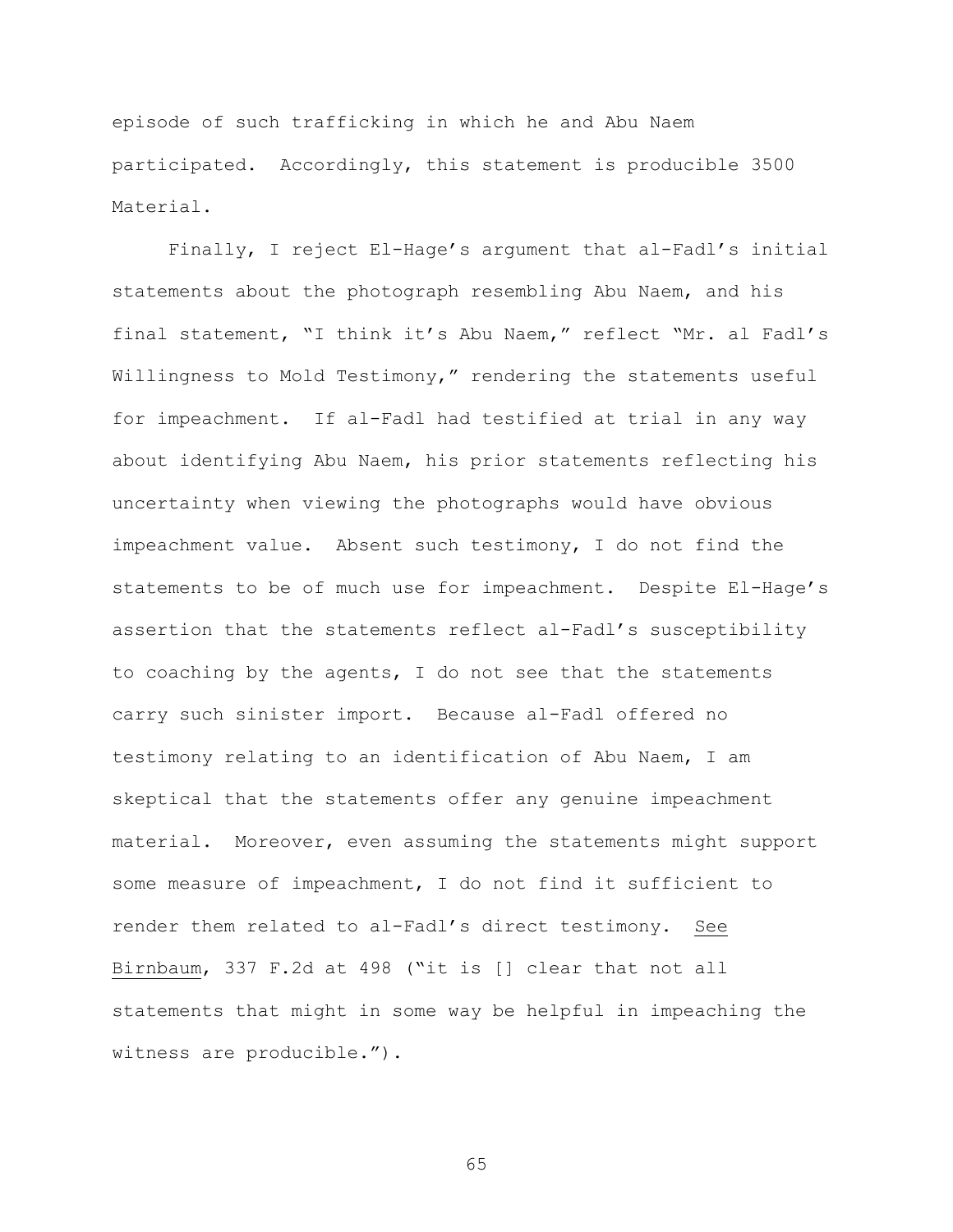episode of such trafficking in which he and Abu Naem participated. Accordingly, this statement is producible 3500 Material.

Finally, I reject El-Hage's argument that al-Fadl's initial statements about the photograph resembling Abu Naem, and his final statement, "I think it's Abu Naem," reflect "Mr. al Fadl's Willingness to Mold Testimony," rendering the statements useful for impeachment. If al-Fadl had testified at trial in any way about identifying Abu Naem, his prior statements reflecting his uncertainty when viewing the photographs would have obvious impeachment value. Absent such testimony, I do not find the statements to be of much use for impeachment. Despite El-Hage's assertion that the statements reflect al-Fadl's susceptibility to coaching by the agents, I do not see that the statements carry such sinister import. Because al-Fadl offered no testimony relating to an identification of Abu Naem, I am skeptical that the statements offer any genuine impeachment material. Moreover, even assuming the statements might support some measure of impeachment, I do not find it sufficient to render them related to al-Fadl's direct testimony. See Birnbaum, 337 F.2d at 498 ("it is [] clear that not all statements that might in some way be helpful in impeaching the witness are producible.").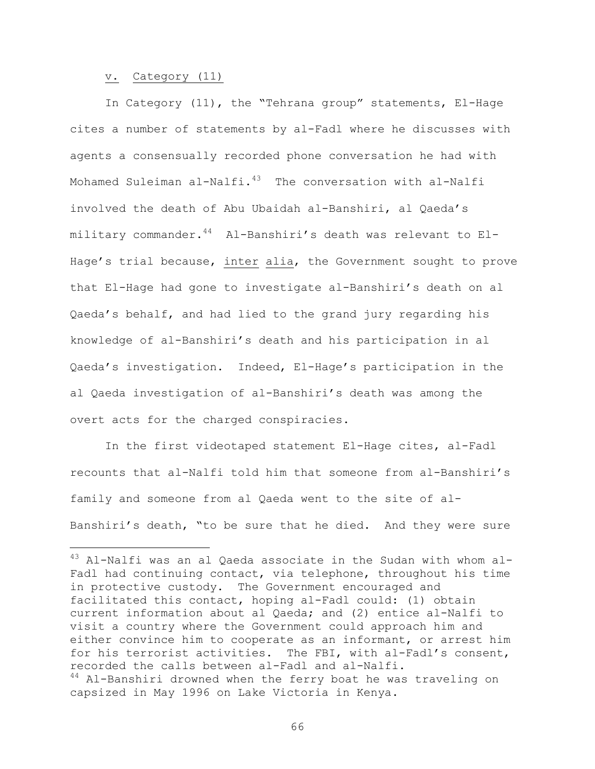v. Category (11)

In Category (11), the "Tehrana group" statements, El-Hage cites a number of statements by al-Fadl where he discusses with agents a consensually recorded phone conversation he had with Mohamed Suleiman al-Nalfi.[43] The conversation with al-Nalfi involved the death of Abu Ubaidah al-Banshiri, al Qaeda's military commander.[44] Al-Banshiri's death was relevant to El-Hage's trial because, inter alia, the Government sought to prove that El-Hage had gone to investigate al-Banshiri's death on al Qaeda's behalf, and had lied to the grand jury regarding his knowledge of al-Banshiri's death and his participation in al Qaeda's investigation. Indeed, El-Hage's participation in the al Qaeda investigation of al-Banshiri's death was among the overt acts for the charged conspiracies.

In the first videotaped statement El-Hage cites, al-Fadl recounts that al-Nalfi told him that someone from al-Banshiri's family and someone from al Qaeda went to the site of al-Banshiri's death, "to be sure that he died. And they were sure

---

[43] Al-Nalfi was an al Qaeda associate in the Sudan with whom al-Fadl had continuing contact, via telephone, throughout his time in protective custody. The Government encouraged and facilitated this contact, hoping al-Fadl could: (1) obtain current information about al Qaeda; and (2) entice al-Nalfi to visit a country where the Government could approach him and either convince him to cooperate as an informant, or arrest him for his terrorist activities. The FBI, with al-Fadl's consent, recorded the calls between al-Fadl and al-Nalfi.

[44] Al-Banshiri drowned when the ferry boat he was traveling on capsized in May 1996 on Lake Victoria in Kenya.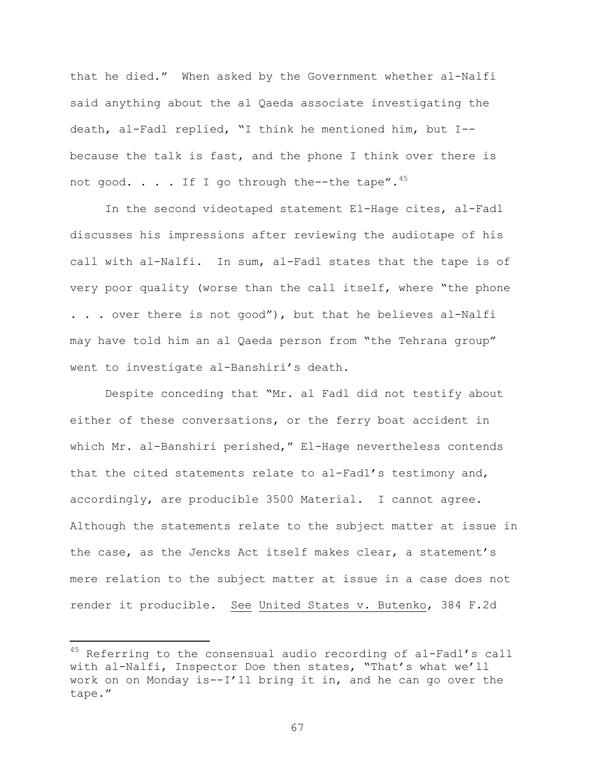that he died." When asked by the Government whether al-Nalfi said anything about the al Qaeda associate investigating the death, al-Fadl replied, "I think he mentioned him, but I--because the talk is fast, and the phone I think over there is not good. . . . If I go through the--the tape".[45]

In the second videotaped statement El-Hage cites, al-Fadl discusses his impressions after reviewing the audiotape of his call with al-Nalfi. In sum, al-Fadl states that the tape is of very poor quality (worse than the call itself, where "the phone . . . over there is not good"), but that he believes al-Nalfi may have told him an al Qaeda person from "the Tehrana group" went to investigate al-Banshiri's death.

Despite conceding that "Mr. al Fadl did not testify about either of these conversations, or the ferry boat accident in which Mr. al-Banshiri perished," El-Hage nevertheless contends that the cited statements relate to al-Fadl's testimony and, accordingly, are producible 3500 Material. I cannot agree. Although the statements relate to the subject matter at issue in the case, as the Jencks Act itself makes clear, a statement's mere relation to the subject matter at issue in a case does not render it producible. See United States v. Butenko, 384 F.2d

[45] Referring to the consensual audio recording of al-Fadl's call with al-Nalfi, Inspector Doe then states, "That's what we'll work on on Monday is--I'll bring it in, and he can go over the tape."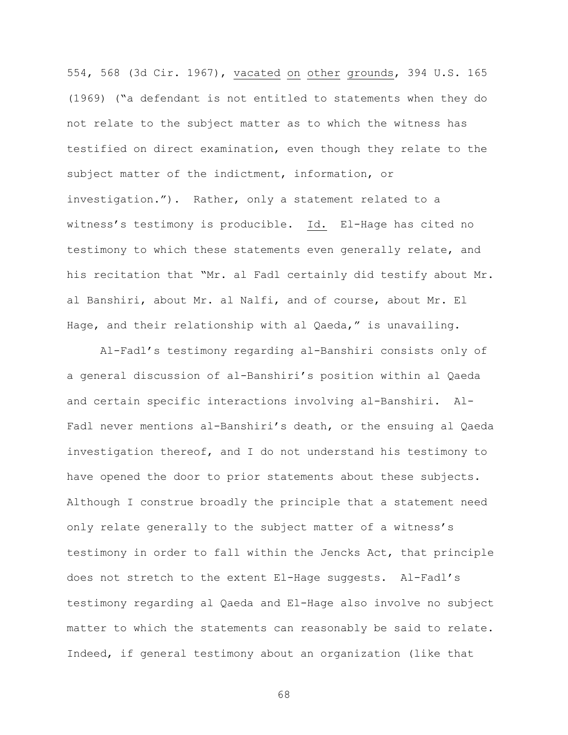554, 568 (3d Cir. 1967), vacated on other grounds, 394 U.S. 165 (1969) ("a defendant is not entitled to statements when they do not relate to the subject matter as to which the witness has testified on direct examination, even though they relate to the subject matter of the indictment, information, or investigation."). Rather, only a statement related to a witness's testimony is producible. Id. El-Hage has cited no testimony to which these statements even generally relate, and his recitation that "Mr. al Fadl certainly did testify about Mr. al Banshiri, about Mr. al Nalfi, and of course, about Mr. El Hage, and their relationship with al Qaeda," is unavailing.

Al-Fadl's testimony regarding al-Banshiri consists only of a general discussion of al-Banshiri's position within al Qaeda and certain specific interactions involving al-Banshiri. Al-Fadl never mentions al-Banshiri's death, or the ensuing al Qaeda investigation thereof, and I do not understand his testimony to have opened the door to prior statements about these subjects. Although I construe broadly the principle that a statement need only relate generally to the subject matter of a witness's testimony in order to fall within the Jencks Act, that principle does not stretch to the extent El-Hage suggests. Al-Fadl's testimony regarding al Qaeda and El-Hage also involve no subject matter to which the statements can reasonably be said to relate. Indeed, if general testimony about an organization (like that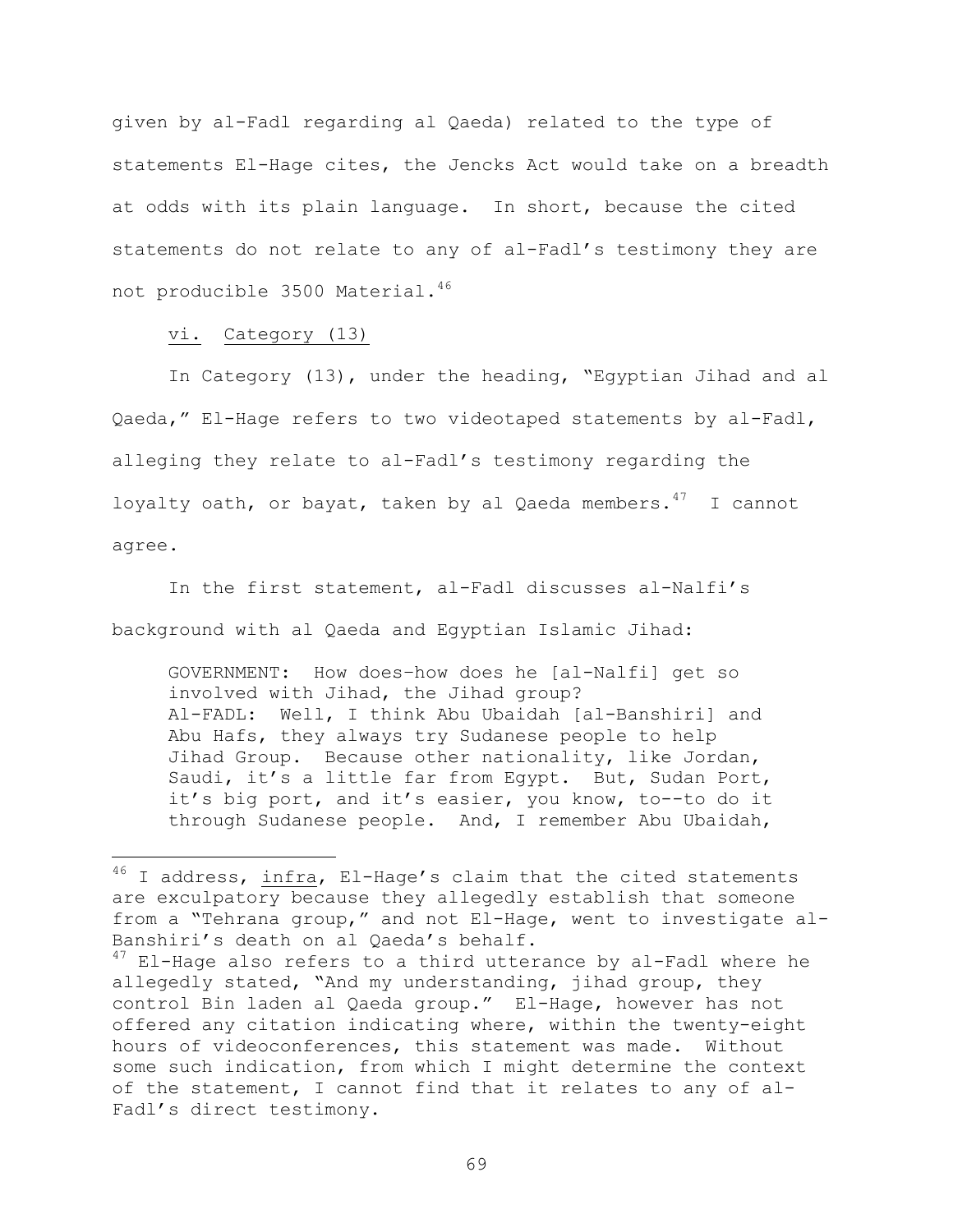given by al-Fadl regarding al Qaeda) related to the type of statements El-Hage cites, the Jencks Act would take on a breadth at odds with its plain language. In short, because the cited statements do not relate to any of al-Fadl's testimony they are not producible 3500 Material.[46]

<u>vi. Category (13)</u>

In Category (13), under the heading, "Egyptian Jihad and al Qaeda," El-Hage refers to two videotaped statements by al-Fadl, alleging they relate to al-Fadl's testimony regarding the loyalty oath, or bayat, taken by al Qaeda members.[47] I cannot agree.

In the first statement, al-Fadl discusses al-Nalfi's background with al Qaeda and Egyptian Islamic Jihad:

> GOVERNMENT: How does–how does he [al-Nalfi] get so involved with Jihad, the Jihad group?
> Al-FADL: Well, I think Abu Ubaidah [al-Banshiri] and Abu Hafs, they always try Sudanese people to help Jihad Group. Because other nationality, like Jordan, Saudi, it's a little far from Egypt. But, Sudan Port, it's big port, and it's easier, you know, to--to do it through Sudanese people. And, I remember Abu Ubaidah,

---

[46] I address, <u>infra</u>, El-Hage's claim that the cited statements are exculpatory because they allegedly establish that someone from a "Tehrana group," and not El-Hage, went to investigate al-Banshiri's death on al Qaeda's behalf.

[47] El-Hage also refers to a third utterance by al-Fadl where he allegedly stated, "And my understanding, jihad group, they control Bin laden al Qaeda group." El-Hage, however has not offered any citation indicating where, within the twenty-eight hours of videoconferences, this statement was made. Without some such indication, from which I might determine the context of the statement, I cannot find that it relates to any of al-Fadl's direct testimony.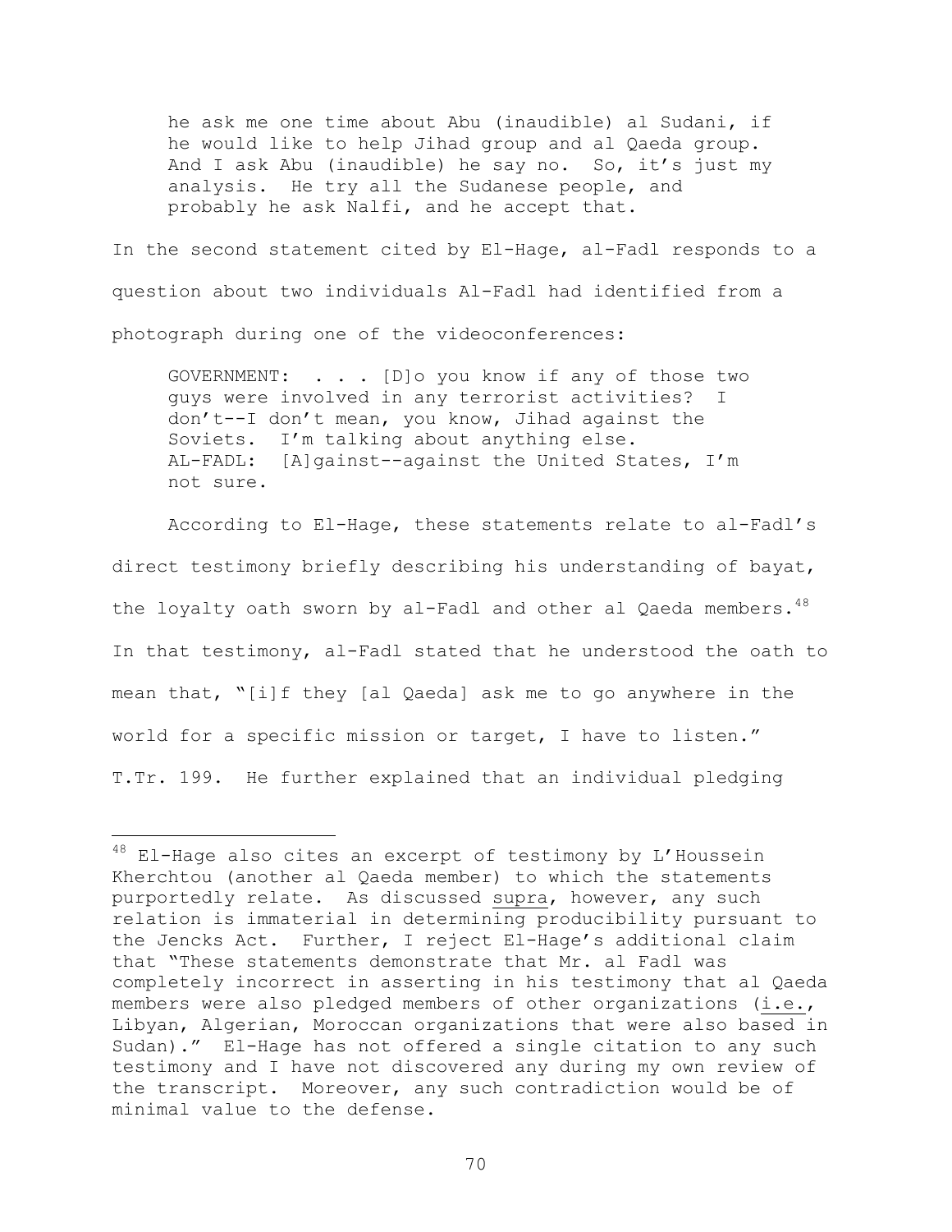> he ask me one time about Abu (inaudible) al Sudani, if he would like to help Jihad group and al Qaeda group. And I ask Abu (inaudible) he say no. So, it's just my analysis. He try all the Sudanese people, and probably he ask Nalfi, and he accept that.

In the second statement cited by El-Hage, al-Fadl responds to a question about two individuals Al-Fadl had identified from a photograph during one of the videoconferences:

> GOVERNMENT: . . . [D]o you know if any of those two guys were involved in any terrorist activities? I don't--I don't mean, you know, Jihad against the Soviets. I'm talking about anything else.
> AL-FADL: [A]gainst--against the United States, I'm not sure.

According to El-Hage, these statements relate to al-Fadl's direct testimony briefly describing his understanding of bayat, the loyalty oath sworn by al-Fadl and other al Qaeda members.[48] In that testimony, al-Fadl stated that he understood the oath to mean that, "[i]f they [al Qaeda] ask me to go anywhere in the world for a specific mission or target, I have to listen." T.Tr. 199. He further explained that an individual pledging

---

[48] El-Hage also cites an excerpt of testimony by L'Houssein Kherchtou (another al Qaeda member) to which the statements purportedly relate. As discussed <u>supra</u>, however, any such relation is immaterial in determining producibility pursuant to the Jencks Act. Further, I reject El-Hage's additional claim that "These statements demonstrate that Mr. al Fadl was completely incorrect in asserting in his testimony that al Qaeda members were also pledged members of other organizations (<u>i.e.</u>, Libyan, Algerian, Moroccan organizations that were also based in Sudan)." El-Hage has not offered a single citation to any such testimony and I have not discovered any during my own review of the transcript. Moreover, any such contradiction would be of minimal value to the defense.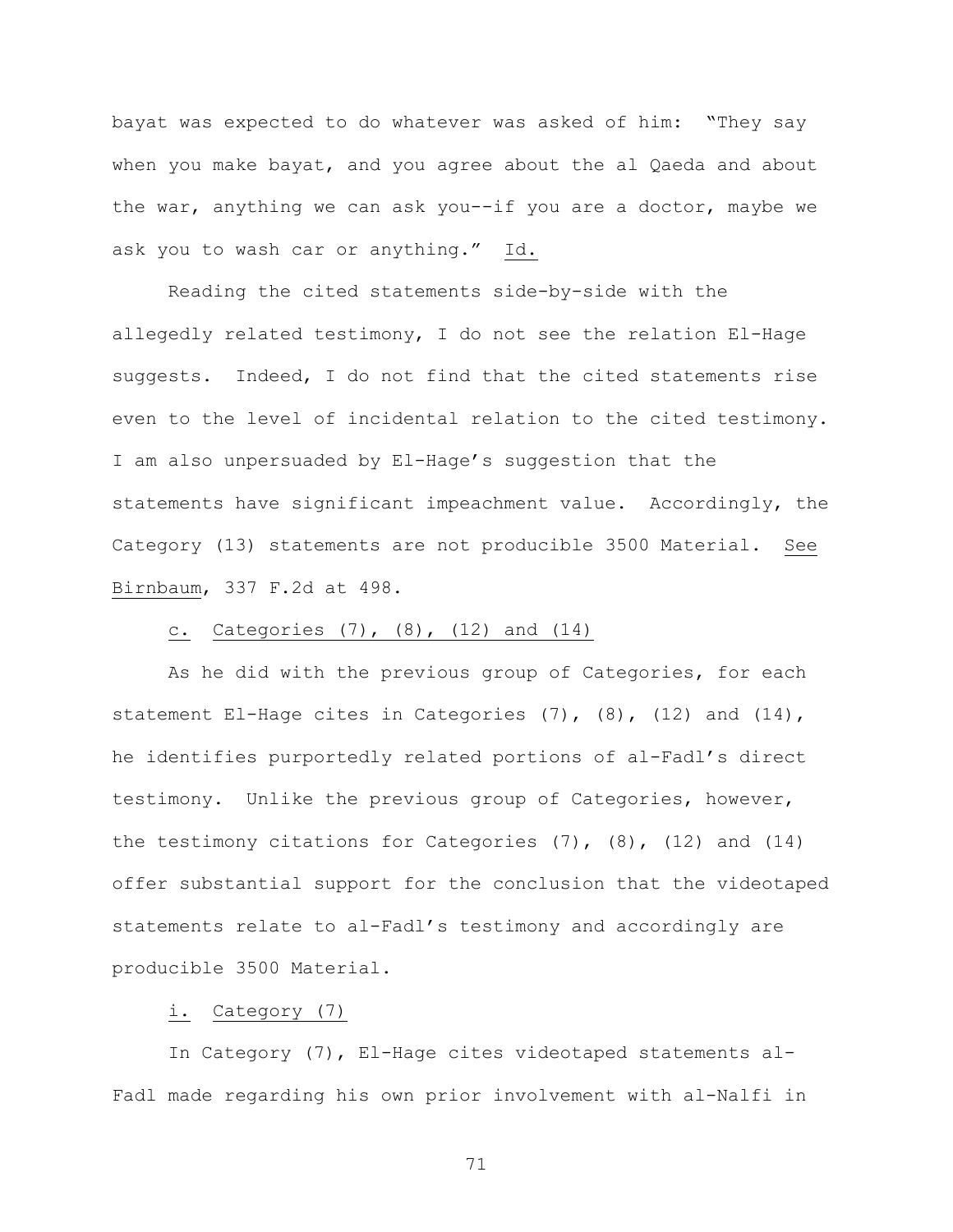bayat was expected to do whatever was asked of him: "They say when you make bayat, and you agree about the al Qaeda and about the war, anything we can ask you--if you are a doctor, maybe we ask you to wash car or anything." Id.

Reading the cited statements side-by-side with the allegedly related testimony, I do not see the relation El-Hage suggests. Indeed, I do not find that the cited statements rise even to the level of incidental relation to the cited testimony. I am also unpersuaded by El-Hage's suggestion that the statements have significant impeachment value. Accordingly, the Category (13) statements are not producible 3500 Material. See Birnbaum, 337 F.2d at 498.

c. Categories (7), (8), (12) and (14)

As he did with the previous group of Categories, for each statement El-Hage cites in Categories (7), (8), (12) and (14), he identifies purportedly related portions of al-Fadl's direct testimony. Unlike the previous group of Categories, however, the testimony citations for Categories (7), (8), (12) and (14) offer substantial support for the conclusion that the videotaped statements relate to al-Fadl's testimony and accordingly are producible 3500 Material.

i. Category (7)

In Category (7), El-Hage cites videotaped statements al-Fadl made regarding his own prior involvement with al-Nalfi in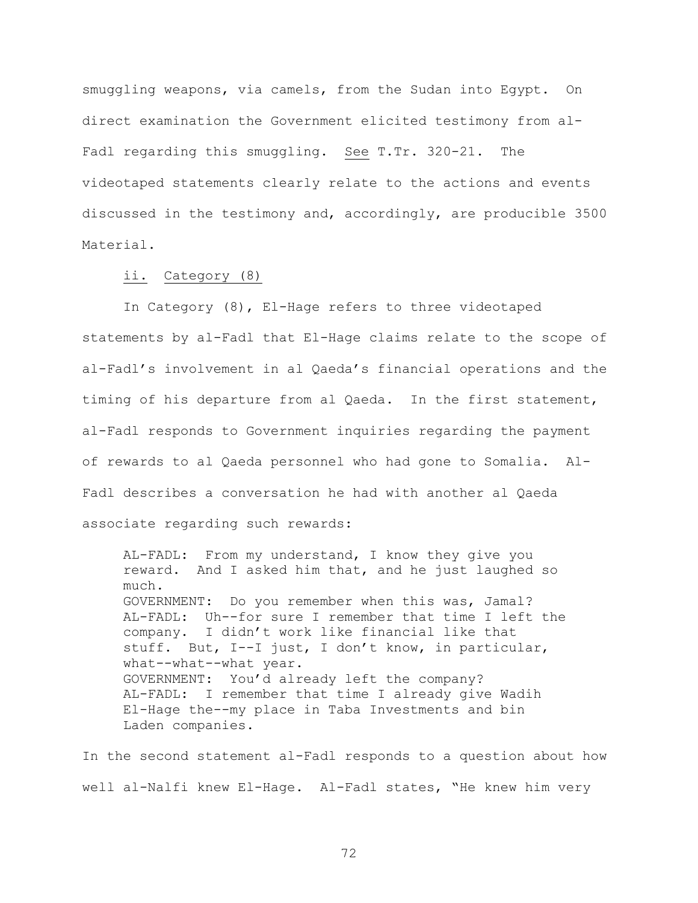smuggling weapons, via camels, from the Sudan into Egypt. On direct examination the Government elicited testimony from al-Fadl regarding this smuggling. See T.Tr. 320-21. The videotaped statements clearly relate to the actions and events discussed in the testimony and, accordingly, are producible 3500 Material.

ii. Category (8)

In Category (8), El-Hage refers to three videotaped statements by al-Fadl that El-Hage claims relate to the scope of al-Fadl's involvement in al Qaeda's financial operations and the timing of his departure from al Qaeda. In the first statement, al-Fadl responds to Government inquiries regarding the payment of rewards to al Qaeda personnel who had gone to Somalia. Al-Fadl describes a conversation he had with another al Qaeda associate regarding such rewards:

> AL-FADL: From my understand, I know they give you reward. And I asked him that, and he just laughed so much.
> GOVERNMENT: Do you remember when this was, Jamal?
> AL-FADL: Uh--for sure I remember that time I left the company. I didn't work like financial like that stuff. But, I--I just, I don't know, in particular, what--what--what year.
> GOVERNMENT: You'd already left the company?
> AL-FADL: I remember that time I already give Wadih El-Hage the--my place in Taba Investments and bin Laden companies.

In the second statement al-Fadl responds to a question about how well al-Nalfi knew El-Hage. Al-Fadl states, "He knew him very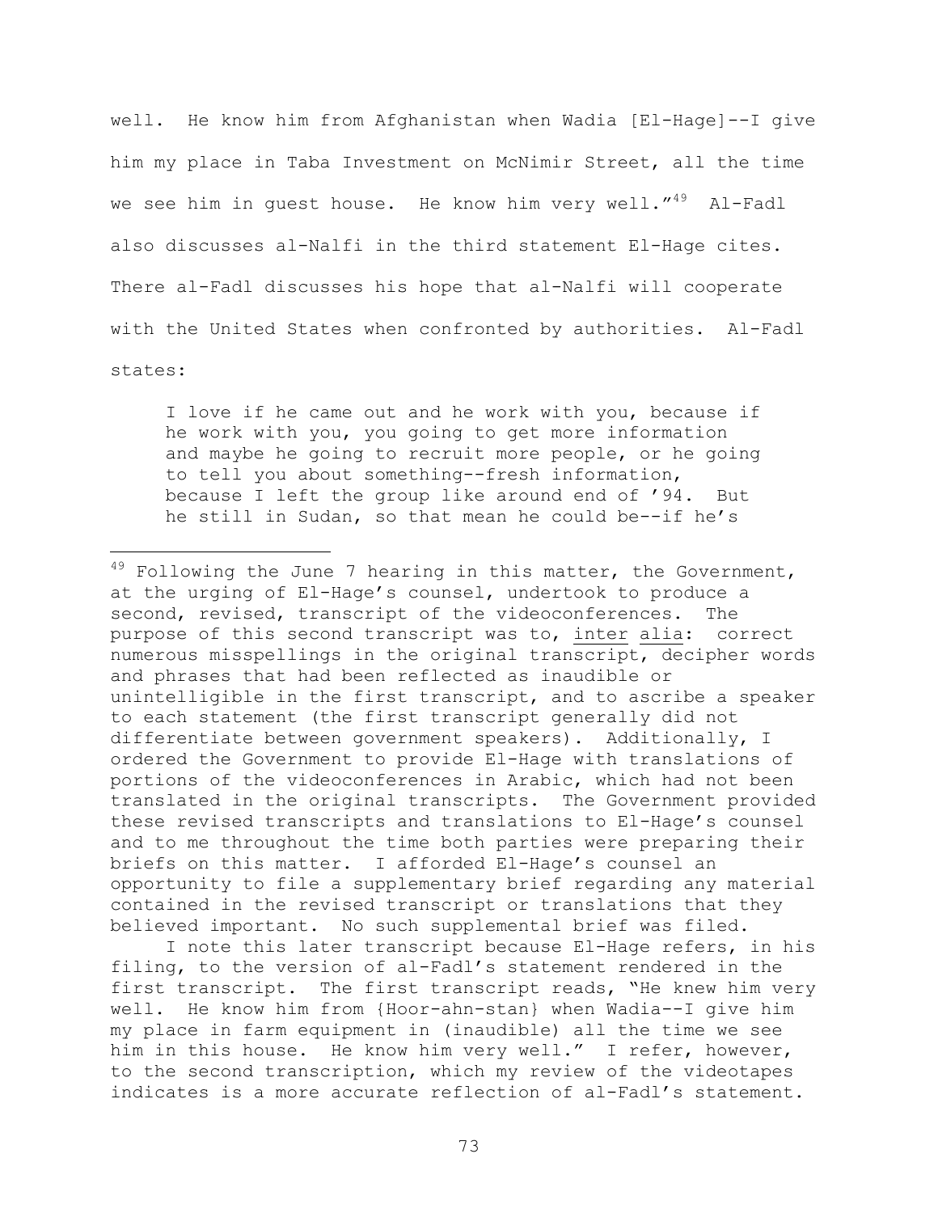well. He know him from Afghanistan when Wadia [El-Hage]--I give him my place in Taba Investment on McNimir Street, all the time we see him in guest house. He know him very well."[49] Al-Fadl also discusses al-Nalfi in the third statement El-Hage cites. There al-Fadl discusses his hope that al-Nalfi will cooperate with the United States when confronted by authorities. Al-Fadl states:

> I love if he came out and he work with you, because if he work with you, you going to get more information and maybe he going to recruit more people, or he going to tell you about something--fresh information, because I left the group like around end of '94. But he still in Sudan, so that mean he could be--if he's

---

[49] Following the June 7 hearing in this matter, the Government, at the urging of El-Hage's counsel, undertook to produce a second, revised, transcript of the videoconferences. The purpose of this second transcript was to, inter alia: correct numerous misspellings in the original transcript, decipher words and phrases that had been reflected as inaudible or unintelligible in the first transcript, and to ascribe a speaker to each statement (the first transcript generally did not differentiate between government speakers). Additionally, I ordered the Government to provide El-Hage with translations of portions of the videoconferences in Arabic, which had not been translated in the original transcripts. The Government provided these revised transcripts and translations to El-Hage's counsel and to me throughout the time both parties were preparing their briefs on this matter. I afforded El-Hage's counsel an opportunity to file a supplementary brief regarding any material contained in the revised transcript or translations that they believed important. No such supplemental brief was filed.

I note this later transcript because El-Hage refers, in his filing, to the version of al-Fadl's statement rendered in the first transcript. The first transcript reads, "He knew him very well. He know him from {Hoor-ahn-stan} when Wadia--I give him my place in farm equipment in (inaudible) all the time we see him in this house. He know him very well." I refer, however, to the second transcription, which my review of the videotapes indicates is a more accurate reflection of al-Fadl's statement.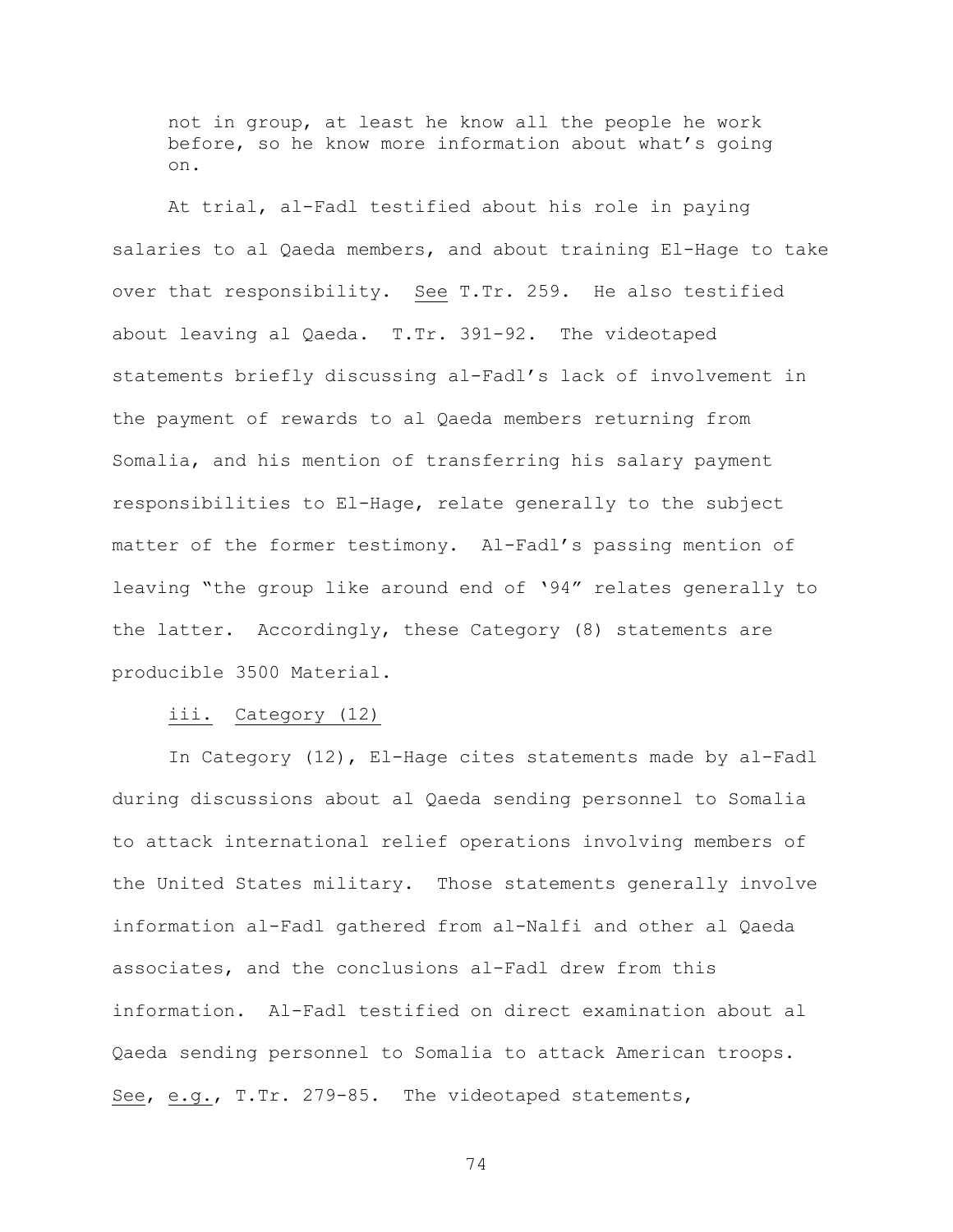> not in group, at least he know all the people he work before, so he know more information about what's going on.

At trial, al-Fadl testified about his role in paying salaries to al Qaeda members, and about training El-Hage to take over that responsibility. See T.Tr. 259. He also testified about leaving al Qaeda. T.Tr. 391-92. The videotaped statements briefly discussing al-Fadl's lack of involvement in the payment of rewards to al Qaeda members returning from Somalia, and his mention of transferring his salary payment responsibilities to El-Hage, relate generally to the subject matter of the former testimony. Al-Fadl's passing mention of leaving "the group like around end of '94" relates generally to the latter. Accordingly, these Category (8) statements are producible 3500 Material.

iii. Category (12)

In Category (12), El-Hage cites statements made by al-Fadl during discussions about al Qaeda sending personnel to Somalia to attack international relief operations involving members of the United States military. Those statements generally involve information al-Fadl gathered from al-Nalfi and other al Qaeda associates, and the conclusions al-Fadl drew from this information. Al-Fadl testified on direct examination about al Qaeda sending personnel to Somalia to attack American troops. See, e.g., T.Tr. 279-85. The videotaped statements,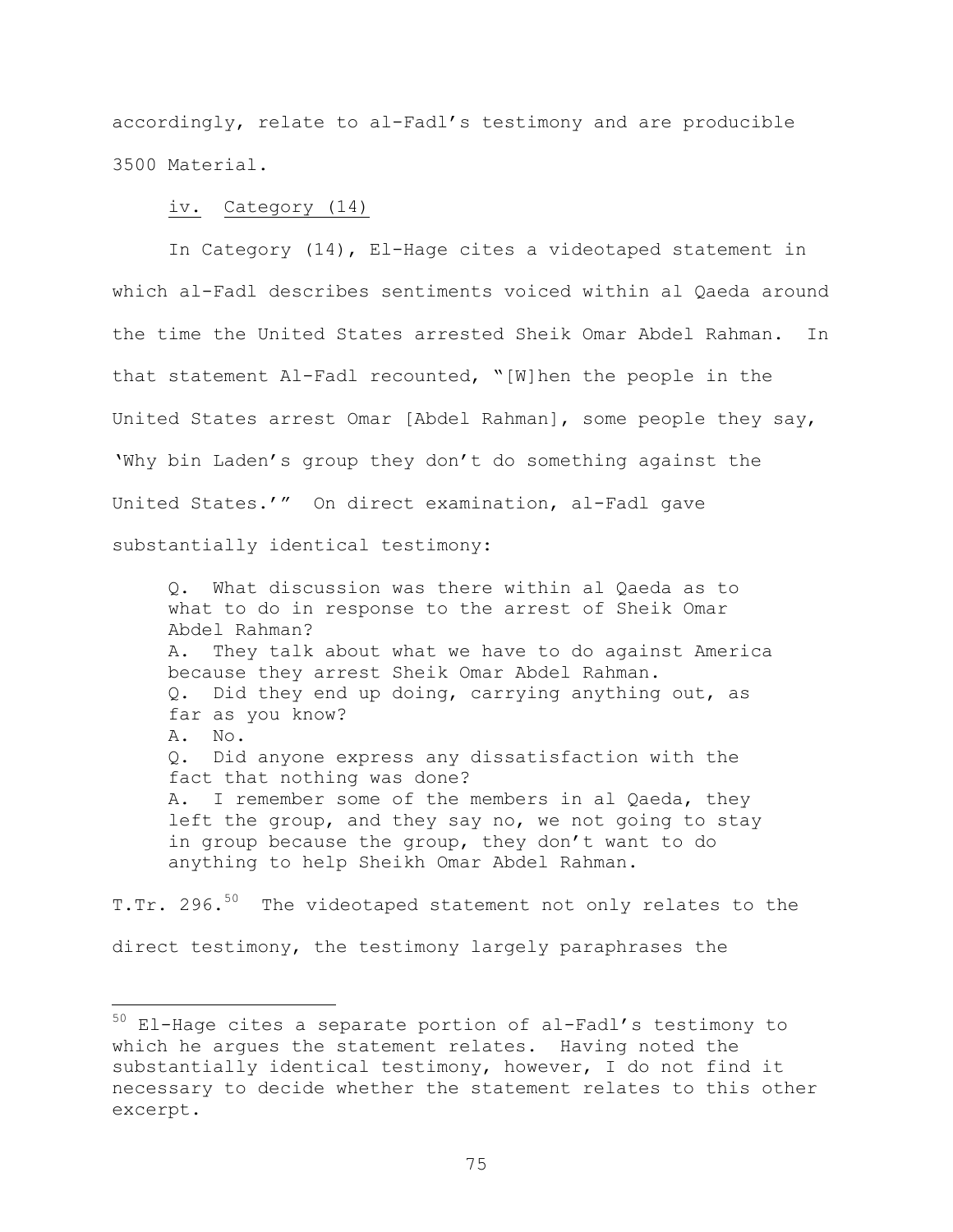accordingly, relate to al-Fadl's testimony and are producible 3500 Material.

iv. <u>Category (14)</u>

In Category (14), El-Hage cites a videotaped statement in which al-Fadl describes sentiments voiced within al Qaeda around the time the United States arrested Sheik Omar Abdel Rahman. In that statement Al-Fadl recounted, "[W]hen the people in the United States arrest Omar [Abdel Rahman], some people they say, 'Why bin Laden's group they don't do something against the United States.'" On direct examination, al-Fadl gave substantially identical testimony:

> Q. What discussion was there within al Qaeda as to what to do in response to the arrest of Sheik Omar Abdel Rahman?
> A. They talk about what we have to do against America because they arrest Sheik Omar Abdel Rahman.
> Q. Did they end up doing, carrying anything out, as far as you know?
> A. No.
> Q. Did anyone express any dissatisfaction with the fact that nothing was done?
> A. I remember some of the members in al Qaeda, they left the group, and they say no, we not going to stay in group because the group, they don't want to do anything to help Sheikh Omar Abdel Rahman.

T.Tr. 296.[50] The videotaped statement not only relates to the direct testimony, the testimony largely paraphrases the

[50] El-Hage cites a separate portion of al-Fadl's testimony to which he argues the statement relates. Having noted the substantially identical testimony, however, I do not find it necessary to decide whether the statement relates to this other excerpt.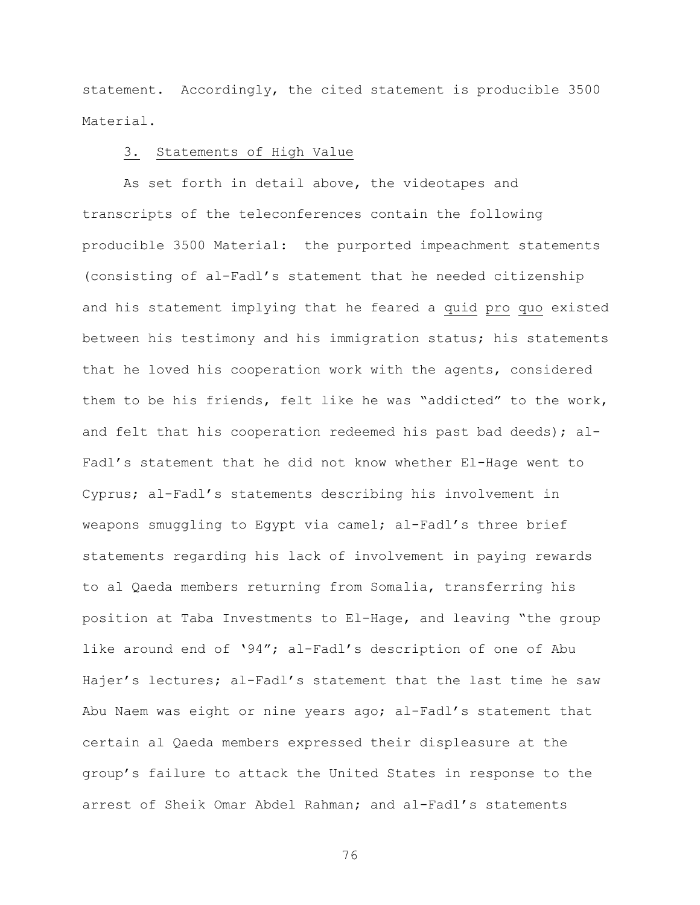statement. Accordingly, the cited statement is producible 3500 Material.

3. Statements of High Value

As set forth in detail above, the videotapes and transcripts of the teleconferences contain the following producible 3500 Material: the purported impeachment statements (consisting of al-Fadl's statement that he needed citizenship and his statement implying that he feared a *quid pro quo* existed between his testimony and his immigration status; his statements that he loved his cooperation work with the agents, considered them to be his friends, felt like he was "addicted" to the work, and felt that his cooperation redeemed his past bad deeds); al-Fadl's statement that he did not know whether El-Hage went to Cyprus; al-Fadl's statements describing his involvement in weapons smuggling to Egypt via camel; al-Fadl's three brief statements regarding his lack of involvement in paying rewards to al Qaeda members returning from Somalia, transferring his position at Taba Investments to El-Hage, and leaving "the group like around end of '94"; al-Fadl's description of one of Abu Hajer's lectures; al-Fadl's statement that the last time he saw Abu Naem was eight or nine years ago; al-Fadl's statement that certain al Qaeda members expressed their displeasure at the group's failure to attack the United States in response to the arrest of Sheik Omar Abdel Rahman; and al-Fadl's statements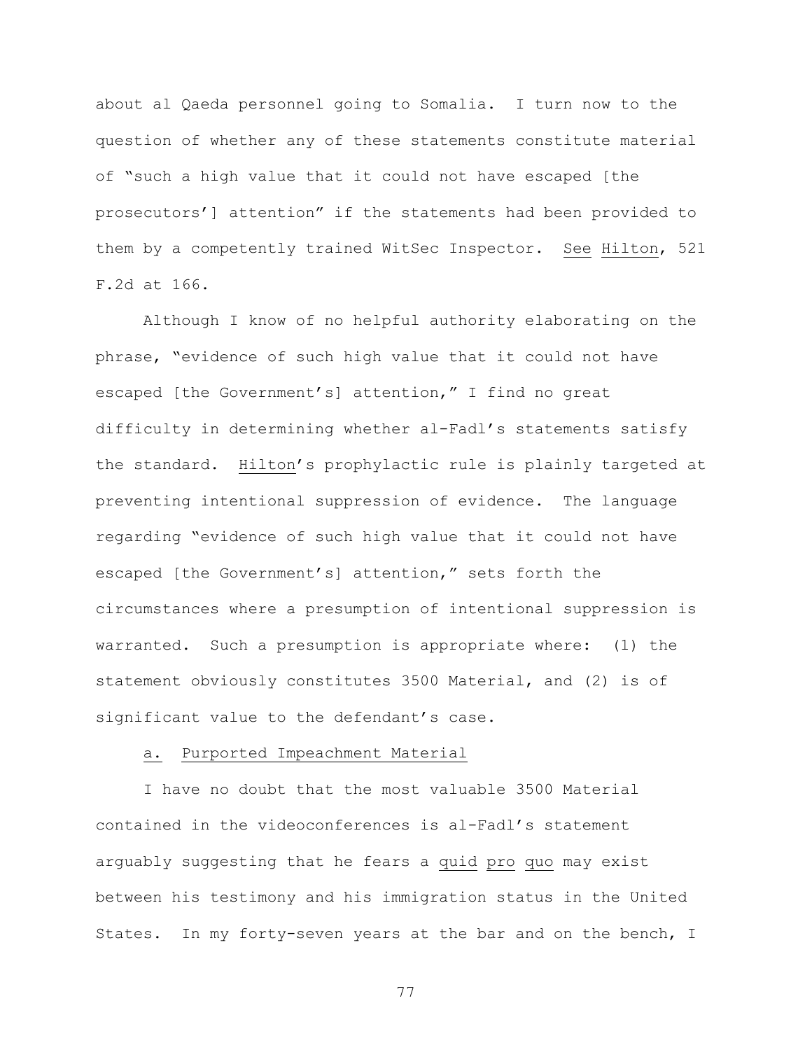about al Qaeda personnel going to Somalia. I turn now to the question of whether any of these statements constitute material of "such a high value that it could not have escaped [the prosecutors'] attention" if the statements had been provided to them by a competently trained WitSec Inspector. See Hilton, 521 F.2d at 166.

Although I know of no helpful authority elaborating on the phrase, "evidence of such high value that it could not have escaped [the Government's] attention," I find no great difficulty in determining whether al-Fadl's statements satisfy the standard. Hilton's prophylactic rule is plainly targeted at preventing intentional suppression of evidence. The language regarding "evidence of such high value that it could not have escaped [the Government's] attention," sets forth the circumstances where a presumption of intentional suppression is warranted. Such a presumption is appropriate where: (1) the statement obviously constitutes 3500 Material, and (2) is of significant value to the defendant's case.

a. Purported Impeachment Material

I have no doubt that the most valuable 3500 Material contained in the videoconferences is al-Fadl's statement arguably suggesting that he fears a *quid pro quo* may exist between his testimony and his immigration status in the United States. In my forty-seven years at the bar and on the bench, I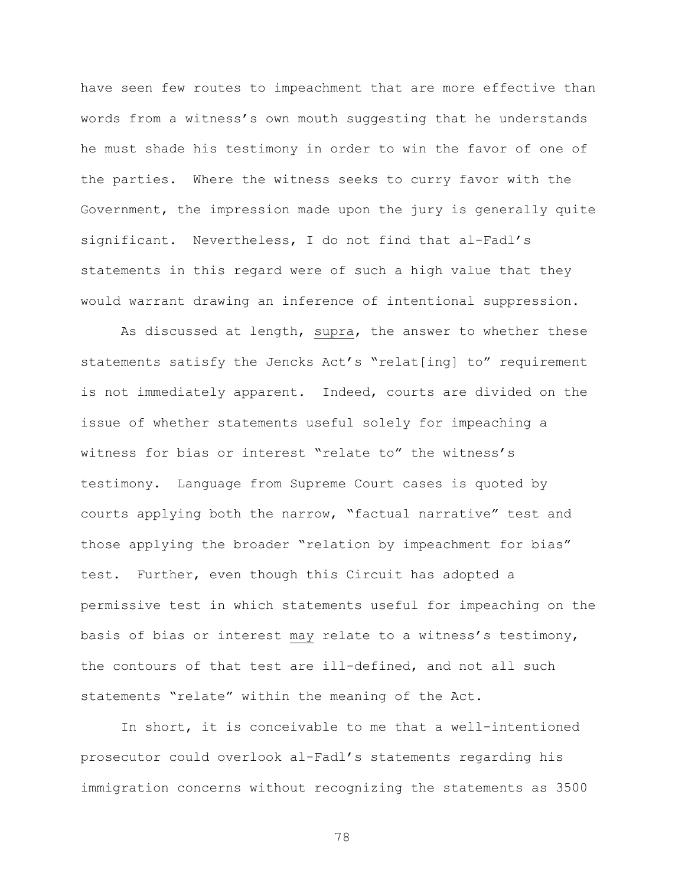have seen few routes to impeachment that are more effective than words from a witness's own mouth suggesting that he understands he must shade his testimony in order to win the favor of one of the parties. Where the witness seeks to curry favor with the Government, the impression made upon the jury is generally quite significant. Nevertheless, I do not find that al-Fadl's statements in this regard were of such a high value that they would warrant drawing an inference of intentional suppression.

As discussed at length, supra, the answer to whether these statements satisfy the Jencks Act's "relat[ing] to" requirement is not immediately apparent. Indeed, courts are divided on the issue of whether statements useful solely for impeaching a witness for bias or interest "relate to" the witness's testimony. Language from Supreme Court cases is quoted by courts applying both the narrow, "factual narrative" test and those applying the broader "relation by impeachment for bias" test. Further, even though this Circuit has adopted a permissive test in which statements useful for impeaching on the basis of bias or interest may relate to a witness's testimony, the contours of that test are ill-defined, and not all such statements "relate" within the meaning of the Act.

In short, it is conceivable to me that a well-intentioned prosecutor could overlook al-Fadl's statements regarding his immigration concerns without recognizing the statements as 3500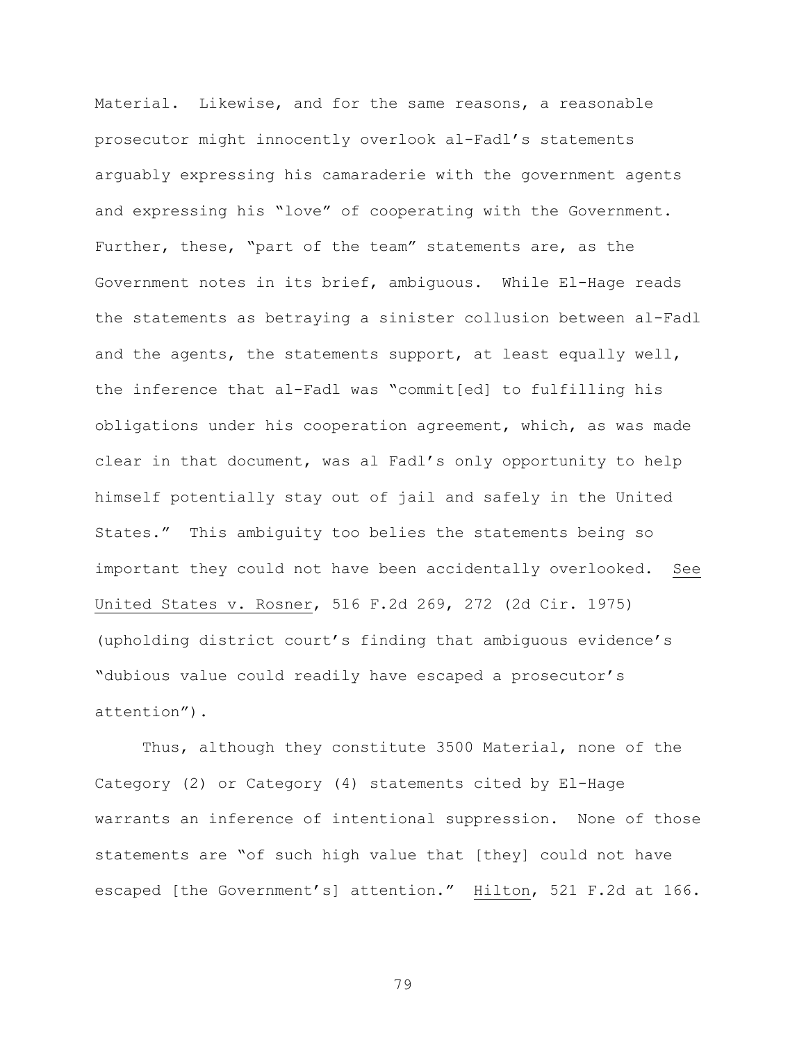Material. Likewise, and for the same reasons, a reasonable prosecutor might innocently overlook al-Fadl's statements arguably expressing his camaraderie with the government agents and expressing his "love" of cooperating with the Government. Further, these, "part of the team" statements are, as the Government notes in its brief, ambiguous. While El-Hage reads the statements as betraying a sinister collusion between al-Fadl and the agents, the statements support, at least equally well, the inference that al-Fadl was "commit[ed] to fulfilling his obligations under his cooperation agreement, which, as was made clear in that document, was al Fadl's only opportunity to help himself potentially stay out of jail and safely in the United States." This ambiguity too belies the statements being so important they could not have been accidentally overlooked. See United States v. Rosner, 516 F.2d 269, 272 (2d Cir. 1975) (upholding district court's finding that ambiguous evidence's "dubious value could readily have escaped a prosecutor's attention").

Thus, although they constitute 3500 Material, none of the Category (2) or Category (4) statements cited by El-Hage warrants an inference of intentional suppression. None of those statements are "of such high value that [they] could not have escaped [the Government's] attention." Hilton, 521 F.2d at 166.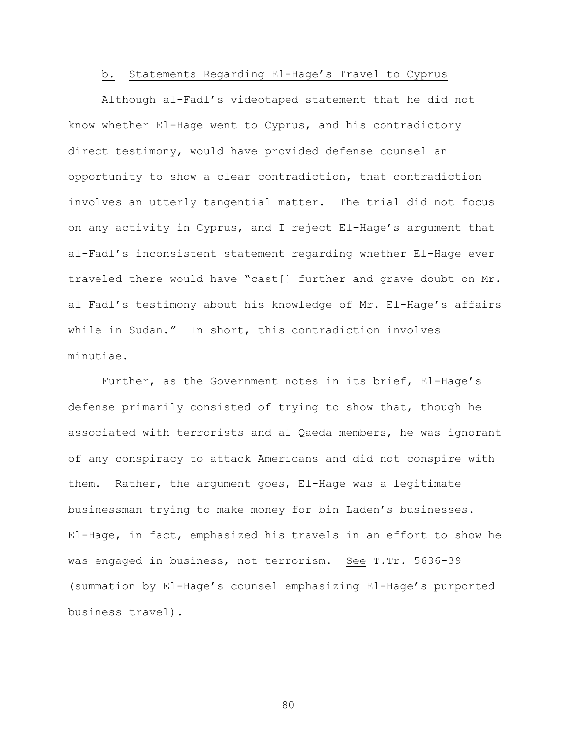b. <u>Statements Regarding El-Hage's Travel to Cyprus</u>

Although al-Fadl's videotaped statement that he did not know whether El-Hage went to Cyprus, and his contradictory direct testimony, would have provided defense counsel an opportunity to show a clear contradiction, that contradiction involves an utterly tangential matter. The trial did not focus on any activity in Cyprus, and I reject El-Hage's argument that al-Fadl's inconsistent statement regarding whether El-Hage ever traveled there would have "cast[] further and grave doubt on Mr. al Fadl's testimony about his knowledge of Mr. El-Hage's affairs while in Sudan." In short, this contradiction involves minutiae.

Further, as the Government notes in its brief, El-Hage's defense primarily consisted of trying to show that, though he associated with terrorists and al Qaeda members, he was ignorant of any conspiracy to attack Americans and did not conspire with them. Rather, the argument goes, El-Hage was a legitimate businessman trying to make money for bin Laden's businesses. El-Hage, in fact, emphasized his travels in an effort to show he was engaged in business, not terrorism. <u>See</u> T.Tr. 5636-39 (summation by El-Hage's counsel emphasizing El-Hage's purported business travel).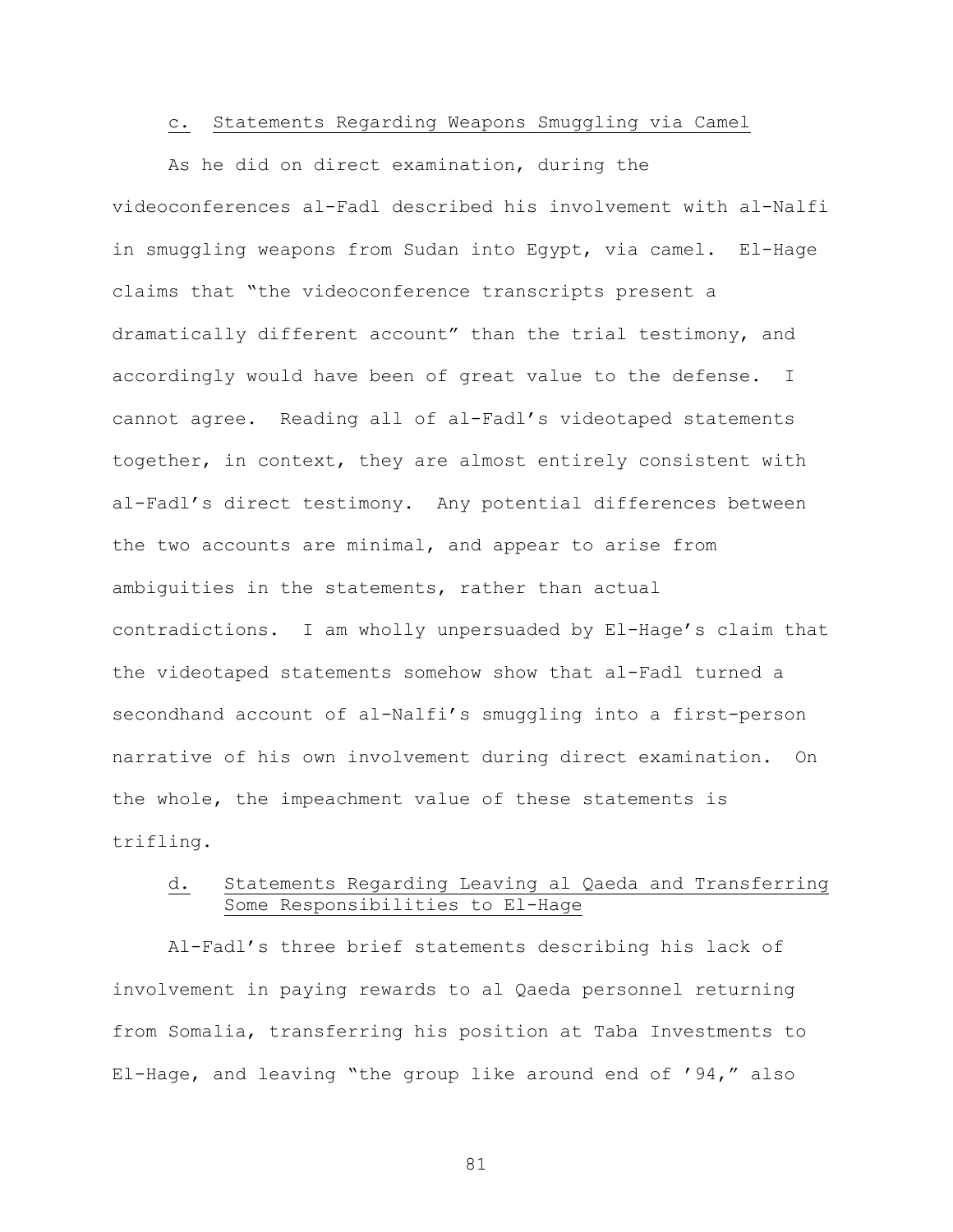c. Statements Regarding Weapons Smuggling via Camel

As he did on direct examination, during the videoconferences al-Fadl described his involvement with al-Nalfi in smuggling weapons from Sudan into Egypt, via camel. El-Hage claims that "the videoconference transcripts present a dramatically different account" than the trial testimony, and accordingly would have been of great value to the defense. I cannot agree. Reading all of al-Fadl's videotaped statements together, in context, they are almost entirely consistent with al-Fadl's direct testimony. Any potential differences between the two accounts are minimal, and appear to arise from ambiguities in the statements, rather than actual contradictions. I am wholly unpersuaded by El-Hage's claim that the videotaped statements somehow show that al-Fadl turned a secondhand account of al-Nalfi's smuggling into a first-person narrative of his own involvement during direct examination. On the whole, the impeachment value of these statements is trifling.

d. Statements Regarding Leaving al Qaeda and Transferring Some Responsibilities to El-Hage

Al-Fadl's three brief statements describing his lack of involvement in paying rewards to al Qaeda personnel returning from Somalia, transferring his position at Taba Investments to El-Hage, and leaving "the group like around end of '94," also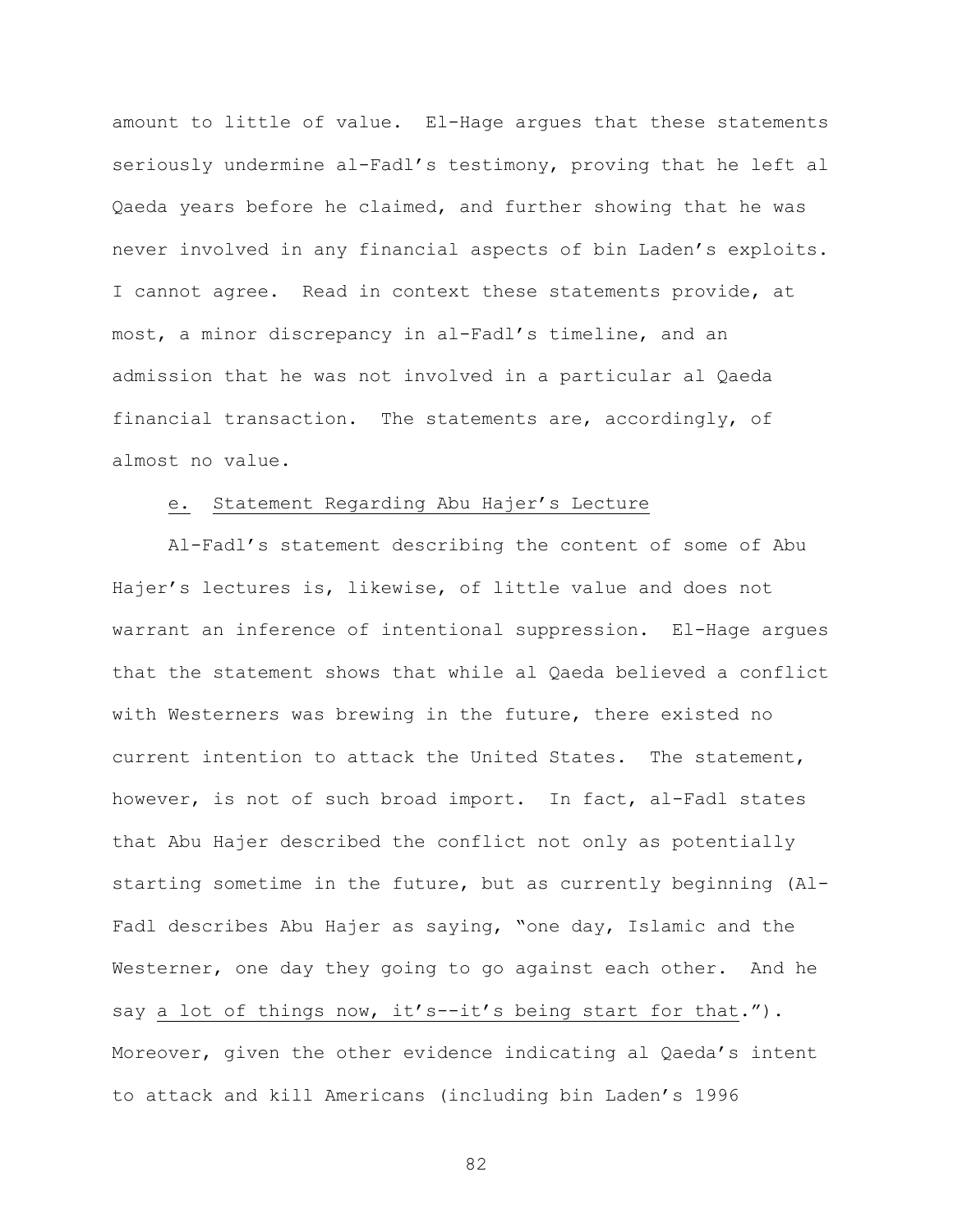amount to little of value. El-Hage argues that these statements seriously undermine al-Fadl's testimony, proving that he left al Qaeda years before he claimed, and further showing that he was never involved in any financial aspects of bin Laden's exploits. I cannot agree. Read in context these statements provide, at most, a minor discrepancy in al-Fadl's timeline, and an admission that he was not involved in a particular al Qaeda financial transaction. The statements are, accordingly, of almost no value.

e. Statement Regarding Abu Hajer's Lecture

Al-Fadl's statement describing the content of some of Abu Hajer's lectures is, likewise, of little value and does not warrant an inference of intentional suppression. El-Hage argues that the statement shows that while al Qaeda believed a conflict with Westerners was brewing in the future, there existed no current intention to attack the United States. The statement, however, is not of such broad import. In fact, al-Fadl states that Abu Hajer described the conflict not only as potentially starting sometime in the future, but as currently beginning (Al-Fadl describes Abu Hajer as saying, "one day, Islamic and the Westerner, one day they going to go against each other. And he say <u>a lot of things now, it's--it's being start for that</u>."). Moreover, given the other evidence indicating al Qaeda's intent to attack and kill Americans (including bin Laden's 1996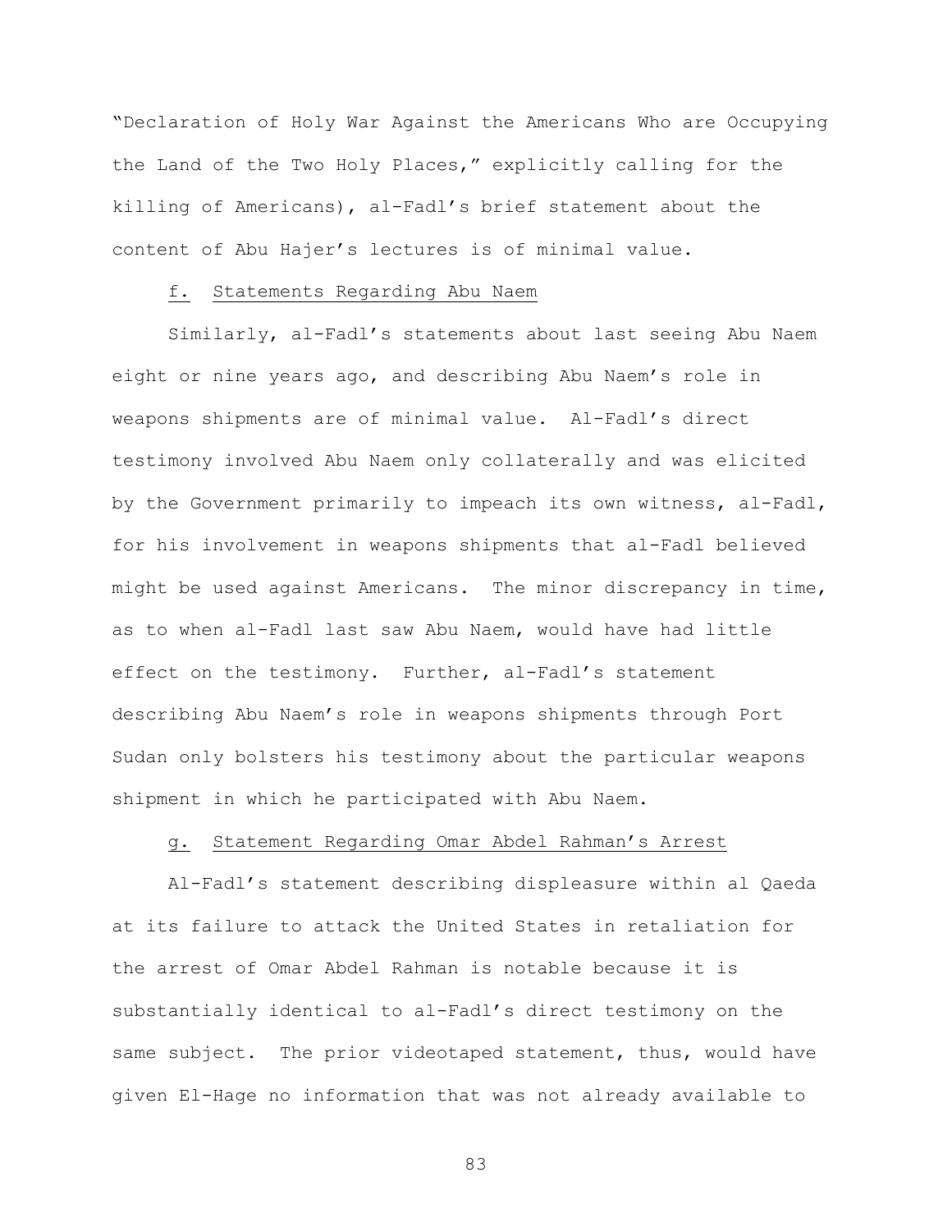"Declaration of Holy War Against the Americans Who are Occupying the Land of the Two Holy Places," explicitly calling for the killing of Americans), al-Fadl's brief statement about the content of Abu Hajer's lectures is of minimal value.

f. <u>Statements Regarding Abu Naem</u>

Similarly, al-Fadl's statements about last seeing Abu Naem eight or nine years ago, and describing Abu Naem's role in weapons shipments are of minimal value. Al-Fadl's direct testimony involved Abu Naem only collaterally and was elicited by the Government primarily to impeach its own witness, al-Fadl, for his involvement in weapons shipments that al-Fadl believed might be used against Americans. The minor discrepancy in time, as to when al-Fadl last saw Abu Naem, would have had little effect on the testimony. Further, al-Fadl's statement describing Abu Naem's role in weapons shipments through Port Sudan only bolsters his testimony about the particular weapons shipment in which he participated with Abu Naem.

g. <u>Statement Regarding Omar Abdel Rahman's Arrest</u>

Al-Fadl's statement describing displeasure within al Qaeda at its failure to attack the United States in retaliation for the arrest of Omar Abdel Rahman is notable because it is substantially identical to al-Fadl's direct testimony on the same subject. The prior videotaped statement, thus, would have given El-Hage no information that was not already available to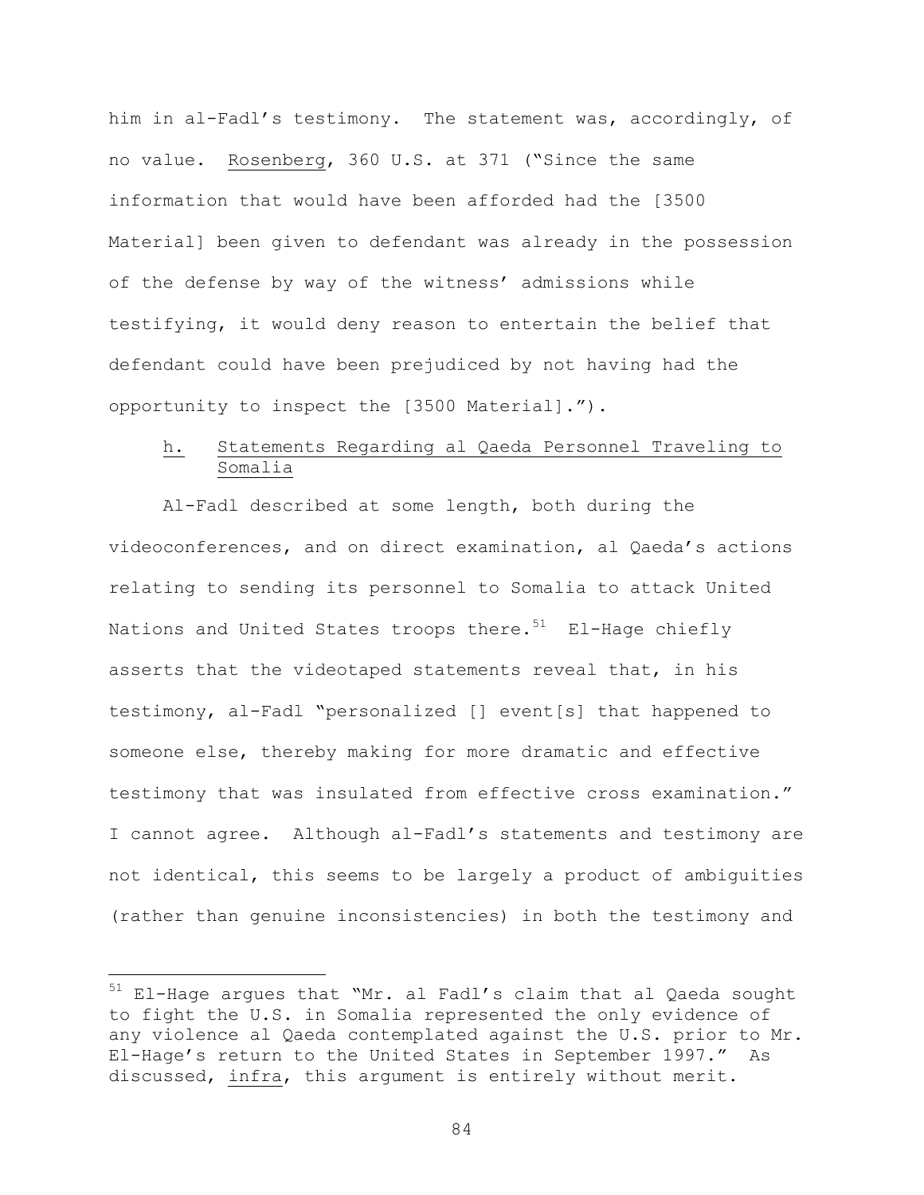him in al-Fadl's testimony. The statement was, accordingly, of no value. Rosenberg, 360 U.S. at 371 ("Since the same information that would have been afforded had the [3500 Material] been given to defendant was already in the possession of the defense by way of the witness' admissions while testifying, it would deny reason to entertain the belief that defendant could have been prejudiced by not having had the opportunity to inspect the [3500 Material].").

h. Statements Regarding al Qaeda Personnel Traveling to Somalia

Al-Fadl described at some length, both during the videoconferences, and on direct examination, al Qaeda's actions relating to sending its personnel to Somalia to attack United Nations and United States troops there.[51] El-Hage chiefly asserts that the videotaped statements reveal that, in his testimony, al-Fadl "personalized [] event[s] that happened to someone else, thereby making for more dramatic and effective testimony that was insulated from effective cross examination." I cannot agree. Although al-Fadl's statements and testimony are not identical, this seems to be largely a product of ambiguities (rather than genuine inconsistencies) in both the testimony and

[51] El-Hage argues that "Mr. al Fadl's claim that al Qaeda sought to fight the U.S. in Somalia represented the only evidence of any violence al Qaeda contemplated against the U.S. prior to Mr. El-Hage's return to the United States in September 1997." As discussed, infra, this argument is entirely without merit.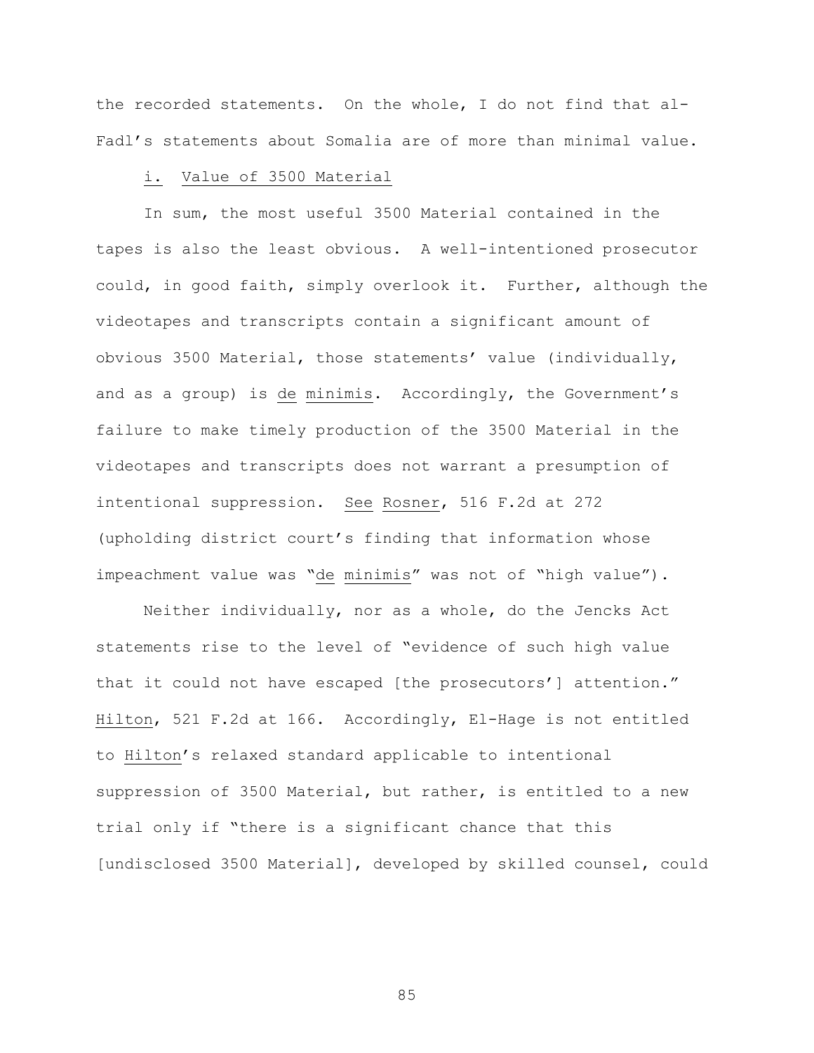the recorded statements. On the whole, I do not find that al-Fadl's statements about Somalia are of more than minimal value.

i. Value of 3500 Material

In sum, the most useful 3500 Material contained in the tapes is also the least obvious. A well-intentioned prosecutor could, in good faith, simply overlook it. Further, although the videotapes and transcripts contain a significant amount of obvious 3500 Material, those statements' value (individually, and as a group) is *de minimis*. Accordingly, the Government's failure to make timely production of the 3500 Material in the videotapes and transcripts does not warrant a presumption of intentional suppression. *See* *Rosner*, 516 F.2d at 272 (upholding district court's finding that information whose impeachment value was "*de minimis*" was not of "high value").

Neither individually, nor as a whole, do the Jencks Act statements rise to the level of "evidence of such high value that it could not have escaped [the prosecutors'] attention." *Hilton*, 521 F.2d at 166. Accordingly, El-Hage is not entitled to *Hilton*'s relaxed standard applicable to intentional suppression of 3500 Material, but rather, is entitled to a new trial only if "there is a significant chance that this [undisclosed 3500 Material], developed by skilled counsel, could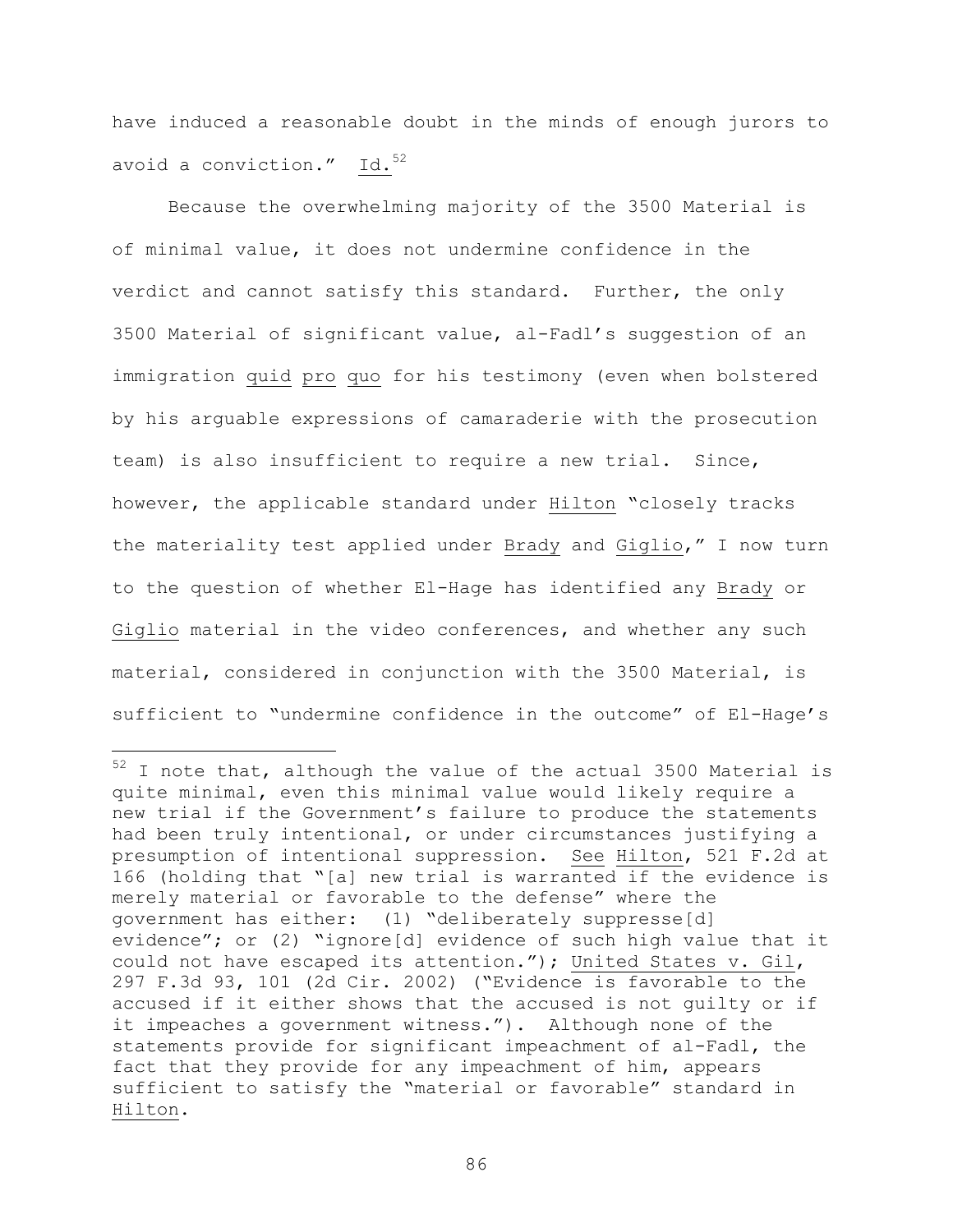have induced a reasonable doubt in the minds of enough jurors to avoid a conviction." Id.[52]

Because the overwhelming majority of the 3500 Material is of minimal value, it does not undermine confidence in the verdict and cannot satisfy this standard. Further, the only 3500 Material of significant value, al-Fadl's suggestion of an immigration quid pro quo for his testimony (even when bolstered by his arguable expressions of camaraderie with the prosecution team) is also insufficient to require a new trial. Since, however, the applicable standard under Hilton "closely tracks the materiality test applied under Brady and Giglio," I now turn to the question of whether El-Hage has identified any Brady or Giglio material in the video conferences, and whether any such material, considered in conjunction with the 3500 Material, is sufficient to "undermine confidence in the outcome" of El-Hage's

---

[52] I note that, although the value of the actual 3500 Material is quite minimal, even this minimal value would likely require a new trial if the Government's failure to produce the statements had been truly intentional, or under circumstances justifying a presumption of intentional suppression. See Hilton, 521 F.2d at 166 (holding that "[a] new trial is warranted if the evidence is merely material or favorable to the defense" where the government has either: (1) "deliberately suppresse[d] evidence"; or (2) "ignore[d] evidence of such high value that it could not have escaped its attention."); United States v. Gil, 297 F.3d 93, 101 (2d Cir. 2002) ("Evidence is favorable to the accused if it either shows that the accused is not guilty or if it impeaches a government witness."). Although none of the statements provide for significant impeachment of al-Fadl, the fact that they provide for any impeachment of him, appears sufficient to satisfy the "material or favorable" standard in Hilton.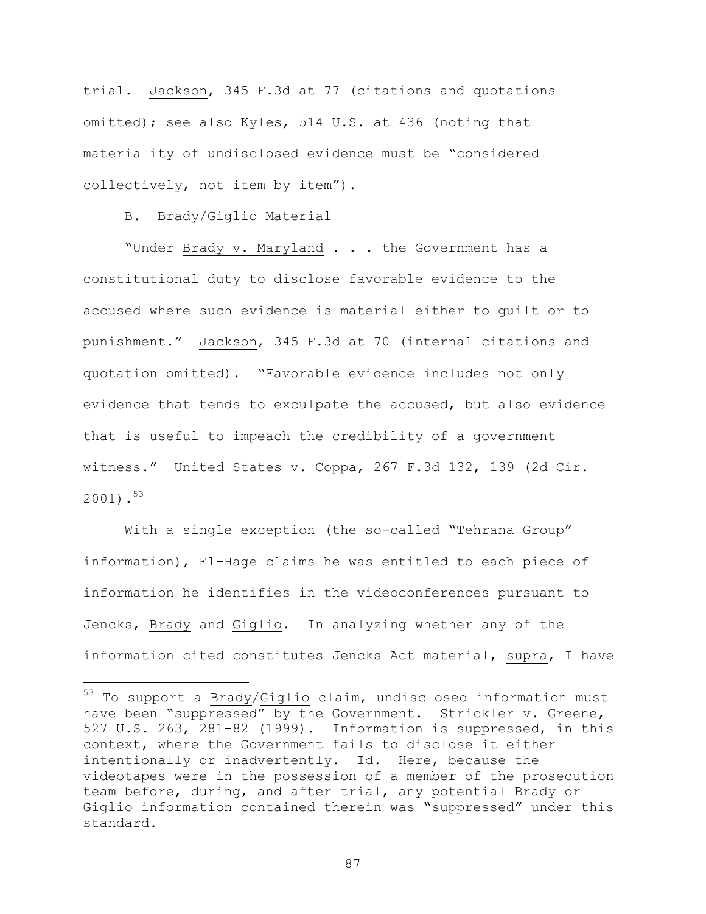trial. Jackson, 345 F.3d at 77 (citations and quotations omitted); see also Kyles, 514 U.S. at 436 (noting that materiality of undisclosed evidence must be "considered collectively, not item by item").

B. Brady/Giglio Material

"Under Brady v. Maryland . . . the Government has a constitutional duty to disclose favorable evidence to the accused where such evidence is material either to guilt or to punishment." Jackson, 345 F.3d at 70 (internal citations and quotation omitted). "Favorable evidence includes not only evidence that tends to exculpate the accused, but also evidence that is useful to impeach the credibility of a government witness." United States v. Coppa, 267 F.3d 132, 139 (2d Cir. 2001).[53]

With a single exception (the so-called "Tehrana Group" information), El-Hage claims he was entitled to each piece of information he identifies in the videoconferences pursuant to Jencks, Brady and Giglio. In analyzing whether any of the information cited constitutes Jencks Act material, supra, I have

[53] To support a Brady/Giglio claim, undisclosed information must have been "suppressed" by the Government. Strickler v. Greene, 527 U.S. 263, 281-82 (1999). Information is suppressed, in this context, where the Government fails to disclose it either intentionally or inadvertently. Id. Here, because the videotapes were in the possession of a member of the prosecution team before, during, and after trial, any potential Brady or Giglio information contained therein was "suppressed" under this standard.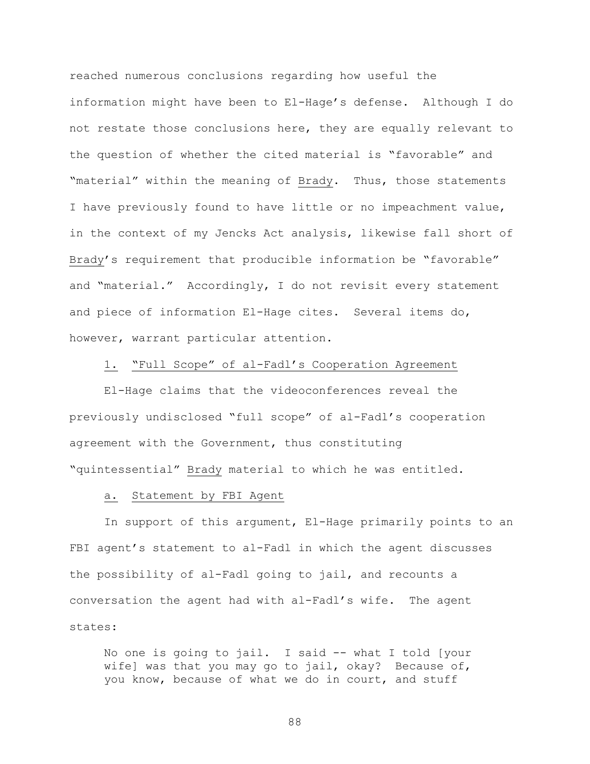reached numerous conclusions regarding how useful the information might have been to El-Hage's defense. Although I do not restate those conclusions here, they are equally relevant to the question of whether the cited material is "favorable" and "material" within the meaning of _Brady_. Thus, those statements I have previously found to have little or no impeachment value, in the context of my Jencks Act analysis, likewise fall short of _Brady_'s requirement that producible information be "favorable" and "material." Accordingly, I do not revisit every statement and piece of information El-Hage cites. Several items do, however, warrant particular attention.

1. "Full Scope" of al-Fadl's Cooperation Agreement

El-Hage claims that the videoconferences reveal the previously undisclosed "full scope" of al-Fadl's cooperation agreement with the Government, thus constituting "quintessential" _Brady_ material to which he was entitled.

a. Statement by FBI Agent

In support of this argument, El-Hage primarily points to an FBI agent's statement to al-Fadl in which the agent discusses the possibility of al-Fadl going to jail, and recounts a conversation the agent had with al-Fadl's wife. The agent states:

> No one is going to jail. I said -- what I told [your wife] was that you may go to jail, okay? Because of, you know, because of what we do in court, and stuff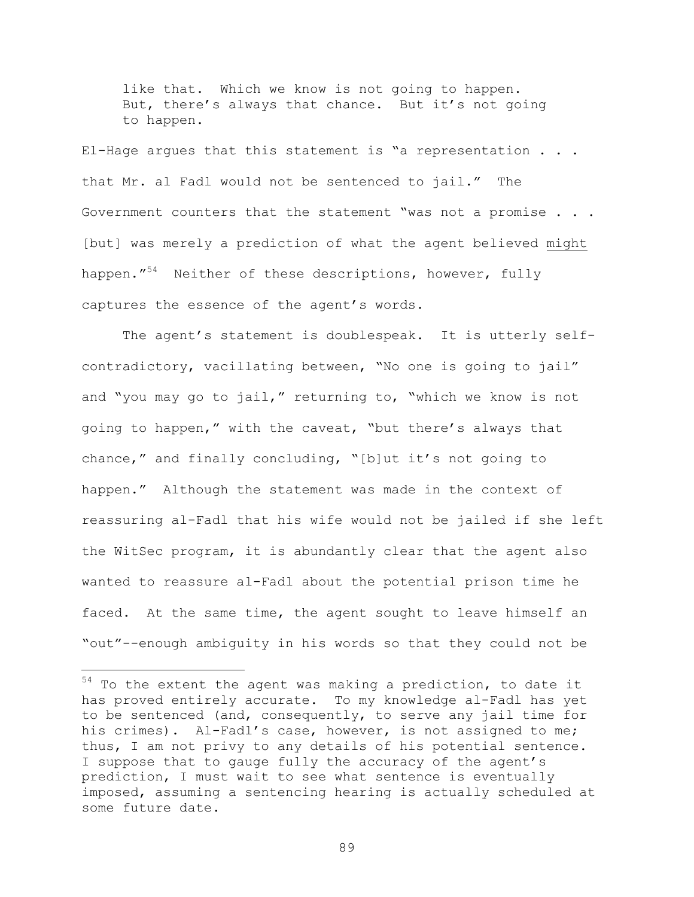> like that. Which we know is not going to happen. But, there's always that chance. But it's not going to happen.

El-Hage argues that this statement is "a representation . . . that Mr. al Fadl would not be sentenced to jail." The Government counters that the statement "was not a promise . . . [but] was merely a prediction of what the agent believed <u>might</u> happen."[54] Neither of these descriptions, however, fully captures the essence of the agent's words.

The agent's statement is doublespeak. It is utterly self-contradictory, vacillating between, "No one is going to jail" and "you may go to jail," returning to, "which we know is not going to happen," with the caveat, "but there's always that chance," and finally concluding, "[b]ut it's not going to happen." Although the statement was made in the context of reassuring al-Fadl that his wife would not be jailed if she left the WitSec program, it is abundantly clear that the agent also wanted to reassure al-Fadl about the potential prison time he faced. At the same time, the agent sought to leave himself an "out"--enough ambiguity in his words so that they could not be

---

[54] To the extent the agent was making a prediction, to date it has proved entirely accurate. To my knowledge al-Fadl has yet to be sentenced (and, consequently, to serve any jail time for his crimes). Al-Fadl's case, however, is not assigned to me; thus, I am not privy to any details of his potential sentence. I suppose that to gauge fully the accuracy of the agent's prediction, I must wait to see what sentence is eventually imposed, assuming a sentencing hearing is actually scheduled at some future date.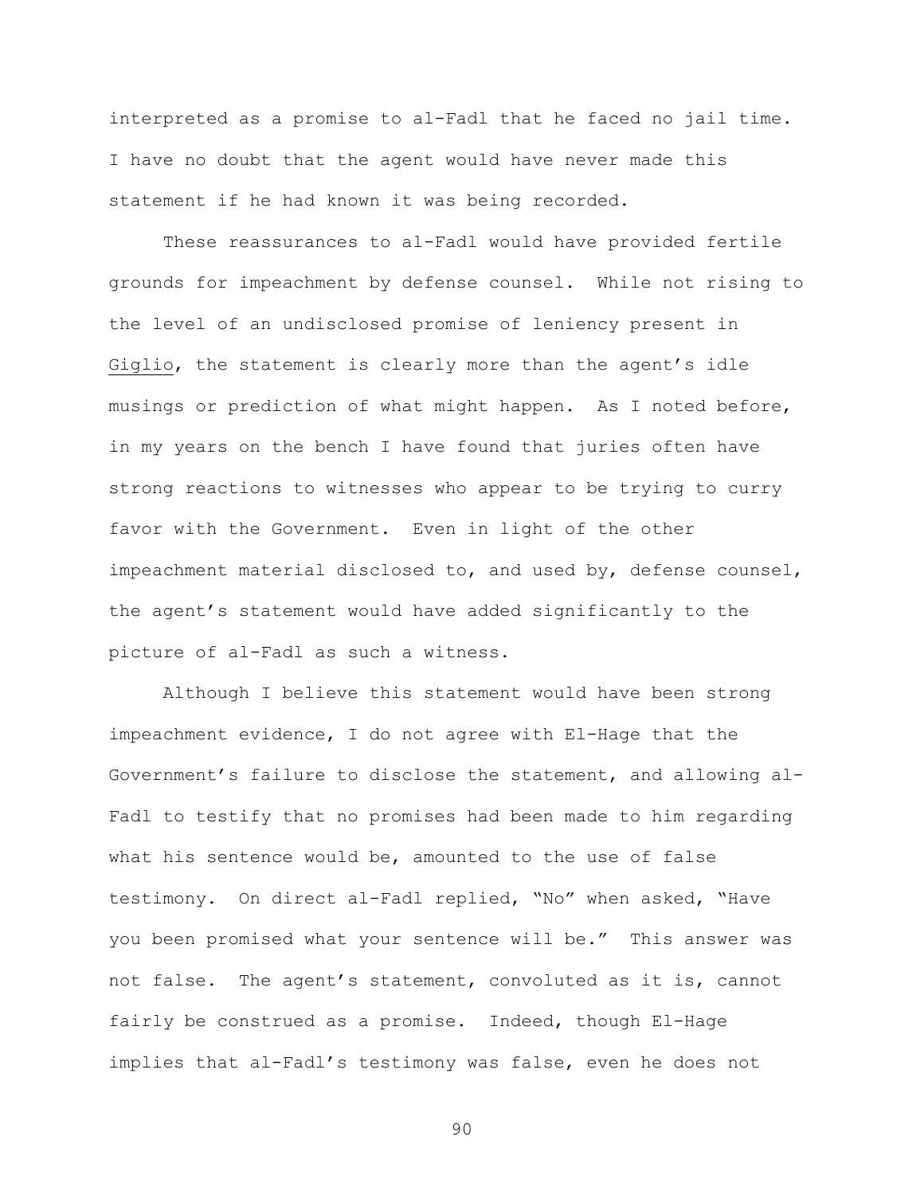interpreted as a promise to al-Fadl that he faced no jail time. I have no doubt that the agent would have never made this statement if he had known it was being recorded.

These reassurances to al-Fadl would have provided fertile grounds for impeachment by defense counsel. While not rising to the level of an undisclosed promise of leniency present in Giglio, the statement is clearly more than the agent's idle musings or prediction of what might happen. As I noted before, in my years on the bench I have found that juries often have strong reactions to witnesses who appear to be trying to curry favor with the Government. Even in light of the other impeachment material disclosed to, and used by, defense counsel, the agent's statement would have added significantly to the picture of al-Fadl as such a witness.

Although I believe this statement would have been strong impeachment evidence, I do not agree with El-Hage that the Government's failure to disclose the statement, and allowing al-Fadl to testify that no promises had been made to him regarding what his sentence would be, amounted to the use of false testimony. On direct al-Fadl replied, "No" when asked, "Have you been promised what your sentence will be." This answer was not false. The agent's statement, convoluted as it is, cannot fairly be construed as a promise. Indeed, though El-Hage implies that al-Fadl's testimony was false, even he does not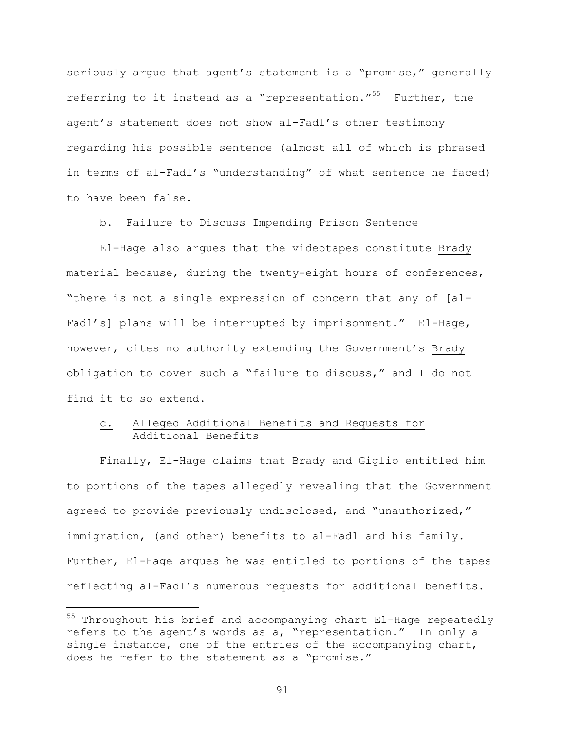seriously argue that agent's statement is a "promise," generally referring to it instead as a "representation."[55] Further, the agent's statement does not show al-Fadl's other testimony regarding his possible sentence (almost all of which is phrased in terms of al-Fadl's "understanding" of what sentence he faced) to have been false.

b. <u>Failure to Discuss Impending Prison Sentence</u>

El-Hage also argues that the videotapes constitute <u>Brady</u> material because, during the twenty-eight hours of conferences, "there is not a single expression of concern that any of [al-Fadl's] plans will be interrupted by imprisonment." El-Hage, however, cites no authority extending the Government's <u>Brady</u> obligation to cover such a "failure to discuss," and I do not find it to so extend.

c. <u>Alleged Additional Benefits and Requests for Additional Benefits</u>

Finally, El-Hage claims that <u>Brady</u> and <u>Giglio</u> entitled him to portions of the tapes allegedly revealing that the Government agreed to provide previously undisclosed, and "unauthorized," immigration, (and other) benefits to al-Fadl and his family. Further, El-Hage argues he was entitled to portions of the tapes reflecting al-Fadl's numerous requests for additional benefits.

---

[55] Throughout his brief and accompanying chart El-Hage repeatedly refers to the agent's words as a, "representation." In only a single instance, one of the entries of the accompanying chart, does he refer to the statement as a "promise."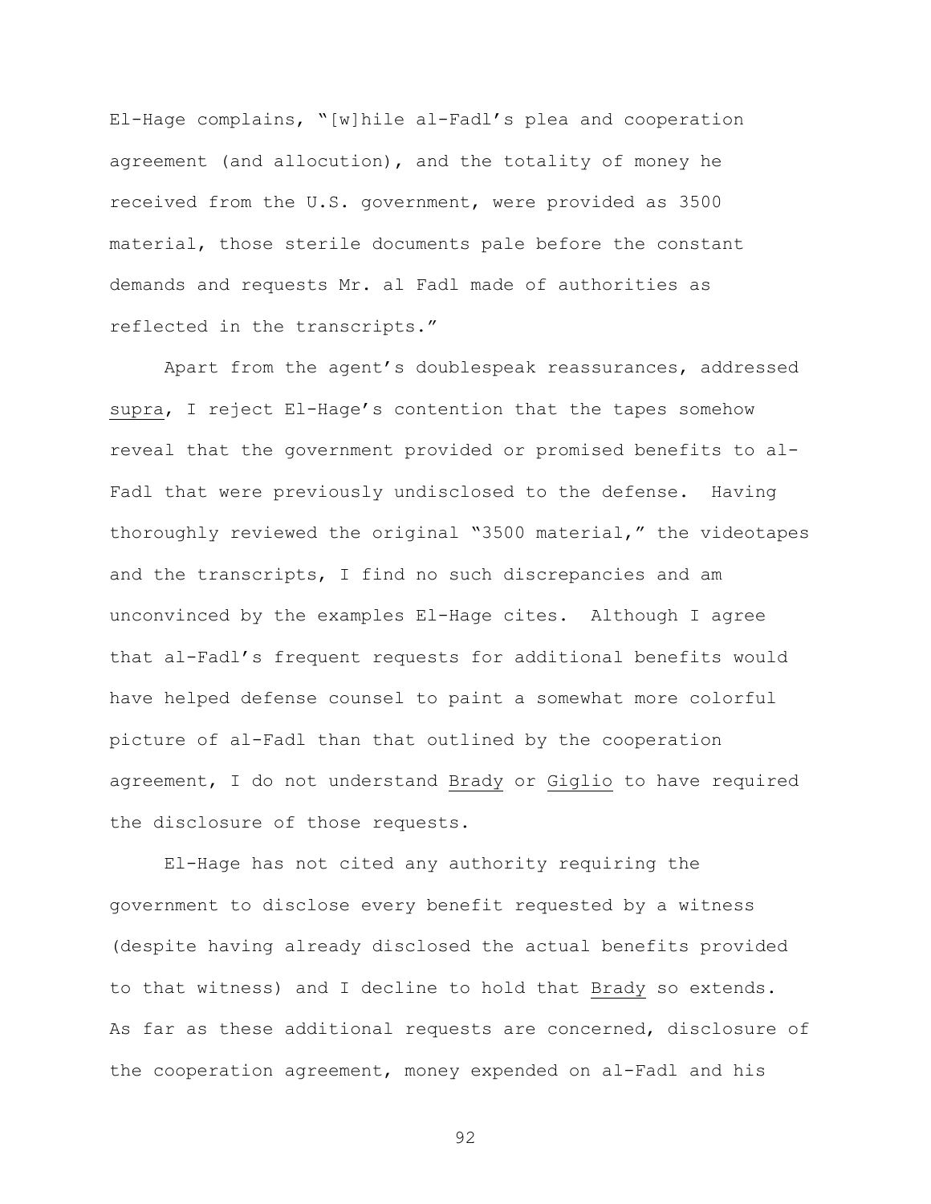El-Hage complains, "[w]hile al-Fadl's plea and cooperation agreement (and allocution), and the totality of money he received from the U.S. government, were provided as 3500 material, those sterile documents pale before the constant demands and requests Mr. al Fadl made of authorities as reflected in the transcripts."

Apart from the agent's doublespeak reassurances, addressed _supra_, I reject El-Hage's contention that the tapes somehow reveal that the government provided or promised benefits to al-Fadl that were previously undisclosed to the defense. Having thoroughly reviewed the original "3500 material," the videotapes and the transcripts, I find no such discrepancies and am unconvinced by the examples El-Hage cites. Although I agree that al-Fadl's frequent requests for additional benefits would have helped defense counsel to paint a somewhat more colorful picture of al-Fadl than that outlined by the cooperation agreement, I do not understand _Brady_ or _Giglio_ to have required the disclosure of those requests.

El-Hage has not cited any authority requiring the government to disclose every benefit requested by a witness (despite having already disclosed the actual benefits provided to that witness) and I decline to hold that _Brady_ so extends. As far as these additional requests are concerned, disclosure of the cooperation agreement, money expended on al-Fadl and his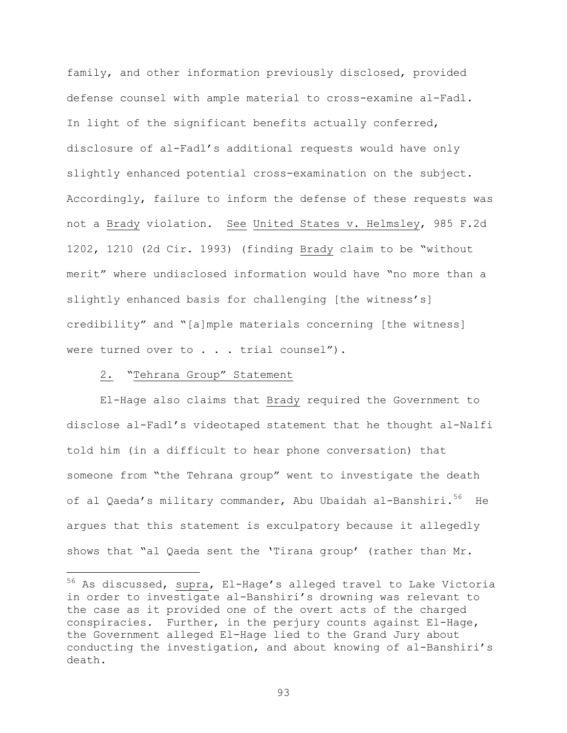family, and other information previously disclosed, provided defense counsel with ample material to cross-examine al-Fadl. In light of the significant benefits actually conferred, disclosure of al-Fadl's additional requests would have only slightly enhanced potential cross-examination on the subject. Accordingly, failure to inform the defense of these requests was not a Brady violation. See United States v. Helmsley, 985 F.2d 1202, 1210 (2d Cir. 1993) (finding Brady claim to be "without merit" where undisclosed information would have "no more than a slightly enhanced basis for challenging [the witness's] credibility" and "[a]mple materials concerning [the witness] were turned over to . . . trial counsel").

2. "Tehrana Group" Statement

El-Hage also claims that Brady required the Government to disclose al-Fadl's videotaped statement that he thought al-Nalfi told him (in a difficult to hear phone conversation) that someone from "the Tehrana group" went to investigate the death of al Qaeda's military commander, Abu Ubaidah al-Banshiri.[56] He argues that this statement is exculpatory because it allegedly shows that "al Qaeda sent the 'Tirana group' (rather than Mr.

[56] As discussed, supra, El-Hage's alleged travel to Lake Victoria in order to investigate al-Banshiri's drowning was relevant to the case as it provided one of the overt acts of the charged conspiracies. Further, in the perjury counts against El-Hage, the Government alleged El-Hage lied to the Grand Jury about conducting the investigation, and about knowing of al-Banshiri's death.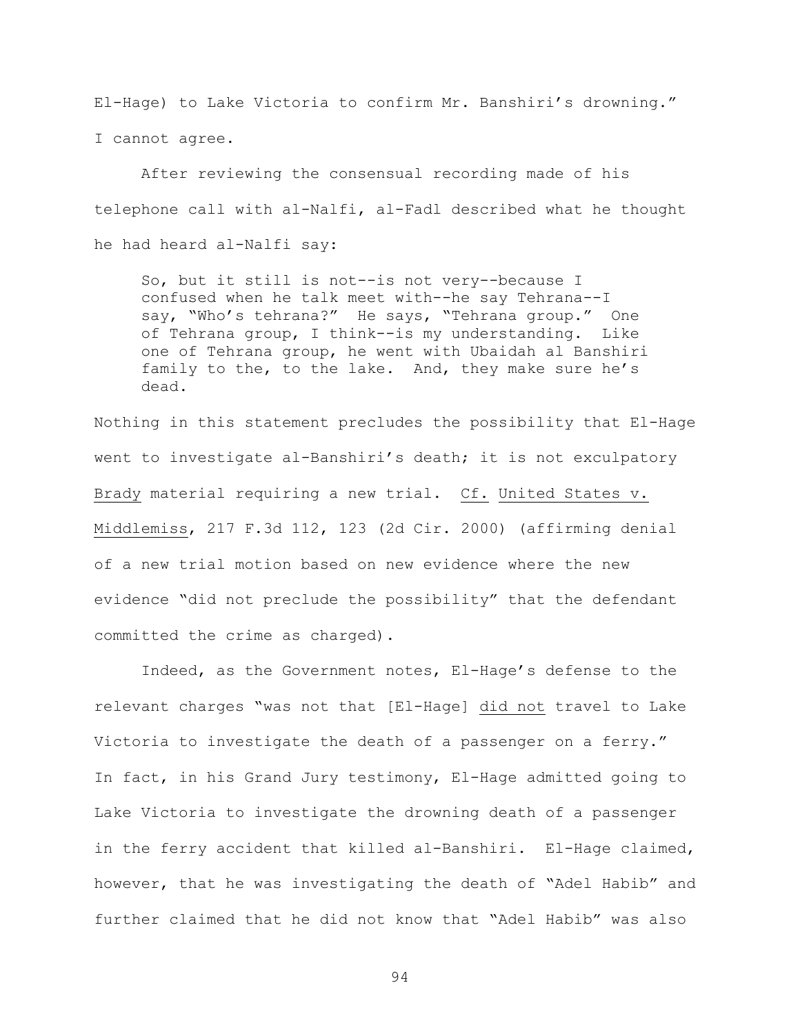El-Hage) to Lake Victoria to confirm Mr. Banshiri's drowning." I cannot agree.

After reviewing the consensual recording made of his telephone call with al-Nalfi, al-Fadl described what he thought he had heard al-Nalfi say:

> So, but it still is not--is not very--because I confused when he talk meet with--he say Tehrana--I say, "Who's tehrana?" He says, "Tehrana group." One of Tehrana group, I think--is my understanding. Like one of Tehrana group, he went with Ubaidah al Banshiri family to the, to the lake. And, they make sure he's dead.

Nothing in this statement precludes the possibility that El-Hage went to investigate al-Banshiri's death; it is not exculpatory Brady material requiring a new trial. Cf. United States v. Middlemiss, 217 F.3d 112, 123 (2d Cir. 2000) (affirming denial of a new trial motion based on new evidence where the new evidence "did not preclude the possibility" that the defendant committed the crime as charged).

Indeed, as the Government notes, El-Hage's defense to the relevant charges "was not that [El-Hage] did not travel to Lake Victoria to investigate the death of a passenger on a ferry." In fact, in his Grand Jury testimony, El-Hage admitted going to Lake Victoria to investigate the drowning death of a passenger in the ferry accident that killed al-Banshiri. El-Hage claimed, however, that he was investigating the death of "Adel Habib" and further claimed that he did not know that "Adel Habib" was also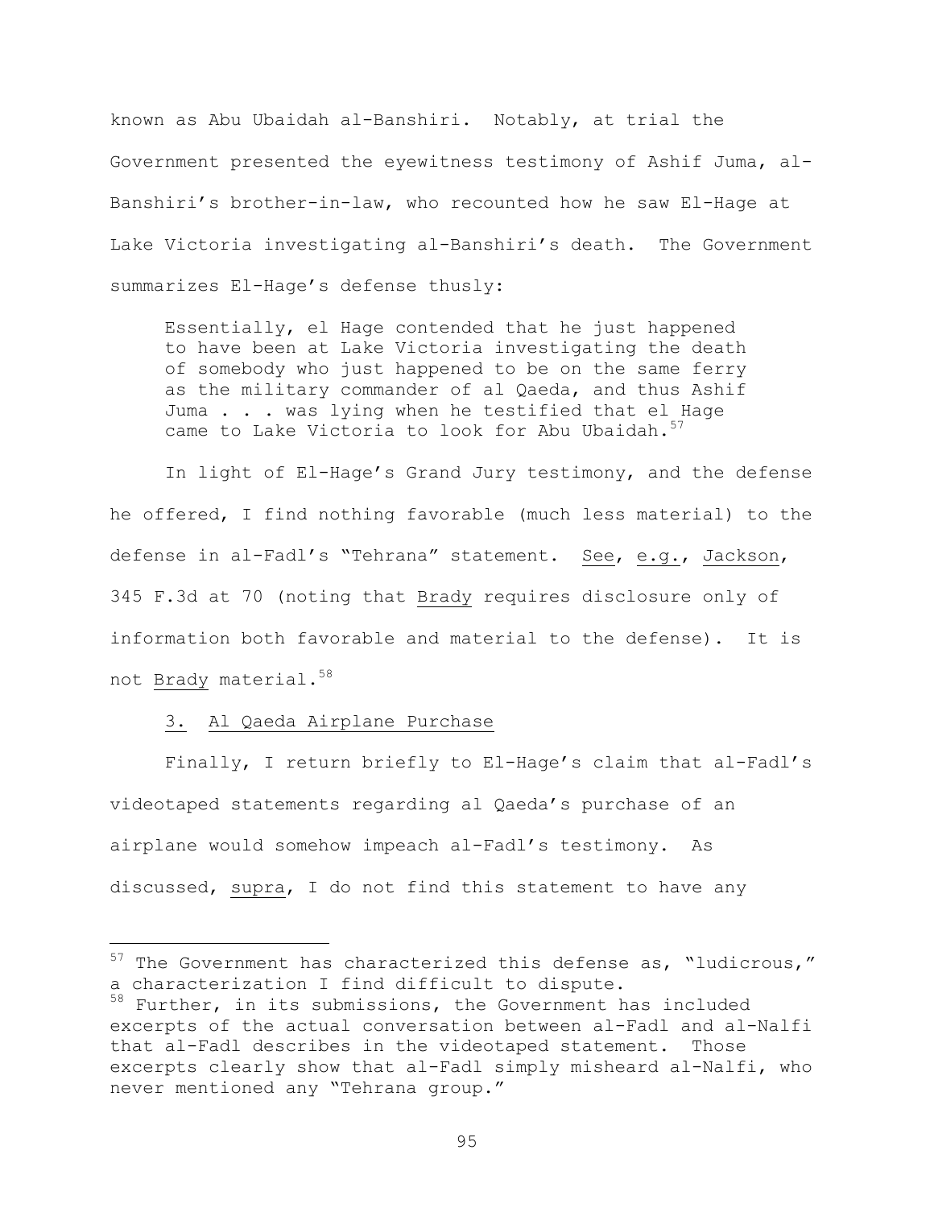known as Abu Ubaidah al-Banshiri. Notably, at trial the Government presented the eyewitness testimony of Ashif Juma, al-Banshiri's brother-in-law, who recounted how he saw El-Hage at Lake Victoria investigating al-Banshiri's death. The Government summarizes El-Hage's defense thusly:

> Essentially, el Hage contended that he just happened to have been at Lake Victoria investigating the death of somebody who just happened to be on the same ferry as the military commander of al Qaeda, and thus Ashif Juma . . . was lying when he testified that el Hage came to Lake Victoria to look for Abu Ubaidah.[57]

In light of El-Hage's Grand Jury testimony, and the defense he offered, I find nothing favorable (much less material) to the defense in al-Fadl's "Tehrana" statement. See, e.g., Jackson, 345 F.3d at 70 (noting that Brady requires disclosure only of information both favorable and material to the defense). It is not Brady material.[58]

3. Al Qaeda Airplane Purchase

Finally, I return briefly to El-Hage's claim that al-Fadl's videotaped statements regarding al Qaeda's purchase of an airplane would somehow impeach al-Fadl's testimony. As discussed, supra, I do not find this statement to have any

---

[57] The Government has characterized this defense as, "ludicrous," a characterization I find difficult to dispute.

[58] Further, in its submissions, the Government has included excerpts of the actual conversation between al-Fadl and al-Nalfi that al-Fadl describes in the videotaped statement. Those excerpts clearly show that al-Fadl simply misheard al-Nalfi, who never mentioned any "Tehrana group."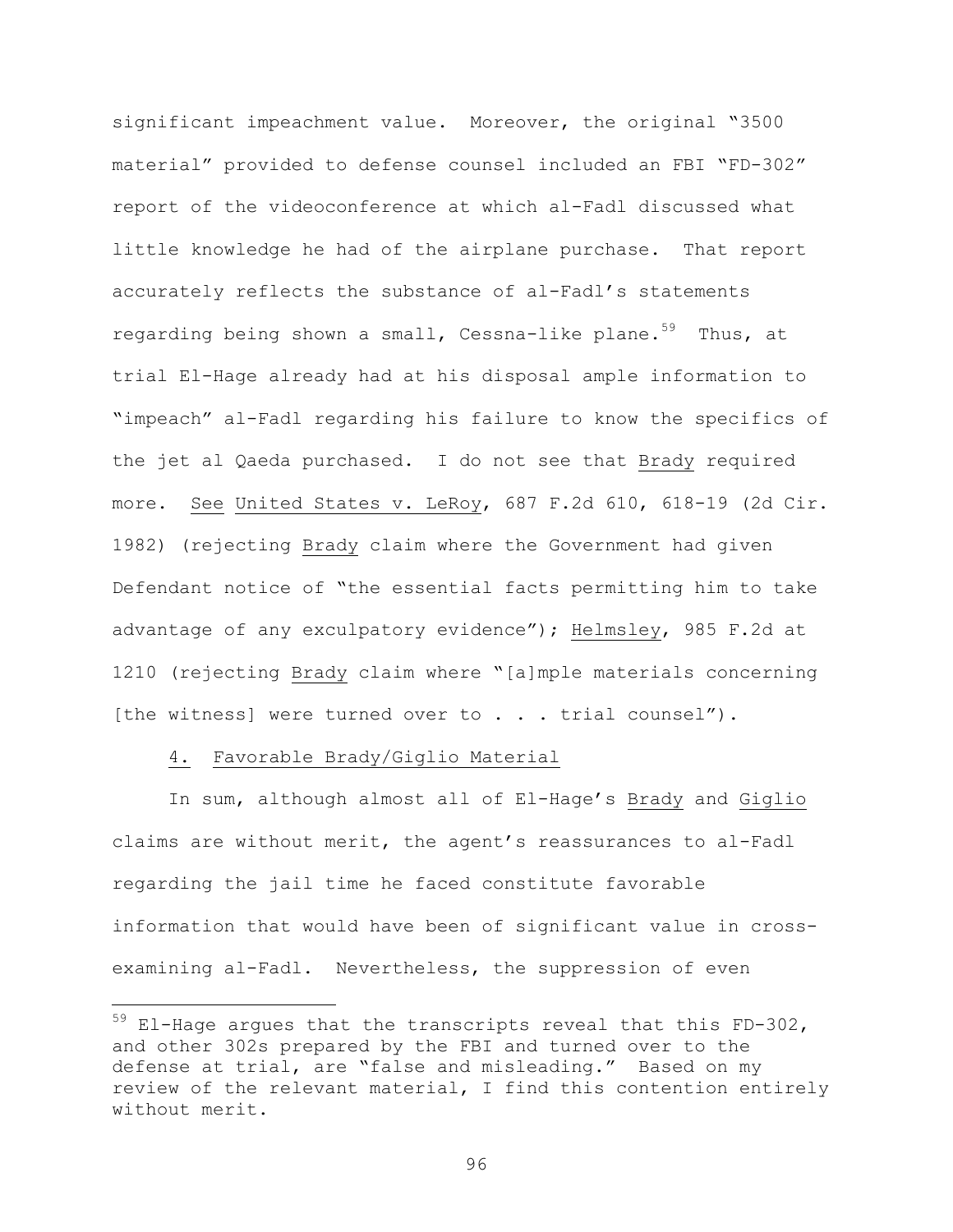significant impeachment value. Moreover, the original "3500 material" provided to defense counsel included an FBI "FD-302" report of the videoconference at which al-Fadl discussed what little knowledge he had of the airplane purchase. That report accurately reflects the substance of al-Fadl's statements regarding being shown a small, Cessna-like plane.[59] Thus, at trial El-Hage already had at his disposal ample information to "impeach" al-Fadl regarding his failure to know the specifics of the jet al Qaeda purchased. I do not see that Brady required more. See United States v. LeRoy, 687 F.2d 610, 618-19 (2d Cir. 1982) (rejecting Brady claim where the Government had given Defendant notice of "the essential facts permitting him to take advantage of any exculpatory evidence"); Helmsley, 985 F.2d at 1210 (rejecting Brady claim where "[a]mple materials concerning [the witness] were turned over to . . . trial counsel").

4. Favorable Brady/Giglio Material

In sum, although almost all of El-Hage's Brady and Giglio claims are without merit, the agent's reassurances to al-Fadl regarding the jail time he faced constitute favorable information that would have been of significant value in cross-examining al-Fadl. Nevertheless, the suppression of even

[59] El-Hage argues that the transcripts reveal that this FD-302, and other 302s prepared by the FBI and turned over to the defense at trial, are "false and misleading." Based on my review of the relevant material, I find this contention entirely without merit.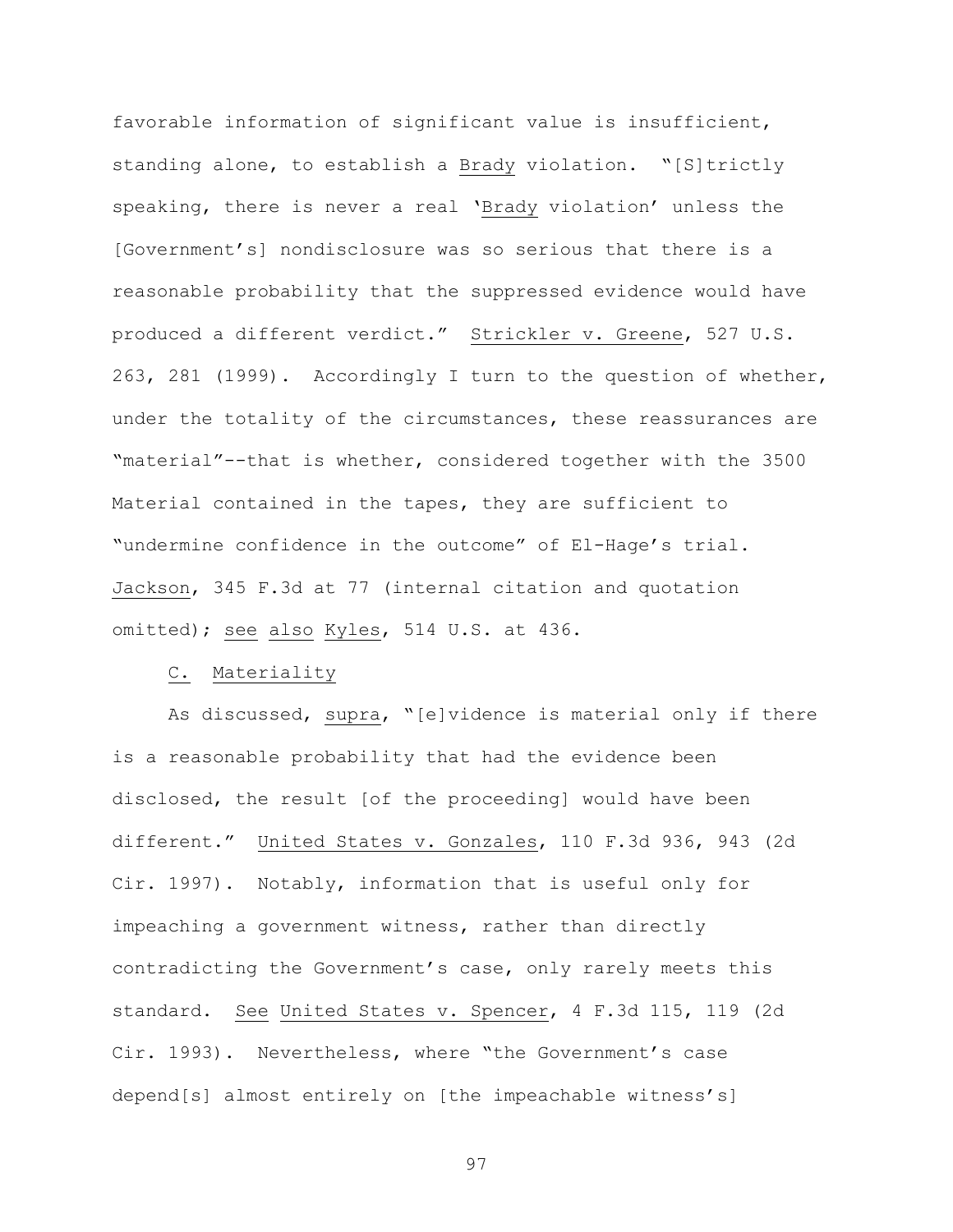favorable information of significant value is insufficient, standing alone, to establish a Brady violation. "[S]trictly speaking, there is never a real 'Brady violation' unless the [Government's] nondisclosure was so serious that there is a reasonable probability that the suppressed evidence would have produced a different verdict." Strickler v. Greene, 527 U.S. 263, 281 (1999). Accordingly I turn to the question of whether, under the totality of the circumstances, these reassurances are "material"--that is whether, considered together with the 3500 Material contained in the tapes, they are sufficient to "undermine confidence in the outcome" of El-Hage's trial. Jackson, 345 F.3d at 77 (internal citation and quotation omitted); see also Kyles, 514 U.S. at 436.

C. Materiality

As discussed, supra, "[e]vidence is material only if there is a reasonable probability that had the evidence been disclosed, the result [of the proceeding] would have been different." United States v. Gonzales, 110 F.3d 936, 943 (2d Cir. 1997). Notably, information that is useful only for impeaching a government witness, rather than directly contradicting the Government's case, only rarely meets this standard. See United States v. Spencer, 4 F.3d 115, 119 (2d Cir. 1993). Nevertheless, where "the Government's case depend[s] almost entirely on [the impeachable witness's]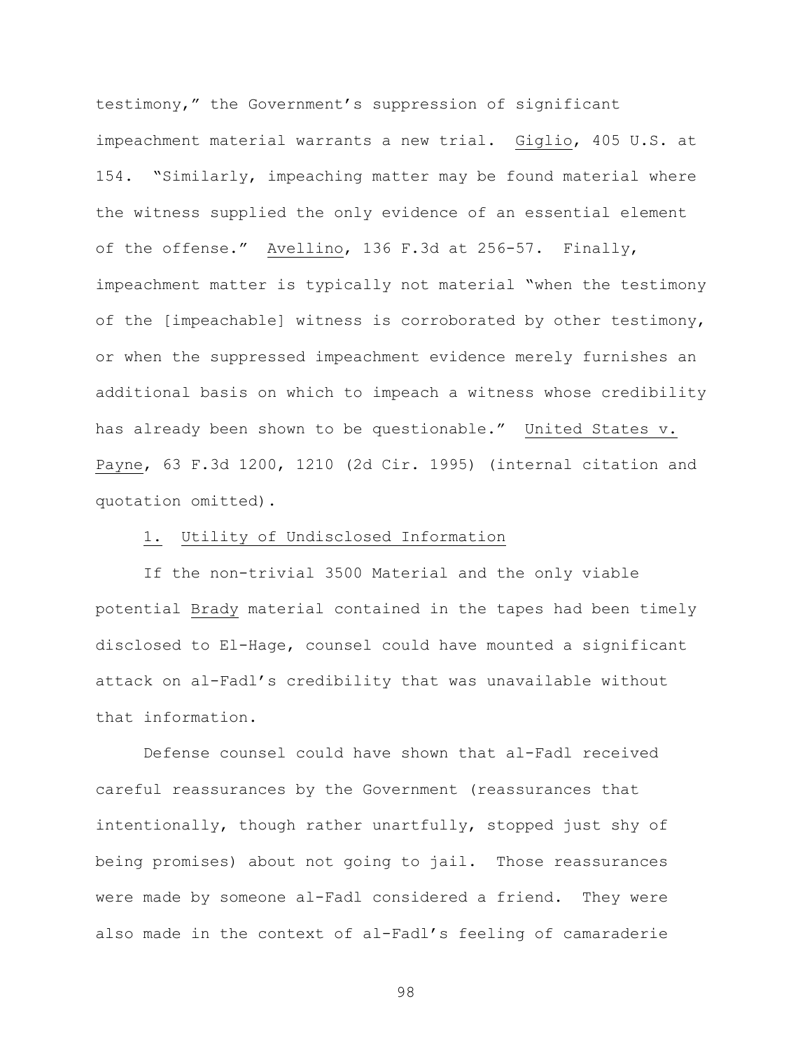testimony," the Government's suppression of significant impeachment material warrants a new trial. Giglio, 405 U.S. at 154. "Similarly, impeaching matter may be found material where the witness supplied the only evidence of an essential element of the offense." Avellino, 136 F.3d at 256-57. Finally, impeachment matter is typically not material "when the testimony of the [impeachable] witness is corroborated by other testimony, or when the suppressed impeachment evidence merely furnishes an additional basis on which to impeach a witness whose credibility has already been shown to be questionable." United States v. Payne, 63 F.3d 1200, 1210 (2d Cir. 1995) (internal citation and quotation omitted).

1. Utility of Undisclosed Information

If the non-trivial 3500 Material and the only viable potential Brady material contained in the tapes had been timely disclosed to El-Hage, counsel could have mounted a significant attack on al-Fadl's credibility that was unavailable without that information.

Defense counsel could have shown that al-Fadl received careful reassurances by the Government (reassurances that intentionally, though rather unartfully, stopped just shy of being promises) about not going to jail. Those reassurances were made by someone al-Fadl considered a friend. They were also made in the context of al-Fadl's feeling of camaraderie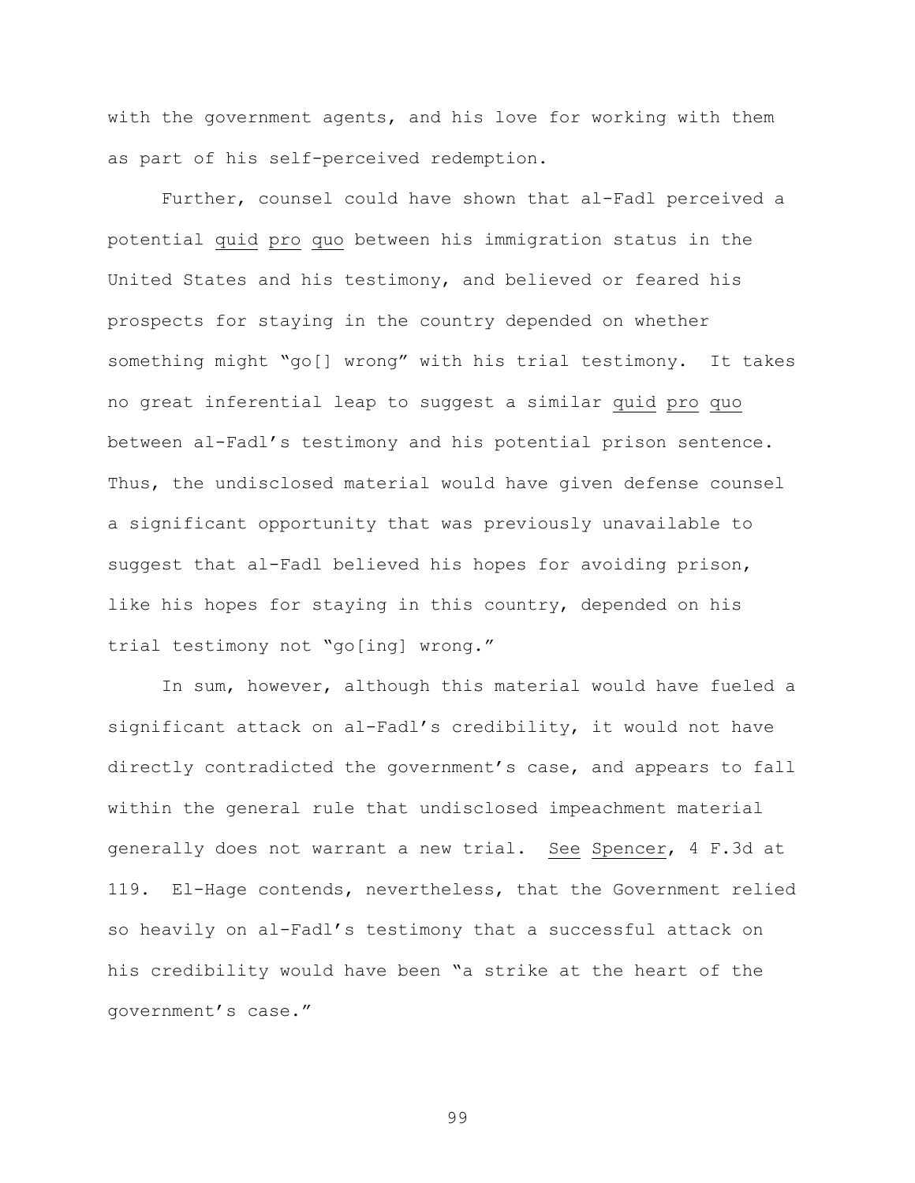with the government agents, and his love for working with them as part of his self-perceived redemption.

Further, counsel could have shown that al-Fadl perceived a potential quid pro quo between his immigration status in the United States and his testimony, and believed or feared his prospects for staying in the country depended on whether something might "go[] wrong" with his trial testimony. It takes no great inferential leap to suggest a similar quid pro quo between al-Fadl's testimony and his potential prison sentence. Thus, the undisclosed material would have given defense counsel a significant opportunity that was previously unavailable to suggest that al-Fadl believed his hopes for avoiding prison, like his hopes for staying in this country, depended on his trial testimony not "go[ing] wrong."

In sum, however, although this material would have fueled a significant attack on al-Fadl's credibility, it would not have directly contradicted the government's case, and appears to fall within the general rule that undisclosed impeachment material generally does not warrant a new trial. See Spencer, 4 F.3d at 119. El-Hage contends, nevertheless, that the Government relied so heavily on al-Fadl's testimony that a successful attack on his credibility would have been "a strike at the heart of the government's case."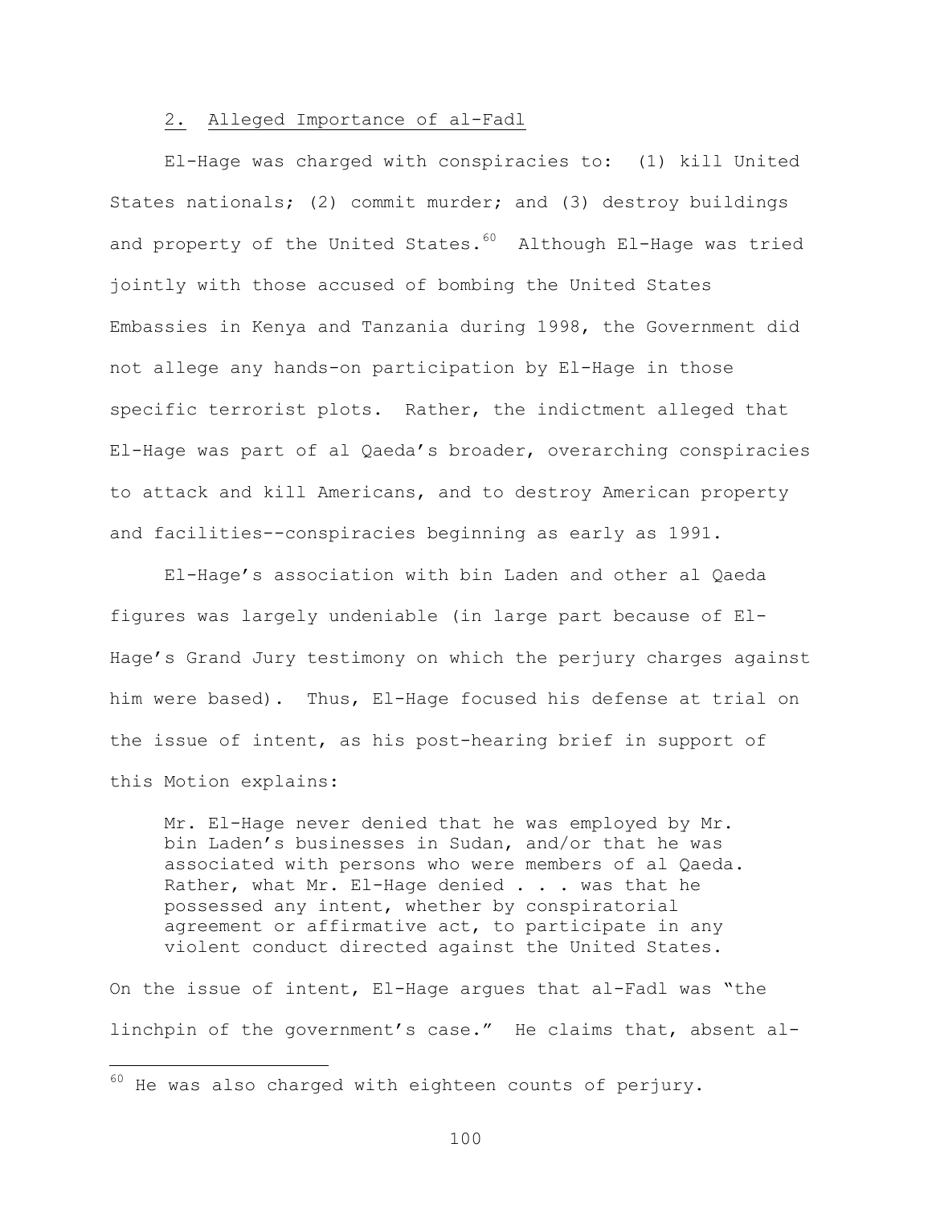### 2. Alleged Importance of al-Fadl

El-Hage was charged with conspiracies to: (1) kill United States nationals; (2) commit murder; and (3) destroy buildings and property of the United States.[60] Although El-Hage was tried jointly with those accused of bombing the United States Embassies in Kenya and Tanzania during 1998, the Government did not allege any hands-on participation by El-Hage in those specific terrorist plots. Rather, the indictment alleged that El-Hage was part of al Qaeda's broader, overarching conspiracies to attack and kill Americans, and to destroy American property and facilities--conspiracies beginning as early as 1991.

El-Hage's association with bin Laden and other al Qaeda figures was largely undeniable (in large part because of El-Hage's Grand Jury testimony on which the perjury charges against him were based). Thus, El-Hage focused his defense at trial on the issue of intent, as his post-hearing brief in support of this Motion explains:

> Mr. El-Hage never denied that he was employed by Mr. bin Laden's businesses in Sudan, and/or that he was associated with persons who were members of al Qaeda. Rather, what Mr. El-Hage denied . . . was that he possessed any intent, whether by conspiratorial agreement or affirmative act, to participate in any violent conduct directed against the United States.

On the issue of intent, El-Hage argues that al-Fadl was "the linchpin of the government's case." He claims that, absent al-

[60] He was also charged with eighteen counts of perjury.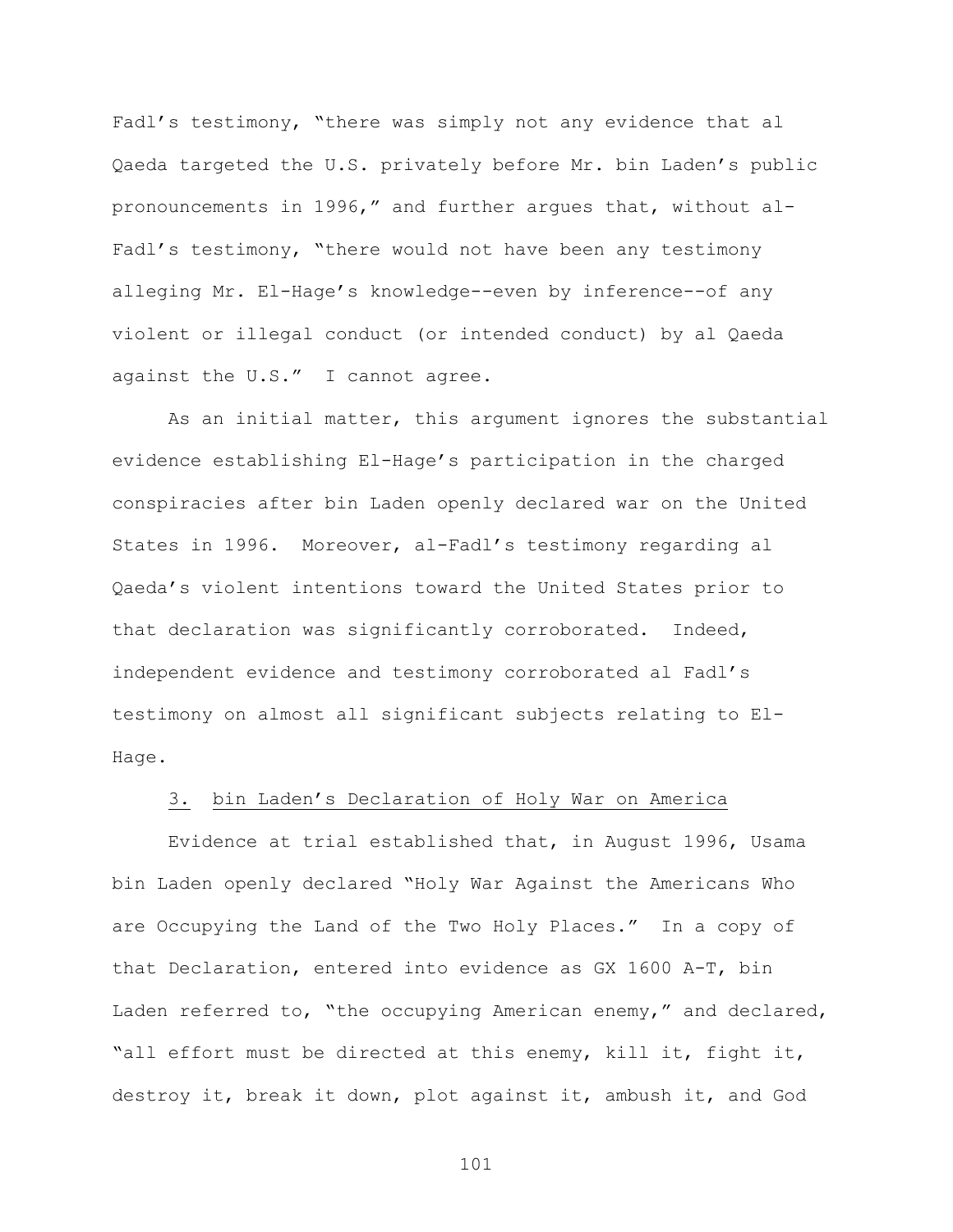Fadl's testimony, "there was simply not any evidence that al Qaeda targeted the U.S. privately before Mr. bin Laden's public pronouncements in 1996," and further argues that, without al-Fadl's testimony, "there would not have been any testimony alleging Mr. El-Hage's knowledge--even by inference--of any violent or illegal conduct (or intended conduct) by al Qaeda against the U.S." I cannot agree.

As an initial matter, this argument ignores the substantial evidence establishing El-Hage's participation in the charged conspiracies after bin Laden openly declared war on the United States in 1996. Moreover, al-Fadl's testimony regarding al Qaeda's violent intentions toward the United States prior to that declaration was significantly corroborated. Indeed, independent evidence and testimony corroborated al Fadl's testimony on almost all significant subjects relating to El-Hage.

3. <u>bin Laden's Declaration of Holy War on America</u>

Evidence at trial established that, in August 1996, Usama bin Laden openly declared "Holy War Against the Americans Who are Occupying the Land of the Two Holy Places." In a copy of that Declaration, entered into evidence as GX 1600 A-T, bin Laden referred to, "the occupying American enemy," and declared, "all effort must be directed at this enemy, kill it, fight it, destroy it, break it down, plot against it, ambush it, and God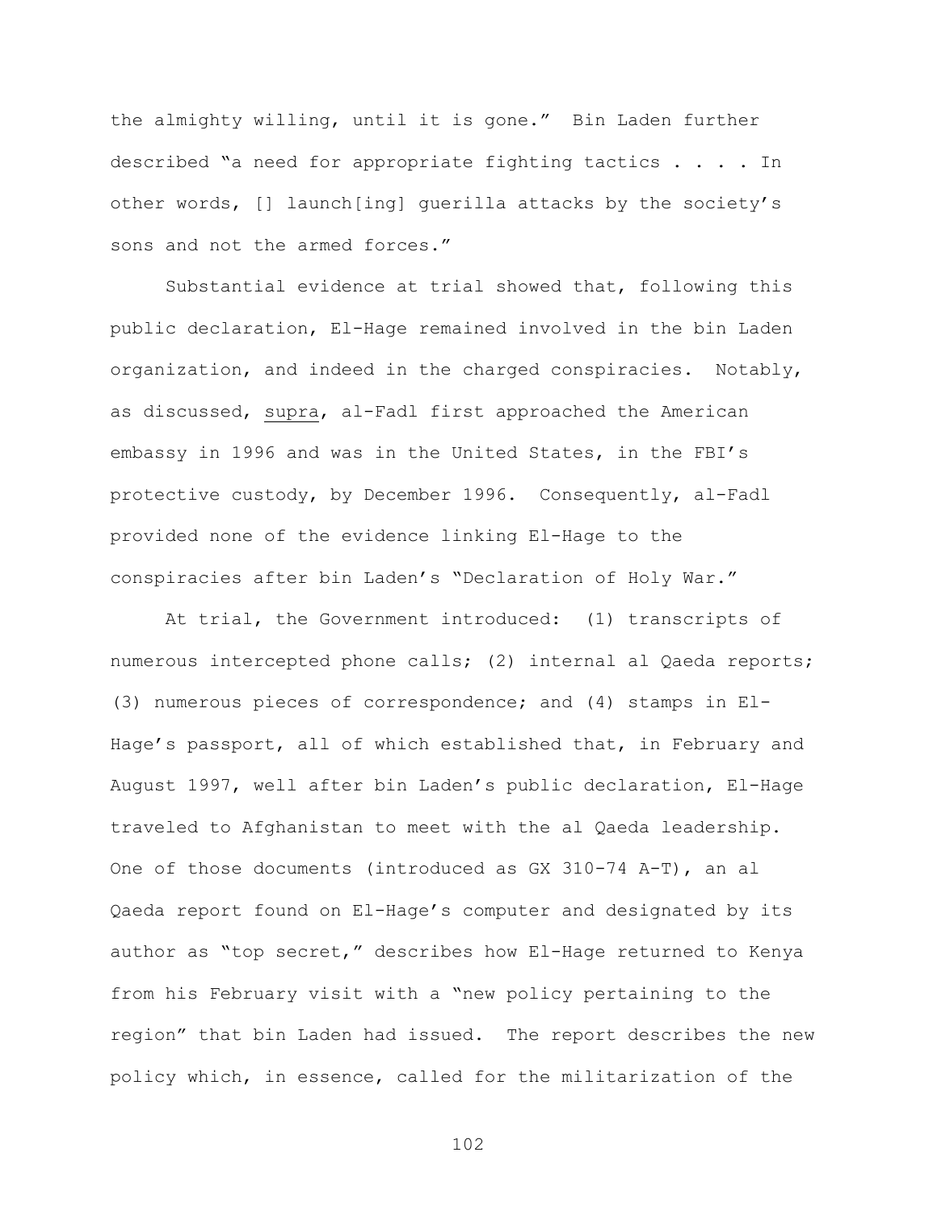the almighty willing, until it is gone." Bin Laden further described "a need for appropriate fighting tactics . . . . In other words, [] launch[ing] guerilla attacks by the society's sons and not the armed forces."

Substantial evidence at trial showed that, following this public declaration, El-Hage remained involved in the bin Laden organization, and indeed in the charged conspiracies. Notably, as discussed, supra, al-Fadl first approached the American embassy in 1996 and was in the United States, in the FBI's protective custody, by December 1996. Consequently, al-Fadl provided none of the evidence linking El-Hage to the conspiracies after bin Laden's "Declaration of Holy War."

At trial, the Government introduced: (1) transcripts of numerous intercepted phone calls; (2) internal al Qaeda reports; (3) numerous pieces of correspondence; and (4) stamps in El-Hage's passport, all of which established that, in February and August 1997, well after bin Laden's public declaration, El-Hage traveled to Afghanistan to meet with the al Qaeda leadership. One of those documents (introduced as GX 310-74 A-T), an al Qaeda report found on El-Hage's computer and designated by its author as "top secret," describes how El-Hage returned to Kenya from his February visit with a "new policy pertaining to the region" that bin Laden had issued. The report describes the new policy which, in essence, called for the militarization of the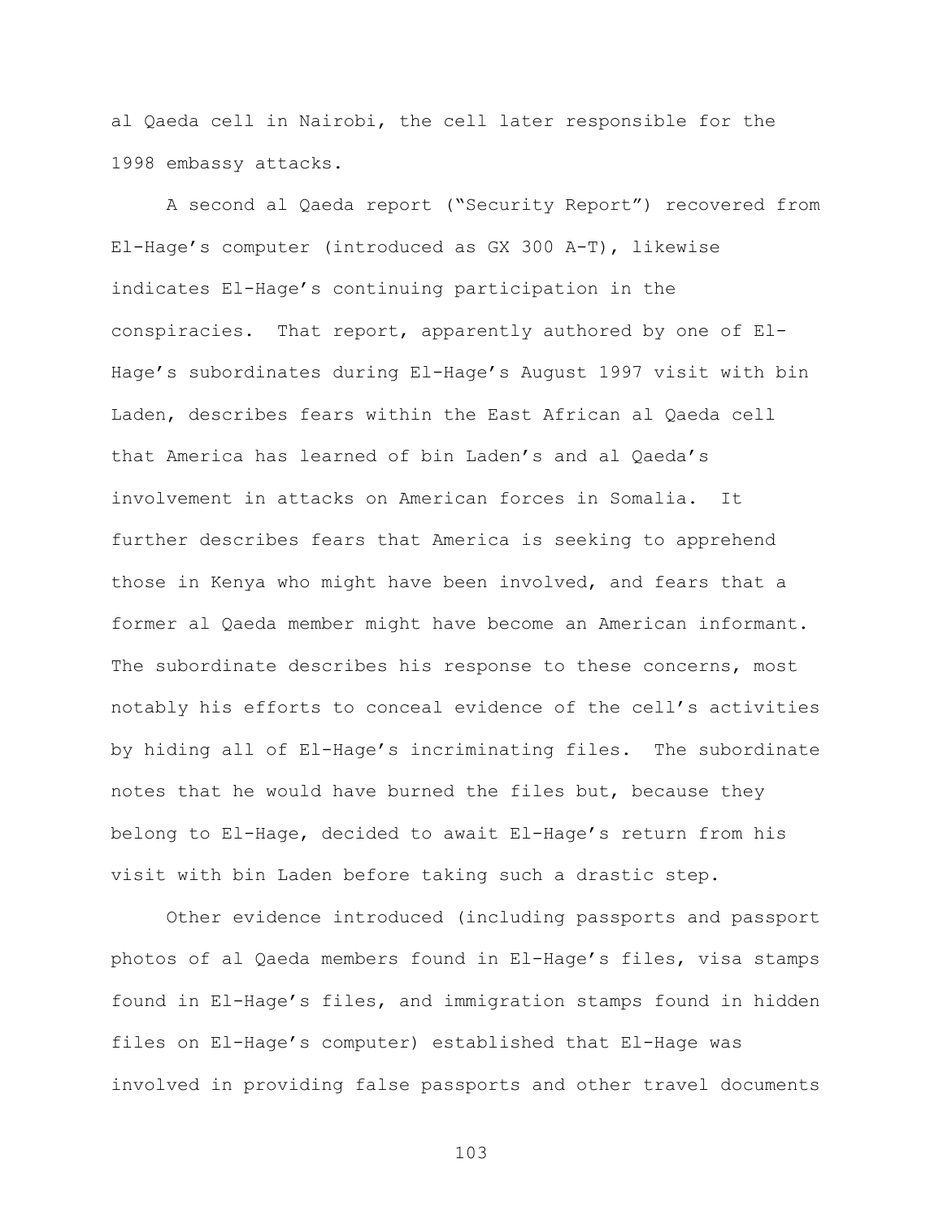al Qaeda cell in Nairobi, the cell later responsible for the 1998 embassy attacks.

A second al Qaeda report ("Security Report") recovered from El-Hage's computer (introduced as GX 300 A-T), likewise indicates El-Hage's continuing participation in the conspiracies. That report, apparently authored by one of El-Hage's subordinates during El-Hage's August 1997 visit with bin Laden, describes fears within the East African al Qaeda cell that America has learned of bin Laden's and al Qaeda's involvement in attacks on American forces in Somalia. It further describes fears that America is seeking to apprehend those in Kenya who might have been involved, and fears that a former al Qaeda member might have become an American informant. The subordinate describes his response to these concerns, most notably his efforts to conceal evidence of the cell's activities by hiding all of El-Hage's incriminating files. The subordinate notes that he would have burned the files but, because they belong to El-Hage, decided to await El-Hage's return from his visit with bin Laden before taking such a drastic step.

Other evidence introduced (including passports and passport photos of al Qaeda members found in El-Hage's files, visa stamps found in El-Hage's files, and immigration stamps found in hidden files on El-Hage's computer) established that El-Hage was involved in providing false passports and other travel documents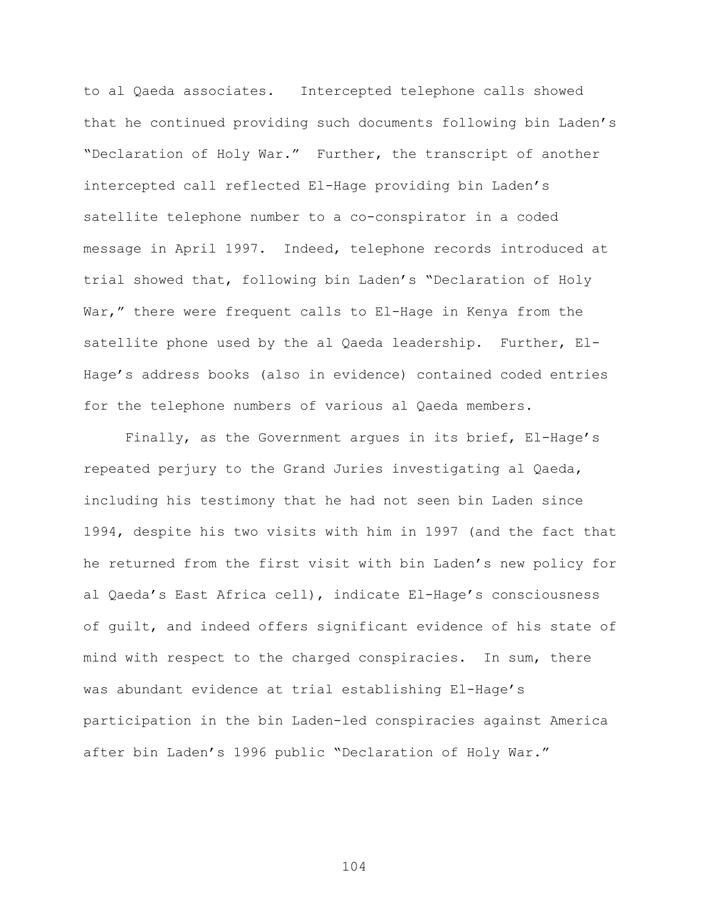to al Qaeda associates. Intercepted telephone calls showed that he continued providing such documents following bin Laden's "Declaration of Holy War." Further, the transcript of another intercepted call reflected El-Hage providing bin Laden's satellite telephone number to a co-conspirator in a coded message in April 1997. Indeed, telephone records introduced at trial showed that, following bin Laden's "Declaration of Holy War," there were frequent calls to El-Hage in Kenya from the satellite phone used by the al Qaeda leadership. Further, El-Hage's address books (also in evidence) contained coded entries for the telephone numbers of various al Qaeda members.

Finally, as the Government argues in its brief, El-Hage's repeated perjury to the Grand Juries investigating al Qaeda, including his testimony that he had not seen bin Laden since 1994, despite his two visits with him in 1997 (and the fact that he returned from the first visit with bin Laden's new policy for al Qaeda's East Africa cell), indicate El-Hage's consciousness of guilt, and indeed offers significant evidence of his state of mind with respect to the charged conspiracies. In sum, there was abundant evidence at trial establishing El-Hage's participation in the bin Laden-led conspiracies against America after bin Laden's 1996 public "Declaration of Holy War."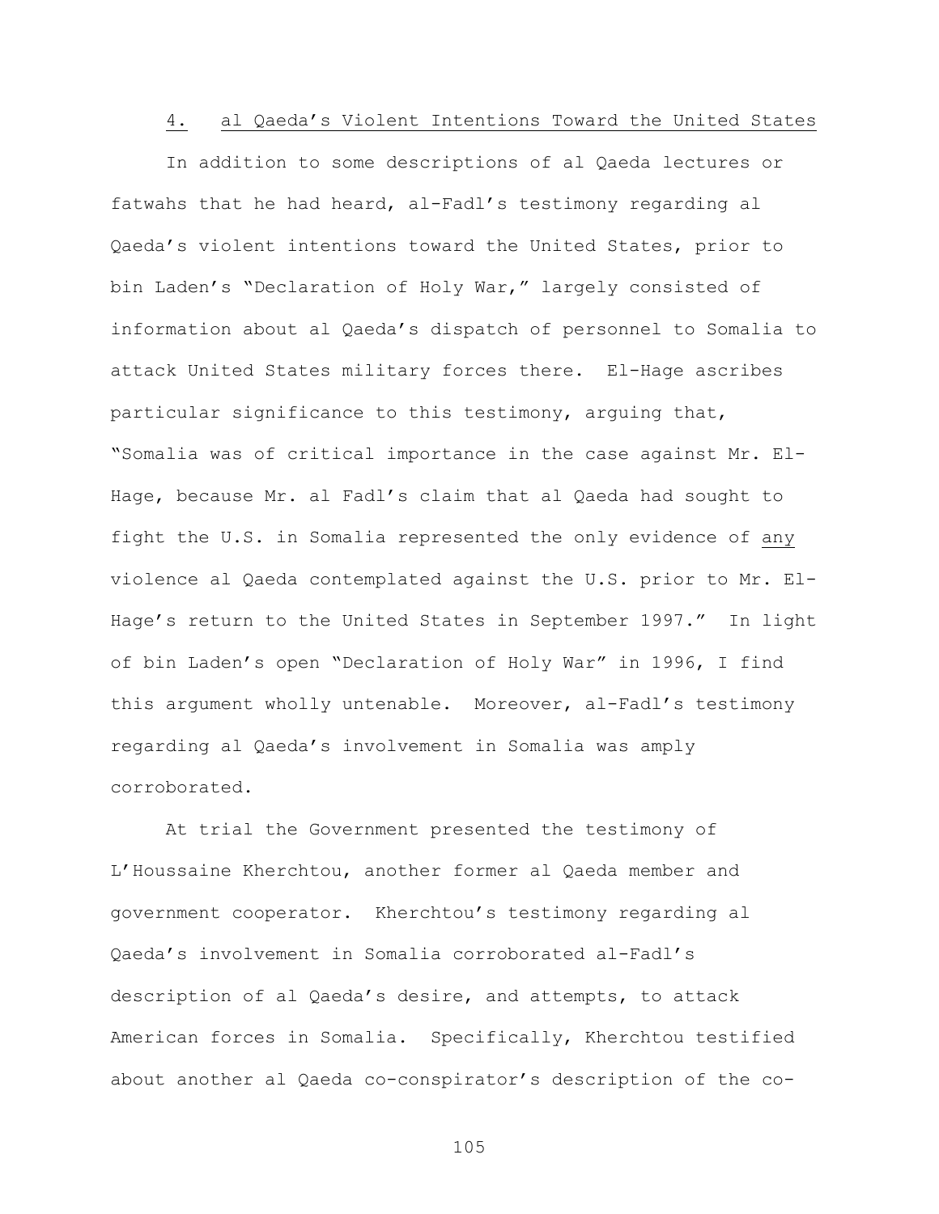## 4. al Qaeda's Violent Intentions Toward the United States

In addition to some descriptions of al Qaeda lectures or fatwahs that he had heard, al-Fadl's testimony regarding al Qaeda's violent intentions toward the United States, prior to bin Laden's "Declaration of Holy War," largely consisted of information about al Qaeda's dispatch of personnel to Somalia to attack United States military forces there. El-Hage ascribes particular significance to this testimony, arguing that, "Somalia was of critical importance in the case against Mr. El-Hage, because Mr. al Fadl's claim that al Qaeda had sought to fight the U.S. in Somalia represented the only evidence of <u>any</u> violence al Qaeda contemplated against the U.S. prior to Mr. El-Hage's return to the United States in September 1997." In light of bin Laden's open "Declaration of Holy War" in 1996, I find this argument wholly untenable. Moreover, al-Fadl's testimony regarding al Qaeda's involvement in Somalia was amply corroborated.

At trial the Government presented the testimony of L'Houssaine Kherchtou, another former al Qaeda member and government cooperator. Kherchtou's testimony regarding al Qaeda's involvement in Somalia corroborated al-Fadl's description of al Qaeda's desire, and attempts, to attack American forces in Somalia. Specifically, Kherchtou testified about another al Qaeda co-conspirator's description of the co-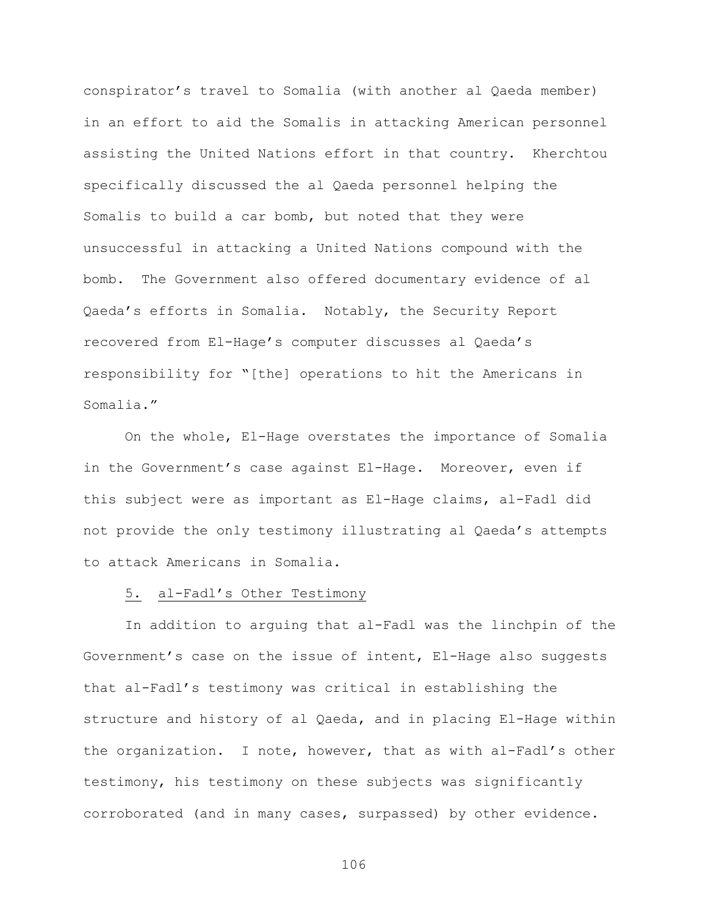conspirator's travel to Somalia (with another al Qaeda member) in an effort to aid the Somalis in attacking American personnel assisting the United Nations effort in that country. Kherchtou specifically discussed the al Qaeda personnel helping the Somalis to build a car bomb, but noted that they were unsuccessful in attacking a United Nations compound with the bomb. The Government also offered documentary evidence of al Qaeda's efforts in Somalia. Notably, the Security Report recovered from El-Hage's computer discusses al Qaeda's responsibility for "[the] operations to hit the Americans in Somalia."

On the whole, El-Hage overstates the importance of Somalia in the Government's case against El-Hage. Moreover, even if this subject were as important as El-Hage claims, al-Fadl did not provide the only testimony illustrating al Qaeda's attempts to attack Americans in Somalia.

5. <u>al-Fadl's Other Testimony</u>

In addition to arguing that al-Fadl was the linchpin of the Government's case on the issue of intent, El-Hage also suggests that al-Fadl's testimony was critical in establishing the structure and history of al Qaeda, and in placing El-Hage within the organization. I note, however, that as with al-Fadl's other testimony, his testimony on these subjects was significantly corroborated (and in many cases, surpassed) by other evidence.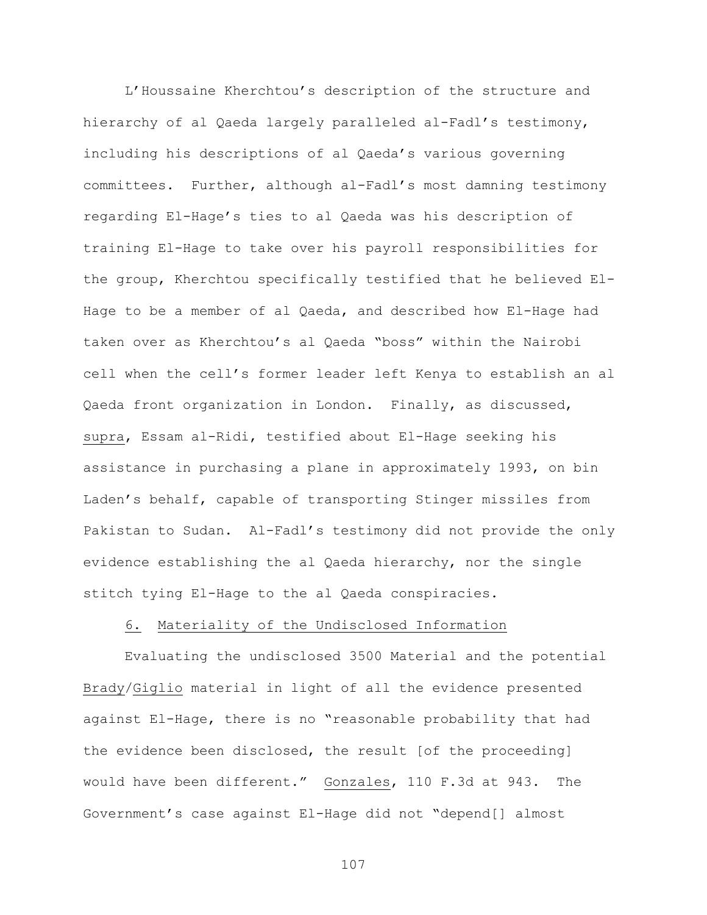L'Houssaine Kherchtou's description of the structure and hierarchy of al Qaeda largely paralleled al-Fadl's testimony, including his descriptions of al Qaeda's various governing committees. Further, although al-Fadl's most damning testimony regarding El-Hage's ties to al Qaeda was his description of training El-Hage to take over his payroll responsibilities for the group, Kherchtou specifically testified that he believed El-Hage to be a member of al Qaeda, and described how El-Hage had taken over as Kherchtou's al Qaeda "boss" within the Nairobi cell when the cell's former leader left Kenya to establish an al Qaeda front organization in London. Finally, as discussed, supra, Essam al-Ridi, testified about El-Hage seeking his assistance in purchasing a plane in approximately 1993, on bin Laden's behalf, capable of transporting Stinger missiles from Pakistan to Sudan. Al-Fadl's testimony did not provide the only evidence establishing the al Qaeda hierarchy, nor the single stitch tying El-Hage to the al Qaeda conspiracies.

6. Materiality of the Undisclosed Information

Evaluating the undisclosed 3500 Material and the potential Brady/Giglio material in light of all the evidence presented against El-Hage, there is no "reasonable probability that had the evidence been disclosed, the result [of the proceeding] would have been different." Gonzales, 110 F.3d at 943. The Government's case against El-Hage did not "depend[] almost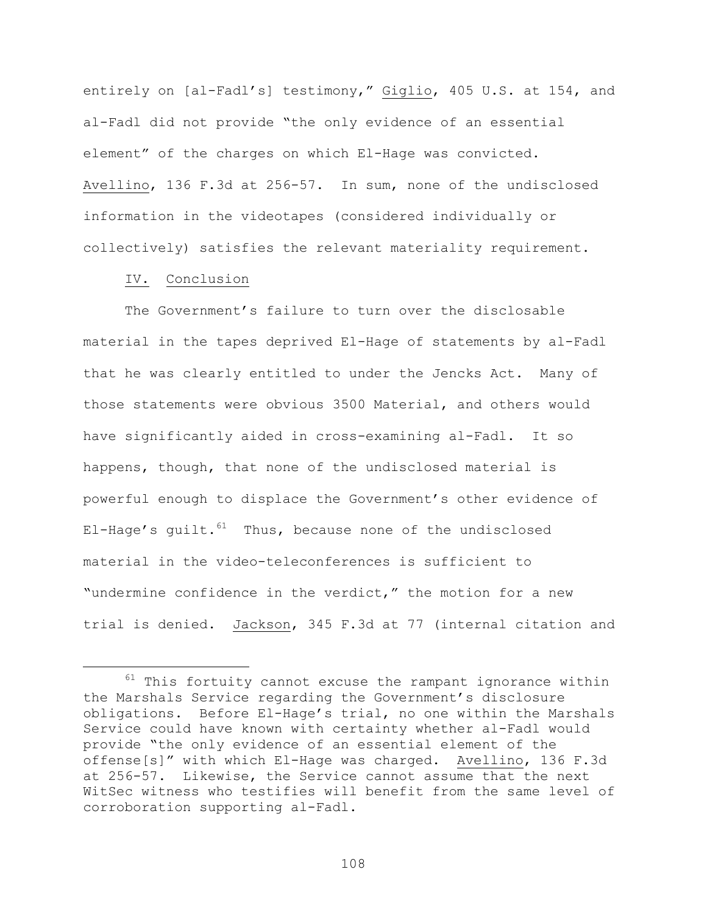entirely on [al-Fadl's] testimony," Giglio, 405 U.S. at 154, and al-Fadl did not provide "the only evidence of an essential element" of the charges on which El-Hage was convicted. Avellino, 136 F.3d at 256-57. In sum, none of the undisclosed information in the videotapes (considered individually or collectively) satisfies the relevant materiality requirement.

## IV. Conclusion

The Government's failure to turn over the disclosable material in the tapes deprived El-Hage of statements by al-Fadl that he was clearly entitled to under the Jencks Act. Many of those statements were obvious 3500 Material, and others would have significantly aided in cross-examining al-Fadl. It so happens, though, that none of the undisclosed material is powerful enough to displace the Government's other evidence of El-Hage's guilt.[61] Thus, because none of the undisclosed material in the video-teleconferences is sufficient to "undermine confidence in the verdict," the motion for a new trial is denied. Jackson, 345 F.3d at 77 (internal citation and

[61] This fortuity cannot excuse the rampant ignorance within the Marshals Service regarding the Government's disclosure obligations. Before El-Hage's trial, no one within the Marshals Service could have known with certainty whether al-Fadl would provide "the only evidence of an essential element of the offense[s]" with which El-Hage was charged. Avellino, 136 F.3d at 256-57. Likewise, the Service cannot assume that the next WitSec witness who testifies will benefit from the same level of corroboration supporting al-Fadl.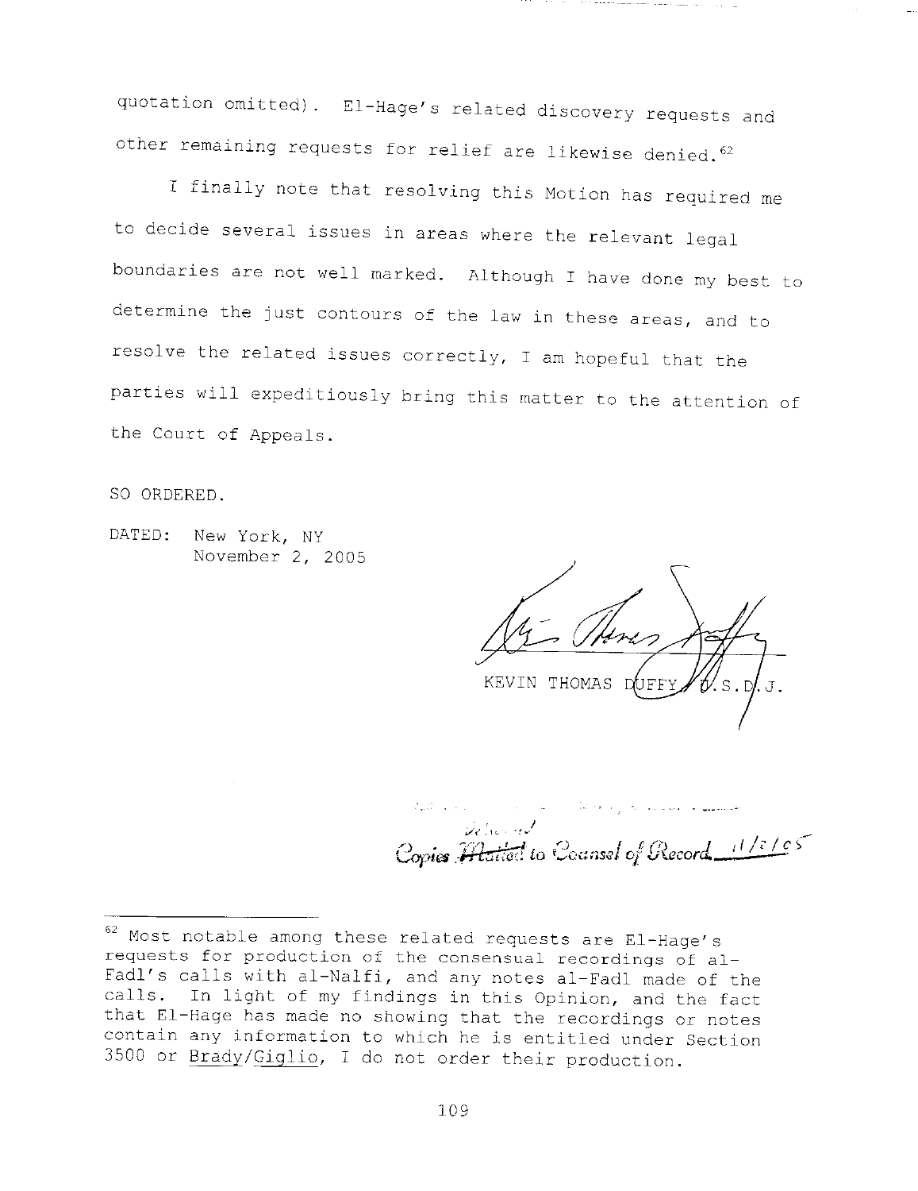quotation omitted). El-Hage's related discovery requests and other remaining requests for relief are likewise denied.[62]

I finally note that resolving this Motion has required me to decide several issues in areas where the relevant legal boundaries are not well marked. Although I have done my best to determine the just contours of the law in these areas, and to resolve the related issues correctly, I am hopeful that the parties will expeditiously bring this matter to the attention of the Court of Appeals.

SO ORDERED.

DATED: New York, NY
November 2, 2005

KEVIN THOMAS DUFFY, U.S.D.J.

Copies ~~Mailed~~ Delivered to Counsel of Record 11/2/05

---

[62] Most notable among these related requests are El-Hage's requests for production of the consensual recordings of al-Fadl's calls with al-Nalfi, and any notes al-Fadl made of the calls. In light of my findings in this Opinion, and the fact that El-Hage has made no showing that the recordings or notes contain any information to which he is entitled under Section 3500 or Brady/Giglio, I do not order their production.